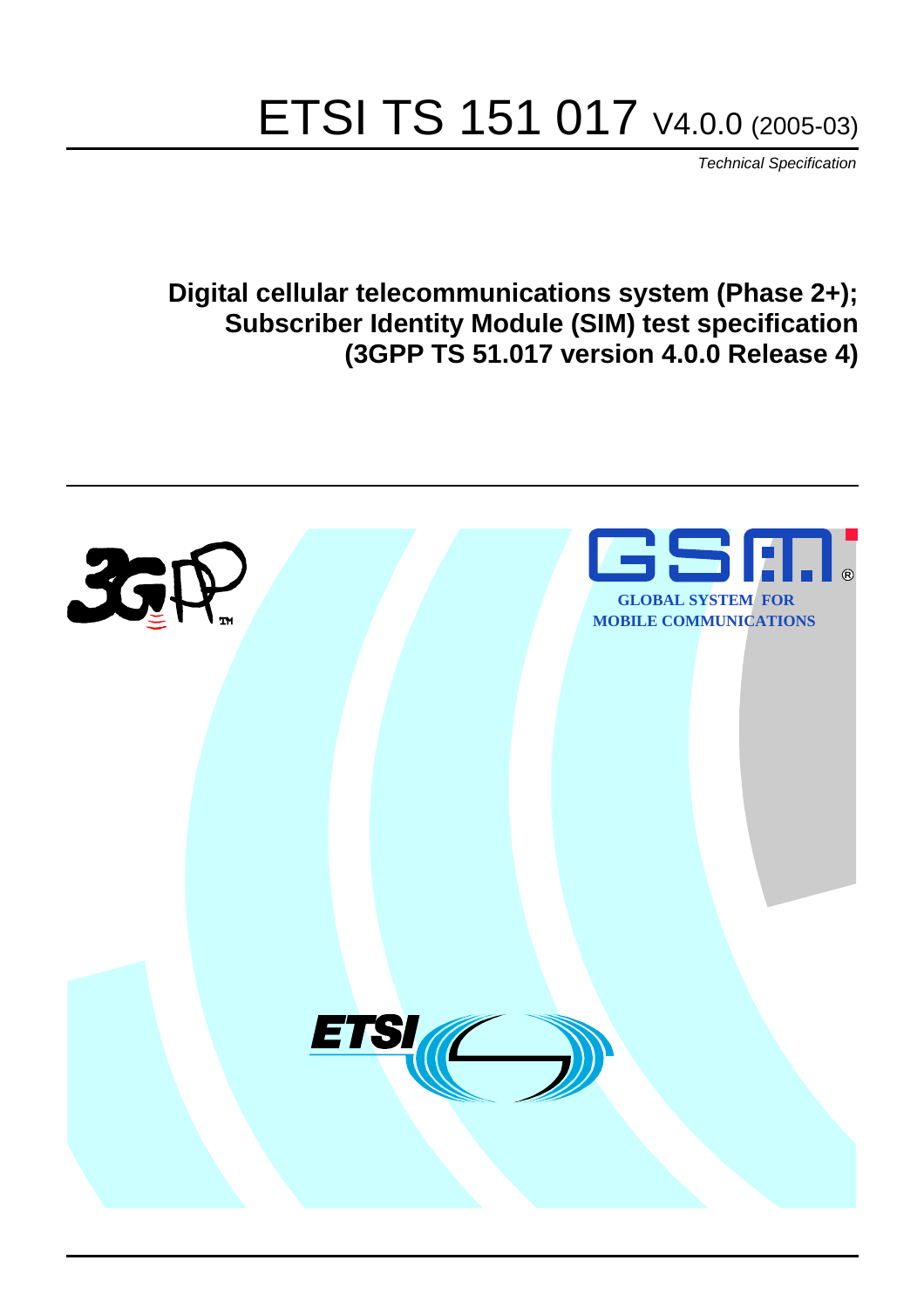# ETSI TS 151 017 V4.0.0 (2005-03)

*Technical Specification*

**Digital cellular telecommunications system (Phase 2+); Subscriber Identity Module (SIM) test specification (3GPP TS 51.017 version 4.0.0 Release 4)**

GLOBAL SYSTEM FOR MOBILE COMMUNICATIONS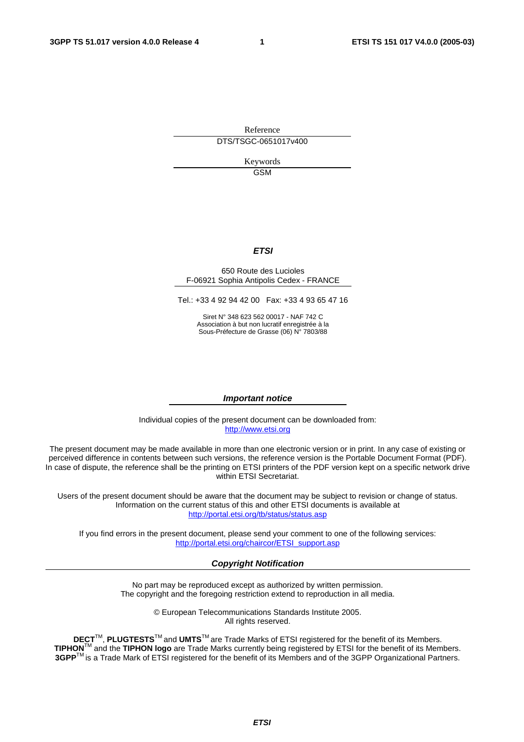Reference

DTS/TSGC-0651017v400

Keywords

GSM

***ETSI***

650 Route des Lucioles
F-06921 Sophia Antipolis Cedex - FRANCE

Tel.: +33 4 92 94 42 00 Fax: +33 4 93 65 47 16

Siret N° 348 623 562 00017 - NAF 742 C
Association à but non lucratif enregistrée à la
Sous-Préfecture de Grasse (06) N° 7803/88

***Important notice***

Individual copies of the present document can be downloaded from:
http://www.etsi.org

The present document may be made available in more than one electronic version or in print. In any case of existing or perceived difference in contents between such versions, the reference version is the Portable Document Format (PDF). In case of dispute, the reference shall be the printing on ETSI printers of the PDF version kept on a specific network drive within ETSI Secretariat.

Users of the present document should be aware that the document may be subject to revision or change of status. Information on the current status of this and other ETSI documents is available at
http://portal.etsi.org/tb/status/status.asp

If you find errors in the present document, please send your comment to one of the following services:
http://portal.etsi.org/chaircor/ETSI_support.asp

***Copyright Notification***

No part may be reproduced except as authorized by written permission.
The copyright and the foregoing restriction extend to reproduction in all media.

© European Telecommunications Standards Institute 2005.
All rights reserved.

**DECT**TM, **PLUGTESTS**TM and **UMTS**TM are Trade Marks of ETSI registered for the benefit of its Members.
**TIPHON**TM and the **TIPHON logo** are Trade Marks currently being registered by ETSI for the benefit of its Members.
**3GPP**TM is a Trade Mark of ETSI registered for the benefit of its Members and of the 3GPP Organizational Partners.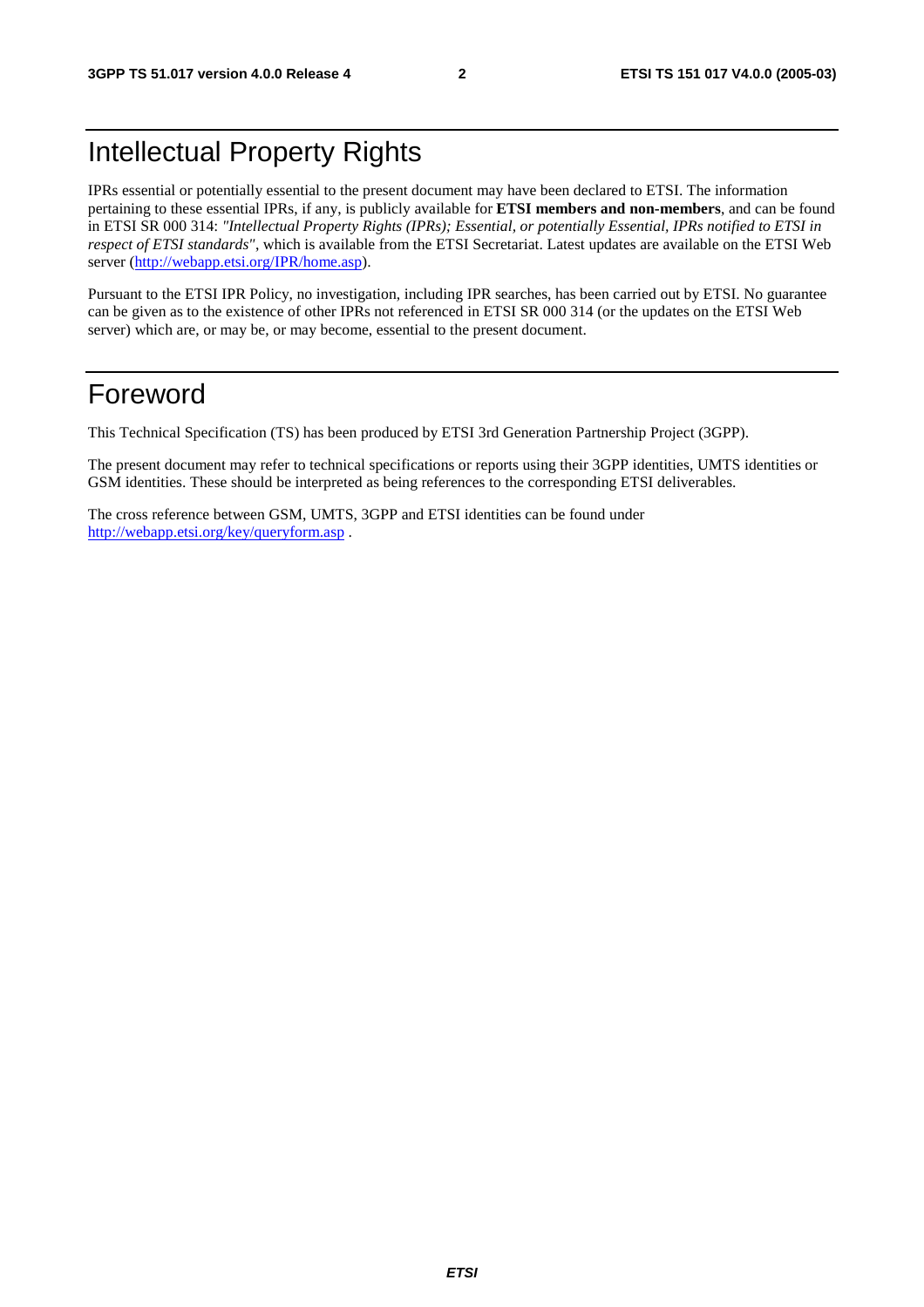# Intellectual Property Rights

IPRs essential or potentially essential to the present document may have been declared to ETSI. The information pertaining to these essential IPRs, if any, is publicly available for **ETSI members and non-members**, and can be found in ETSI SR 000 314: *"Intellectual Property Rights (IPRs); Essential, or potentially Essential, IPRs notified to ETSI in respect of ETSI standards"*, which is available from the ETSI Secretariat. Latest updates are available on the ETSI Web server (http://webapp.etsi.org/IPR/home.asp).

Pursuant to the ETSI IPR Policy, no investigation, including IPR searches, has been carried out by ETSI. No guarantee can be given as to the existence of other IPRs not referenced in ETSI SR 000 314 (or the updates on the ETSI Web server) which are, or may be, or may become, essential to the present document.

# Foreword

This Technical Specification (TS) has been produced by ETSI 3rd Generation Partnership Project (3GPP).

The present document may refer to technical specifications or reports using their 3GPP identities, UMTS identities or GSM identities. These should be interpreted as being references to the corresponding ETSI deliverables.

The cross reference between GSM, UMTS, 3GPP and ETSI identities can be found under http://webapp.etsi.org/key/queryform.asp .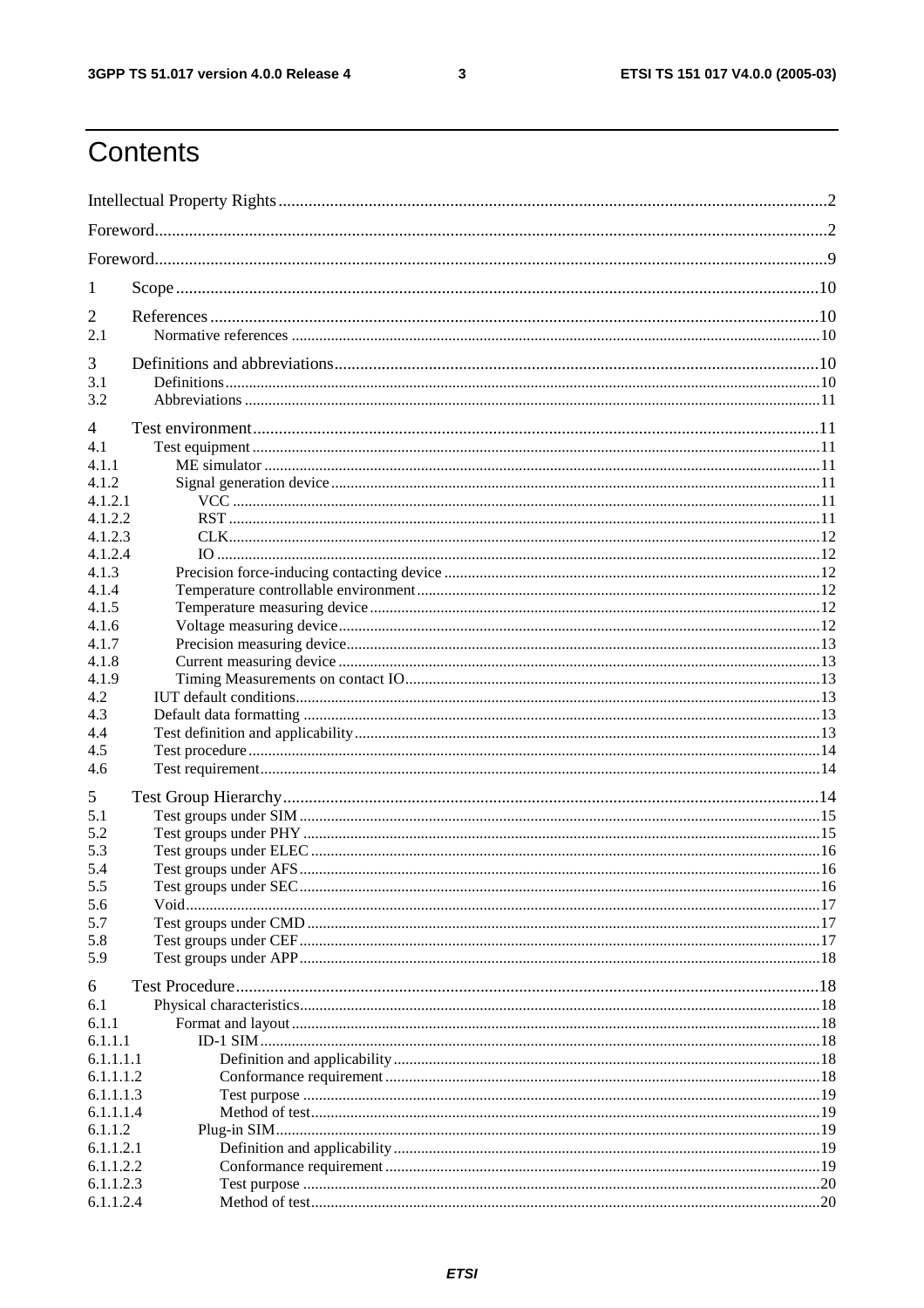# Contents

Intellectual Property Rights ........ 2
Foreword ........ 2
Foreword ........ 9

1 Scope ........ 10

2 References ........ 10
2.1 Normative references ........ 10

3 Definitions and abbreviations ........ 10
3.1 Definitions ........ 10
3.2 Abbreviations ........ 11

4 Test environment ........ 11
4.1 Test equipment ........ 11
4.1.1 ME simulator ........ 11
4.1.2 Signal generation device ........ 11
4.1.2.1 VCC ........ 11
4.1.2.2 RST ........ 11
4.1.2.3 CLK ........ 12
4.1.2.4 IO ........ 12
4.1.3 Precision force-inducing contacting device ........ 12
4.1.4 Temperature controllable environment ........ 12
4.1.5 Temperature measuring device ........ 12
4.1.6 Voltage measuring device ........ 12
4.1.7 Precision measuring device ........ 13
4.1.8 Current measuring device ........ 13
4.1.9 Timing Measurements on contact IO ........ 13
4.2 IUT default conditions ........ 13
4.3 Default data formatting ........ 13
4.4 Test definition and applicability ........ 13
4.5 Test procedure ........ 14
4.6 Test requirement ........ 14

5 Test Group Hierarchy ........ 14
5.1 Test groups under SIM ........ 15
5.2 Test groups under PHY ........ 15
5.3 Test groups under ELEC ........ 16
5.4 Test groups under AFS ........ 16
5.5 Test groups under SEC ........ 16
5.6 Void ........ 17
5.7 Test groups under CMD ........ 17
5.8 Test groups under CEF ........ 17
5.9 Test groups under APP ........ 18

6 Test Procedure ........ 18
6.1 Physical characteristics ........ 18
6.1.1 Format and layout ........ 18
6.1.1.1 ID-1 SIM ........ 18
6.1.1.1.1 Definition and applicability ........ 18
6.1.1.1.2 Conformance requirement ........ 18
6.1.1.1.3 Test purpose ........ 19
6.1.1.1.4 Method of test ........ 19
6.1.1.2 Plug-in SIM ........ 19
6.1.1.2.1 Definition and applicability ........ 19
6.1.1.2.2 Conformance requirement ........ 19
6.1.1.2.3 Test purpose ........ 20
6.1.1.2.4 Method of test ........ 20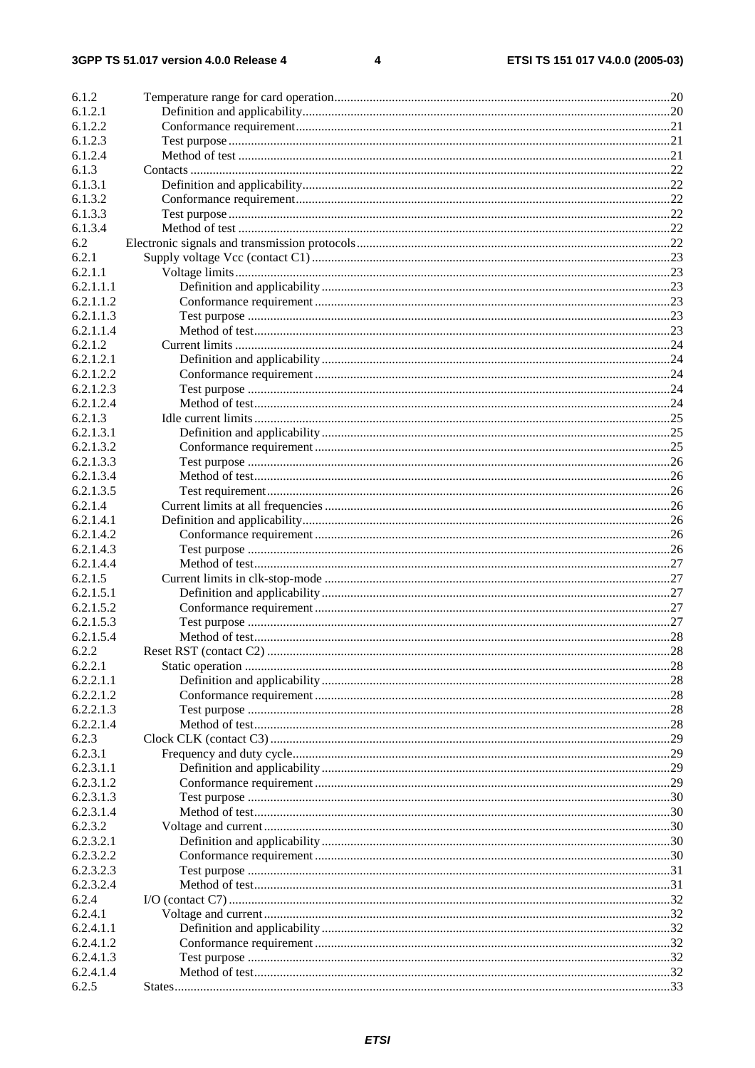| | | |
|---|---|---|
| 6.1.2 | Temperature range for card operation | 20 |
| 6.1.2.1 | Definition and applicability | 20 |
| 6.1.2.2 | Conformance requirement | 21 |
| 6.1.2.3 | Test purpose | 21 |
| 6.1.2.4 | Method of test | 21 |
| 6.1.3 | Contacts | 22 |
| 6.1.3.1 | Definition and applicability | 22 |
| 6.1.3.2 | Conformance requirement | 22 |
| 6.1.3.3 | Test purpose | 22 |
| 6.1.3.4 | Method of test | 22 |
| 6.2 | Electronic signals and transmission protocols | 22 |
| 6.2.1 | Supply voltage Vcc (contact C1) | 23 |
| 6.2.1.1 | Voltage limits | 23 |
| 6.2.1.1.1 | Definition and applicability | 23 |
| 6.2.1.1.2 | Conformance requirement | 23 |
| 6.2.1.1.3 | Test purpose | 23 |
| 6.2.1.1.4 | Method of test | 23 |
| 6.2.1.2 | Current limits | 24 |
| 6.2.1.2.1 | Definition and applicability | 24 |
| 6.2.1.2.2 | Conformance requirement | 24 |
| 6.2.1.2.3 | Test purpose | 24 |
| 6.2.1.2.4 | Method of test | 24 |
| 6.2.1.3 | Idle current limits | 25 |
| 6.2.1.3.1 | Definition and applicability | 25 |
| 6.2.1.3.2 | Conformance requirement | 25 |
| 6.2.1.3.3 | Test purpose | 26 |
| 6.2.1.3.4 | Method of test | 26 |
| 6.2.1.3.5 | Test requirement | 26 |
| 6.2.1.4 | Current limits at all frequencies | 26 |
| 6.2.1.4.1 | Definition and applicability | 26 |
| 6.2.1.4.2 | Conformance requirement | 26 |
| 6.2.1.4.3 | Test purpose | 26 |
| 6.2.1.4.4 | Method of test | 27 |
| 6.2.1.5 | Current limits in clk-stop-mode | 27 |
| 6.2.1.5.1 | Definition and applicability | 27 |
| 6.2.1.5.2 | Conformance requirement | 27 |
| 6.2.1.5.3 | Test purpose | 27 |
| 6.2.1.5.4 | Method of test | 28 |
| 6.2.2 | Reset RST (contact C2) | 28 |
| 6.2.2.1 | Static operation | 28 |
| 6.2.2.1.1 | Definition and applicability | 28 |
| 6.2.2.1.2 | Conformance requirement | 28 |
| 6.2.2.1.3 | Test purpose | 28 |
| 6.2.2.1.4 | Method of test | 28 |
| 6.2.3 | Clock CLK (contact C3) | 29 |
| 6.2.3.1 | Frequency and duty cycle | 29 |
| 6.2.3.1.1 | Definition and applicability | 29 |
| 6.2.3.1.2 | Conformance requirement | 29 |
| 6.2.3.1.3 | Test purpose | 30 |
| 6.2.3.1.4 | Method of test | 30 |
| 6.2.3.2 | Voltage and current | 30 |
| 6.2.3.2.1 | Definition and applicability | 30 |
| 6.2.3.2.2 | Conformance requirement | 30 |
| 6.2.3.2.3 | Test purpose | 31 |
| 6.2.3.2.4 | Method of test | 31 |
| 6.2.4 | I/O (contact C7) | 32 |
| 6.2.4.1 | Voltage and current | 32 |
| 6.2.4.1.1 | Definition and applicability | 32 |
| 6.2.4.1.2 | Conformance requirement | 32 |
| 6.2.4.1.3 | Test purpose | 32 |
| 6.2.4.1.4 | Method of test | 32 |
| 6.2.5 | States | 33 |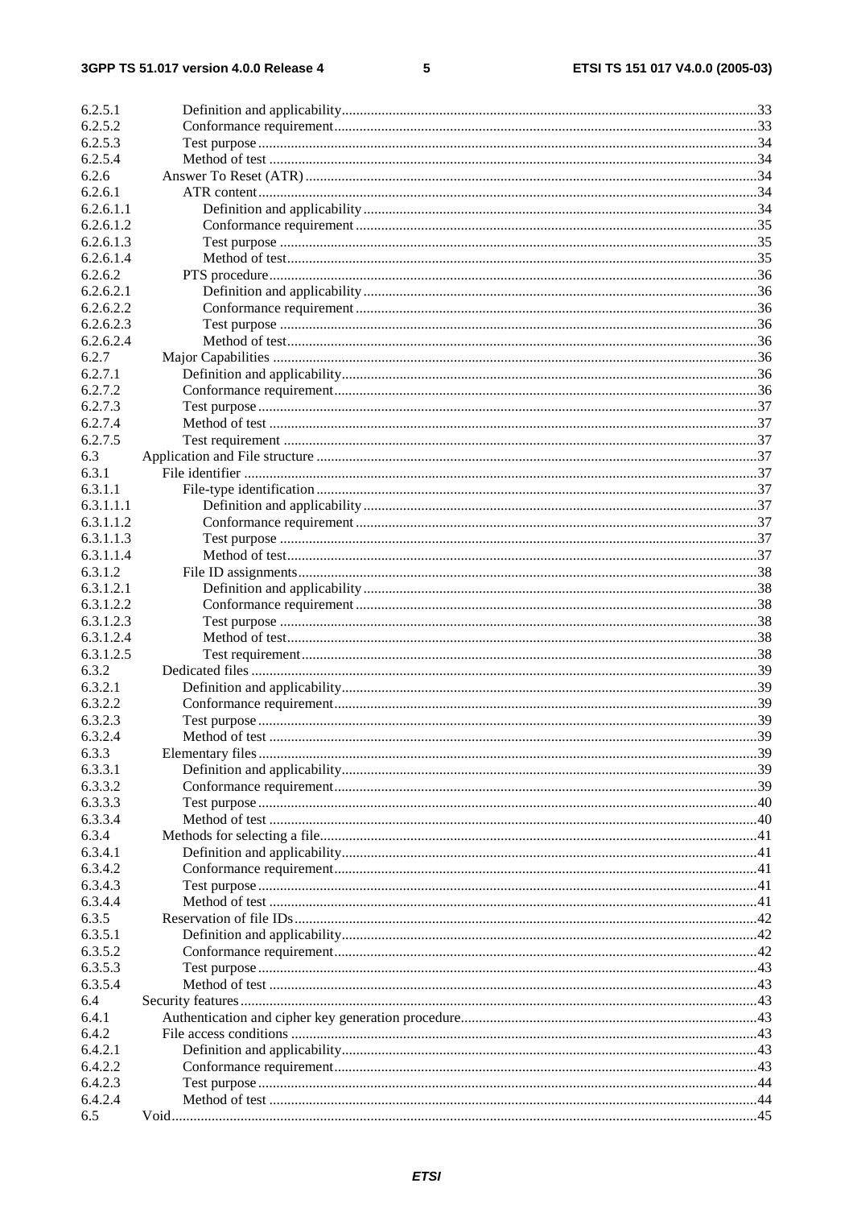6.2.5.1 Definition and applicability ............................................................................................................33
6.2.5.2 Conformance requirement ..............................................................................................................33
6.2.5.3 Test purpose ..................................................................................................................................34
6.2.5.4 Method of test ...............................................................................................................................34
6.2.6 Answer To Reset (ATR) ........................................................................................................................34
6.2.6.1 ATR content ...................................................................................................................................34
6.2.6.1.1 Definition and applicability .......................................................................................................34
6.2.6.1.2 Conformance requirement .........................................................................................................35
6.2.6.1.3 Test purpose ..............................................................................................................................35
6.2.6.1.4 Method of test ............................................................................................................................35
6.2.6.2 PTS procedure ...............................................................................................................................36
6.2.6.2.1 Definition and applicability .......................................................................................................36
6.2.6.2.2 Conformance requirement .........................................................................................................36
6.2.6.2.3 Test purpose ..............................................................................................................................36
6.2.6.2.4 Method of test ............................................................................................................................36
6.2.7 Major Capabilities .................................................................................................................................36
6.2.7.1 Definition and applicability ............................................................................................................36
6.2.7.2 Conformance requirement ..............................................................................................................36
6.2.7.3 Test purpose ..................................................................................................................................37
6.2.7.4 Method of test ...............................................................................................................................37
6.2.7.5 Test requirement ............................................................................................................................37
6.3 Application and File structure ....................................................................................................................37
6.3.1 File identifier .......................................................................................................................................37
6.3.1.1 File-type identification ...................................................................................................................37
6.3.1.1.1 Definition and applicability .......................................................................................................37
6.3.1.1.2 Conformance requirement .........................................................................................................37
6.3.1.1.3 Test purpose ..............................................................................................................................37
6.3.1.1.4 Method of test ............................................................................................................................37
6.3.1.2 File ID assignments ........................................................................................................................38
6.3.1.2.1 Definition and applicability .......................................................................................................38
6.3.1.2.2 Conformance requirement .........................................................................................................38
6.3.1.2.3 Test purpose ..............................................................................................................................38
6.3.1.2.4 Method of test ............................................................................................................................38
6.3.1.2.5 Test requirement ........................................................................................................................38
6.3.2 Dedicated files .....................................................................................................................................39
6.3.2.1 Definition and applicability ............................................................................................................39
6.3.2.2 Conformance requirement ..............................................................................................................39
6.3.2.3 Test purpose ..................................................................................................................................39
6.3.2.4 Method of test ...............................................................................................................................39
6.3.3 Elementary files ...................................................................................................................................39
6.3.3.1 Definition and applicability ............................................................................................................39
6.3.3.2 Conformance requirement ..............................................................................................................39
6.3.3.3 Test purpose ..................................................................................................................................40
6.3.3.4 Method of test ...............................................................................................................................40
6.3.4 Methods for selecting a file ..................................................................................................................41
6.3.4.1 Definition and applicability ............................................................................................................41
6.3.4.2 Conformance requirement ..............................................................................................................41
6.3.4.3 Test purpose ..................................................................................................................................41
6.3.4.4 Method of test ...............................................................................................................................41
6.3.5 Reservation of file IDs .........................................................................................................................42
6.3.5.1 Definition and applicability ............................................................................................................42
6.3.5.2 Conformance requirement ..............................................................................................................42
6.3.5.3 Test purpose ..................................................................................................................................43
6.3.5.4 Method of test ...............................................................................................................................43
6.4 Security features .......................................................................................................................................43
6.4.1 Authentication and cipher key generation procedure ...........................................................................43
6.4.2 File access conditions ..........................................................................................................................43
6.4.2.1 Definition and applicability ............................................................................................................43
6.4.2.2 Conformance requirement ..............................................................................................................43
6.4.2.3 Test purpose ..................................................................................................................................44
6.4.2.4 Method of test ...............................................................................................................................44
6.5 Void ..........................................................................................................................................................45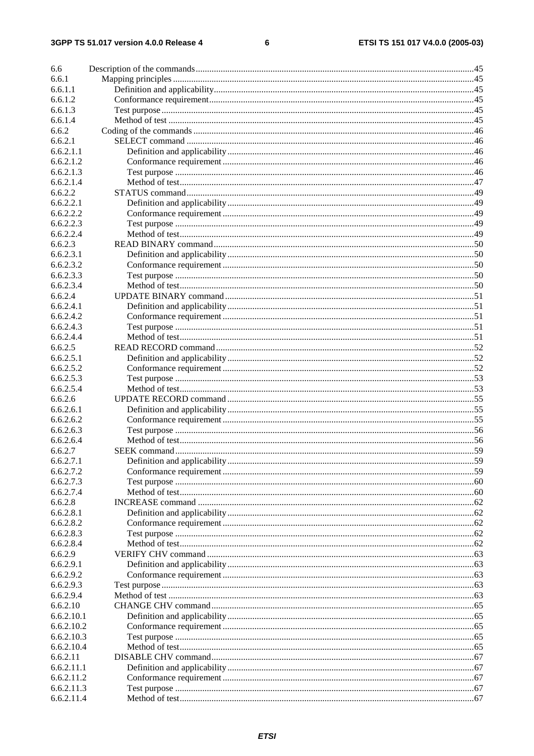6.6 Description of the commands .......................................................................................................................45
6.6.1 Mapping principles .................................................................................................................................45
6.6.1.1 Definition and applicability.................................................................................................................45
6.6.1.2 Conformance requirement ..................................................................................................................45
6.6.1.3 Test purpose ........................................................................................................................................45
6.6.1.4 Method of test .....................................................................................................................................45
6.6.2 Coding of the commands .........................................................................................................................46
6.6.2.1 SELECT command ............................................................................................................................46
6.6.2.1.1 Definition and applicability...........................................................................................................46
6.6.2.1.2 Conformance requirement ............................................................................................................46
6.6.2.1.3 Test purpose ..................................................................................................................................46
6.6.2.1.4 Method of test................................................................................................................................47
6.6.2.2 STATUS command ............................................................................................................................49
6.6.2.2.1 Definition and applicability...........................................................................................................49
6.6.2.2.2 Conformance requirement ............................................................................................................49
6.6.2.2.3 Test purpose ..................................................................................................................................49
6.6.2.2.4 Method of test................................................................................................................................49
6.6.2.3 READ BINARY command ................................................................................................................50
6.6.2.3.1 Definition and applicability...........................................................................................................50
6.6.2.3.2 Conformance requirement ............................................................................................................50
6.6.2.3.3 Test purpose ..................................................................................................................................50
6.6.2.3.4 Method of test................................................................................................................................50
6.6.2.4 UPDATE BINARY command ...........................................................................................................51
6.6.2.4.1 Definition and applicability...........................................................................................................51
6.6.2.4.2 Conformance requirement ............................................................................................................51
6.6.2.4.3 Test purpose ..................................................................................................................................51
6.6.2.4.4 Method of test................................................................................................................................51
6.6.2.5 READ RECORD command ...............................................................................................................52
6.6.2.5.1 Definition and applicability...........................................................................................................52
6.6.2.5.2 Conformance requirement ............................................................................................................52
6.6.2.5.3 Test purpose ..................................................................................................................................53
6.6.2.5.4 Method of test................................................................................................................................53
6.6.2.6 UPDATE RECORD command ..........................................................................................................55
6.6.2.6.1 Definition and applicability...........................................................................................................55
6.6.2.6.2 Conformance requirement ............................................................................................................55
6.6.2.6.3 Test purpose ..................................................................................................................................56
6.6.2.6.4 Method of test................................................................................................................................56
6.6.2.7 SEEK command .................................................................................................................................59
6.6.2.7.1 Definition and applicability...........................................................................................................59
6.6.2.7.2 Conformance requirement ............................................................................................................59
6.6.2.7.3 Test purpose ..................................................................................................................................60
6.6.2.7.4 Method of test................................................................................................................................60
6.6.2.8 INCREASE command .......................................................................................................................62
6.6.2.8.1 Definition and applicability...........................................................................................................62
6.6.2.8.2 Conformance requirement ............................................................................................................62
6.6.2.8.3 Test purpose ..................................................................................................................................62
6.6.2.8.4 Method of test................................................................................................................................62
6.6.2.9 VERIFY CHV command ...................................................................................................................63
6.6.2.9.1 Definition and applicability...........................................................................................................63
6.6.2.9.2 Conformance requirement ............................................................................................................63
6.6.2.9.3 Test purpose ........................................................................................................................................63
6.6.2.9.4 Method of test .....................................................................................................................................63
6.6.2.10 CHANGE CHV command .................................................................................................................65
6.6.2.10.1 Definition and applicability...........................................................................................................65
6.6.2.10.2 Conformance requirement ............................................................................................................65
6.6.2.10.3 Test purpose ..................................................................................................................................65
6.6.2.10.4 Method of test................................................................................................................................65
6.6.2.11 DISABLE CHV command .................................................................................................................67
6.6.2.11.1 Definition and applicability...........................................................................................................67
6.6.2.11.2 Conformance requirement ............................................................................................................67
6.6.2.11.3 Test purpose ..................................................................................................................................67
6.6.2.11.4 Method of test................................................................................................................................67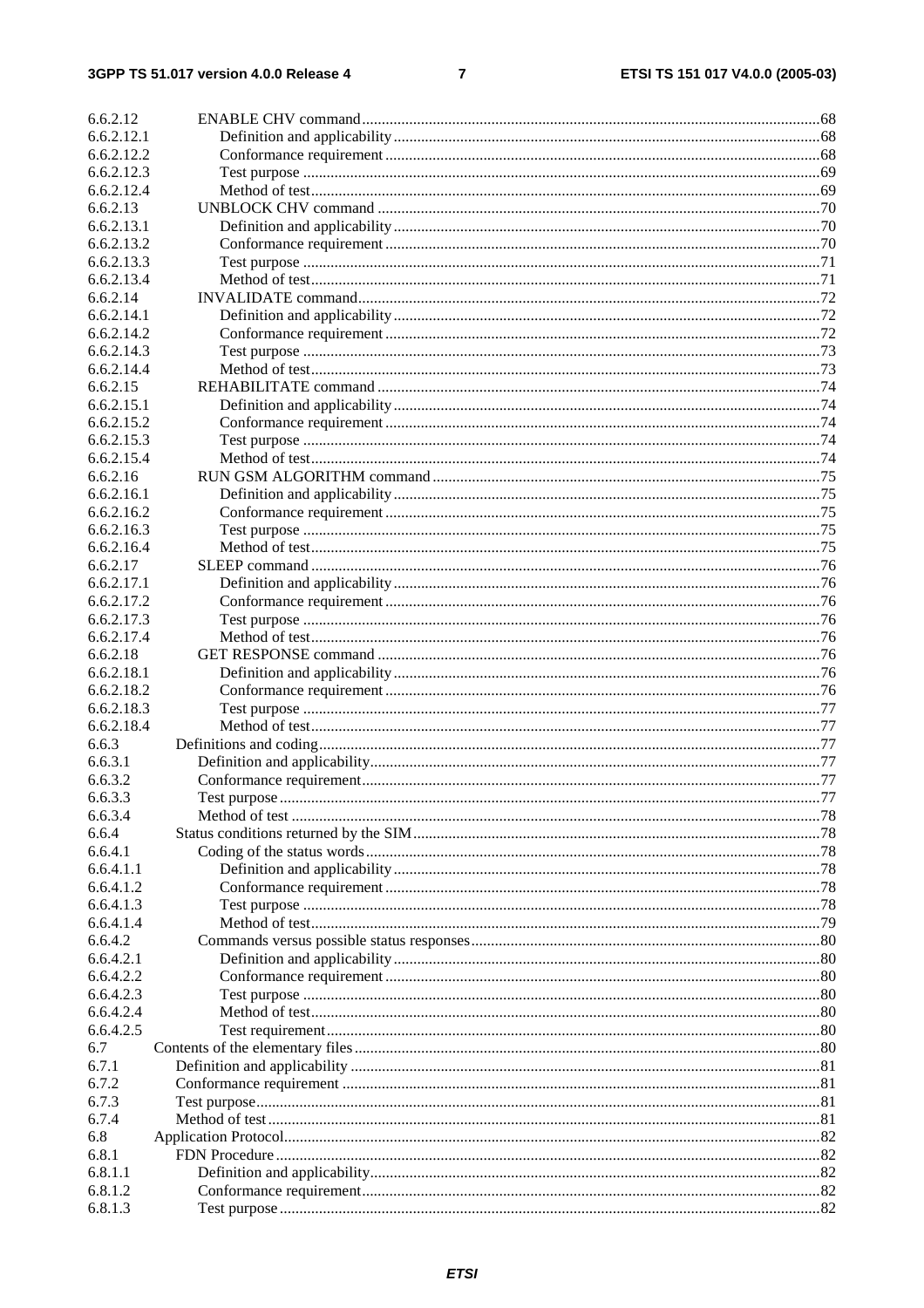6.6.2.12 ENABLE CHV command ... 68
6.6.2.12.1 Definition and applicability ... 68
6.6.2.12.2 Conformance requirement ... 68
6.6.2.12.3 Test purpose ... 69
6.6.2.12.4 Method of test ... 69
6.6.2.13 UNBLOCK CHV command ... 70
6.6.2.13.1 Definition and applicability ... 70
6.6.2.13.2 Conformance requirement ... 70
6.6.2.13.3 Test purpose ... 71
6.6.2.13.4 Method of test ... 71
6.6.2.14 INVALIDATE command ... 72
6.6.2.14.1 Definition and applicability ... 72
6.6.2.14.2 Conformance requirement ... 72
6.6.2.14.3 Test purpose ... 73
6.6.2.14.4 Method of test ... 73
6.6.2.15 REHABILITATE command ... 74
6.6.2.15.1 Definition and applicability ... 74
6.6.2.15.2 Conformance requirement ... 74
6.6.2.15.3 Test purpose ... 74
6.6.2.15.4 Method of test ... 74
6.6.2.16 RUN GSM ALGORITHM command ... 75
6.6.2.16.1 Definition and applicability ... 75
6.6.2.16.2 Conformance requirement ... 75
6.6.2.16.3 Test purpose ... 75
6.6.2.16.4 Method of test ... 75
6.6.2.17 SLEEP command ... 76
6.6.2.17.1 Definition and applicability ... 76
6.6.2.17.2 Conformance requirement ... 76
6.6.2.17.3 Test purpose ... 76
6.6.2.17.4 Method of test ... 76
6.6.2.18 GET RESPONSE command ... 76
6.6.2.18.1 Definition and applicability ... 76
6.6.2.18.2 Conformance requirement ... 76
6.6.2.18.3 Test purpose ... 77
6.6.2.18.4 Method of test ... 77
6.6.3 Definitions and coding ... 77
6.6.3.1 Definition and applicability ... 77
6.6.3.2 Conformance requirement ... 77
6.6.3.3 Test purpose ... 77
6.6.3.4 Method of test ... 78
6.6.4 Status conditions returned by the SIM ... 78
6.6.4.1 Coding of the status words ... 78
6.6.4.1.1 Definition and applicability ... 78
6.6.4.1.2 Conformance requirement ... 78
6.6.4.1.3 Test purpose ... 78
6.6.4.1.4 Method of test ... 79
6.6.4.2 Commands versus possible status responses ... 80
6.6.4.2.1 Definition and applicability ... 80
6.6.4.2.2 Conformance requirement ... 80
6.6.4.2.3 Test purpose ... 80
6.6.4.2.4 Method of test ... 80
6.6.4.2.5 Test requirement ... 80
6.7 Contents of the elementary files ... 80
6.7.1 Definition and applicability ... 81
6.7.2 Conformance requirement ... 81
6.7.3 Test purpose ... 81
6.7.4 Method of test ... 81
6.8 Application Protocol ... 82
6.8.1 FDN Procedure ... 82
6.8.1.1 Definition and applicability ... 82
6.8.1.2 Conformance requirement ... 82
6.8.1.3 Test purpose ... 82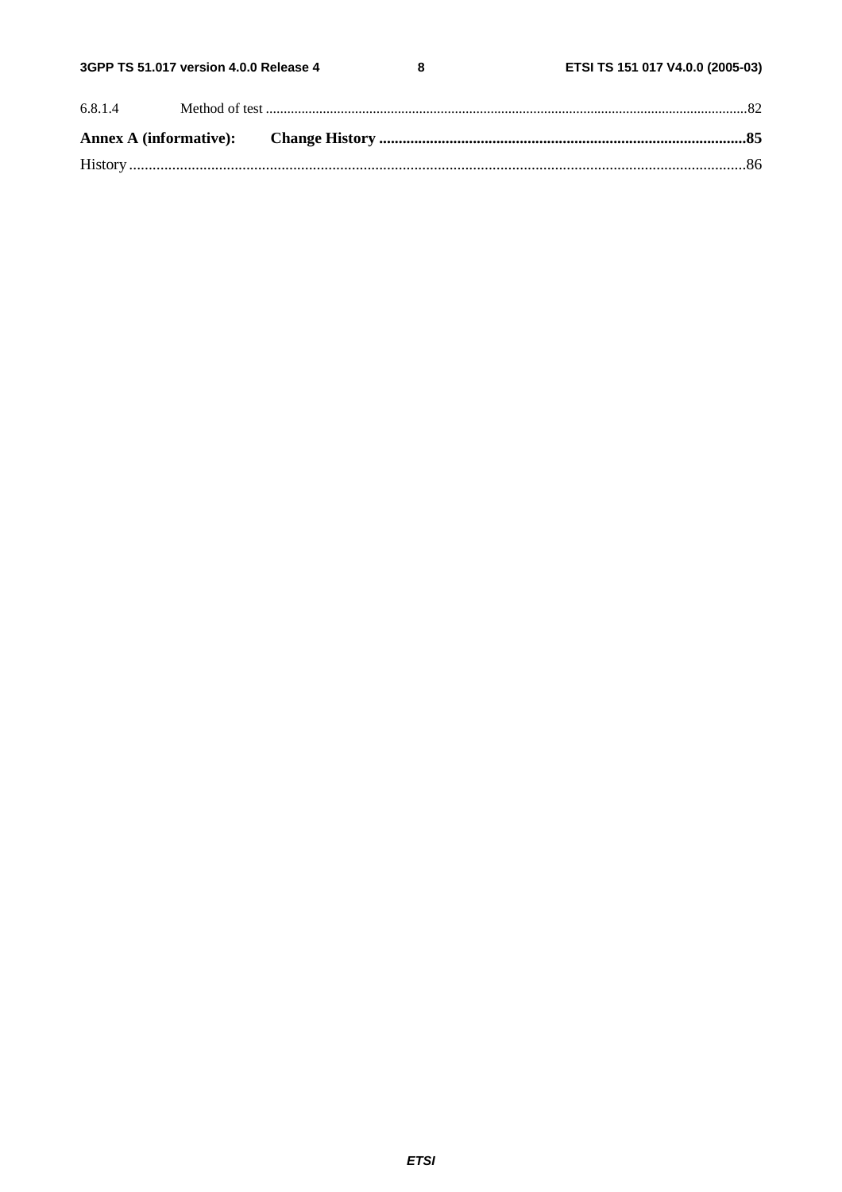6.8.1.4 Method of test ......................................................................................................................................82

**Annex A (informative): Change History .............................................................................................85**

History ............................................................................................................................................................86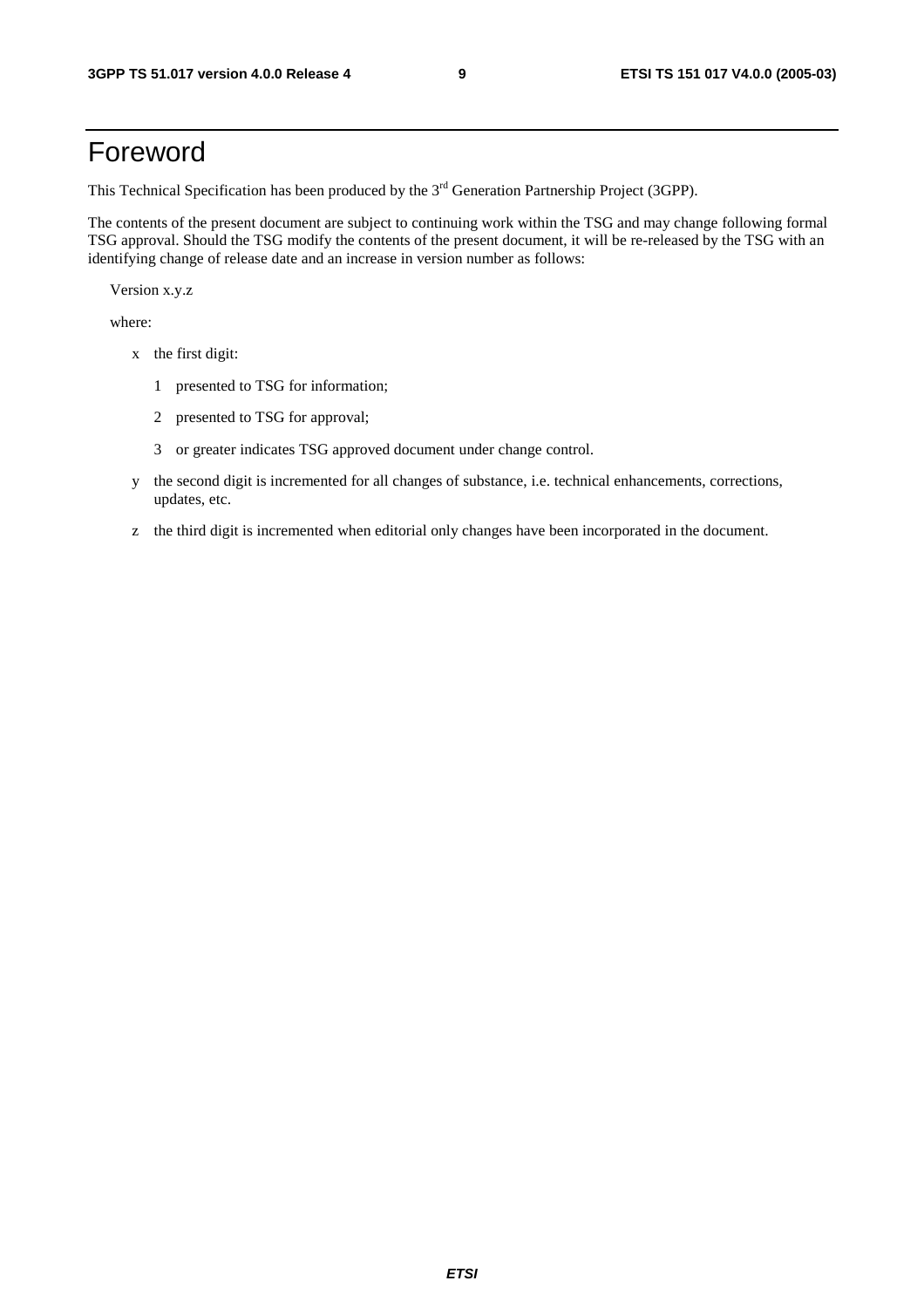# Foreword

This Technical Specification has been produced by the 3rd Generation Partnership Project (3GPP).

The contents of the present document are subject to continuing work within the TSG and may change following formal TSG approval. Should the TSG modify the contents of the present document, it will be re-released by the TSG with an identifying change of release date and an increase in version number as follows:

Version x.y.z

where:

- x the first digit:
  - 1 presented to TSG for information;
  - 2 presented to TSG for approval;
  - 3 or greater indicates TSG approved document under change control.
- y the second digit is incremented for all changes of substance, i.e. technical enhancements, corrections, updates, etc.
- z the third digit is incremented when editorial only changes have been incorporated in the document.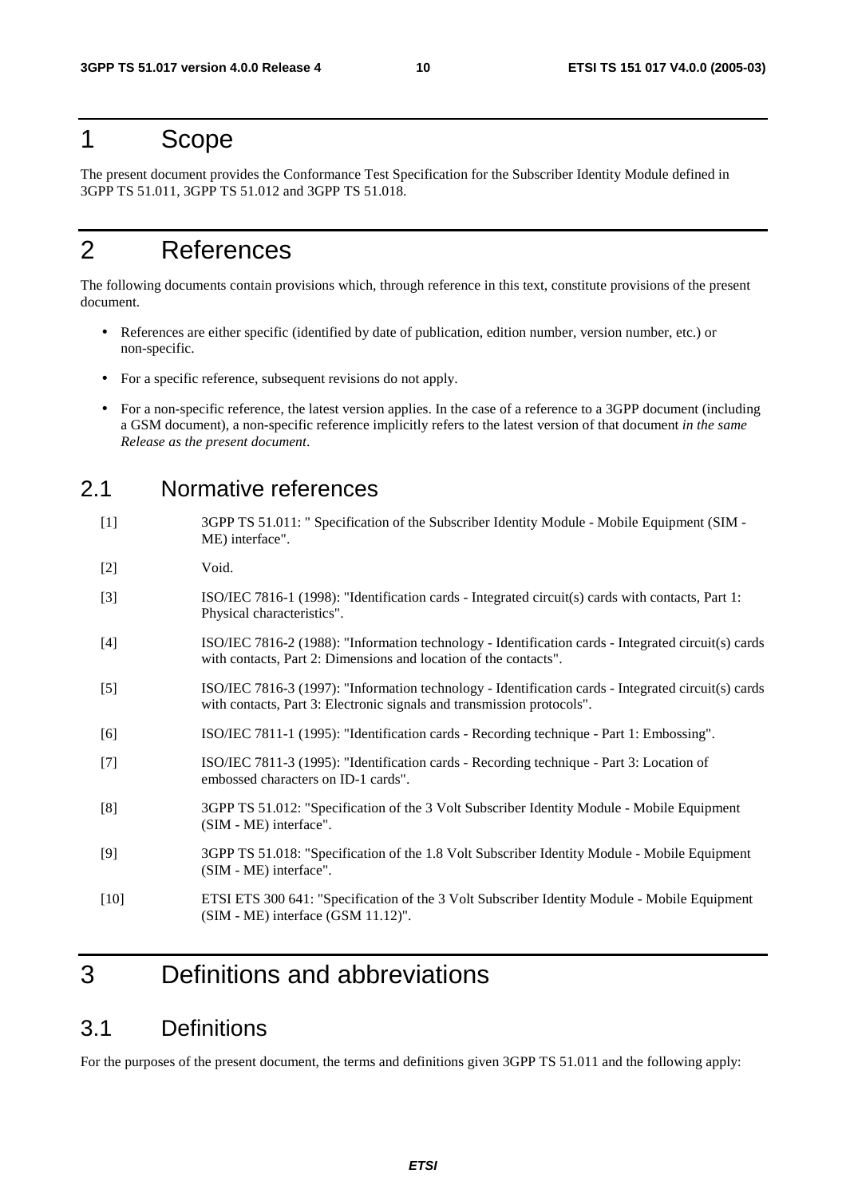# 1 Scope

The present document provides the Conformance Test Specification for the Subscriber Identity Module defined in 3GPP TS 51.011, 3GPP TS 51.012 and 3GPP TS 51.018.

# 2 References

The following documents contain provisions which, through reference in this text, constitute provisions of the present document.

- References are either specific (identified by date of publication, edition number, version number, etc.) or non-specific.
- For a specific reference, subsequent revisions do not apply.
- For a non-specific reference, the latest version applies. In the case of a reference to a 3GPP document (including a GSM document), a non-specific reference implicitly refers to the latest version of that document *in the same Release as the present document*.

## 2.1 Normative references

[1] 3GPP TS 51.011: " Specification of the Subscriber Identity Module - Mobile Equipment (SIM - ME) interface".

[2] Void.

[3] ISO/IEC 7816-1 (1998): "Identification cards - Integrated circuit(s) cards with contacts, Part 1: Physical characteristics".

[4] ISO/IEC 7816-2 (1988): "Information technology - Identification cards - Integrated circuit(s) cards with contacts, Part 2: Dimensions and location of the contacts".

[5] ISO/IEC 7816-3 (1997): "Information technology - Identification cards - Integrated circuit(s) cards with contacts, Part 3: Electronic signals and transmission protocols".

[6] ISO/IEC 7811-1 (1995): "Identification cards - Recording technique - Part 1: Embossing".

[7] ISO/IEC 7811-3 (1995): "Identification cards - Recording technique - Part 3: Location of embossed characters on ID-1 cards".

[8] 3GPP TS 51.012: "Specification of the 3 Volt Subscriber Identity Module - Mobile Equipment (SIM - ME) interface".

[9] 3GPP TS 51.018: "Specification of the 1.8 Volt Subscriber Identity Module - Mobile Equipment (SIM - ME) interface".

[10] ETSI ETS 300 641: "Specification of the 3 Volt Subscriber Identity Module - Mobile Equipment (SIM - ME) interface (GSM 11.12)".

# 3 Definitions and abbreviations

## 3.1 Definitions

For the purposes of the present document, the terms and definitions given 3GPP TS 51.011 and the following apply: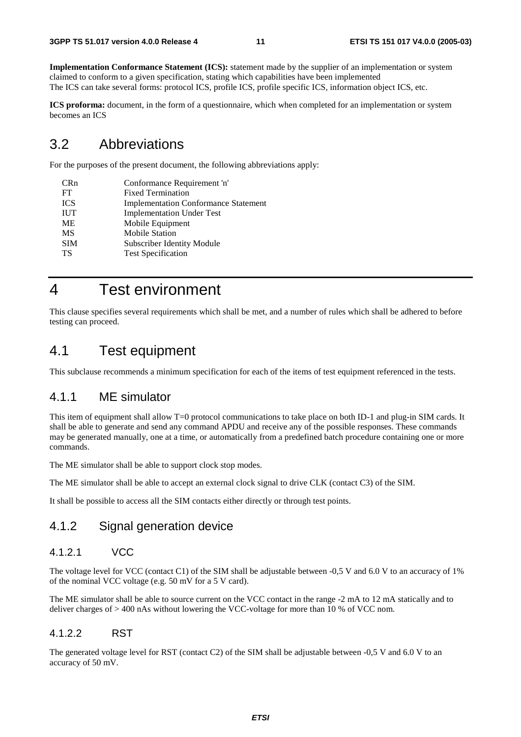**Implementation Conformance Statement (ICS):** statement made by the supplier of an implementation or system claimed to conform to a given specification, stating which capabilities have been implemented
The ICS can take several forms: protocol ICS, profile ICS, profile specific ICS, information object ICS, etc.

**ICS proforma:** document, in the form of a questionnaire, which when completed for an implementation or system becomes an ICS

## 3.2 Abbreviations

For the purposes of the present document, the following abbreviations apply:

| | |
|---|---|
| CRn | Conformance Requirement 'n' |
| FT | Fixed Termination |
| ICS | Implementation Conformance Statement |
| IUT | Implementation Under Test |
| ME | Mobile Equipment |
| MS | Mobile Station |
| SIM | Subscriber Identity Module |
| TS | Test Specification |

# 4 Test environment

This clause specifies several requirements which shall be met, and a number of rules which shall be adhered to before testing can proceed.

## 4.1 Test equipment

This subclause recommends a minimum specification for each of the items of test equipment referenced in the tests.

### 4.1.1 ME simulator

This item of equipment shall allow T=0 protocol communications to take place on both ID-1 and plug-in SIM cards. It shall be able to generate and send any command APDU and receive any of the possible responses. These commands may be generated manually, one at a time, or automatically from a predefined batch procedure containing one or more commands.

The ME simulator shall be able to support clock stop modes.

The ME simulator shall be able to accept an external clock signal to drive CLK (contact C3) of the SIM.

It shall be possible to access all the SIM contacts either directly or through test points.

### 4.1.2 Signal generation device

#### 4.1.2.1 VCC

The voltage level for VCC (contact C1) of the SIM shall be adjustable between -0,5 V and 6.0 V to an accuracy of 1% of the nominal VCC voltage (e.g. 50 mV for a 5 V card).

The ME simulator shall be able to source current on the VCC contact in the range -2 mA to 12 mA statically and to deliver charges of > 400 nAs without lowering the VCC-voltage for more than 10 % of VCC nom.

#### 4.1.2.2 RST

The generated voltage level for RST (contact C2) of the SIM shall be adjustable between -0,5 V and 6.0 V to an accuracy of 50 mV.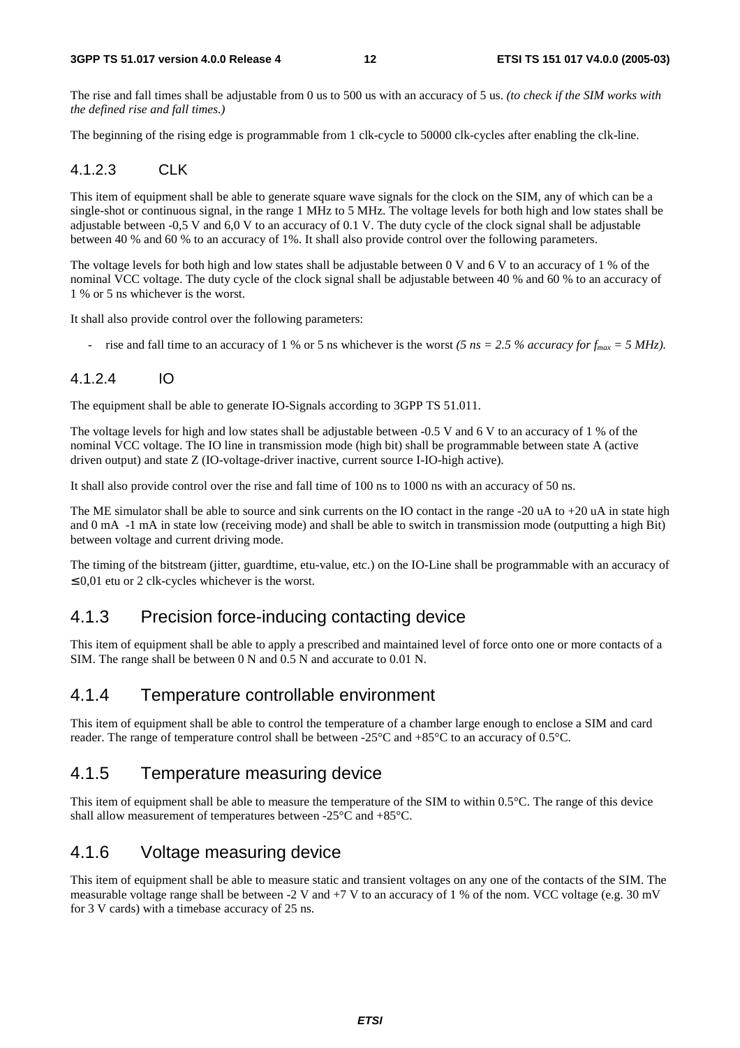The rise and fall times shall be adjustable from 0 us to 500 us with an accuracy of 5 us. *(to check if the SIM works with the defined rise and fall times.)*

The beginning of the rising edge is programmable from 1 clk-cycle to 50000 clk-cycles after enabling the clk-line.

#### 4.1.2.3 CLK

This item of equipment shall be able to generate square wave signals for the clock on the SIM, any of which can be a single-shot or continuous signal, in the range 1 MHz to 5 MHz. The voltage levels for both high and low states shall be adjustable between -0,5 V and 6,0 V to an accuracy of 0.1 V. The duty cycle of the clock signal shall be adjustable between 40 % and 60 % to an accuracy of 1%. It shall also provide control over the following parameters.

The voltage levels for both high and low states shall be adjustable between 0 V and 6 V to an accuracy of 1 % of the nominal VCC voltage. The duty cycle of the clock signal shall be adjustable between 40 % and 60 % to an accuracy of 1 % or 5 ns whichever is the worst.

It shall also provide control over the following parameters:

- rise and fall time to an accuracy of 1 % or 5 ns whichever is the worst *(5 ns = 2.5 % accuracy for $f_{max}$ = 5 MHz).*

#### 4.1.2.4 IO

The equipment shall be able to generate IO-Signals according to 3GPP TS 51.011.

The voltage levels for high and low states shall be adjustable between -0.5 V and 6 V to an accuracy of 1 % of the nominal VCC voltage. The IO line in transmission mode (high bit) shall be programmable between state A (active driven output) and state Z (IO-voltage-driver inactive, current source I-IO-high active).

It shall also provide control over the rise and fall time of 100 ns to 1000 ns with an accuracy of 50 ns.

The ME simulator shall be able to source and sink currents on the IO contact in the range -20 uA to +20 uA in state high and 0 mA -1 mA in state low (receiving mode) and shall be able to switch in transmission mode (outputting a high Bit) between voltage and current driving mode.

The timing of the bitstream (jitter, guardtime, etu-value, etc.) on the IO-Line shall be programmable with an accuracy of ≤ 0,01 etu or 2 clk-cycles whichever is the worst.

### 4.1.3 Precision force-inducing contacting device

This item of equipment shall be able to apply a prescribed and maintained level of force onto one or more contacts of a SIM. The range shall be between 0 N and 0.5 N and accurate to 0.01 N.

### 4.1.4 Temperature controllable environment

This item of equipment shall be able to control the temperature of a chamber large enough to enclose a SIM and card reader. The range of temperature control shall be between -25°C and +85°C to an accuracy of 0.5°C.

### 4.1.5 Temperature measuring device

This item of equipment shall be able to measure the temperature of the SIM to within 0.5°C. The range of this device shall allow measurement of temperatures between -25°C and +85°C.

### 4.1.6 Voltage measuring device

This item of equipment shall be able to measure static and transient voltages on any one of the contacts of the SIM. The measurable voltage range shall be between -2 V and +7 V to an accuracy of 1 % of the nom. VCC voltage (e.g. 30 mV for 3 V cards) with a timebase accuracy of 25 ns.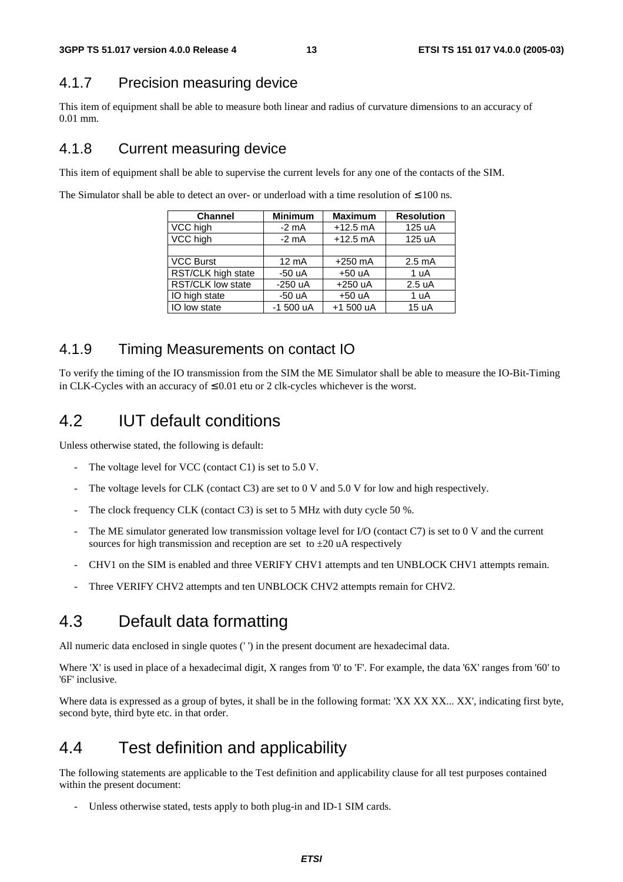### 4.1.7 Precision measuring device

This item of equipment shall be able to measure both linear and radius of curvature dimensions to an accuracy of 0.01 mm.

### 4.1.8 Current measuring device

This item of equipment shall be able to supervise the current levels for any one of the contacts of the SIM.

The Simulator shall be able to detect an over- or underload with a time resolution of ≤ 100 ns.

| Channel | Minimum | Maximum | Resolution |
|---|---|---|---|
| VCC high | -2 mA | +12.5 mA | 125 uA |
| VCC high | -2 mA | +12.5 mA | 125 uA |
| | | | |
| VCC Burst | 12 mA | +250 mA | 2.5 mA |
| RST/CLK high state | -50 uA | +50 uA | 1 uA |
| RST/CLK low state | -250 uA | +250 uA | 2.5 uA |
| IO high state | -50 uA | +50 uA | 1 uA |
| IO low state | -1 500 uA | +1 500 uA | 15 uA |

### 4.1.9 Timing Measurements on contact IO

To verify the timing of the IO transmission from the SIM the ME Simulator shall be able to measure the IO-Bit-Timing in CLK-Cycles with an accuracy of ≤ 0.01 etu or 2 clk-cycles whichever is the worst.

## 4.2 IUT default conditions

Unless otherwise stated, the following is default:

- The voltage level for VCC (contact C1) is set to 5.0 V.
- The voltage levels for CLK (contact C3) are set to 0 V and 5.0 V for low and high respectively.
- The clock frequency CLK (contact C3) is set to 5 MHz with duty cycle 50 %.
- The ME simulator generated low transmission voltage level for I/O (contact C7) is set to 0 V and the current sources for high transmission and reception are set to ±20 uA respectively
- CHV1 on the SIM is enabled and three VERIFY CHV1 attempts and ten UNBLOCK CHV1 attempts remain.
- Three VERIFY CHV2 attempts and ten UNBLOCK CHV2 attempts remain for CHV2.

## 4.3 Default data formatting

All numeric data enclosed in single quotes (' ') in the present document are hexadecimal data.

Where 'X' is used in place of a hexadecimal digit, X ranges from '0' to 'F'. For example, the data '6X' ranges from '60' to '6F' inclusive.

Where data is expressed as a group of bytes, it shall be in the following format: 'XX XX XX... XX', indicating first byte, second byte, third byte etc. in that order.

## 4.4 Test definition and applicability

The following statements are applicable to the Test definition and applicability clause for all test purposes contained within the present document:

- Unless otherwise stated, tests apply to both plug-in and ID-1 SIM cards.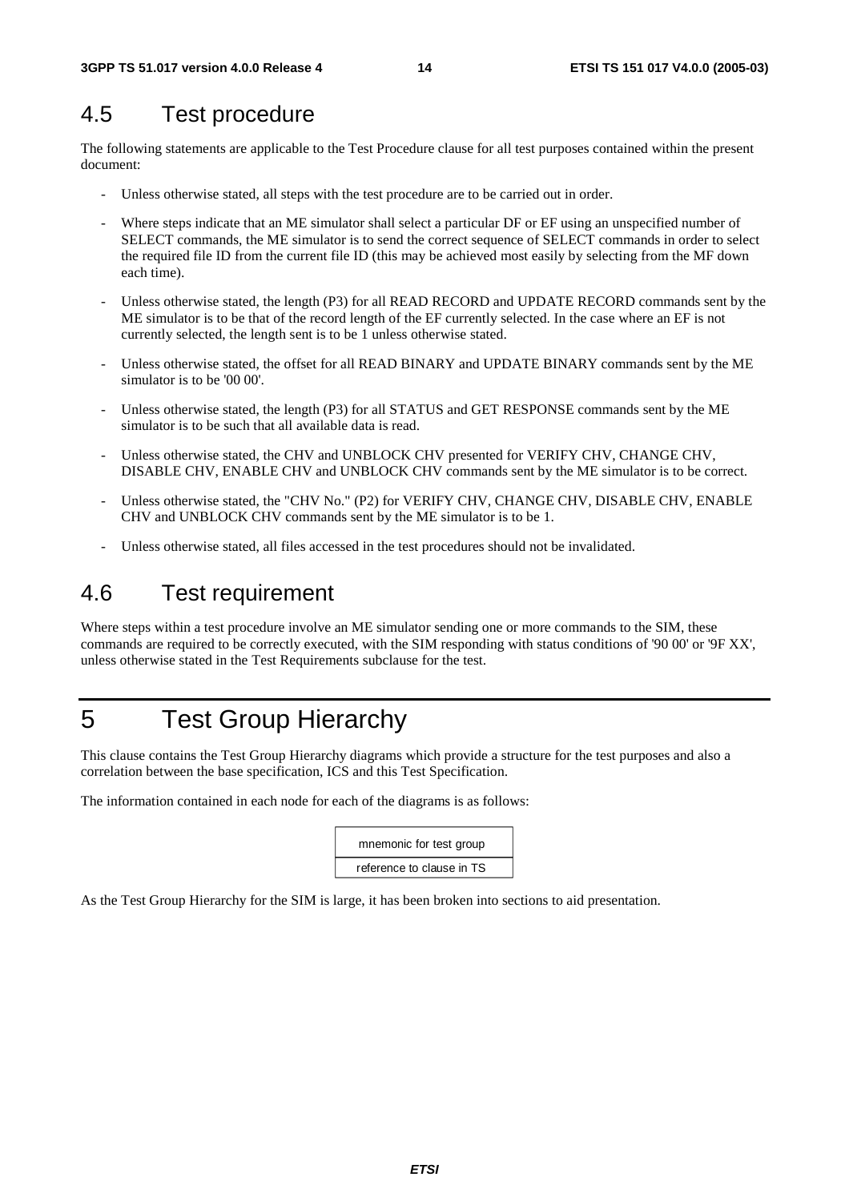## 4.5 Test procedure

The following statements are applicable to the Test Procedure clause for all test purposes contained within the present document:

- Unless otherwise stated, all steps with the test procedure are to be carried out in order.
- Where steps indicate that an ME simulator shall select a particular DF or EF using an unspecified number of SELECT commands, the ME simulator is to send the correct sequence of SELECT commands in order to select the required file ID from the current file ID (this may be achieved most easily by selecting from the MF down each time).
- Unless otherwise stated, the length (P3) for all READ RECORD and UPDATE RECORD commands sent by the ME simulator is to be that of the record length of the EF currently selected. In the case where an EF is not currently selected, the length sent is to be 1 unless otherwise stated.
- Unless otherwise stated, the offset for all READ BINARY and UPDATE BINARY commands sent by the ME simulator is to be '00 00'.
- Unless otherwise stated, the length (P3) for all STATUS and GET RESPONSE commands sent by the ME simulator is to be such that all available data is read.
- Unless otherwise stated, the CHV and UNBLOCK CHV presented for VERIFY CHV, CHANGE CHV, DISABLE CHV, ENABLE CHV and UNBLOCK CHV commands sent by the ME simulator is to be correct.
- Unless otherwise stated, the "CHV No." (P2) for VERIFY CHV, CHANGE CHV, DISABLE CHV, ENABLE CHV and UNBLOCK CHV commands sent by the ME simulator is to be 1.
- Unless otherwise stated, all files accessed in the test procedures should not be invalidated.

## 4.6 Test requirement

Where steps within a test procedure involve an ME simulator sending one or more commands to the SIM, these commands are required to be correctly executed, with the SIM responding with status conditions of '90 00' or '9F XX', unless otherwise stated in the Test Requirements subclause for the test.

# 5 Test Group Hierarchy

This clause contains the Test Group Hierarchy diagrams which provide a structure for the test purposes and also a correlation between the base specification, ICS and this Test Specification.

The information contained in each node for each of the diagrams is as follows:

| mnemonic for test group |
| --- |
| reference to clause in TS |

As the Test Group Hierarchy for the SIM is large, it has been broken into sections to aid presentation.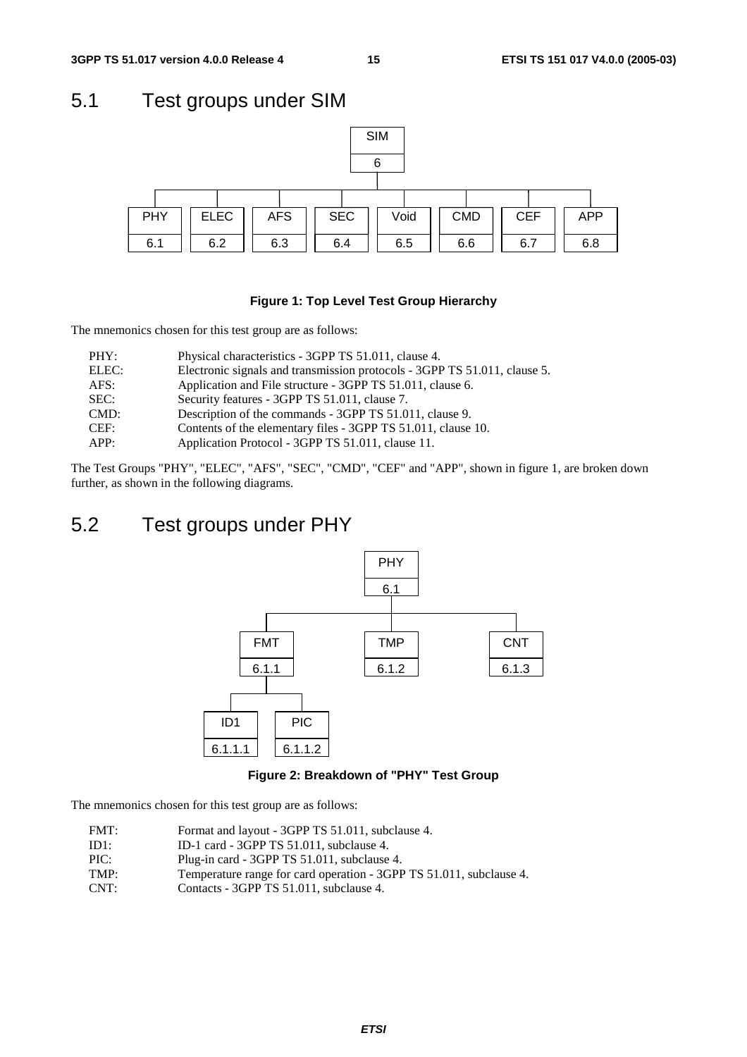## 5.1 Test groups under SIM

| SIM |
|---|
| 6 |

| PHY | ELEC | AFS | SEC | Void | CMD | CEF | APP |
|---|---|---|---|---|---|---|---|
| 6.1 | 6.2 | 6.3 | 6.4 | 6.5 | 6.6 | 6.7 | 6.8 |

**Figure 1: Top Level Test Group Hierarchy**

The mnemonics chosen for this test group are as follows:

| | |
|---|---|
| PHY: | Physical characteristics - 3GPP TS 51.011, clause 4. |
| ELEC: | Electronic signals and transmission protocols - 3GPP TS 51.011, clause 5. |
| AFS: | Application and File structure - 3GPP TS 51.011, clause 6. |
| SEC: | Security features - 3GPP TS 51.011, clause 7. |
| CMD: | Description of the commands - 3GPP TS 51.011, clause 9. |
| CEF: | Contents of the elementary files - 3GPP TS 51.011, clause 10. |
| APP: | Application Protocol - 3GPP TS 51.011, clause 11. |

The Test Groups "PHY", "ELEC", "AFS", "SEC", "CMD", "CEF" and "APP", shown in figure 1, are broken down further, as shown in the following diagrams.

## 5.2 Test groups under PHY

| PHY |
|---|
| 6.1 |

| FMT | TMP | CNT |
|---|---|---|
| 6.1.1 | 6.1.2 | 6.1.3 |

Under FMT (6.1.1):

| ID1 | PIC |
|---|---|
| 6.1.1.1 | 6.1.1.2 |

**Figure 2: Breakdown of "PHY" Test Group**

The mnemonics chosen for this test group are as follows:

| | |
|---|---|
| FMT: | Format and layout - 3GPP TS 51.011, subclause 4. |
| ID1: | ID-1 card - 3GPP TS 51.011, subclause 4. |
| PIC: | Plug-in card - 3GPP TS 51.011, subclause 4. |
| TMP: | Temperature range for card operation - 3GPP TS 51.011, subclause 4. |
| CNT: | Contacts - 3GPP TS 51.011, subclause 4. |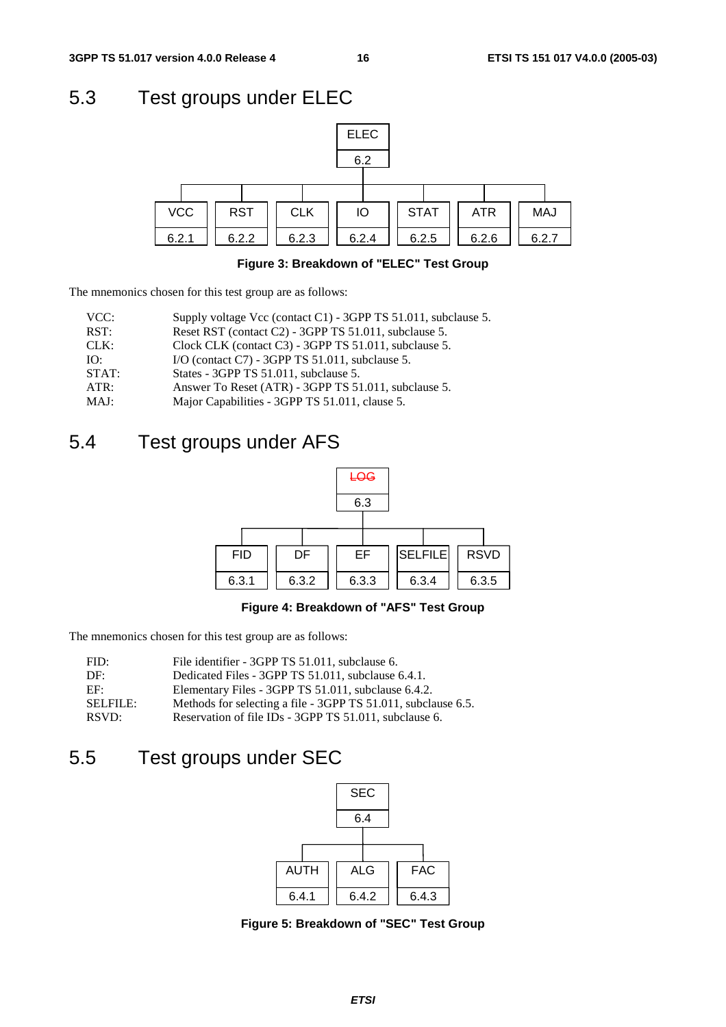## 5.3 Test groups under ELEC

ELEC 6.2

| VCC | RST | CLK | IO | STAT | ATR | MAJ |
|---|---|---|---|---|---|---|
| 6.2.1 | 6.2.2 | 6.2.3 | 6.2.4 | 6.2.5 | 6.2.6 | 6.2.7 |

**Figure 3: Breakdown of "ELEC" Test Group**

The mnemonics chosen for this test group are as follows:

| | |
|---|---|
| VCC: | Supply voltage Vcc (contact C1) - 3GPP TS 51.011, subclause 5. |
| RST: | Reset RST (contact C2) - 3GPP TS 51.011, subclause 5. |
| CLK: | Clock CLK (contact C3) - 3GPP TS 51.011, subclause 5. |
| IO: | I/O (contact C7) - 3GPP TS 51.011, subclause 5. |
| STAT: | States - 3GPP TS 51.011, subclause 5. |
| ATR: | Answer To Reset (ATR) - 3GPP TS 51.011, subclause 5. |
| MAJ: | Major Capabilities - 3GPP TS 51.011, clause 5. |

## 5.4 Test groups under AFS

~~LOG~~ 6.3

| FID | DF | EF | SELFILE | RSVD |
|---|---|---|---|---|
| 6.3.1 | 6.3.2 | 6.3.3 | 6.3.4 | 6.3.5 |

**Figure 4: Breakdown of "AFS" Test Group**

The mnemonics chosen for this test group are as follows:

| | |
|---|---|
| FID: | File identifier - 3GPP TS 51.011, subclause 6. |
| DF: | Dedicated Files - 3GPP TS 51.011, subclause 6.4.1. |
| EF: | Elementary Files - 3GPP TS 51.011, subclause 6.4.2. |
| SELFILE: | Methods for selecting a file - 3GPP TS 51.011, subclause 6.5. |
| RSVD: | Reservation of file IDs - 3GPP TS 51.011, subclause 6. |

## 5.5 Test groups under SEC

SEC 6.4

| AUTH | ALG | FAC |
|---|---|---|
| 6.4.1 | 6.4.2 | 6.4.3 |

**Figure 5: Breakdown of "SEC" Test Group**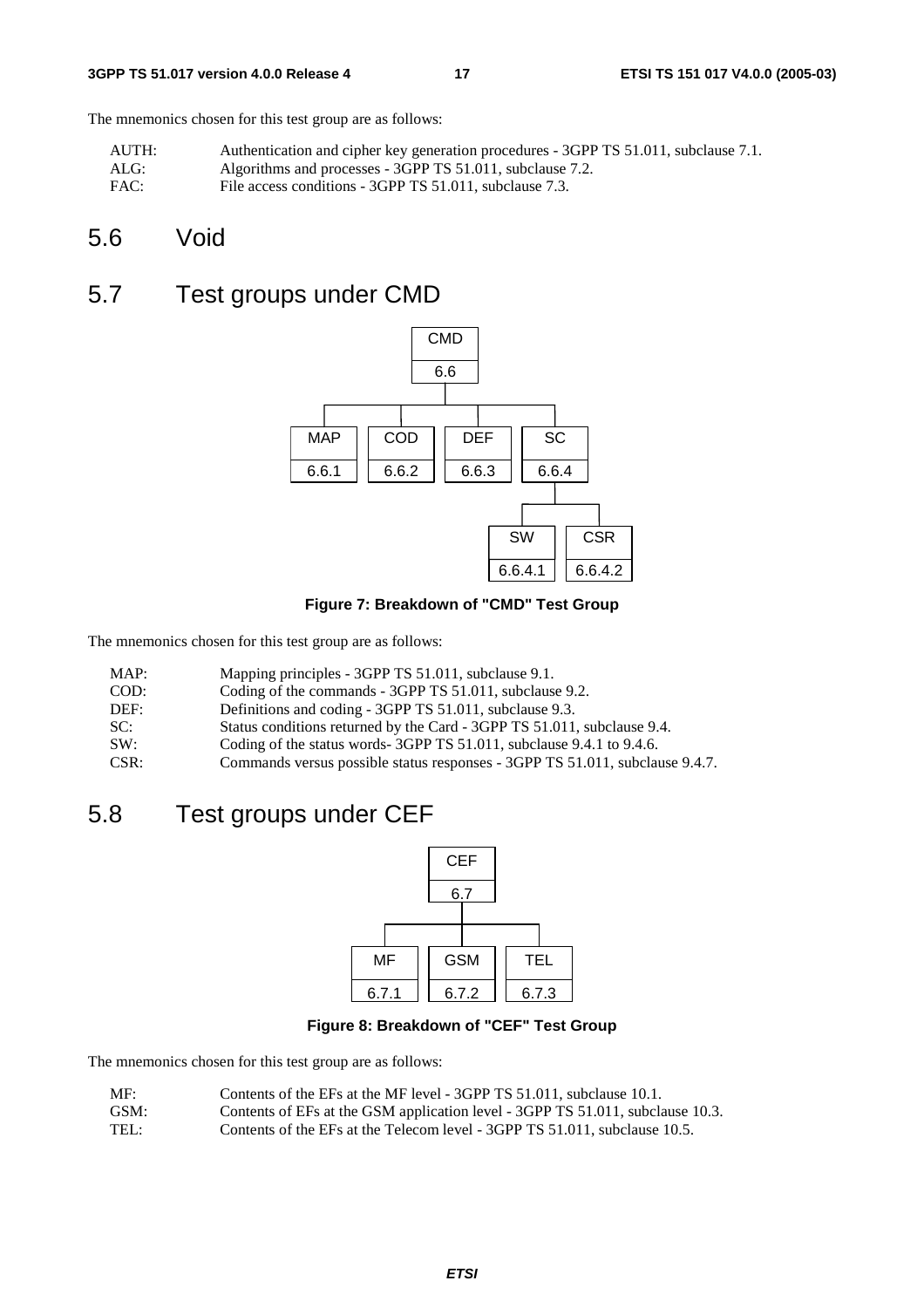The mnemonics chosen for this test group are as follows:

| | |
|---|---|
| AUTH: | Authentication and cipher key generation procedures - 3GPP TS 51.011, subclause 7.1. |
| ALG: | Algorithms and processes - 3GPP TS 51.011, subclause 7.2. |
| FAC: | File access conditions - 3GPP TS 51.011, subclause 7.3. |

# 5.6 Void

# 5.7 Test groups under CMD

```
                  CMD
                  6.6
                   |
   +--------+------+------+--------+
   |        |             |        |
  MAP      COD           DEF       SC
 6.6.1    6.6.2         6.6.3    6.6.4
                                   |
                             +-----+-----+
                             |           |
                            SW          CSR
                          6.6.4.1     6.6.4.2
```

**Figure 7: Breakdown of "CMD" Test Group**

The mnemonics chosen for this test group are as follows:

| | |
|---|---|
| MAP: | Mapping principles - 3GPP TS 51.011, subclause 9.1. |
| COD: | Coding of the commands - 3GPP TS 51.011, subclause 9.2. |
| DEF: | Definitions and coding - 3GPP TS 51.011, subclause 9.3. |
| SC: | Status conditions returned by the Card - 3GPP TS 51.011, subclause 9.4. |
| SW: | Coding of the status words- 3GPP TS 51.011, subclause 9.4.1 to 9.4.6. |
| CSR: | Commands versus possible status responses - 3GPP TS 51.011, subclause 9.4.7. |

# 5.8 Test groups under CEF

```
           CEF
           6.7
            |
   +--------+--------+
   |        |        |
   MF      GSM      TEL
  6.7.1   6.7.2    6.7.3
```

**Figure 8: Breakdown of "CEF" Test Group**

The mnemonics chosen for this test group are as follows:

| | |
|---|---|
| MF: | Contents of the EFs at the MF level - 3GPP TS 51.011, subclause 10.1. |
| GSM: | Contents of EFs at the GSM application level - 3GPP TS 51.011, subclause 10.3. |
| TEL: | Contents of the EFs at the Telecom level - 3GPP TS 51.011, subclause 10.5. |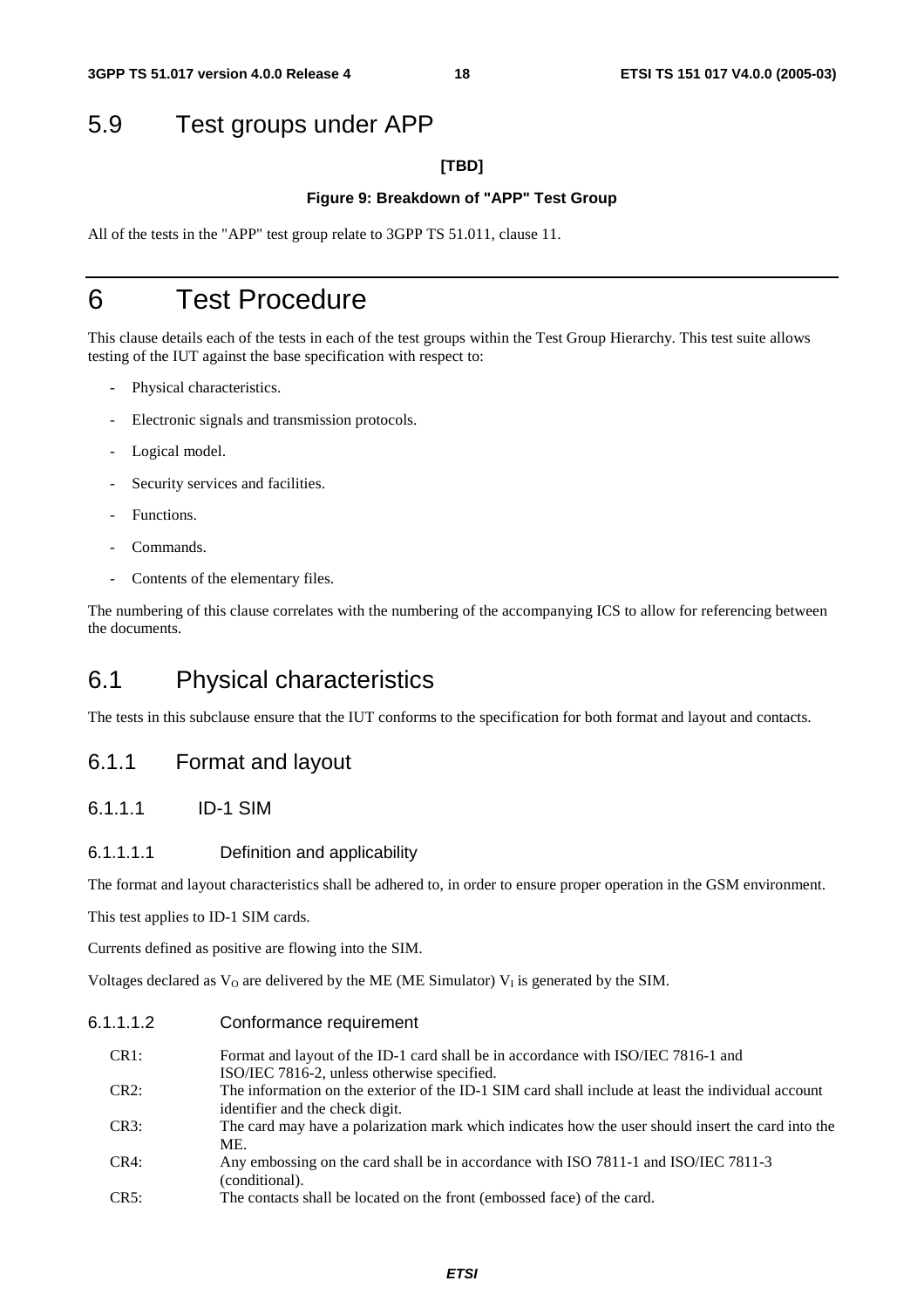## 5.9 Test groups under APP

**[TBD]**

**Figure 9: Breakdown of "APP" Test Group**

All of the tests in the "APP" test group relate to 3GPP TS 51.011, clause 11.

# 6 Test Procedure

This clause details each of the tests in each of the test groups within the Test Group Hierarchy. This test suite allows testing of the IUT against the base specification with respect to:

- Physical characteristics.
- Electronic signals and transmission protocols.
- Logical model.
- Security services and facilities.
- Functions.
- Commands.
- Contents of the elementary files.

The numbering of this clause correlates with the numbering of the accompanying ICS to allow for referencing between the documents.

## 6.1 Physical characteristics

The tests in this subclause ensure that the IUT conforms to the specification for both format and layout and contacts.

### 6.1.1 Format and layout

#### 6.1.1.1 ID-1 SIM

##### 6.1.1.1.1 Definition and applicability

The format and layout characteristics shall be adhered to, in order to ensure proper operation in the GSM environment.

This test applies to ID-1 SIM cards.

Currents defined as positive are flowing into the SIM.

Voltages declared as $V_O$ are delivered by the ME (ME Simulator) $V_I$ is generated by the SIM.

##### 6.1.1.1.2 Conformance requirement

CR1: Format and layout of the ID-1 card shall be in accordance with ISO/IEC 7816-1 and ISO/IEC 7816-2, unless otherwise specified.

CR2: The information on the exterior of the ID-1 SIM card shall include at least the individual account identifier and the check digit.

CR3: The card may have a polarization mark which indicates how the user should insert the card into the ME.

CR4: Any embossing on the card shall be in accordance with ISO 7811-1 and ISO/IEC 7811-3 (conditional).

CR5: The contacts shall be located on the front (embossed face) of the card.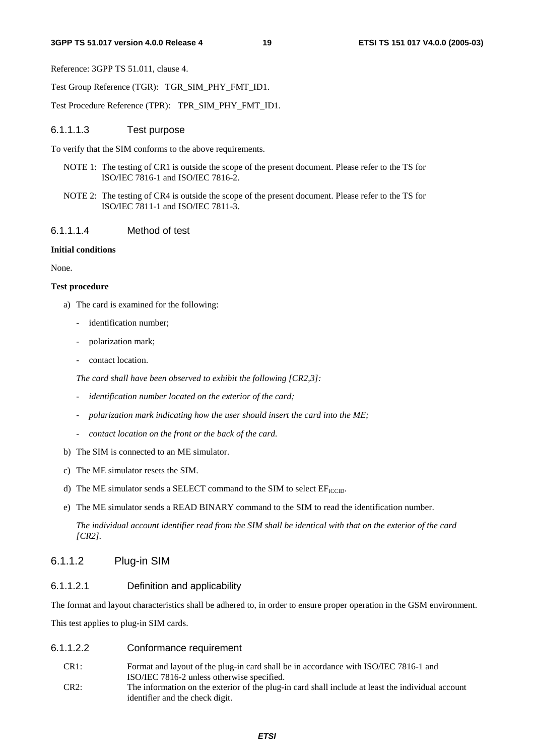Reference: 3GPP TS 51.011, clause 4.

Test Group Reference (TGR): TGR_SIM_PHY_FMT_ID1.

Test Procedure Reference (TPR): TPR_SIM_PHY_FMT_ID1.

##### 6.1.1.1.3 Test purpose

To verify that the SIM conforms to the above requirements.

NOTE 1: The testing of CR1 is outside the scope of the present document. Please refer to the TS for ISO/IEC 7816-1 and ISO/IEC 7816-2.

NOTE 2: The testing of CR4 is outside the scope of the present document. Please refer to the TS for ISO/IEC 7811-1 and ISO/IEC 7811-3.

##### 6.1.1.1.4 Method of test

**Initial conditions**

None.

**Test procedure**

a) The card is examined for the following:

- identification number;
- polarization mark;
- contact location.

*The card shall have been observed to exhibit the following [CR2,3]:*

- *identification number located on the exterior of the card;*
- *polarization mark indicating how the user should insert the card into the ME;*
- *contact location on the front or the back of the card.*

b) The SIM is connected to an ME simulator.

c) The ME simulator resets the SIM.

d) The ME simulator sends a SELECT command to the SIM to select $EF_{ICCID}$.

e) The ME simulator sends a READ BINARY command to the SIM to read the identification number.

*The individual account identifier read from the SIM shall be identical with that on the exterior of the card [CR2].*

#### 6.1.1.2 Plug-in SIM

##### 6.1.1.2.1 Definition and applicability

The format and layout characteristics shall be adhered to, in order to ensure proper operation in the GSM environment.

This test applies to plug-in SIM cards.

##### 6.1.1.2.2 Conformance requirement

CR1: Format and layout of the plug-in card shall be in accordance with ISO/IEC 7816-1 and ISO/IEC 7816-2 unless otherwise specified.

CR2: The information on the exterior of the plug-in card shall include at least the individual account identifier and the check digit.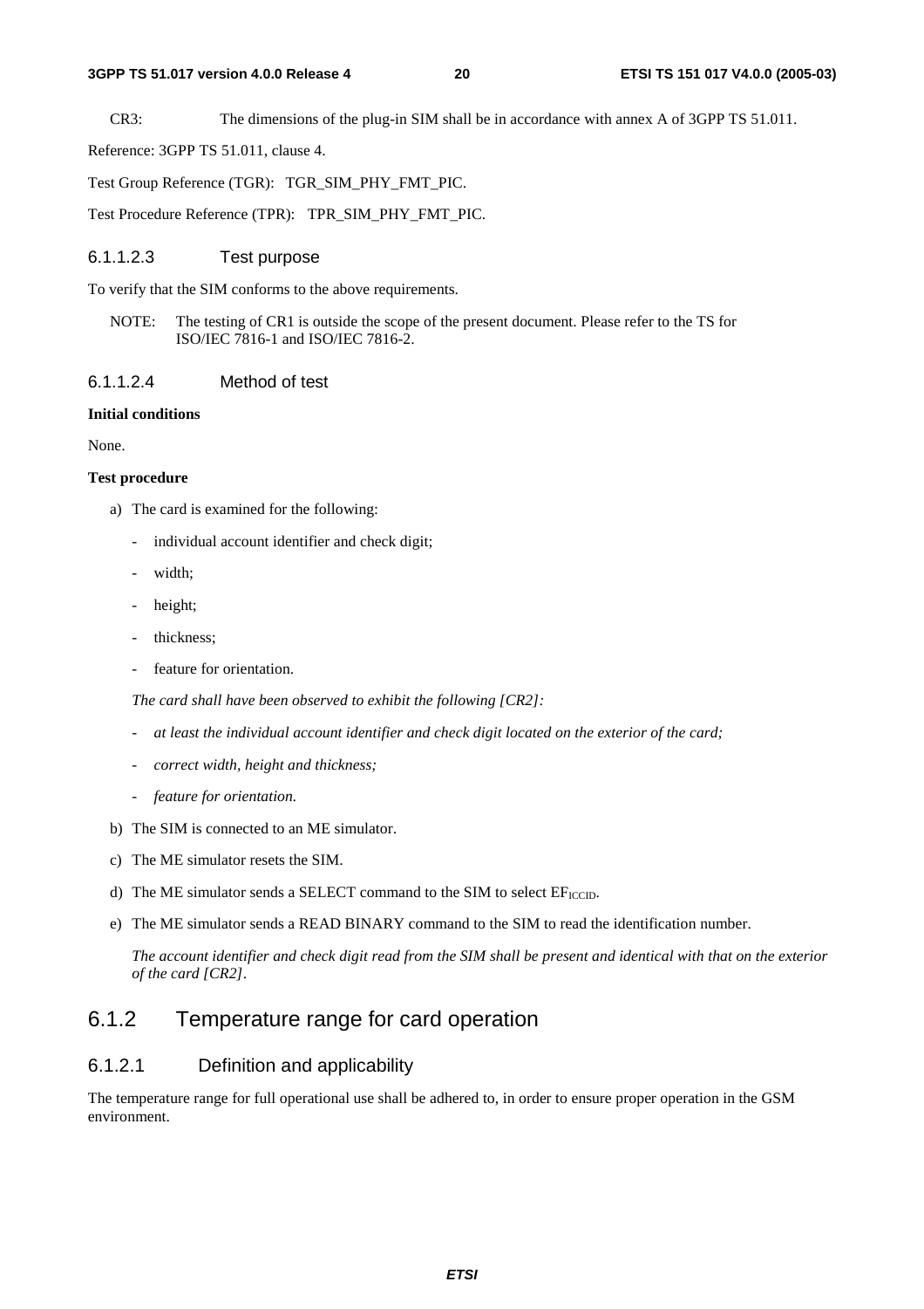CR3: The dimensions of the plug-in SIM shall be in accordance with annex A of 3GPP TS 51.011.

Reference: 3GPP TS 51.011, clause 4.

Test Group Reference (TGR): TGR_SIM_PHY_FMT_PIC.

Test Procedure Reference (TPR): TPR_SIM_PHY_FMT_PIC.

#### 6.1.1.2.3 Test purpose

To verify that the SIM conforms to the above requirements.

NOTE: The testing of CR1 is outside the scope of the present document. Please refer to the TS for ISO/IEC 7816-1 and ISO/IEC 7816-2.

#### 6.1.1.2.4 Method of test

**Initial conditions**

None.

**Test procedure**

a) The card is examined for the following:

- individual account identifier and check digit;
- width;
- height;
- thickness;
- feature for orientation.

*The card shall have been observed to exhibit the following [CR2]:*

- *at least the individual account identifier and check digit located on the exterior of the card;*
- *correct width, height and thickness;*
- *feature for orientation.*

b) The SIM is connected to an ME simulator.

c) The ME simulator resets the SIM.

d) The ME simulator sends a SELECT command to the SIM to select $EF_{ICCID}$.

e) The ME simulator sends a READ BINARY command to the SIM to read the identification number.

*The account identifier and check digit read from the SIM shall be present and identical with that on the exterior of the card [CR2].*

## 6.1.2 Temperature range for card operation

### 6.1.2.1 Definition and applicability

The temperature range for full operational use shall be adhered to, in order to ensure proper operation in the GSM environment.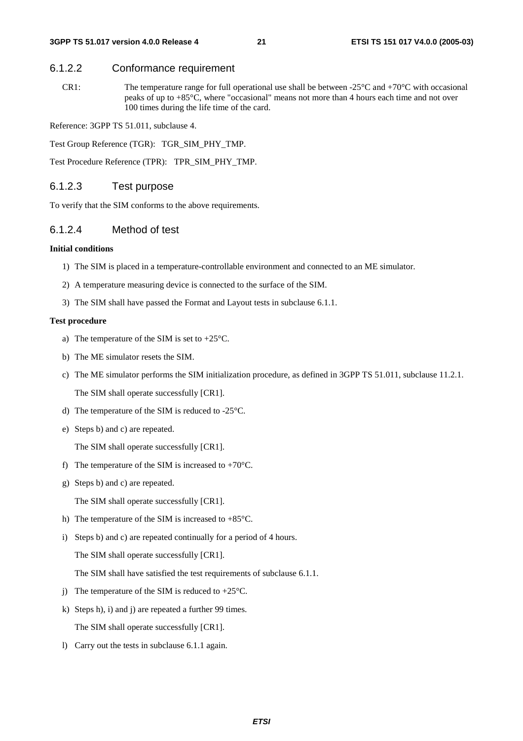### 6.1.2.2 Conformance requirement

CR1: The temperature range for full operational use shall be between -25°C and +70°C with occasional peaks of up to +85°C, where "occasional" means not more than 4 hours each time and not over 100 times during the life time of the card.

Reference: 3GPP TS 51.011, subclause 4.

Test Group Reference (TGR): TGR_SIM_PHY_TMP.

Test Procedure Reference (TPR): TPR_SIM_PHY_TMP.

### 6.1.2.3 Test purpose

To verify that the SIM conforms to the above requirements.

### 6.1.2.4 Method of test

**Initial conditions**

1) The SIM is placed in a temperature-controllable environment and connected to an ME simulator.
2) A temperature measuring device is connected to the surface of the SIM.
3) The SIM shall have passed the Format and Layout tests in subclause 6.1.1.

**Test procedure**

a) The temperature of the SIM is set to +25°C.

b) The ME simulator resets the SIM.

c) The ME simulator performs the SIM initialization procedure, as defined in 3GPP TS 51.011, subclause 11.2.1.

   The SIM shall operate successfully [CR1].

d) The temperature of the SIM is reduced to -25°C.

e) Steps b) and c) are repeated.

   The SIM shall operate successfully [CR1].

f) The temperature of the SIM is increased to +70°C.

g) Steps b) and c) are repeated.

   The SIM shall operate successfully [CR1].

h) The temperature of the SIM is increased to +85°C.

i) Steps b) and c) are repeated continually for a period of 4 hours.

   The SIM shall operate successfully [CR1].

   The SIM shall have satisfied the test requirements of subclause 6.1.1.

j) The temperature of the SIM is reduced to +25°C.

k) Steps h), i) and j) are repeated a further 99 times.

   The SIM shall operate successfully [CR1].

l) Carry out the tests in subclause 6.1.1 again.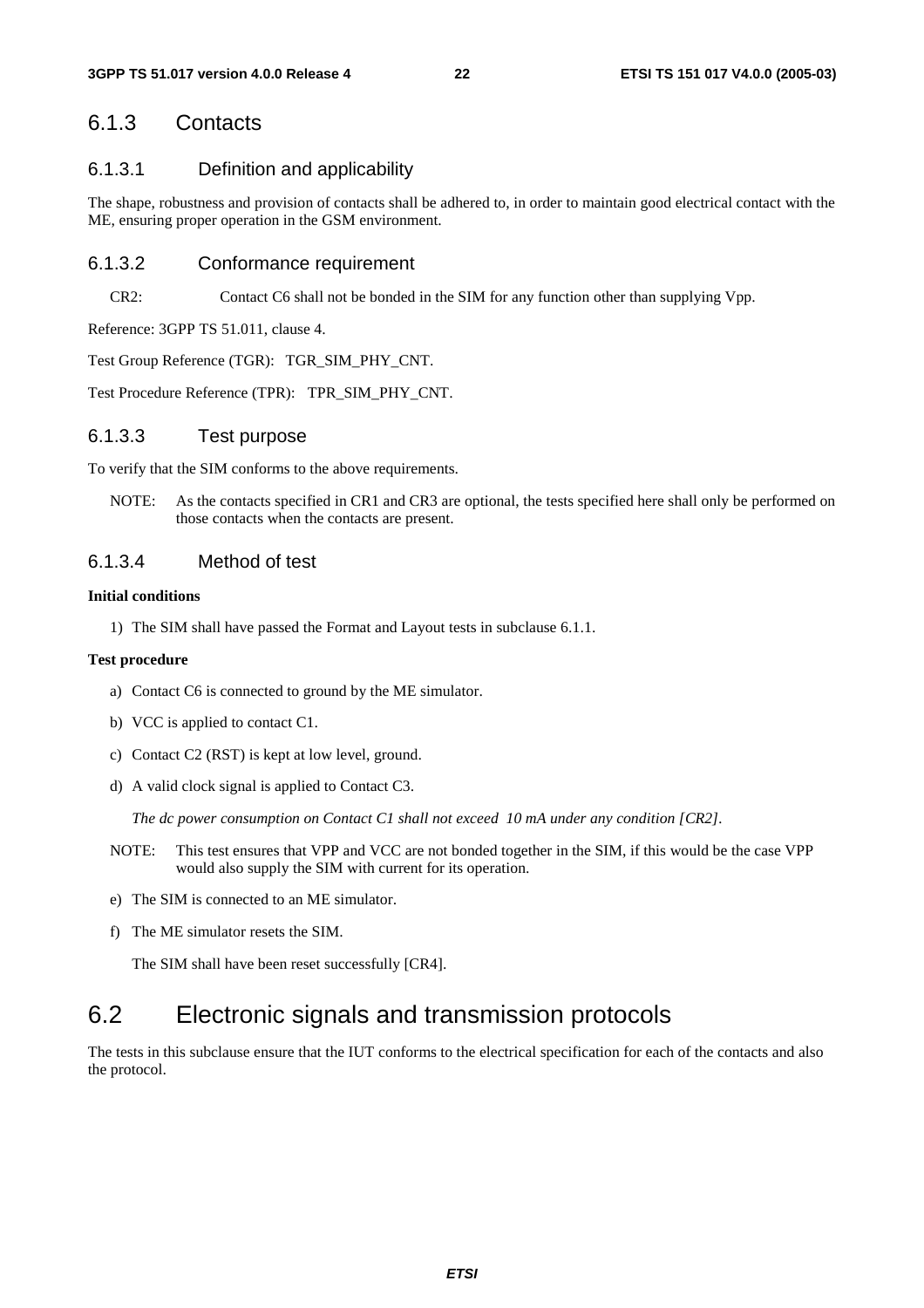### 6.1.3 Contacts

#### 6.1.3.1 Definition and applicability

The shape, robustness and provision of contacts shall be adhered to, in order to maintain good electrical contact with the ME, ensuring proper operation in the GSM environment.

#### 6.1.3.2 Conformance requirement

CR2: Contact C6 shall not be bonded in the SIM for any function other than supplying Vpp.

Reference: 3GPP TS 51.011, clause 4.

Test Group Reference (TGR): TGR_SIM_PHY_CNT.

Test Procedure Reference (TPR): TPR_SIM_PHY_CNT.

#### 6.1.3.3 Test purpose

To verify that the SIM conforms to the above requirements.

NOTE: As the contacts specified in CR1 and CR3 are optional, the tests specified here shall only be performed on those contacts when the contacts are present.

#### 6.1.3.4 Method of test

**Initial conditions**

1) The SIM shall have passed the Format and Layout tests in subclause 6.1.1.

**Test procedure**

a) Contact C6 is connected to ground by the ME simulator.

b) VCC is applied to contact C1.

c) Contact C2 (RST) is kept at low level, ground.

d) A valid clock signal is applied to Contact C3.

*The dc power consumption on Contact C1 shall not exceed 10 mA under any condition [CR2].*

NOTE: This test ensures that VPP and VCC are not bonded together in the SIM, if this would be the case VPP would also supply the SIM with current for its operation.

e) The SIM is connected to an ME simulator.

f) The ME simulator resets the SIM.

The SIM shall have been reset successfully [CR4].

## 6.2 Electronic signals and transmission protocols

The tests in this subclause ensure that the IUT conforms to the electrical specification for each of the contacts and also the protocol.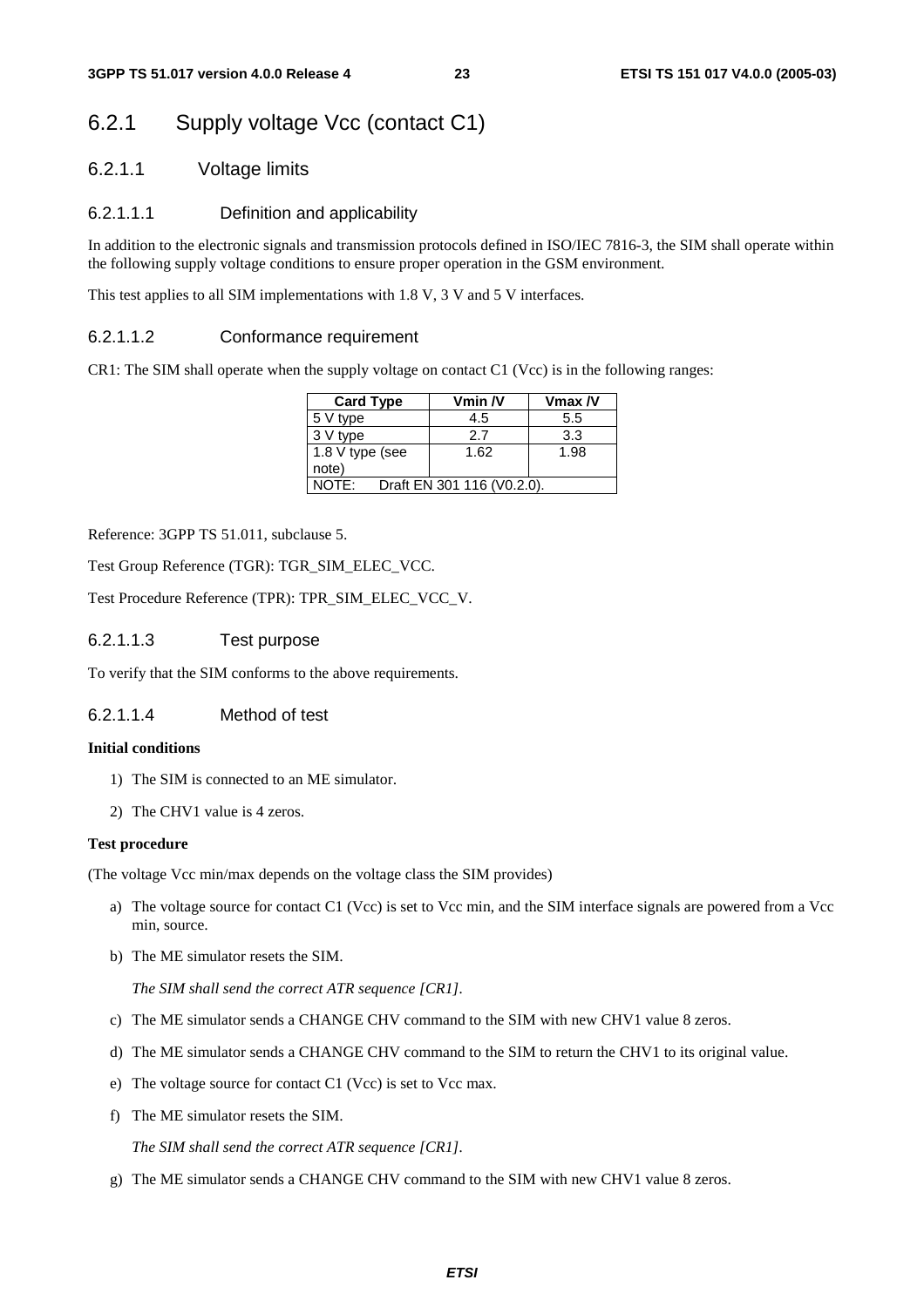### 6.2.1 Supply voltage Vcc (contact C1)

#### 6.2.1.1 Voltage limits

##### 6.2.1.1.1 Definition and applicability

In addition to the electronic signals and transmission protocols defined in ISO/IEC 7816-3, the SIM shall operate within the following supply voltage conditions to ensure proper operation in the GSM environment.

This test applies to all SIM implementations with 1.8 V, 3 V and 5 V interfaces.

##### 6.2.1.1.2 Conformance requirement

CR1: The SIM shall operate when the supply voltage on contact C1 (Vcc) is in the following ranges:

| Card Type | Vmin /V | Vmax /V |
|---|---|---|
| 5 V type | 4.5 | 5.5 |
| 3 V type | 2.7 | 3.3 |
| 1.8 V type (see note) | 1.62 | 1.98 |
| NOTE: Draft EN 301 116 (V0.2.0). | | |

Reference: 3GPP TS 51.011, subclause 5.

Test Group Reference (TGR): TGR_SIM_ELEC_VCC.

Test Procedure Reference (TPR): TPR_SIM_ELEC_VCC_V.

##### 6.2.1.1.3 Test purpose

To verify that the SIM conforms to the above requirements.

##### 6.2.1.1.4 Method of test

**Initial conditions**

1) The SIM is connected to an ME simulator.
2) The CHV1 value is 4 zeros.

**Test procedure**

(The voltage Vcc min/max depends on the voltage class the SIM provides)

a) The voltage source for contact C1 (Vcc) is set to Vcc min, and the SIM interface signals are powered from a Vcc min, source.

b) The ME simulator resets the SIM.

   *The SIM shall send the correct ATR sequence [CR1].*

c) The ME simulator sends a CHANGE CHV command to the SIM with new CHV1 value 8 zeros.

d) The ME simulator sends a CHANGE CHV command to the SIM to return the CHV1 to its original value.

e) The voltage source for contact C1 (Vcc) is set to Vcc max.

f) The ME simulator resets the SIM.

   *The SIM shall send the correct ATR sequence [CR1].*

g) The ME simulator sends a CHANGE CHV command to the SIM with new CHV1 value 8 zeros.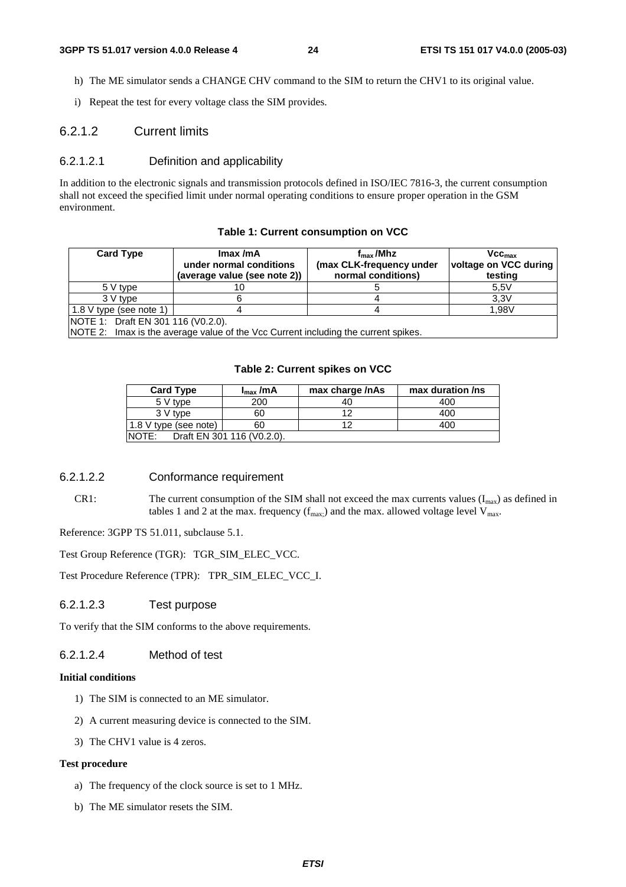h) The ME simulator sends a CHANGE CHV command to the SIM to return the CHV1 to its original value.

i) Repeat the test for every voltage class the SIM provides.

#### 6.2.1.2 Current limits

##### 6.2.1.2.1 Definition and applicability

In addition to the electronic signals and transmission protocols defined in ISO/IEC 7816-3, the current consumption shall not exceed the specified limit under normal operating conditions to ensure proper operation in the GSM environment.

**Table 1: Current consumption on VCC**

| Card Type | Imax /mA under normal conditions (average value (see note 2)) | $f_{max}$ /Mhz (max CLK-frequency under normal conditions) | $Vcc_{max}$ voltage on VCC during testing |
|---|---|---|---|
| 5 V type | 10 | 5 | 5,5V |
| 3 V type | 6 | 4 | 3,3V |
| 1.8 V type (see note 1) | 4 | 4 | 1,98V |
| NOTE 1: Draft EN 301 116 (V0.2.0).<br>NOTE 2: Imax is the average value of the Vcc Current including the current spikes. | | | |

**Table 2: Current spikes on VCC**

| Card Type | $I_{max}$ /mA | max charge /nAs | max duration /ns |
|---|---|---|---|
| 5 V type | 200 | 40 | 400 |
| 3 V type | 60 | 12 | 400 |
| 1.8 V type (see note) | 60 | 12 | 400 |
| NOTE: Draft EN 301 116 (V0.2.0). | | | |

##### 6.2.1.2.2 Conformance requirement

CR1: The current consumption of the SIM shall not exceed the max currents values ($I_{max}$) as defined in tables 1 and 2 at the max. frequency ($f_{max;}$) and the max. allowed voltage level $V_{max}$.

Reference: 3GPP TS 51.011, subclause 5.1.

Test Group Reference (TGR): TGR_SIM_ELEC_VCC.

Test Procedure Reference (TPR): TPR_SIM_ELEC_VCC_I.

##### 6.2.1.2.3 Test purpose

To verify that the SIM conforms to the above requirements.

##### 6.2.1.2.4 Method of test

**Initial conditions**

1) The SIM is connected to an ME simulator.

2) A current measuring device is connected to the SIM.

3) The CHV1 value is 4 zeros.

**Test procedure**

a) The frequency of the clock source is set to 1 MHz.

b) The ME simulator resets the SIM.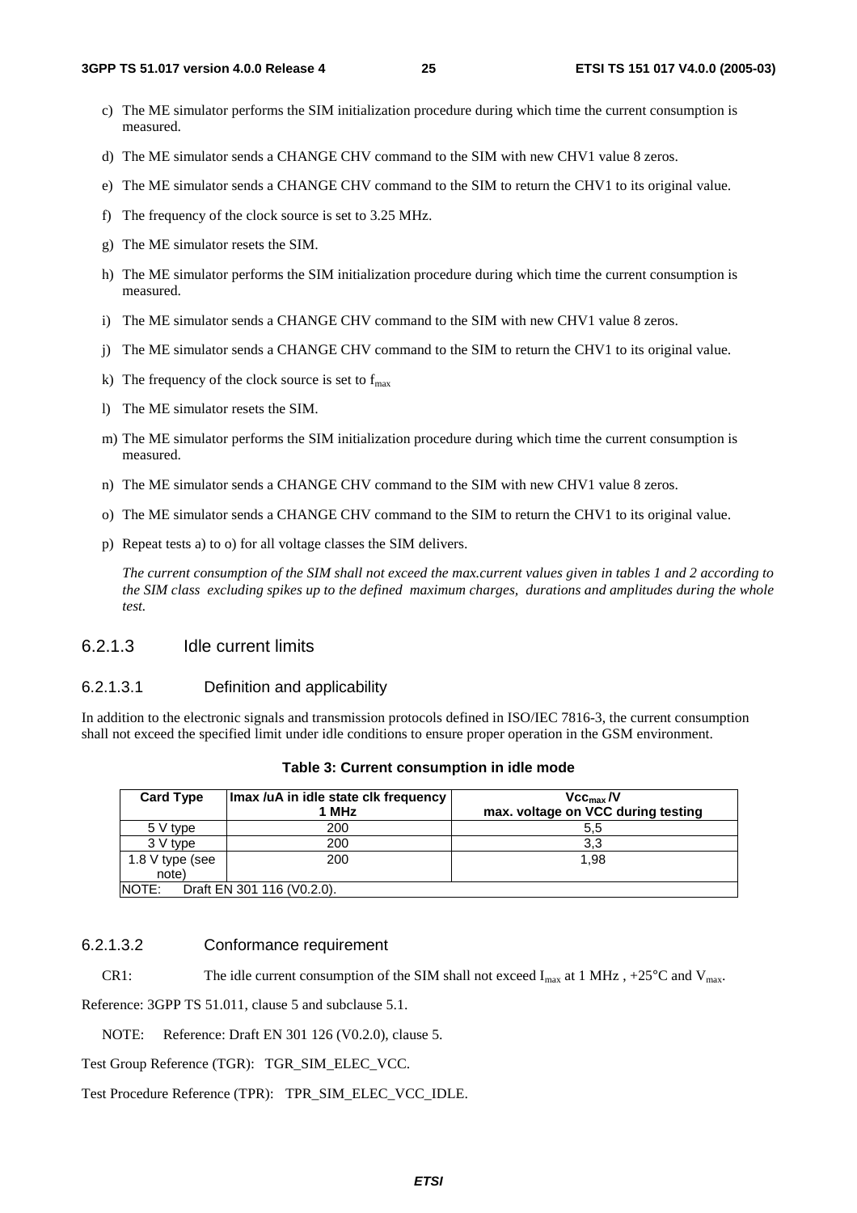c) The ME simulator performs the SIM initialization procedure during which time the current consumption is measured.

d) The ME simulator sends a CHANGE CHV command to the SIM with new CHV1 value 8 zeros.

e) The ME simulator sends a CHANGE CHV command to the SIM to return the CHV1 to its original value.

f) The frequency of the clock source is set to 3.25 MHz.

g) The ME simulator resets the SIM.

h) The ME simulator performs the SIM initialization procedure during which time the current consumption is measured.

i) The ME simulator sends a CHANGE CHV command to the SIM with new CHV1 value 8 zeros.

j) The ME simulator sends a CHANGE CHV command to the SIM to return the CHV1 to its original value.

k) The frequency of the clock source is set to $f_{max}$

l) The ME simulator resets the SIM.

m) The ME simulator performs the SIM initialization procedure during which time the current consumption is measured.

n) The ME simulator sends a CHANGE CHV command to the SIM with new CHV1 value 8 zeros.

o) The ME simulator sends a CHANGE CHV command to the SIM to return the CHV1 to its original value.

p) Repeat tests a) to o) for all voltage classes the SIM delivers.

*The current consumption of the SIM shall not exceed the max.current values given in tables 1 and 2 according to the SIM class excluding spikes up to the defined maximum charges, durations and amplitudes during the whole test.*

### 6.2.1.3 Idle current limits

#### 6.2.1.3.1 Definition and applicability

In addition to the electronic signals and transmission protocols defined in ISO/IEC 7816-3, the current consumption shall not exceed the specified limit under idle conditions to ensure proper operation in the GSM environment.

**Table 3: Current consumption in idle mode**

| Card Type | Imax /uA in idle state clk frequency 1 MHz | $Vcc_{max}$ /V max. voltage on VCC during testing |
|---|---|---|
| 5 V type | 200 | 5,5 |
| 3 V type | 200 | 3,3 |
| 1.8 V type (see note) | 200 | 1,98 |
| NOTE: Draft EN 301 116 (V0.2.0). | | |

#### 6.2.1.3.2 Conformance requirement

CR1: The idle current consumption of the SIM shall not exceed $I_{max}$ at 1 MHz , +25°C and $V_{max}$.

Reference: 3GPP TS 51.011, clause 5 and subclause 5.1.

NOTE: Reference: Draft EN 301 126 (V0.2.0), clause 5.

Test Group Reference (TGR): TGR_SIM_ELEC_VCC.

Test Procedure Reference (TPR): TPR_SIM_ELEC_VCC_IDLE.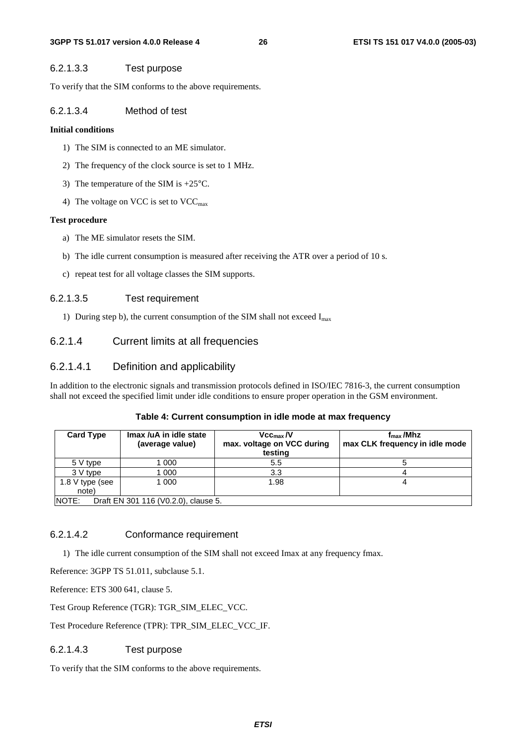#### 6.2.1.3.3 Test purpose

To verify that the SIM conforms to the above requirements.

#### 6.2.1.3.4 Method of test

**Initial conditions**

1) The SIM is connected to an ME simulator.

2) The frequency of the clock source is set to 1 MHz.

3) The temperature of the SIM is +25°C.

4) The voltage on VCC is set to $VCC_{max}$

**Test procedure**

a) The ME simulator resets the SIM.

b) The idle current consumption is measured after receiving the ATR over a period of 10 s.

c) repeat test for all voltage classes the SIM supports.

#### 6.2.1.3.5 Test requirement

1) During step b), the current consumption of the SIM shall not exceed $I_{max}$

### 6.2.1.4 Current limits at all frequencies

#### 6.2.1.4.1 Definition and applicability

In addition to the electronic signals and transmission protocols defined in ISO/IEC 7816-3, the current consumption shall not exceed the specified limit under idle conditions to ensure proper operation in the GSM environment.

**Table 4: Current consumption in idle mode at max frequency**

| Card Type | Imax /uA in idle state (average value) | $Vcc_{max}$ /V max. voltage on VCC during testing | $f_{max}$ /Mhz max CLK frequency in idle mode |
|---|---|---|---|
| 5 V type | 1 000 | 5.5 | 5 |
| 3 V type | 1 000 | 3.3 | 4 |
| 1.8 V type (see note) | 1 000 | 1.98 | 4 |
| NOTE: Draft EN 301 116 (V0.2.0), clause 5. | | | |

#### 6.2.1.4.2 Conformance requirement

1) The idle current consumption of the SIM shall not exceed Imax at any frequency fmax.

Reference: 3GPP TS 51.011, subclause 5.1.

Reference: ETS 300 641, clause 5.

Test Group Reference (TGR): TGR_SIM_ELEC_VCC.

Test Procedure Reference (TPR): TPR_SIM_ELEC_VCC_IF.

#### 6.2.1.4.3 Test purpose

To verify that the SIM conforms to the above requirements.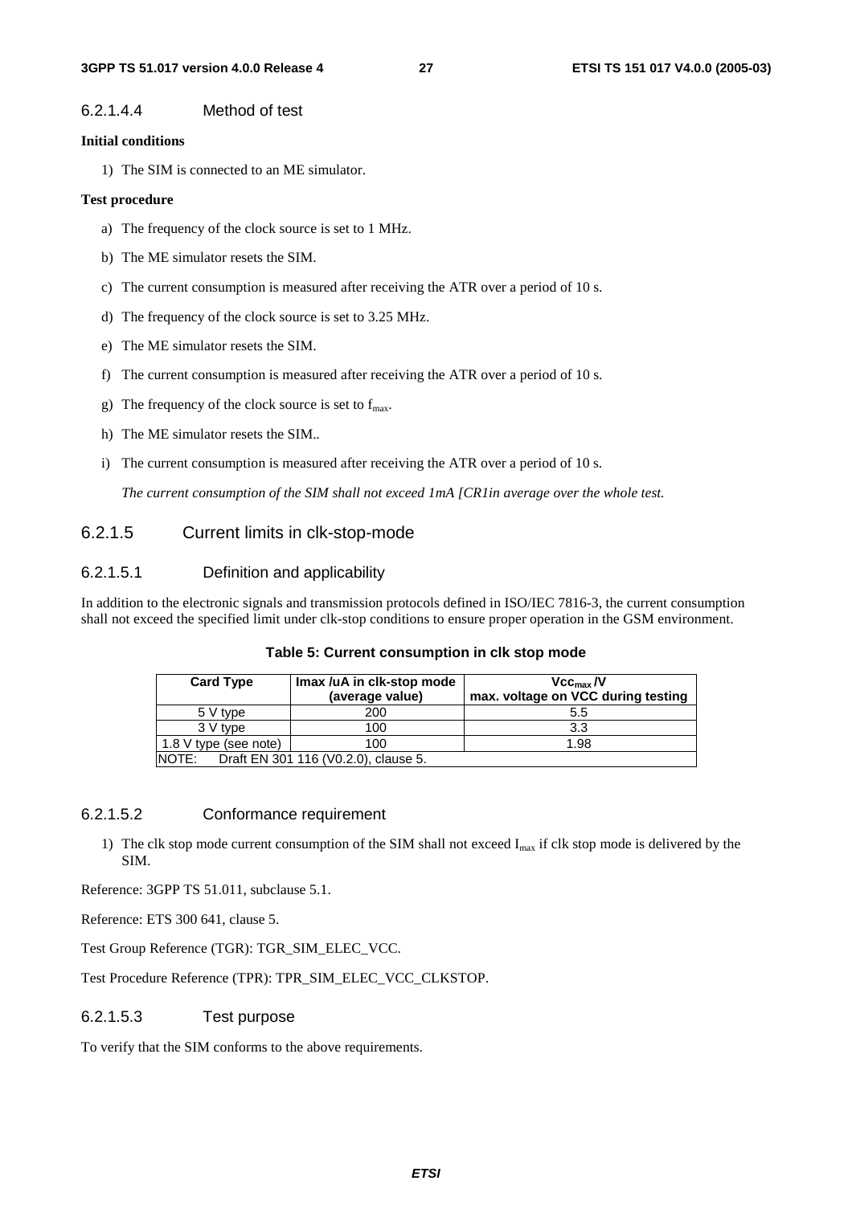#### 6.2.1.4.4 Method of test

**Initial conditions**

1) The SIM is connected to an ME simulator.

**Test procedure**

a) The frequency of the clock source is set to 1 MHz.

b) The ME simulator resets the SIM.

c) The current consumption is measured after receiving the ATR over a period of 10 s.

d) The frequency of the clock source is set to 3.25 MHz.

e) The ME simulator resets the SIM.

f) The current consumption is measured after receiving the ATR over a period of 10 s.

g) The frequency of the clock source is set to $f_{max}$.

h) The ME simulator resets the SIM..

i) The current consumption is measured after receiving the ATR over a period of 10 s.

*The current consumption of the SIM shall not exceed 1mA [CR1in average over the whole test.*

### 6.2.1.5 Current limits in clk-stop-mode

#### 6.2.1.5.1 Definition and applicability

In addition to the electronic signals and transmission protocols defined in ISO/IEC 7816-3, the current consumption shall not exceed the specified limit under clk-stop conditions to ensure proper operation in the GSM environment.

**Table 5: Current consumption in clk stop mode**

| Card Type | Imax /uA in clk-stop mode (average value) | $Vcc_{max}$ /V max. voltage on VCC during testing |
|---|---|---|
| 5 V type | 200 | 5.5 |
| 3 V type | 100 | 3.3 |
| 1.8 V type (see note) | 100 | 1.98 |
| NOTE: Draft EN 301 116 (V0.2.0), clause 5. | | |

#### 6.2.1.5.2 Conformance requirement

1) The clk stop mode current consumption of the SIM shall not exceed $I_{max}$ if clk stop mode is delivered by the SIM.

Reference: 3GPP TS 51.011, subclause 5.1.

Reference: ETS 300 641, clause 5.

Test Group Reference (TGR): TGR_SIM_ELEC_VCC.

Test Procedure Reference (TPR): TPR_SIM_ELEC_VCC_CLKSTOP.

#### 6.2.1.5.3 Test purpose

To verify that the SIM conforms to the above requirements.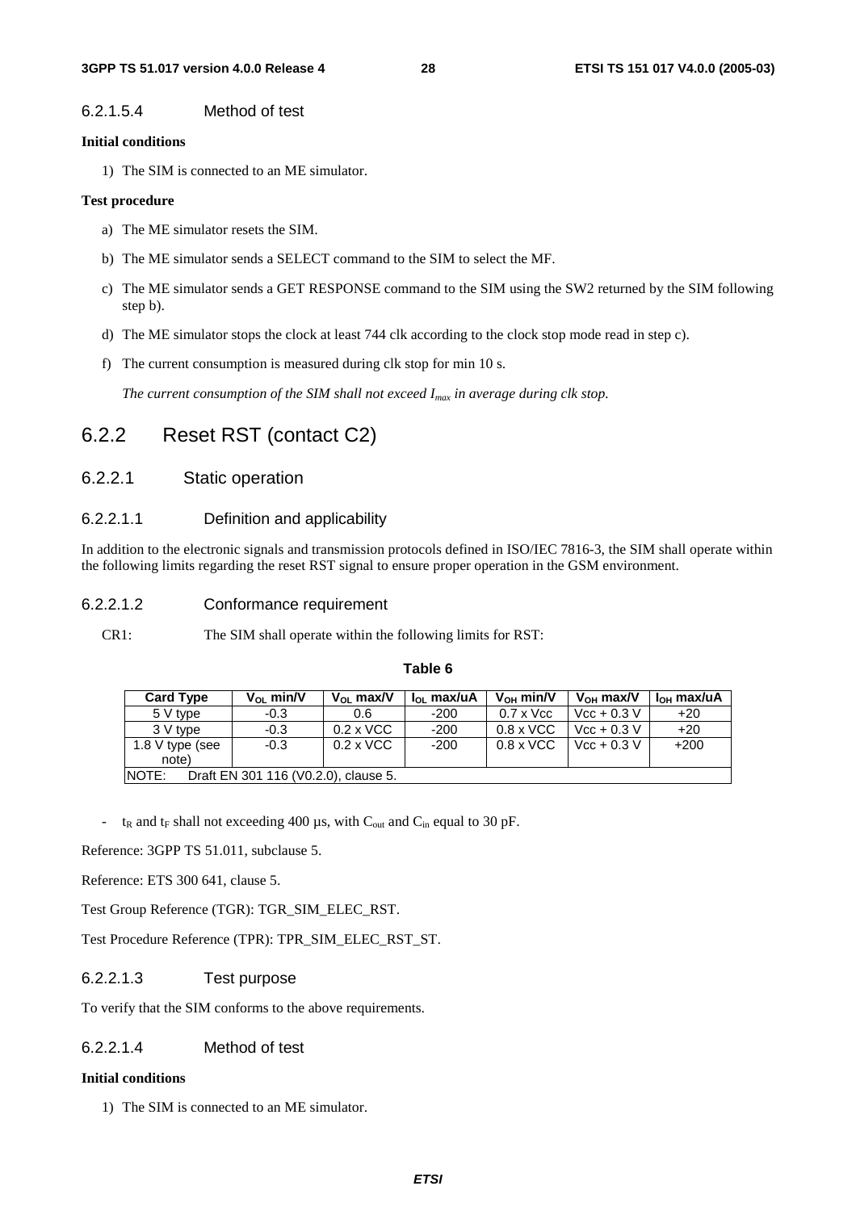#### 6.2.1.5.4 Method of test

**Initial conditions**

1) The SIM is connected to an ME simulator.

**Test procedure**

a) The ME simulator resets the SIM.

b) The ME simulator sends a SELECT command to the SIM to select the MF.

c) The ME simulator sends a GET RESPONSE command to the SIM using the SW2 returned by the SIM following step b).

d) The ME simulator stops the clock at least 744 clk according to the clock stop mode read in step c).

f) The current consumption is measured during clk stop for min 10 s.

*The current consumption of the SIM shall not exceed $I_{max}$ in average during clk stop.*

## 6.2.2 Reset RST (contact C2)

### 6.2.2.1 Static operation

#### 6.2.2.1.1 Definition and applicability

In addition to the electronic signals and transmission protocols defined in ISO/IEC 7816-3, the SIM shall operate within the following limits regarding the reset RST signal to ensure proper operation in the GSM environment.

#### 6.2.2.1.2 Conformance requirement

CR1: The SIM shall operate within the following limits for RST:

**Table 6**

| Card Type | $V_{OL}$ min/V | $V_{OL}$ max/V | $I_{OL}$ max/uA | $V_{OH}$ min/V | $V_{OH}$ max/V | $I_{OH}$ max/uA |
|---|---|---|---|---|---|---|
| 5 V type | -0.3 | 0.6 | -200 | 0.7 x Vcc | Vcc + 0.3 V | +20 |
| 3 V type | -0.3 | 0.2 x VCC | -200 | 0.8 x VCC | Vcc + 0.3 V | +20 |
| 1.8 V type (see note) | -0.3 | 0.2 x VCC | -200 | 0.8 x VCC | Vcc + 0.3 V | +200 |
| NOTE: Draft EN 301 116 (V0.2.0), clause 5. | | | | | | |

- $t_R$ and $t_F$ shall not exceeding 400 µs, with $C_{out}$ and $C_{in}$ equal to 30 pF.

Reference: 3GPP TS 51.011, subclause 5.

Reference: ETS 300 641, clause 5.

Test Group Reference (TGR): TGR_SIM_ELEC_RST.

Test Procedure Reference (TPR): TPR_SIM_ELEC_RST_ST.

#### 6.2.2.1.3 Test purpose

To verify that the SIM conforms to the above requirements.

#### 6.2.2.1.4 Method of test

**Initial conditions**

1) The SIM is connected to an ME simulator.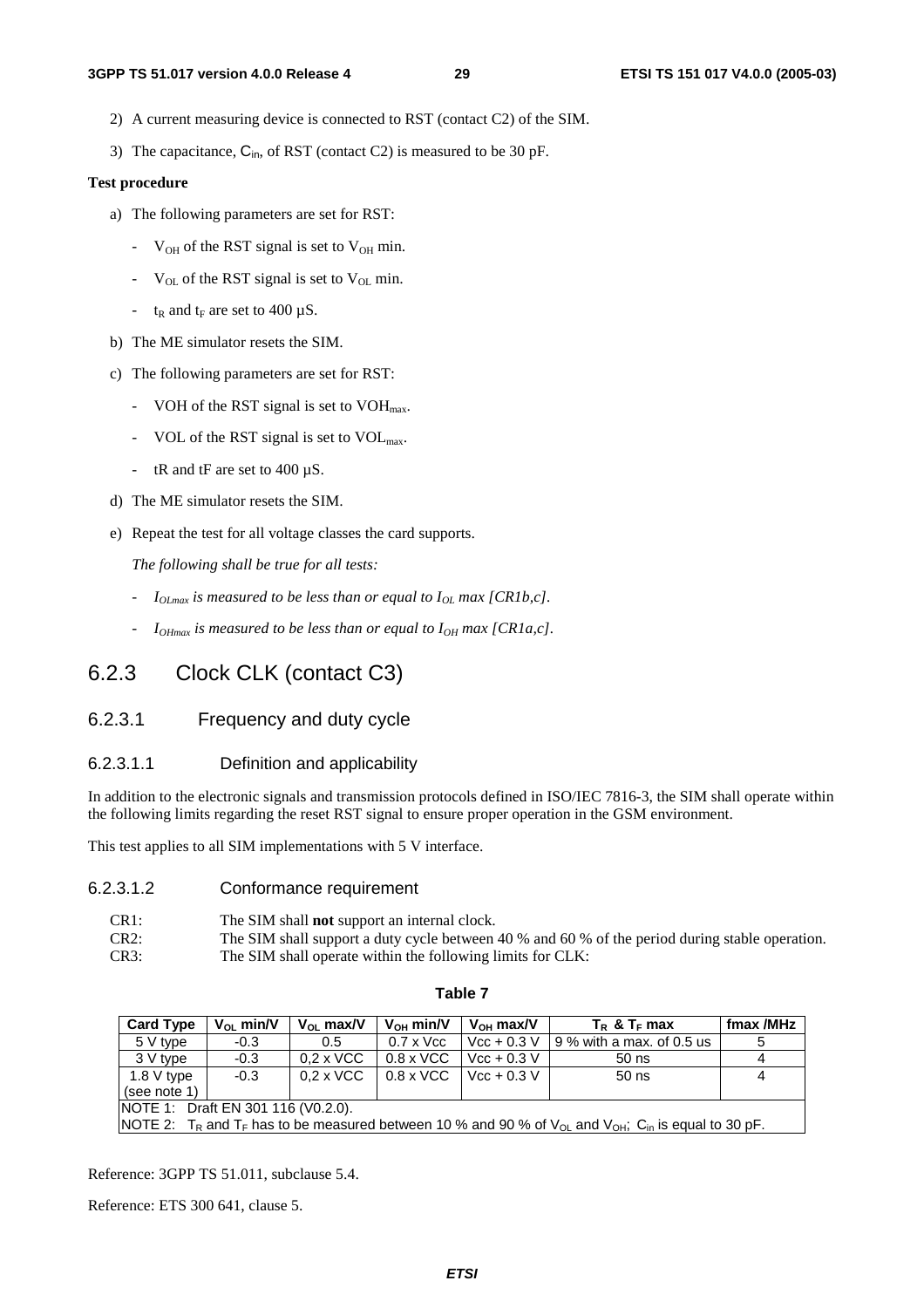2) A current measuring device is connected to RST (contact C2) of the SIM.

3) The capacitance, $C_{in}$, of RST (contact C2) is measured to be 30 pF.

**Test procedure**

a) The following parameters are set for RST:

- $V_{OH}$ of the RST signal is set to $V_{OH}$ min.

- $V_{OL}$ of the RST signal is set to $V_{OL}$ min.

- $t_R$ and $t_F$ are set to 400 µS.

b) The ME simulator resets the SIM.

c) The following parameters are set for RST:

- VOH of the RST signal is set to $VOH_{max}$.

- VOL of the RST signal is set to $VOL_{max}$.

- tR and tF are set to 400 µS.

d) The ME simulator resets the SIM.

e) Repeat the test for all voltage classes the card supports.

*The following shall be true for all tests:*

- *$I_{OLmax}$ is measured to be less than or equal to $I_{OL}$ max [CR1b,c].*

- *$I_{OHmax}$ is measured to be less than or equal to $I_{OH}$ max [CR1a,c].*

## 6.2.3 Clock CLK (contact C3)

### 6.2.3.1 Frequency and duty cycle

#### 6.2.3.1.1 Definition and applicability

In addition to the electronic signals and transmission protocols defined in ISO/IEC 7816-3, the SIM shall operate within the following limits regarding the reset RST signal to ensure proper operation in the GSM environment.

This test applies to all SIM implementations with 5 V interface.

#### 6.2.3.1.2 Conformance requirement

CR1: The SIM shall **not** support an internal clock.
CR2: The SIM shall support a duty cycle between 40 % and 60 % of the period during stable operation.
CR3: The SIM shall operate within the following limits for CLK:

**Table 7**

| Card Type | $V_{OL}$ min/V | $V_{OL}$ max/V | $V_{OH}$ min/V | $V_{OH}$ max/V | $T_R$ & $T_F$ max | fmax /MHz |
|---|---|---|---|---|---|---|
| 5 V type | -0.3 | 0.5 | 0.7 x Vcc | Vcc + 0.3 V | 9 % with a max. of 0.5 us | 5 |
| 3 V type | -0.3 | 0,2 x VCC | 0.8 x VCC | Vcc + 0.3 V | 50 ns | 4 |
| 1.8 V type (see note 1) | -0.3 | 0,2 x VCC | 0.8 x VCC | Vcc + 0.3 V | 50 ns | 4 |
| NOTE 1: Draft EN 301 116 (V0.2.0). | | | | | | |
| NOTE 2: $T_R$ and $T_F$ has to be measured between 10 % and 90 % of $V_{OL}$ and $V_{OH}$; $C_{in}$ is equal to 30 pF. | | | | | | |

Reference: 3GPP TS 51.011, subclause 5.4.

Reference: ETS 300 641, clause 5.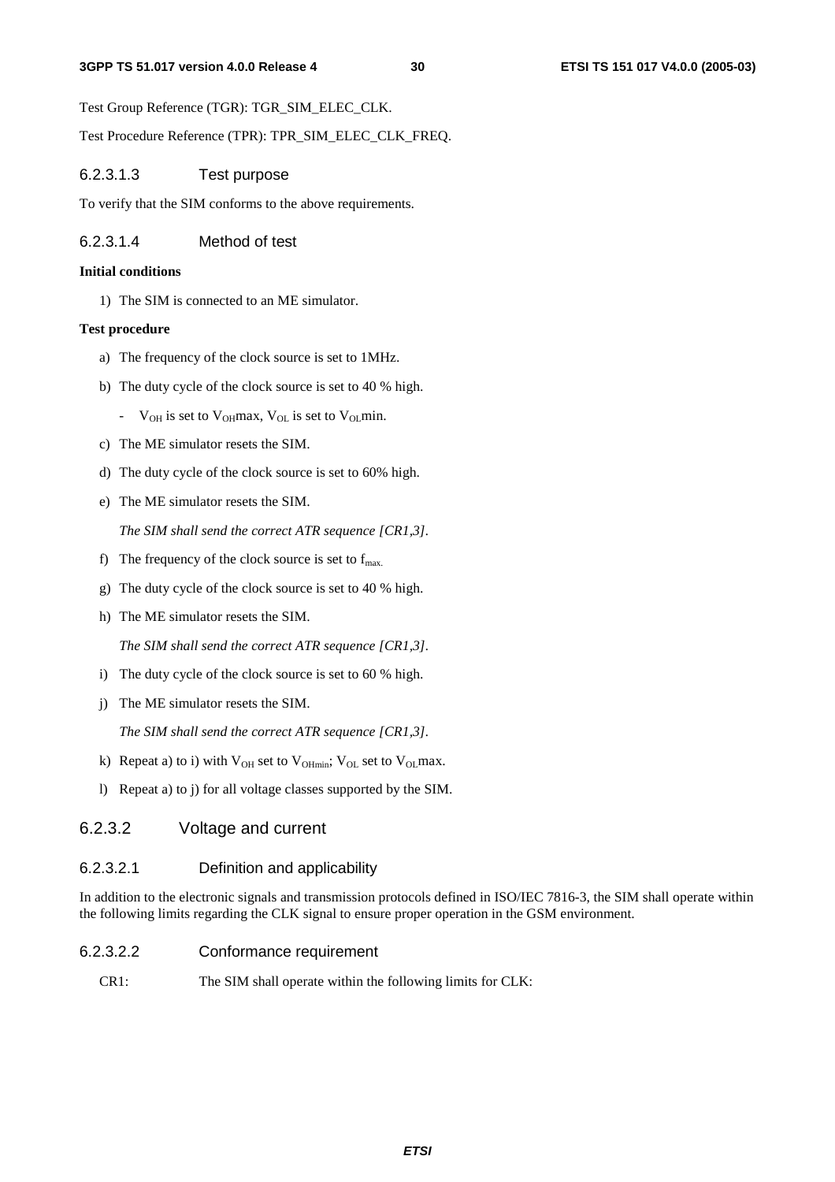Test Group Reference (TGR): TGR_SIM_ELEC_CLK.

Test Procedure Reference (TPR): TPR_SIM_ELEC_CLK_FREQ.

#### 6.2.3.1.3 Test purpose

To verify that the SIM conforms to the above requirements.

#### 6.2.3.1.4 Method of test

**Initial conditions**

1) The SIM is connected to an ME simulator.

**Test procedure**

a) The frequency of the clock source is set to 1MHz.

b) The duty cycle of the clock source is set to 40 % high.

   - $V_{OH}$ is set to $V_{OH}$max, $V_{OL}$ is set to $V_{OL}$min.

c) The ME simulator resets the SIM.

d) The duty cycle of the clock source is set to 60% high.

e) The ME simulator resets the SIM.

   *The SIM shall send the correct ATR sequence [CR1,3].*

f) The frequency of the clock source is set to $f_{max.}$

g) The duty cycle of the clock source is set to 40 % high.

h) The ME simulator resets the SIM.

   *The SIM shall send the correct ATR sequence [CR1,3].*

i) The duty cycle of the clock source is set to 60 % high.

j) The ME simulator resets the SIM.

   *The SIM shall send the correct ATR sequence [CR1,3].*

k) Repeat a) to i) with $V_{OH}$ set to $V_{OHmin}$; $V_{OL}$ set to $V_{OL}$max.

l) Repeat a) to j) for all voltage classes supported by the SIM.

### 6.2.3.2 Voltage and current

#### 6.2.3.2.1 Definition and applicability

In addition to the electronic signals and transmission protocols defined in ISO/IEC 7816-3, the SIM shall operate within the following limits regarding the CLK signal to ensure proper operation in the GSM environment.

#### 6.2.3.2.2 Conformance requirement

CR1: The SIM shall operate within the following limits for CLK: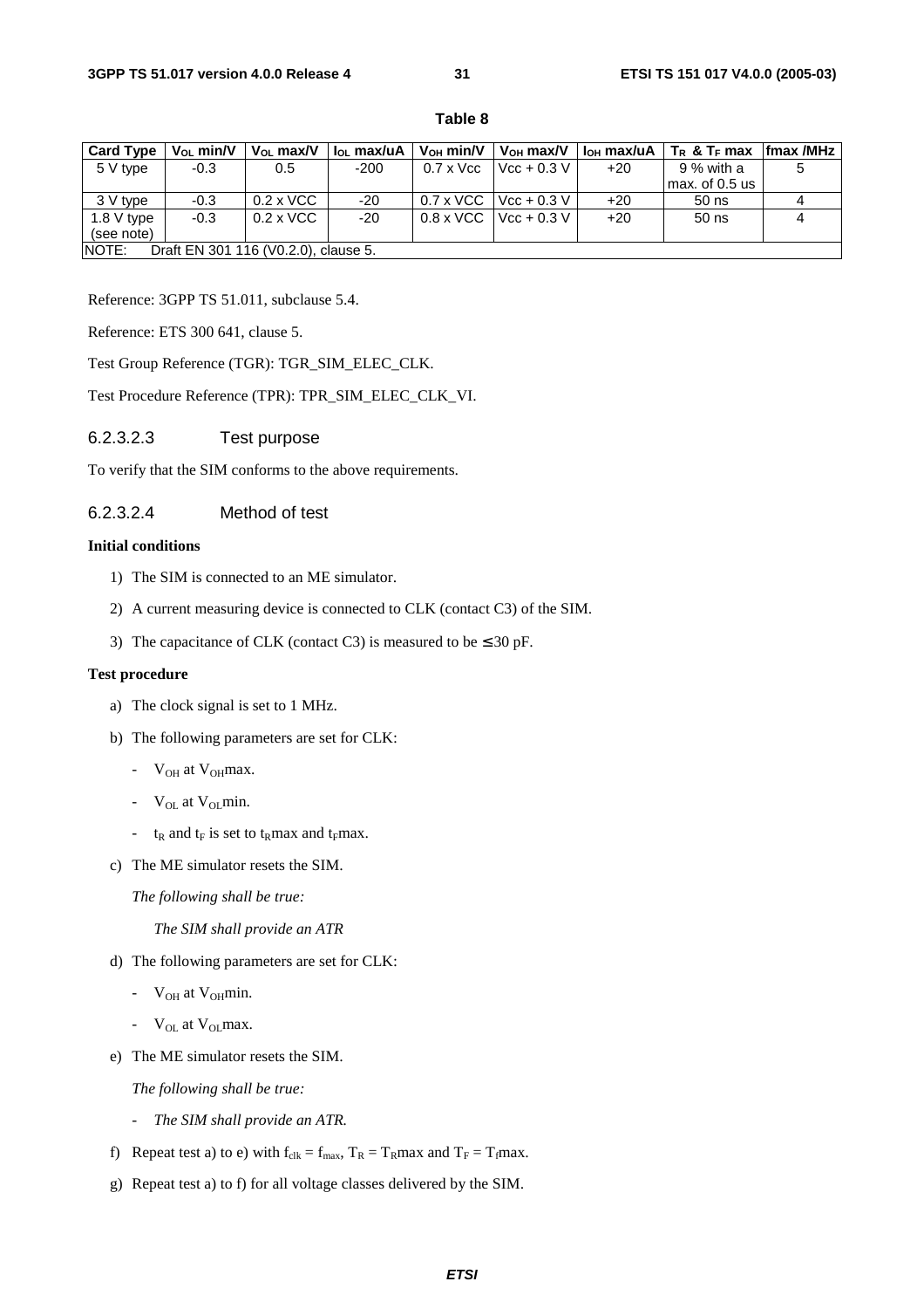**Table 8**

| Card Type | $V_{OL}$ min/V | $V_{OL}$ max/V | $I_{OL}$ max/uA | $V_{OH}$ min/V | $V_{OH}$ max/V | $I_{OH}$ max/uA | $T_R$ & $T_F$ max | fmax /MHz |
|---|---|---|---|---|---|---|---|---|
| 5 V type | -0.3 | 0.5 | -200 | 0.7 x Vcc | Vcc + 0.3 V | +20 | 9 % with a max. of 0.5 us | 5 |
| 3 V type | -0.3 | 0.2 x VCC | -20 | 0.7 x VCC | Vcc + 0.3 V | +20 | 50 ns | 4 |
| 1.8 V type (see note) | -0.3 | 0.2 x VCC | -20 | 0.8 x VCC | Vcc + 0.3 V | +20 | 50 ns | 4 |
| NOTE: Draft EN 301 116 (V0.2.0), clause 5. | | | | | | | | |

Reference: 3GPP TS 51.011, subclause 5.4.

Reference: ETS 300 641, clause 5.

Test Group Reference (TGR): TGR_SIM_ELEC_CLK.

Test Procedure Reference (TPR): TPR_SIM_ELEC_CLK_VI.

#### 6.2.3.2.3 Test purpose

To verify that the SIM conforms to the above requirements.

#### 6.2.3.2.4 Method of test

**Initial conditions**

1) The SIM is connected to an ME simulator.
2) A current measuring device is connected to CLK (contact C3) of the SIM.
3) The capacitance of CLK (contact C3) is measured to be ≤ 30 pF.

**Test procedure**

a) The clock signal is set to 1 MHz.

b) The following parameters are set for CLK:

- $V_{OH}$ at $V_{OH}$max.
- $V_{OL}$ at $V_{OL}$min.
- $t_R$ and $t_F$ is set to $t_R$max and $t_F$max.

c) The ME simulator resets the SIM.

*The following shall be true:*

*The SIM shall provide an ATR*

d) The following parameters are set for CLK:

- $V_{OH}$ at $V_{OH}$min.
- $V_{OL}$ at $V_{OL}$max.

e) The ME simulator resets the SIM.

*The following shall be true:*

- *The SIM shall provide an ATR.*

f) Repeat test a) to e) with $f_{clk} = f_{max}$, $T_R = T_R$max and $T_F = T_f$max.

g) Repeat test a) to f) for all voltage classes delivered by the SIM.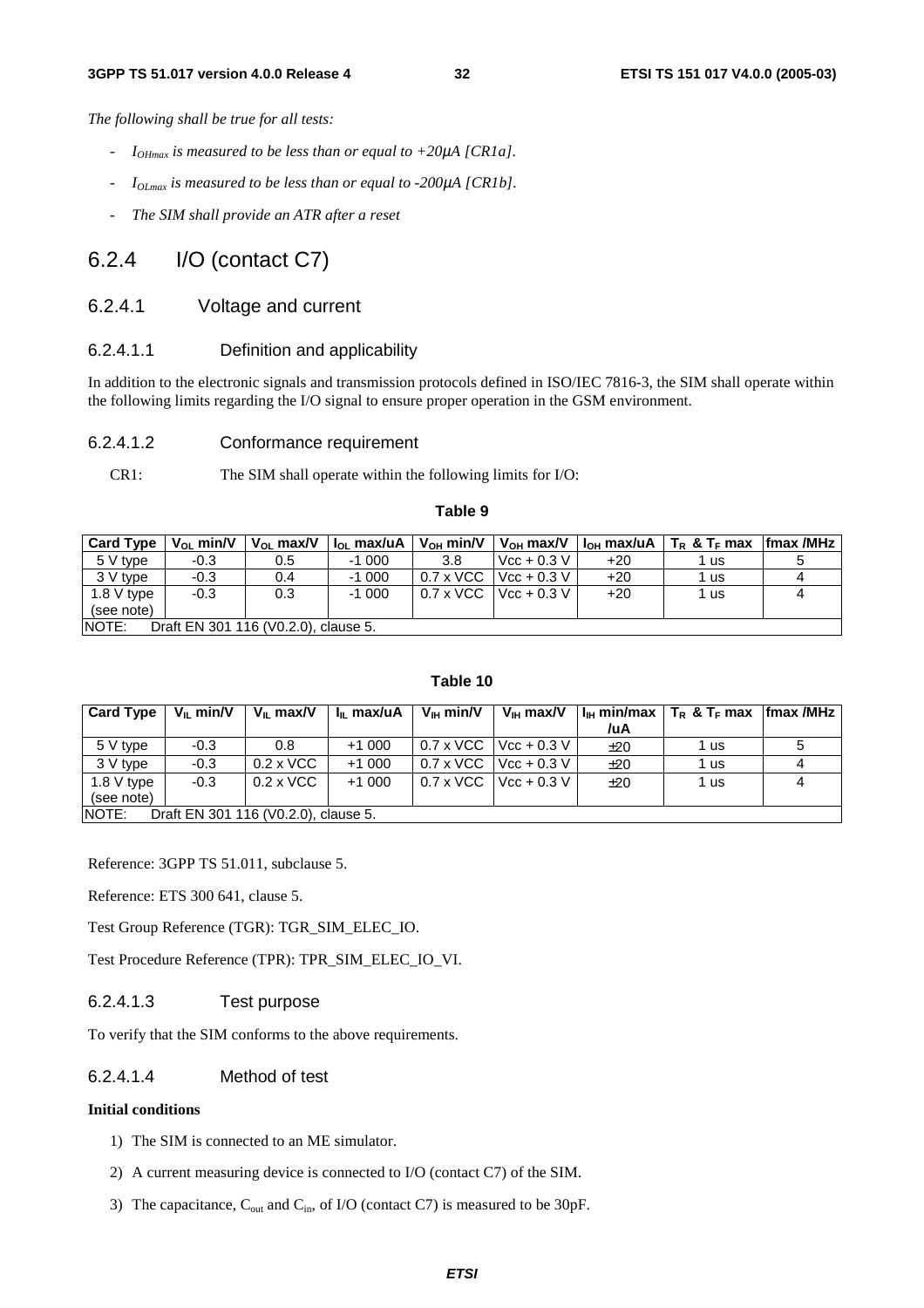*The following shall be true for all tests:*

- *$I_{OHmax}$ is measured to be less than or equal to +20μA [CR1a].*
- *$I_{OLmax}$ is measured to be less than or equal to -200μA [CR1b].*
- *The SIM shall provide an ATR after a reset*

## 6.2.4 I/O (contact C7)

### 6.2.4.1 Voltage and current

#### 6.2.4.1.1 Definition and applicability

In addition to the electronic signals and transmission protocols defined in ISO/IEC 7816-3, the SIM shall operate within the following limits regarding the I/O signal to ensure proper operation in the GSM environment.

#### 6.2.4.1.2 Conformance requirement

CR1: The SIM shall operate within the following limits for I/O:

**Table 9**

| Card Type | $V_{OL}$ min/V | $V_{OL}$ max/V | $I_{OL}$ max/uA | $V_{OH}$ min/V | $V_{OH}$ max/V | $I_{OH}$ max/uA | $T_R$ & $T_F$ max | fmax /MHz |
|---|---|---|---|---|---|---|---|---|
| 5 V type | -0.3 | 0.5 | -1 000 | 3.8 | Vcc + 0.3 V | +20 | 1 us | 5 |
| 3 V type | -0.3 | 0.4 | -1 000 | 0.7 x VCC | Vcc + 0.3 V | +20 | 1 us | 4 |
| 1.8 V type (see note) | -0.3 | 0.3 | -1 000 | 0.7 x VCC | Vcc + 0.3 V | +20 | 1 us | 4 |
| NOTE: Draft EN 301 116 (V0.2.0), clause 5. | | | | | | | | |

**Table 10**

| Card Type | $V_{IL}$ min/V | $V_{IL}$ max/V | $I_{IL}$ max/uA | $V_{IH}$ min/V | $V_{IH}$ max/V | $I_{IH}$ min/max /uA | $T_R$ & $T_F$ max | fmax /MHz |
|---|---|---|---|---|---|---|---|---|
| 5 V type | -0.3 | 0.8 | +1 000 | 0.7 x VCC | Vcc + 0.3 V | ±20 | 1 us | 5 |
| 3 V type | -0.3 | 0.2 x VCC | +1 000 | 0.7 x VCC | Vcc + 0.3 V | ±20 | 1 us | 4 |
| 1.8 V type (see note) | -0.3 | 0.2 x VCC | +1 000 | 0.7 x VCC | Vcc + 0.3 V | ±20 | 1 us | 4 |
| NOTE: Draft EN 301 116 (V0.2.0), clause 5. | | | | | | | | |

Reference: 3GPP TS 51.011, subclause 5.

Reference: ETS 300 641, clause 5.

Test Group Reference (TGR): TGR_SIM_ELEC_IO.

Test Procedure Reference (TPR): TPR_SIM_ELEC_IO_VI.

#### 6.2.4.1.3 Test purpose

To verify that the SIM conforms to the above requirements.

#### 6.2.4.1.4 Method of test

**Initial conditions**

1) The SIM is connected to an ME simulator.
2) A current measuring device is connected to I/O (contact C7) of the SIM.
3) The capacitance, $C_{out}$ and $C_{in}$, of I/O (contact C7) is measured to be 30pF.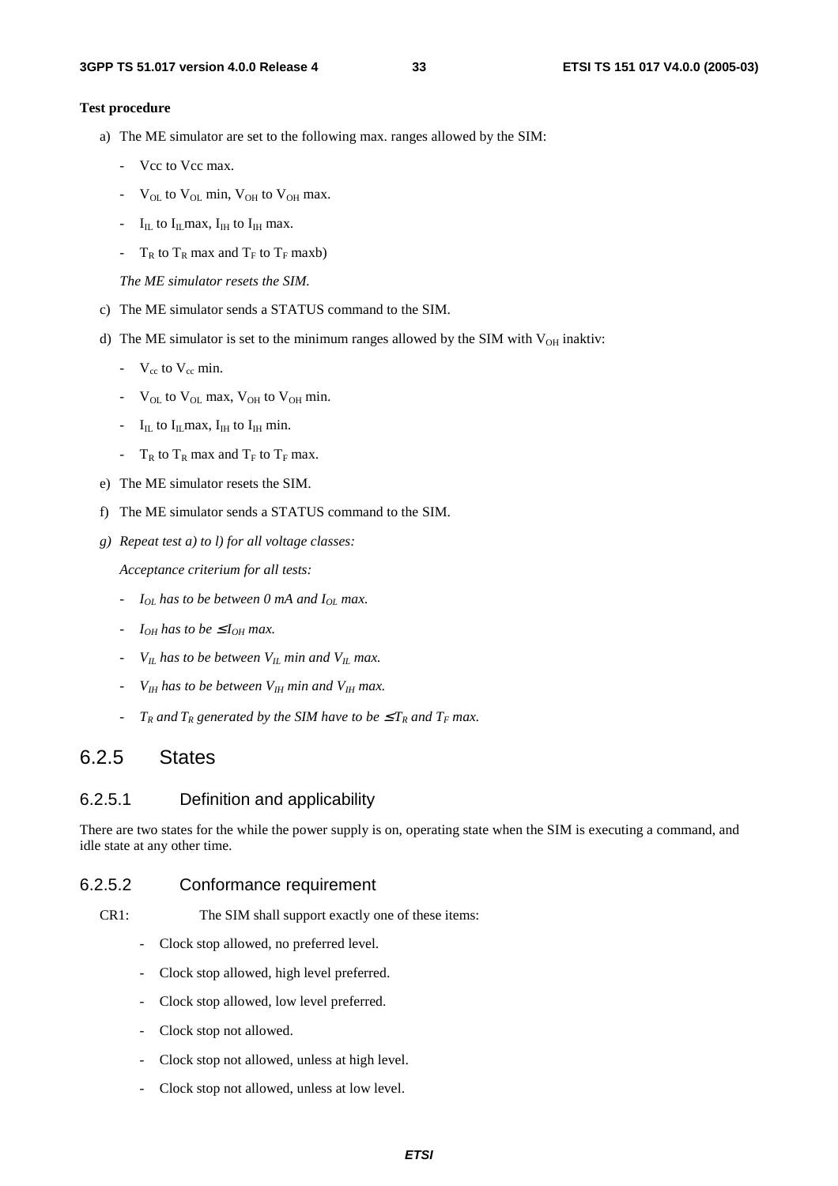**Test procedure**

a) The ME simulator are set to the following max. ranges allowed by the SIM:

- Vcc to Vcc max.
- $V_{OL}$ to $V_{OL}$ min, $V_{OH}$ to $V_{OH}$ max.
- $I_{IL}$ to $I_{IL}$max, $I_{IH}$ to $I_{IH}$ max.
- $T_R$ to $T_R$ max and $T_F$ to $T_F$ maxb)

*The ME simulator resets the SIM.*

c) The ME simulator sends a STATUS command to the SIM.

d) The ME simulator is set to the minimum ranges allowed by the SIM with $V_{OH}$ inaktiv:

- $V_{cc}$ to $V_{cc}$ min.
- $V_{OL}$ to $V_{OL}$ max, $V_{OH}$ to $V_{OH}$ min.
- $I_{IL}$ to $I_{IL}$max, $I_{IH}$ to $I_{IH}$ min.
- $T_R$ to $T_R$ max and $T_F$ to $T_F$ max.

e) The ME simulator resets the SIM.

f) The ME simulator sends a STATUS command to the SIM.

*g) Repeat test a) to l) for all voltage classes:*

*Acceptance criterium for all tests:*

- *$I_{OL}$ has to be between 0 mA and $I_{OL}$ max.*
- *$I_{OH}$ has to be $\leq I_{OH}$ max.*
- *$V_{IL}$ has to be between $V_{IL}$ min and $V_{IL}$ max.*
- *$V_{IH}$ has to be between $V_{IH}$ min and $V_{IH}$ max.*
- *$T_R$ and $T_R$ generated by the SIM have to be $\leq T_R$ and $T_F$ max.*

## 6.2.5 States

### 6.2.5.1 Definition and applicability

There are two states for the while the power supply is on, operating state when the SIM is executing a command, and idle state at any other time.

### 6.2.5.2 Conformance requirement

CR1: The SIM shall support exactly one of these items:

- Clock stop allowed, no preferred level.
- Clock stop allowed, high level preferred.
- Clock stop allowed, low level preferred.
- Clock stop not allowed.
- Clock stop not allowed, unless at high level.
- Clock stop not allowed, unless at low level.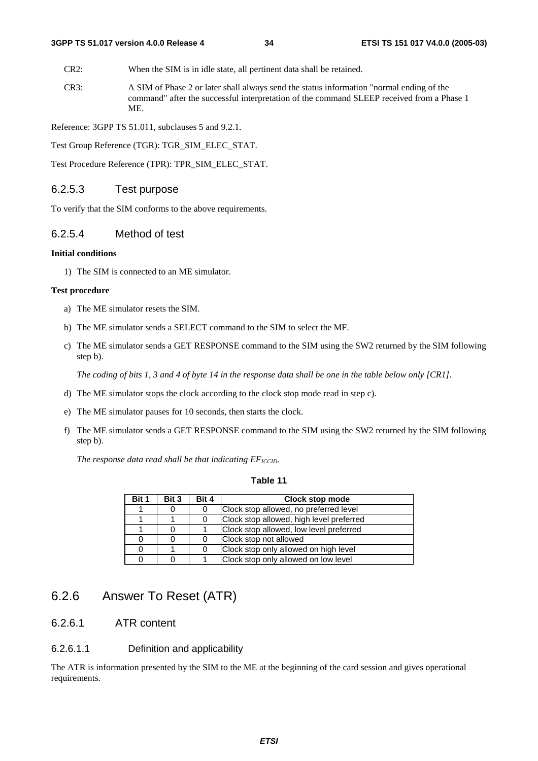CR2: When the SIM is in idle state, all pertinent data shall be retained.

CR3: A SIM of Phase 2 or later shall always send the status information "normal ending of the command" after the successful interpretation of the command SLEEP received from a Phase 1 ME.

Reference: 3GPP TS 51.011, subclauses 5 and 9.2.1.

Test Group Reference (TGR): TGR_SIM_ELEC_STAT.

Test Procedure Reference (TPR): TPR_SIM_ELEC_STAT.

### 6.2.5.3 Test purpose

To verify that the SIM conforms to the above requirements.

### 6.2.5.4 Method of test

**Initial conditions**

1) The SIM is connected to an ME simulator.

**Test procedure**

a) The ME simulator resets the SIM.

b) The ME simulator sends a SELECT command to the SIM to select the MF.

c) The ME simulator sends a GET RESPONSE command to the SIM using the SW2 returned by the SIM following step b).

*The coding of bits 1, 3 and 4 of byte 14 in the response data shall be one in the table below only [CR1].*

d) The ME simulator stops the clock according to the clock stop mode read in step c).

e) The ME simulator pauses for 10 seconds, then starts the clock.

f) The ME simulator sends a GET RESPONSE command to the SIM using the SW2 returned by the SIM following step b).

*The response data read shall be that indicating $EF_{ICCID}$.*

**Table 11**

| Bit 1 | Bit 3 | Bit 4 | Clock stop mode |
|---|---|---|---|
| 1 | 0 | 0 | Clock stop allowed, no preferred level |
| 1 | 1 | 0 | Clock stop allowed, high level preferred |
| 1 | 0 | 1 | Clock stop allowed, low level preferred |
| 0 | 0 | 0 | Clock stop not allowed |
| 0 | 1 | 0 | Clock stop only allowed on high level |
| 0 | 0 | 1 | Clock stop only allowed on low level |

## 6.2.6 Answer To Reset (ATR)

### 6.2.6.1 ATR content

#### 6.2.6.1.1 Definition and applicability

The ATR is information presented by the SIM to the ME at the beginning of the card session and gives operational requirements.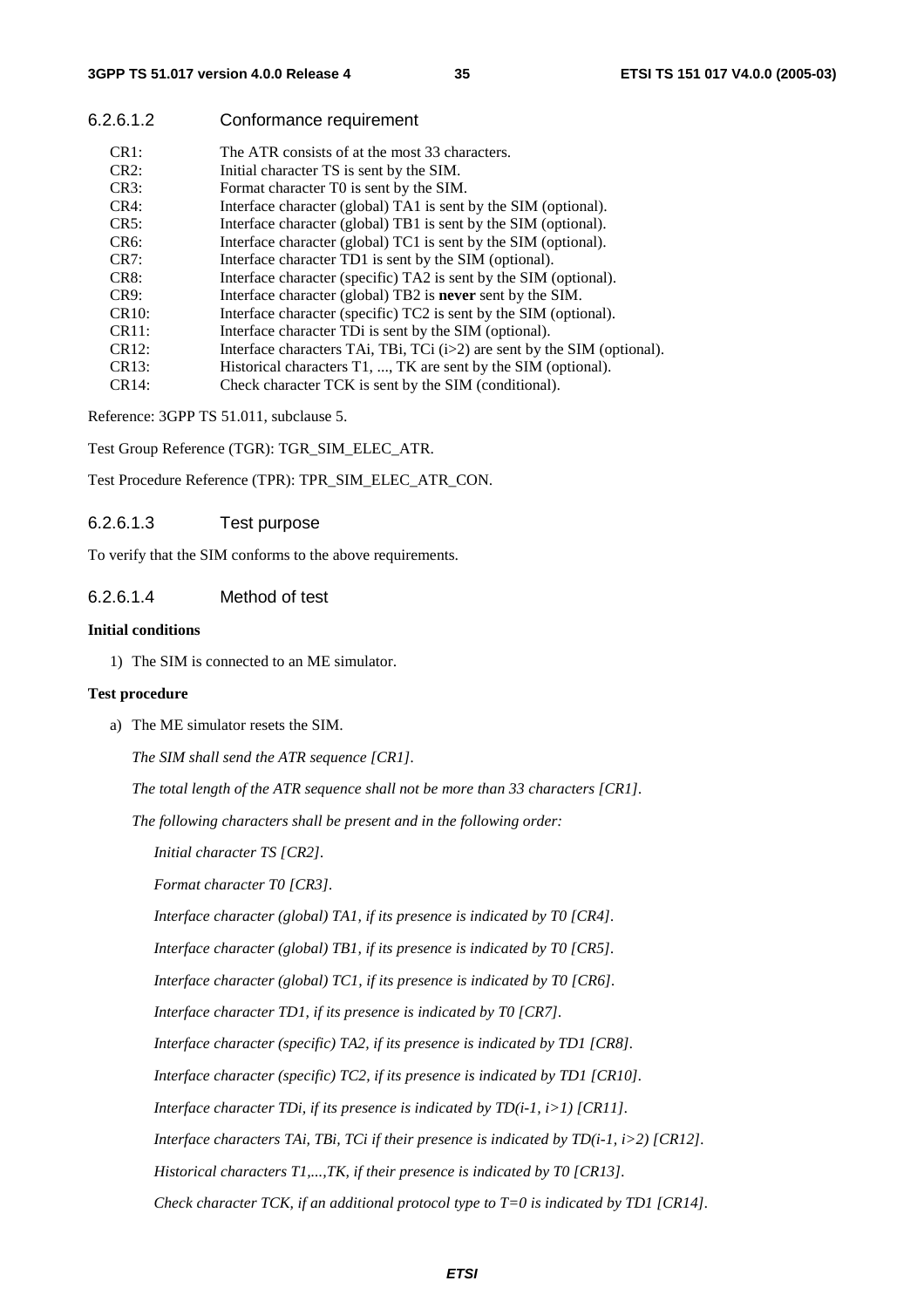#### 6.2.6.1.2 Conformance requirement

| | |
|---|---|
| CR1: | The ATR consists of at the most 33 characters. |
| CR2: | Initial character TS is sent by the SIM. |
| CR3: | Format character T0 is sent by the SIM. |
| CR4: | Interface character (global) TA1 is sent by the SIM (optional). |
| CR5: | Interface character (global) TB1 is sent by the SIM (optional). |
| CR6: | Interface character (global) TC1 is sent by the SIM (optional). |
| CR7: | Interface character TD1 is sent by the SIM (optional). |
| CR8: | Interface character (specific) TA2 is sent by the SIM (optional). |
| CR9: | Interface character (global) TB2 is **never** sent by the SIM. |
| CR10: | Interface character (specific) TC2 is sent by the SIM (optional). |
| CR11: | Interface character TDi is sent by the SIM (optional). |
| CR12: | Interface characters TAi, TBi, TCi (i>2) are sent by the SIM (optional). |
| CR13: | Historical characters T1, ..., TK are sent by the SIM (optional). |
| CR14: | Check character TCK is sent by the SIM (conditional). |

Reference: 3GPP TS 51.011, subclause 5.

Test Group Reference (TGR): TGR_SIM_ELEC_ATR.

Test Procedure Reference (TPR): TPR_SIM_ELEC_ATR_CON.

#### 6.2.6.1.3 Test purpose

To verify that the SIM conforms to the above requirements.

#### 6.2.6.1.4 Method of test

**Initial conditions**

1) The SIM is connected to an ME simulator.

**Test procedure**

a) The ME simulator resets the SIM.

   *The SIM shall send the ATR sequence [CR1].*

   *The total length of the ATR sequence shall not be more than 33 characters [CR1].*

   *The following characters shall be present and in the following order:*

   *Initial character TS [CR2].*

   *Format character T0 [CR3].*

   *Interface character (global) TA1, if its presence is indicated by T0 [CR4].*

   *Interface character (global) TB1, if its presence is indicated by T0 [CR5].*

   *Interface character (global) TC1, if its presence is indicated by T0 [CR6].*

   *Interface character TD1, if its presence is indicated by T0 [CR7].*

   *Interface character (specific) TA2, if its presence is indicated by TD1 [CR8].*

   *Interface character (specific) TC2, if its presence is indicated by TD1 [CR10].*

   *Interface character TDi, if its presence is indicated by TD(i-1, i>1) [CR11].*

   *Interface characters TAi, TBi, TCi if their presence is indicated by TD(i-1, i>2) [CR12].*

   *Historical characters T1,...,TK, if their presence is indicated by T0 [CR13].*

   *Check character TCK, if an additional protocol type to T=0 is indicated by TD1 [CR14].*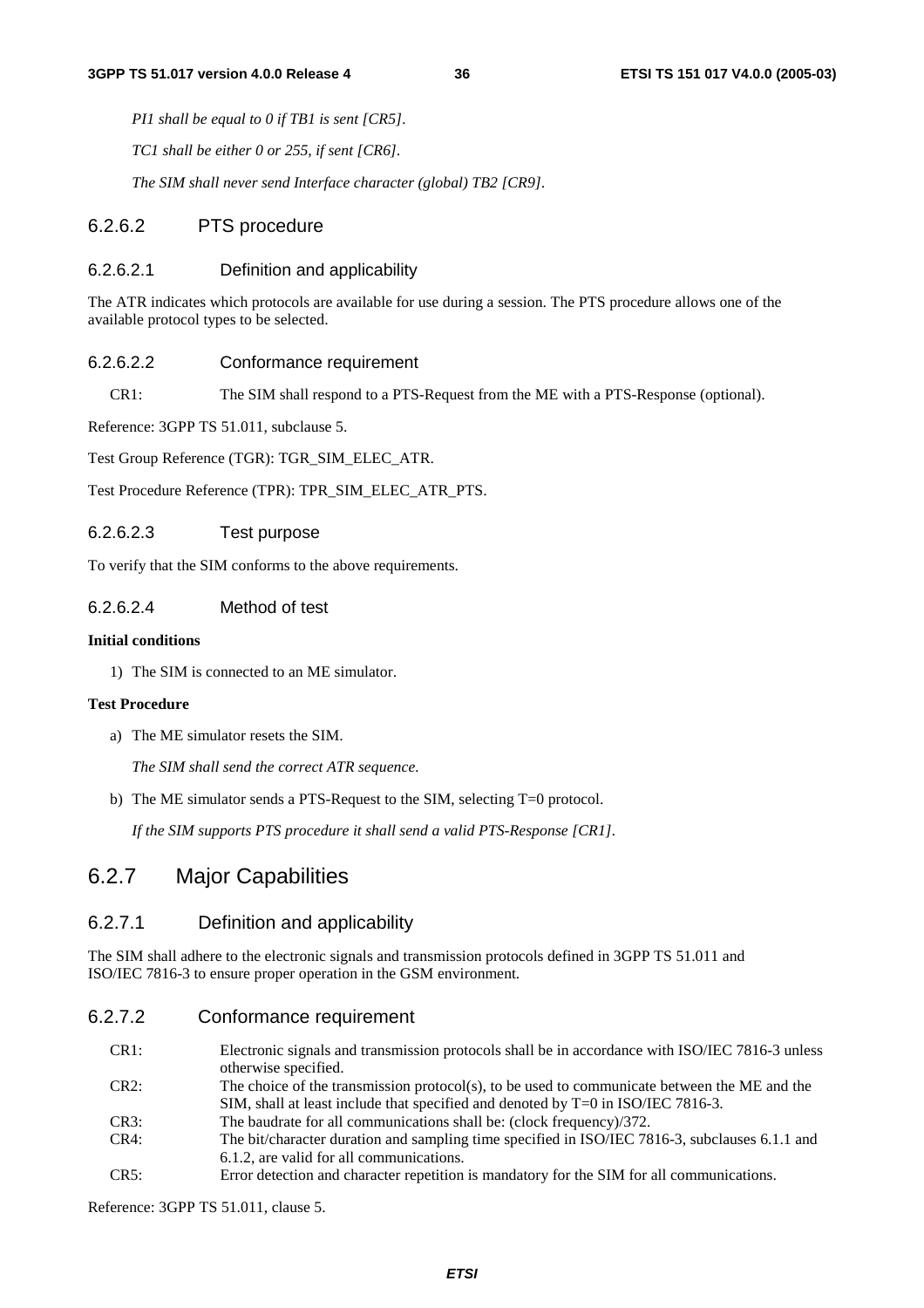*PI1 shall be equal to 0 if TB1 is sent [CR5].*

*TC1 shall be either 0 or 255, if sent [CR6].*

*The SIM shall never send Interface character (global) TB2 [CR9].*

#### 6.2.6.2 PTS procedure

##### 6.2.6.2.1 Definition and applicability

The ATR indicates which protocols are available for use during a session. The PTS procedure allows one of the available protocol types to be selected.

##### 6.2.6.2.2 Conformance requirement

CR1: The SIM shall respond to a PTS-Request from the ME with a PTS-Response (optional).

Reference: 3GPP TS 51.011, subclause 5.

Test Group Reference (TGR): TGR_SIM_ELEC_ATR.

Test Procedure Reference (TPR): TPR_SIM_ELEC_ATR_PTS.

##### 6.2.6.2.3 Test purpose

To verify that the SIM conforms to the above requirements.

##### 6.2.6.2.4 Method of test

**Initial conditions**

1) The SIM is connected to an ME simulator.

**Test Procedure**

a) The ME simulator resets the SIM.

   *The SIM shall send the correct ATR sequence.*

b) The ME simulator sends a PTS-Request to the SIM, selecting T=0 protocol.

   *If the SIM supports PTS procedure it shall send a valid PTS-Response [CR1].*

## 6.2.7 Major Capabilities

### 6.2.7.1 Definition and applicability

The SIM shall adhere to the electronic signals and transmission protocols defined in 3GPP TS 51.011 and ISO/IEC 7816-3 to ensure proper operation in the GSM environment.

### 6.2.7.2 Conformance requirement

CR1: Electronic signals and transmission protocols shall be in accordance with ISO/IEC 7816-3 unless otherwise specified.

CR2: The choice of the transmission protocol(s), to be used to communicate between the ME and the SIM, shall at least include that specified and denoted by T=0 in ISO/IEC 7816-3.

CR3: The baudrate for all communications shall be: (clock frequency)/372.

CR4: The bit/character duration and sampling time specified in ISO/IEC 7816-3, subclauses 6.1.1 and 6.1.2, are valid for all communications.

CR5: Error detection and character repetition is mandatory for the SIM for all communications.

Reference: 3GPP TS 51.011, clause 5.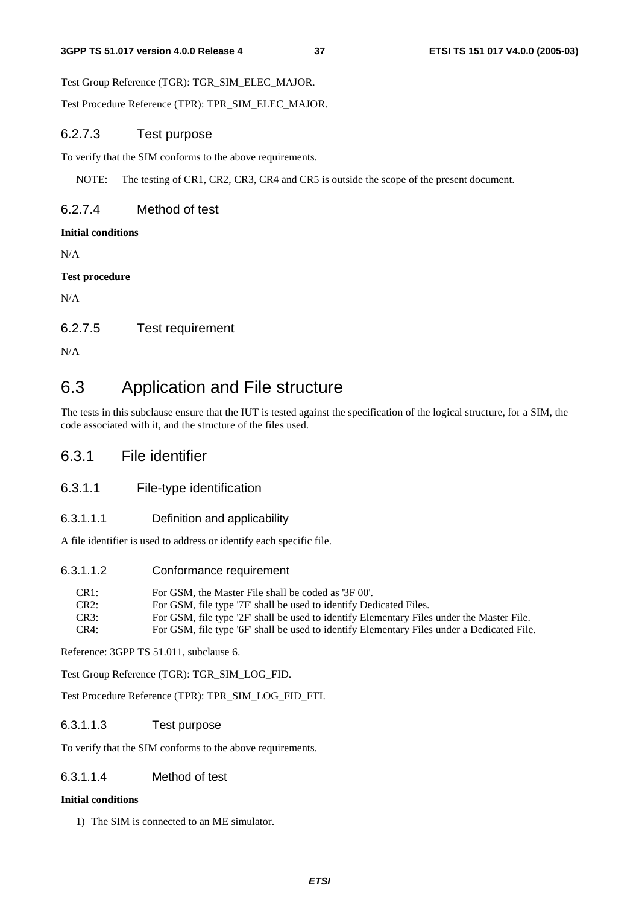Test Group Reference (TGR): TGR_SIM_ELEC_MAJOR.

Test Procedure Reference (TPR): TPR_SIM_ELEC_MAJOR.

#### 6.2.7.3 Test purpose

To verify that the SIM conforms to the above requirements.

NOTE: The testing of CR1, CR2, CR3, CR4 and CR5 is outside the scope of the present document.

#### 6.2.7.4 Method of test

**Initial conditions**

N/A

**Test procedure**

N/A

#### 6.2.7.5 Test requirement

N/A

## 6.3 Application and File structure

The tests in this subclause ensure that the IUT is tested against the specification of the logical structure, for a SIM, the code associated with it, and the structure of the files used.

### 6.3.1 File identifier

#### 6.3.1.1 File-type identification

##### 6.3.1.1.1 Definition and applicability

A file identifier is used to address or identify each specific file.

##### 6.3.1.1.2 Conformance requirement

CR1: For GSM, the Master File shall be coded as '3F 00'.
CR2: For GSM, file type '7F' shall be used to identify Dedicated Files.
CR3: For GSM, file type '2F' shall be used to identify Elementary Files under the Master File.
CR4: For GSM, file type '6F' shall be used to identify Elementary Files under a Dedicated File.

Reference: 3GPP TS 51.011, subclause 6.

Test Group Reference (TGR): TGR_SIM_LOG_FID.

Test Procedure Reference (TPR): TPR_SIM_LOG_FID_FTI.

##### 6.3.1.1.3 Test purpose

To verify that the SIM conforms to the above requirements.

##### 6.3.1.1.4 Method of test

**Initial conditions**

1) The SIM is connected to an ME simulator.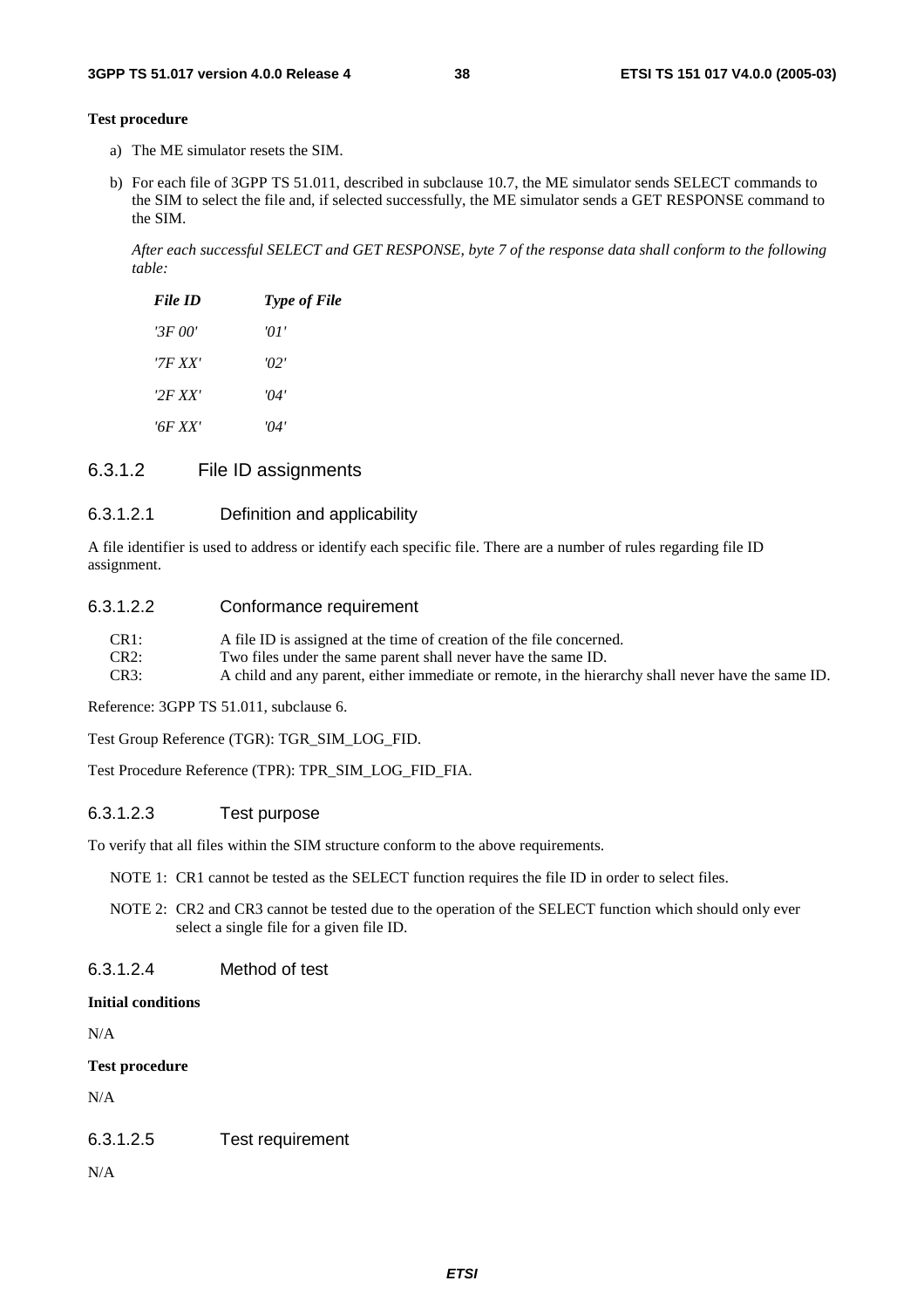**Test procedure**

a) The ME simulator resets the SIM.

b) For each file of 3GPP TS 51.011, described in subclause 10.7, the ME simulator sends SELECT commands to the SIM to select the file and, if selected successfully, the ME simulator sends a GET RESPONSE command to the SIM.

*After each successful SELECT and GET RESPONSE, byte 7 of the response data shall conform to the following table:*

| *File ID* | *Type of File* |
|---|---|
| *'3F 00'* | *'01'* |
| *'7F XX'* | *'02'* |
| *'2F XX'* | *'04'* |
| *'6F XX'* | *'04'* |

### 6.3.1.2 File ID assignments

#### 6.3.1.2.1 Definition and applicability

A file identifier is used to address or identify each specific file. There are a number of rules regarding file ID assignment.

#### 6.3.1.2.2 Conformance requirement

CR1: A file ID is assigned at the time of creation of the file concerned.
CR2: Two files under the same parent shall never have the same ID.
CR3: A child and any parent, either immediate or remote, in the hierarchy shall never have the same ID.

Reference: 3GPP TS 51.011, subclause 6.

Test Group Reference (TGR): TGR_SIM_LOG_FID.

Test Procedure Reference (TPR): TPR_SIM_LOG_FID_FIA.

#### 6.3.1.2.3 Test purpose

To verify that all files within the SIM structure conform to the above requirements.

NOTE 1: CR1 cannot be tested as the SELECT function requires the file ID in order to select files.

NOTE 2: CR2 and CR3 cannot be tested due to the operation of the SELECT function which should only ever select a single file for a given file ID.

#### 6.3.1.2.4 Method of test

**Initial conditions**

N/A

**Test procedure**

N/A

#### 6.3.1.2.5 Test requirement

N/A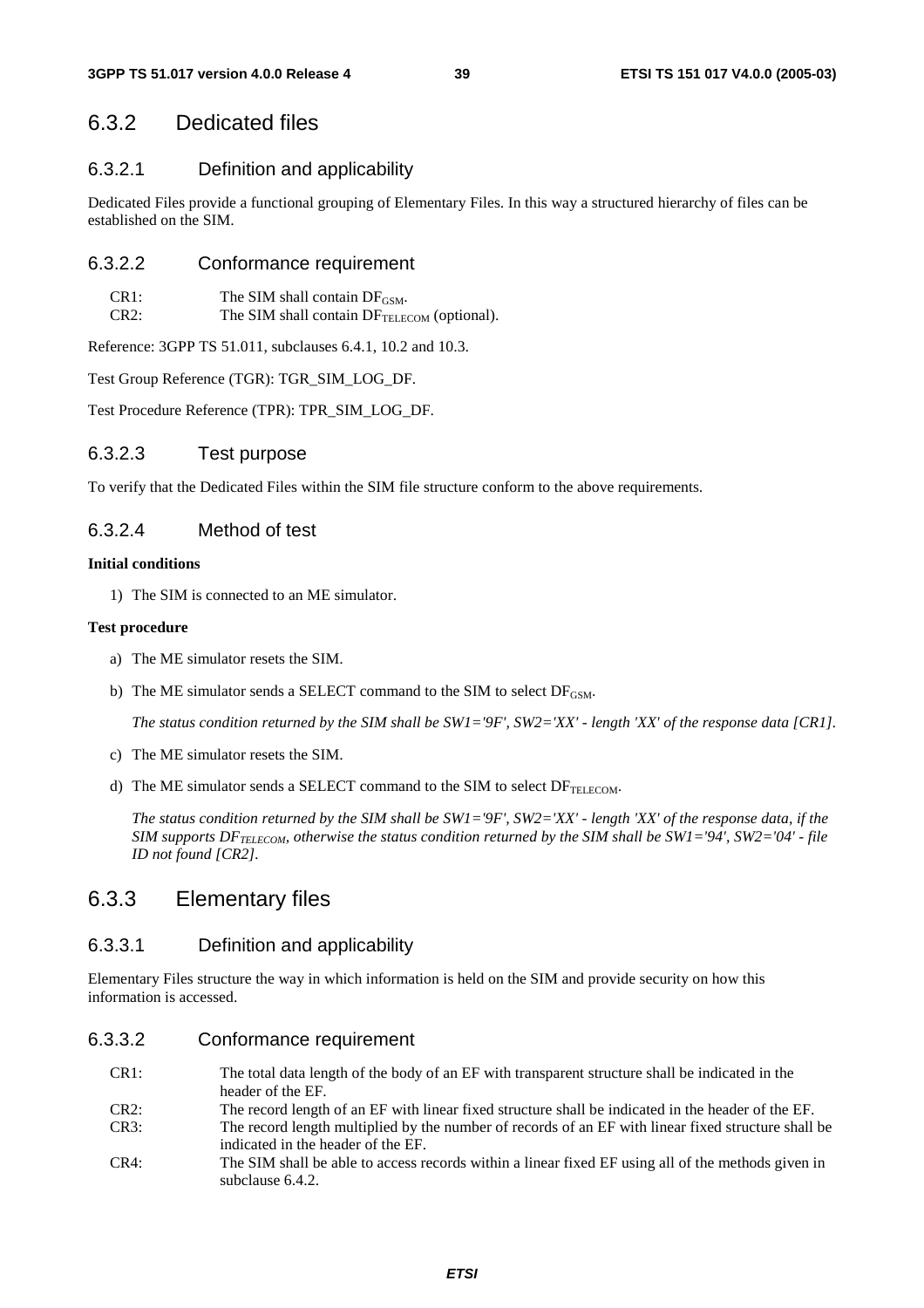### 6.3.2 Dedicated files

#### 6.3.2.1 Definition and applicability

Dedicated Files provide a functional grouping of Elementary Files. In this way a structured hierarchy of files can be established on the SIM.

#### 6.3.2.2 Conformance requirement

CR1: The SIM shall contain $DF_{GSM}$.
CR2: The SIM shall contain $DF_{TELECOM}$ (optional).

Reference: 3GPP TS 51.011, subclauses 6.4.1, 10.2 and 10.3.

Test Group Reference (TGR): TGR_SIM_LOG_DF.

Test Procedure Reference (TPR): TPR_SIM_LOG_DF.

#### 6.3.2.3 Test purpose

To verify that the Dedicated Files within the SIM file structure conform to the above requirements.

#### 6.3.2.4 Method of test

**Initial conditions**

1) The SIM is connected to an ME simulator.

**Test procedure**

a) The ME simulator resets the SIM.

b) The ME simulator sends a SELECT command to the SIM to select $DF_{GSM}$.

*The status condition returned by the SIM shall be SW1='9F', SW2='XX' - length 'XX' of the response data [CR1].*

c) The ME simulator resets the SIM.

d) The ME simulator sends a SELECT command to the SIM to select $DF_{TELECOM}$.

*The status condition returned by the SIM shall be SW1='9F', SW2='XX' - length 'XX' of the response data, if the SIM supports $DF_{TELECOM}$, otherwise the status condition returned by the SIM shall be SW1='94', SW2='04' - file ID not found [CR2].*

### 6.3.3 Elementary files

#### 6.3.3.1 Definition and applicability

Elementary Files structure the way in which information is held on the SIM and provide security on how this information is accessed.

#### 6.3.3.2 Conformance requirement

CR1: The total data length of the body of an EF with transparent structure shall be indicated in the header of the EF.
CR2: The record length of an EF with linear fixed structure shall be indicated in the header of the EF.
CR3: The record length multiplied by the number of records of an EF with linear fixed structure shall be indicated in the header of the EF.
CR4: The SIM shall be able to access records within a linear fixed EF using all of the methods given in subclause 6.4.2.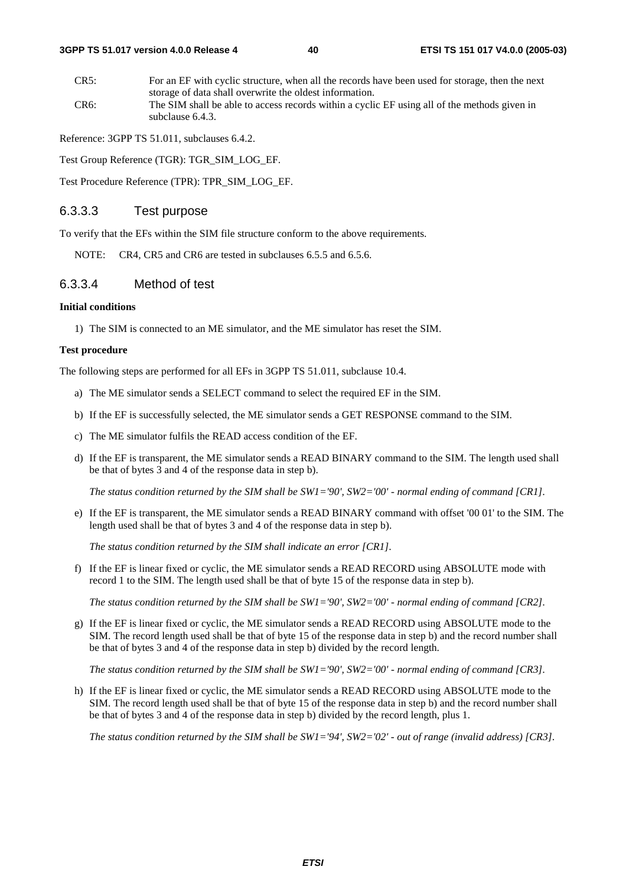CR5: For an EF with cyclic structure, when all the records have been used for storage, then the next storage of data shall overwrite the oldest information.

CR6: The SIM shall be able to access records within a cyclic EF using all of the methods given in subclause 6.4.3.

Reference: 3GPP TS 51.011, subclauses 6.4.2.

Test Group Reference (TGR): TGR_SIM_LOG_EF.

Test Procedure Reference (TPR): TPR_SIM_LOG_EF.

### 6.3.3.3 Test purpose

To verify that the EFs within the SIM file structure conform to the above requirements.

NOTE: CR4, CR5 and CR6 are tested in subclauses 6.5.5 and 6.5.6.

### 6.3.3.4 Method of test

**Initial conditions**

1) The SIM is connected to an ME simulator, and the ME simulator has reset the SIM.

**Test procedure**

The following steps are performed for all EFs in 3GPP TS 51.011, subclause 10.4.

a) The ME simulator sends a SELECT command to select the required EF in the SIM.

b) If the EF is successfully selected, the ME simulator sends a GET RESPONSE command to the SIM.

c) The ME simulator fulfils the READ access condition of the EF.

d) If the EF is transparent, the ME simulator sends a READ BINARY command to the SIM. The length used shall be that of bytes 3 and 4 of the response data in step b).

   *The status condition returned by the SIM shall be SW1='90', SW2='00' - normal ending of command [CR1].*

e) If the EF is transparent, the ME simulator sends a READ BINARY command with offset '00 01' to the SIM. The length used shall be that of bytes 3 and 4 of the response data in step b).

   *The status condition returned by the SIM shall indicate an error [CR1].*

f) If the EF is linear fixed or cyclic, the ME simulator sends a READ RECORD using ABSOLUTE mode with record 1 to the SIM. The length used shall be that of byte 15 of the response data in step b).

   *The status condition returned by the SIM shall be SW1='90', SW2='00' - normal ending of command [CR2].*

g) If the EF is linear fixed or cyclic, the ME simulator sends a READ RECORD using ABSOLUTE mode to the SIM. The record length used shall be that of byte 15 of the response data in step b) and the record number shall be that of bytes 3 and 4 of the response data in step b) divided by the record length.

   *The status condition returned by the SIM shall be SW1='90', SW2='00' - normal ending of command [CR3].*

h) If the EF is linear fixed or cyclic, the ME simulator sends a READ RECORD using ABSOLUTE mode to the SIM. The record length used shall be that of byte 15 of the response data in step b) and the record number shall be that of bytes 3 and 4 of the response data in step b) divided by the record length, plus 1.

   *The status condition returned by the SIM shall be SW1='94', SW2='02' - out of range (invalid address) [CR3].*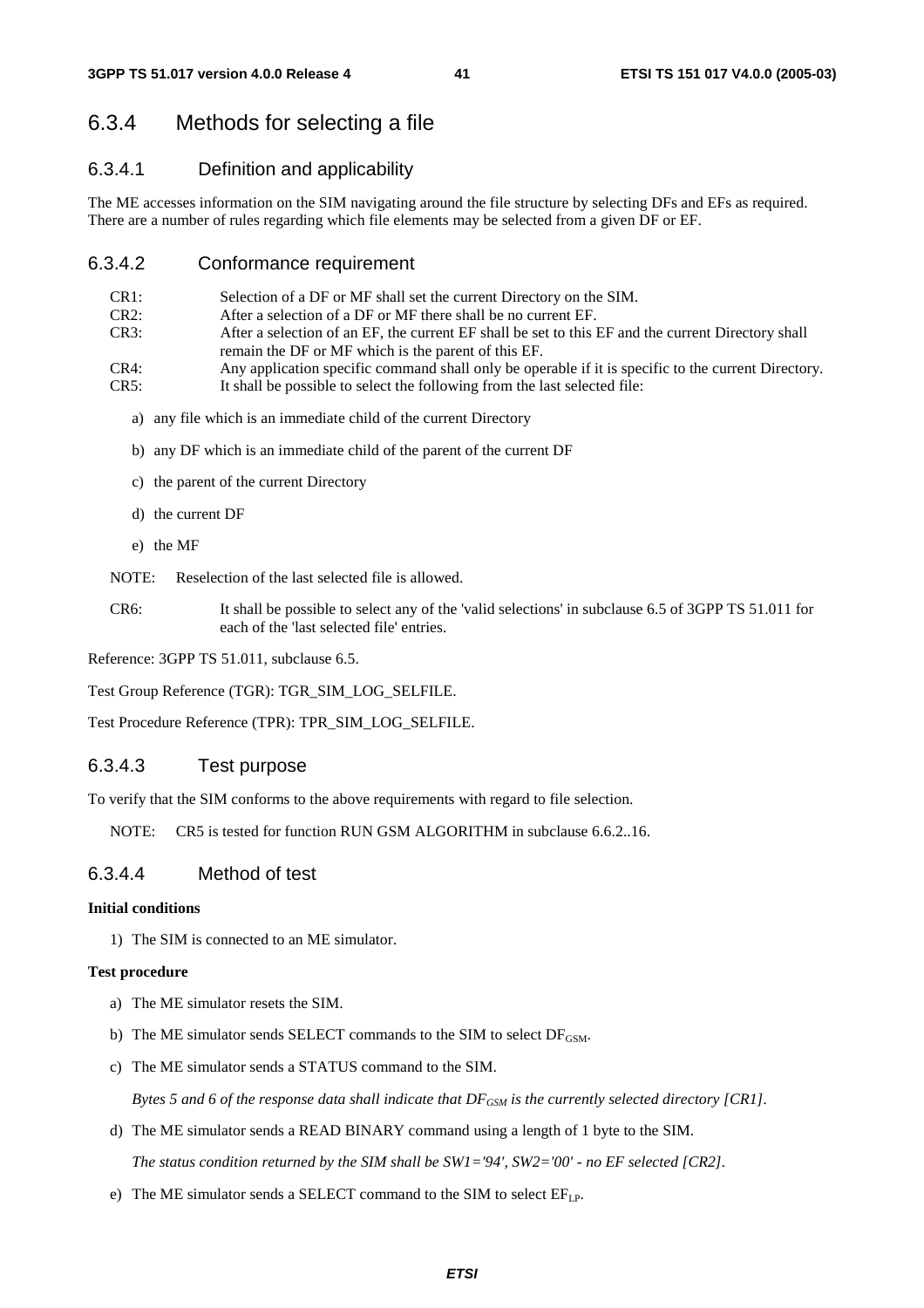## 6.3.4 Methods for selecting a file

### 6.3.4.1 Definition and applicability

The ME accesses information on the SIM navigating around the file structure by selecting DFs and EFs as required. There are a number of rules regarding which file elements may be selected from a given DF or EF.

### 6.3.4.2 Conformance requirement

CR1: Selection of a DF or MF shall set the current Directory on the SIM.

CR2: After a selection of a DF or MF there shall be no current EF.

CR3: After a selection of an EF, the current EF shall be set to this EF and the current Directory shall remain the DF or MF which is the parent of this EF.

CR4: Any application specific command shall only be operable if it is specific to the current Directory.

CR5: It shall be possible to select the following from the last selected file:

a) any file which is an immediate child of the current Directory

b) any DF which is an immediate child of the parent of the current DF

c) the parent of the current Directory

d) the current DF

e) the MF

NOTE: Reselection of the last selected file is allowed.

CR6: It shall be possible to select any of the 'valid selections' in subclause 6.5 of 3GPP TS 51.011 for each of the 'last selected file' entries.

Reference: 3GPP TS 51.011, subclause 6.5.

Test Group Reference (TGR): TGR_SIM_LOG_SELFILE.

Test Procedure Reference (TPR): TPR_SIM_LOG_SELFILE.

### 6.3.4.3 Test purpose

To verify that the SIM conforms to the above requirements with regard to file selection.

NOTE: CR5 is tested for function RUN GSM ALGORITHM in subclause 6.6.2..16.

### 6.3.4.4 Method of test

**Initial conditions**

1) The SIM is connected to an ME simulator.

**Test procedure**

a) The ME simulator resets the SIM.

b) The ME simulator sends SELECT commands to the SIM to select $DF_{GSM}$.

c) The ME simulator sends a STATUS command to the SIM.

*Bytes 5 and 6 of the response data shall indicate that $DF_{GSM}$ is the currently selected directory [CR1].*

d) The ME simulator sends a READ BINARY command using a length of 1 byte to the SIM.

*The status condition returned by the SIM shall be SW1='94', SW2='00' - no EF selected [CR2].*

e) The ME simulator sends a SELECT command to the SIM to select $EF_{LP}$.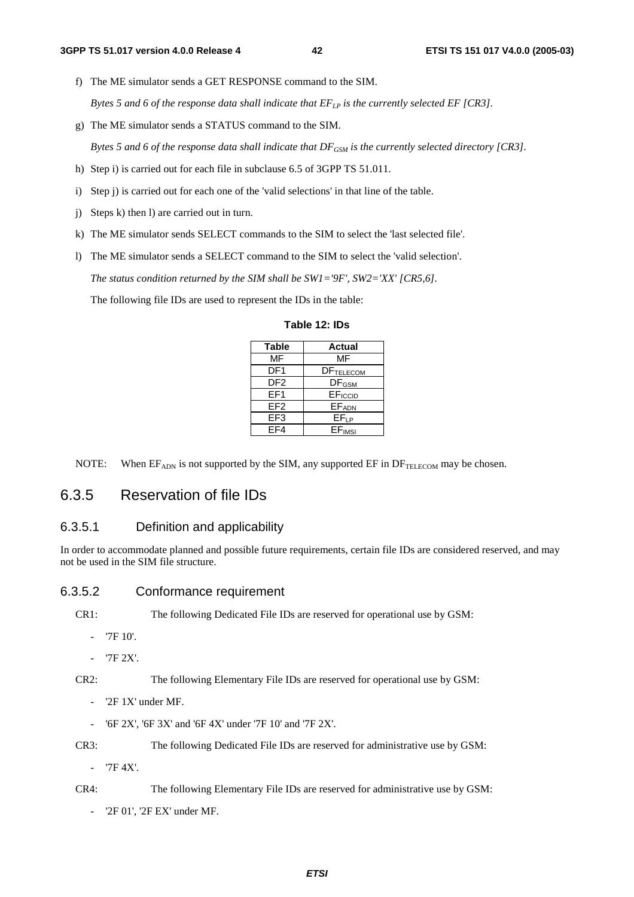f) The ME simulator sends a GET RESPONSE command to the SIM.

   *Bytes 5 and 6 of the response data shall indicate that $EF_{LP}$ is the currently selected EF [CR3].*

g) The ME simulator sends a STATUS command to the SIM.

   *Bytes 5 and 6 of the response data shall indicate that $DF_{GSM}$ is the currently selected directory [CR3].*

h) Step i) is carried out for each file in subclause 6.5 of 3GPP TS 51.011.

i) Step j) is carried out for each one of the 'valid selections' in that line of the table.

j) Steps k) then l) are carried out in turn.

k) The ME simulator sends SELECT commands to the SIM to select the 'last selected file'.

l) The ME simulator sends a SELECT command to the SIM to select the 'valid selection'.

   *The status condition returned by the SIM shall be SW1='9F', SW2='XX' [CR5,6].*

   The following file IDs are used to represent the IDs in the table:

**Table 12: IDs**

| Table | Actual |
|---|---|
| MF | MF |
| DF1 | $DF_{TELECOM}$ |
| DF2 | $DF_{GSM}$ |
| EF1 | $EF_{ICCID}$ |
| EF2 | $EF_{ADN}$ |
| EF3 | $EF_{LP}$ |
| EF4 | $EF_{IMSI}$ |

NOTE: When $EF_{ADN}$ is not supported by the SIM, any supported EF in $DF_{TELECOM}$ may be chosen.

## 6.3.5 Reservation of file IDs

### 6.3.5.1 Definition and applicability

In order to accommodate planned and possible future requirements, certain file IDs are considered reserved, and may not be used in the SIM file structure.

### 6.3.5.2 Conformance requirement

CR1: The following Dedicated File IDs are reserved for operational use by GSM:

- '7F 10'.
- '7F 2X'.

CR2: The following Elementary File IDs are reserved for operational use by GSM:

- '2F 1X' under MF.
- '6F 2X', '6F 3X' and '6F 4X' under '7F 10' and '7F 2X'.

CR3: The following Dedicated File IDs are reserved for administrative use by GSM:

- '7F 4X'.

CR4: The following Elementary File IDs are reserved for administrative use by GSM:

- '2F 01', '2F EX' under MF.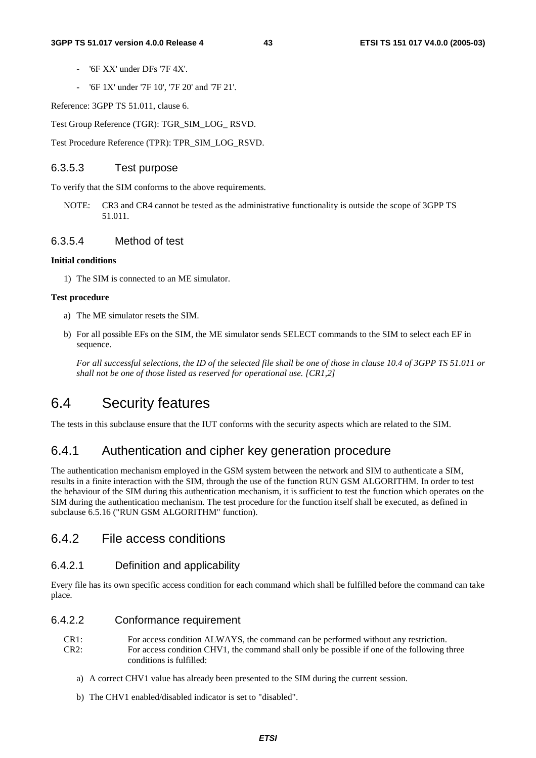- '6F XX' under DFs '7F 4X'.
- '6F 1X' under '7F 10', '7F 20' and '7F 21'.

Reference: 3GPP TS 51.011, clause 6.

Test Group Reference (TGR): TGR_SIM_LOG_ RSVD.

Test Procedure Reference (TPR): TPR_SIM_LOG_RSVD.

### 6.3.5.3 Test purpose

To verify that the SIM conforms to the above requirements.

NOTE: CR3 and CR4 cannot be tested as the administrative functionality is outside the scope of 3GPP TS 51.011.

### 6.3.5.4 Method of test

**Initial conditions**

1) The SIM is connected to an ME simulator.

**Test procedure**

a) The ME simulator resets the SIM.

b) For all possible EFs on the SIM, the ME simulator sends SELECT commands to the SIM to select each EF in sequence.

*For all successful selections, the ID of the selected file shall be one of those in clause 10.4 of 3GPP TS 51.011 or shall not be one of those listed as reserved for operational use. [CR1,2]*

# 6.4 Security features

The tests in this subclause ensure that the IUT conforms with the security aspects which are related to the SIM.

## 6.4.1 Authentication and cipher key generation procedure

The authentication mechanism employed in the GSM system between the network and SIM to authenticate a SIM, results in a finite interaction with the SIM, through the use of the function RUN GSM ALGORITHM. In order to test the behaviour of the SIM during this authentication mechanism, it is sufficient to test the function which operates on the SIM during the authentication mechanism. The test procedure for the function itself shall be executed, as defined in subclause 6.5.16 ("RUN GSM ALGORITHM" function).

## 6.4.2 File access conditions

### 6.4.2.1 Definition and applicability

Every file has its own specific access condition for each command which shall be fulfilled before the command can take place.

### 6.4.2.2 Conformance requirement

CR1: For access condition ALWAYS, the command can be performed without any restriction.

CR2: For access condition CHV1, the command shall only be possible if one of the following three conditions is fulfilled:

a) A correct CHV1 value has already been presented to the SIM during the current session.

b) The CHV1 enabled/disabled indicator is set to "disabled".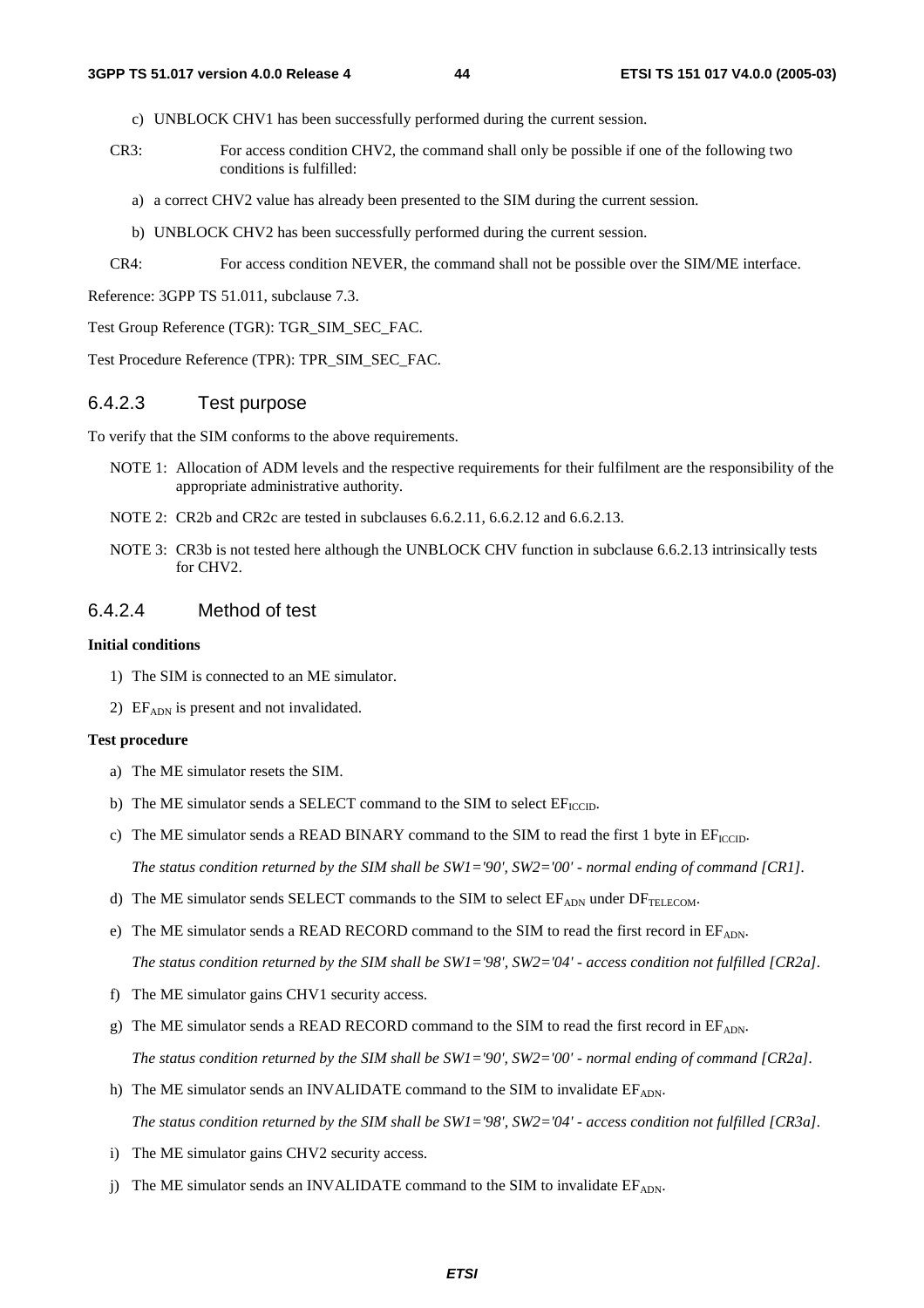c) UNBLOCK CHV1 has been successfully performed during the current session.

CR3: For access condition CHV2, the command shall only be possible if one of the following two conditions is fulfilled:

a) a correct CHV2 value has already been presented to the SIM during the current session.

b) UNBLOCK CHV2 has been successfully performed during the current session.

CR4: For access condition NEVER, the command shall not be possible over the SIM/ME interface.

Reference: 3GPP TS 51.011, subclause 7.3.

Test Group Reference (TGR): TGR_SIM_SEC_FAC.

Test Procedure Reference (TPR): TPR_SIM_SEC_FAC.

### 6.4.2.3 Test purpose

To verify that the SIM conforms to the above requirements.

NOTE 1: Allocation of ADM levels and the respective requirements for their fulfilment are the responsibility of the appropriate administrative authority.

NOTE 2: CR2b and CR2c are tested in subclauses 6.6.2.11, 6.6.2.12 and 6.6.2.13.

NOTE 3: CR3b is not tested here although the UNBLOCK CHV function in subclause 6.6.2.13 intrinsically tests for CHV2.

### 6.4.2.4 Method of test

**Initial conditions**

1) The SIM is connected to an ME simulator.

2) $EF_{ADN}$ is present and not invalidated.

**Test procedure**

a) The ME simulator resets the SIM.

b) The ME simulator sends a SELECT command to the SIM to select $EF_{ICCID}$.

c) The ME simulator sends a READ BINARY command to the SIM to read the first 1 byte in $EF_{ICCID}$.

*The status condition returned by the SIM shall be SW1='90', SW2='00' - normal ending of command [CR1].*

d) The ME simulator sends SELECT commands to the SIM to select $EF_{ADN}$ under $DF_{TELECOM}$.

e) The ME simulator sends a READ RECORD command to the SIM to read the first record in $EF_{ADN}$.

*The status condition returned by the SIM shall be SW1='98', SW2='04' - access condition not fulfilled [CR2a].*

f) The ME simulator gains CHV1 security access.

g) The ME simulator sends a READ RECORD command to the SIM to read the first record in $EF_{ADN}$.

*The status condition returned by the SIM shall be SW1='90', SW2='00' - normal ending of command [CR2a].*

h) The ME simulator sends an INVALIDATE command to the SIM to invalidate $EF_{ADN}$.

*The status condition returned by the SIM shall be SW1='98', SW2='04' - access condition not fulfilled [CR3a].*

i) The ME simulator gains CHV2 security access.

j) The ME simulator sends an INVALIDATE command to the SIM to invalidate $EF_{ADN}$.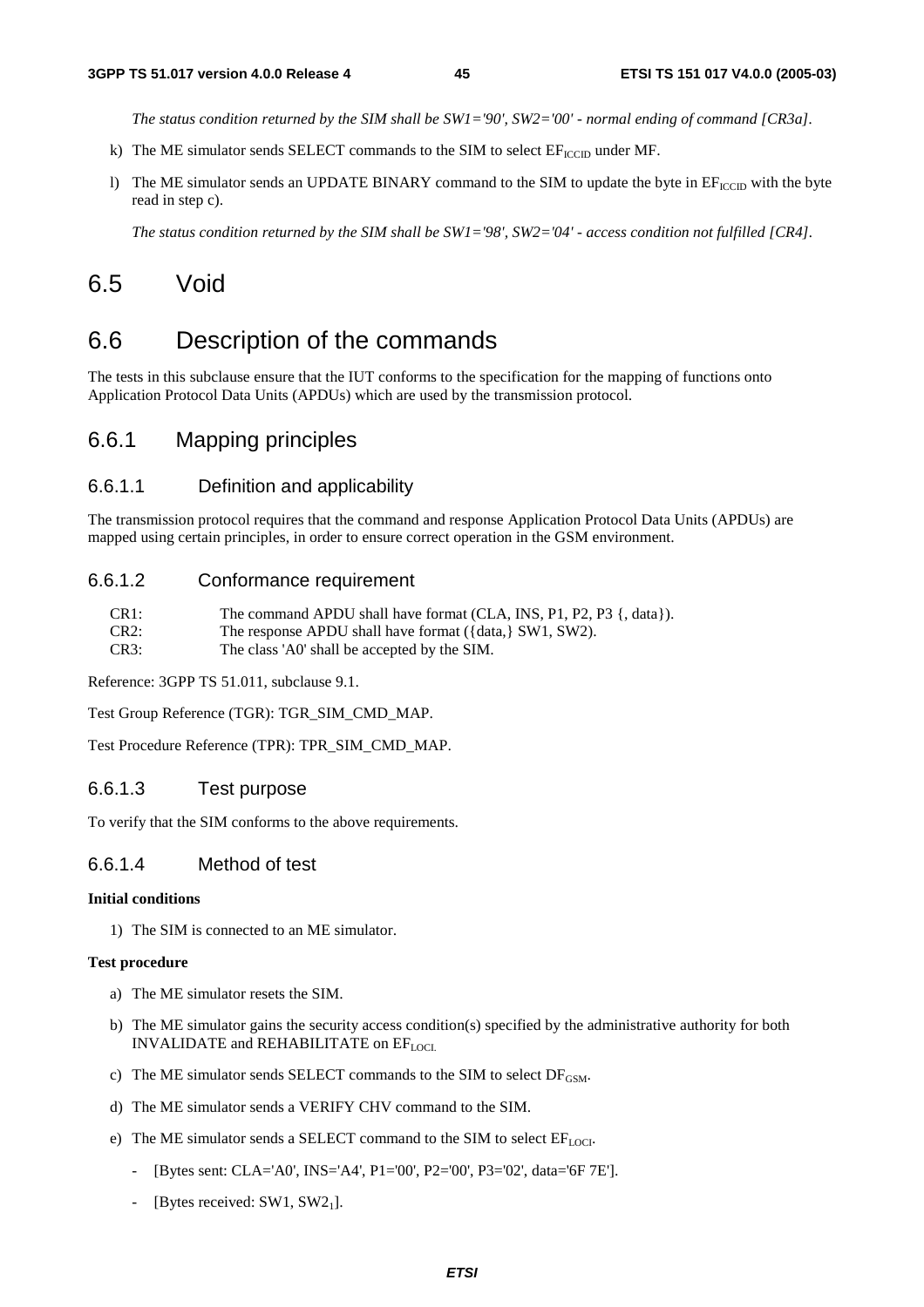*The status condition returned by the SIM shall be SW1='90', SW2='00' - normal ending of command [CR3a].*

k) The ME simulator sends SELECT commands to the SIM to select $EF_{ICCID}$ under MF.

l) The ME simulator sends an UPDATE BINARY command to the SIM to update the byte in $EF_{ICCID}$ with the byte read in step c).

*The status condition returned by the SIM shall be SW1='98', SW2='04' - access condition not fulfilled [CR4].*

# 6.5 Void

# 6.6 Description of the commands

The tests in this subclause ensure that the IUT conforms to the specification for the mapping of functions onto Application Protocol Data Units (APDUs) which are used by the transmission protocol.

## 6.6.1 Mapping principles

### 6.6.1.1 Definition and applicability

The transmission protocol requires that the command and response Application Protocol Data Units (APDUs) are mapped using certain principles, in order to ensure correct operation in the GSM environment.

### 6.6.1.2 Conformance requirement

CR1: The command APDU shall have format (CLA, INS, P1, P2, P3 {, data}).
CR2: The response APDU shall have format ({data,} SW1, SW2).
CR3: The class 'A0' shall be accepted by the SIM.

Reference: 3GPP TS 51.011, subclause 9.1.

Test Group Reference (TGR): TGR_SIM_CMD_MAP.

Test Procedure Reference (TPR): TPR_SIM_CMD_MAP.

### 6.6.1.3 Test purpose

To verify that the SIM conforms to the above requirements.

### 6.6.1.4 Method of test

**Initial conditions**

1) The SIM is connected to an ME simulator.

**Test procedure**

a) The ME simulator resets the SIM.

b) The ME simulator gains the security access condition(s) specified by the administrative authority for both INVALIDATE and REHABILITATE on $EF_{LOCI}$.

c) The ME simulator sends SELECT commands to the SIM to select $DF_{GSM}$.

d) The ME simulator sends a VERIFY CHV command to the SIM.

e) The ME simulator sends a SELECT command to the SIM to select $EF_{LOCI}$.

- [Bytes sent: CLA='A0', INS='A4', P1='00', P2='00', P3='02', data='6F 7E'].
- [Bytes received: SW1, $SW2_1$].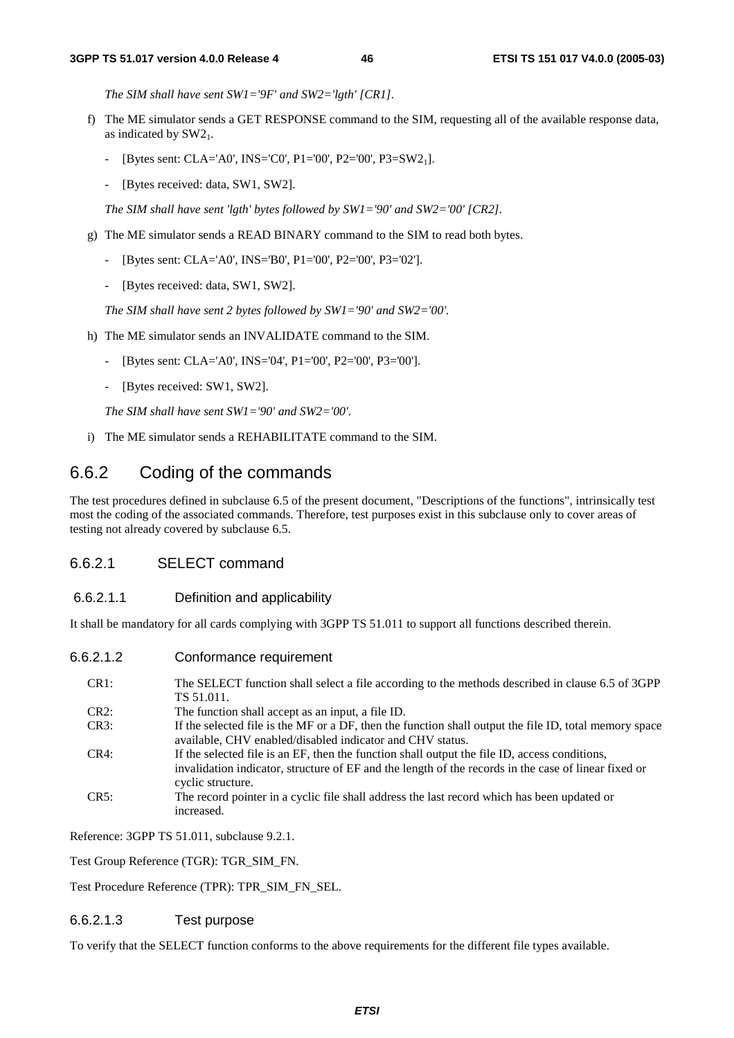*The SIM shall have sent SW1='9F' and SW2='lgth' [CR1].*

f) The ME simulator sends a GET RESPONSE command to the SIM, requesting all of the available response data, as indicated by $SW2_1$.

   - [Bytes sent: CLA='A0', INS='C0', P1='00', P2='00', P3=$SW2_1$].
   - [Bytes received: data, SW1, SW2].

   *The SIM shall have sent 'lgth' bytes followed by SW1='90' and SW2='00' [CR2].*

g) The ME simulator sends a READ BINARY command to the SIM to read both bytes.

   - [Bytes sent: CLA='A0', INS='B0', P1='00', P2='00', P3='02'].
   - [Bytes received: data, SW1, SW2].

   *The SIM shall have sent 2 bytes followed by SW1='90' and SW2='00'.*

h) The ME simulator sends an INVALIDATE command to the SIM.

   - [Bytes sent: CLA='A0', INS='04', P1='00', P2='00', P3='00'].
   - [Bytes received: SW1, SW2].

   *The SIM shall have sent SW1='90' and SW2='00'.*

i) The ME simulator sends a REHABILITATE command to the SIM.

## 6.6.2 Coding of the commands

The test procedures defined in subclause 6.5 of the present document, "Descriptions of the functions", intrinsically test most the coding of the associated commands. Therefore, test purposes exist in this subclause only to cover areas of testing not already covered by subclause 6.5.

### 6.6.2.1 SELECT command

#### 6.6.2.1.1 Definition and applicability

It shall be mandatory for all cards complying with 3GPP TS 51.011 to support all functions described therein.

#### 6.6.2.1.2 Conformance requirement

CR1: The SELECT function shall select a file according to the methods described in clause 6.5 of 3GPP TS 51.011.

CR2: The function shall accept as an input, a file ID.

CR3: If the selected file is the MF or a DF, then the function shall output the file ID, total memory space available, CHV enabled/disabled indicator and CHV status.

CR4: If the selected file is an EF, then the function shall output the file ID, access conditions, invalidation indicator, structure of EF and the length of the records in the case of linear fixed or cyclic structure.

CR5: The record pointer in a cyclic file shall address the last record which has been updated or increased.

Reference: 3GPP TS 51.011, subclause 9.2.1.

Test Group Reference (TGR): TGR_SIM_FN.

Test Procedure Reference (TPR): TPR_SIM_FN_SEL.

#### 6.6.2.1.3 Test purpose

To verify that the SELECT function conforms to the above requirements for the different file types available.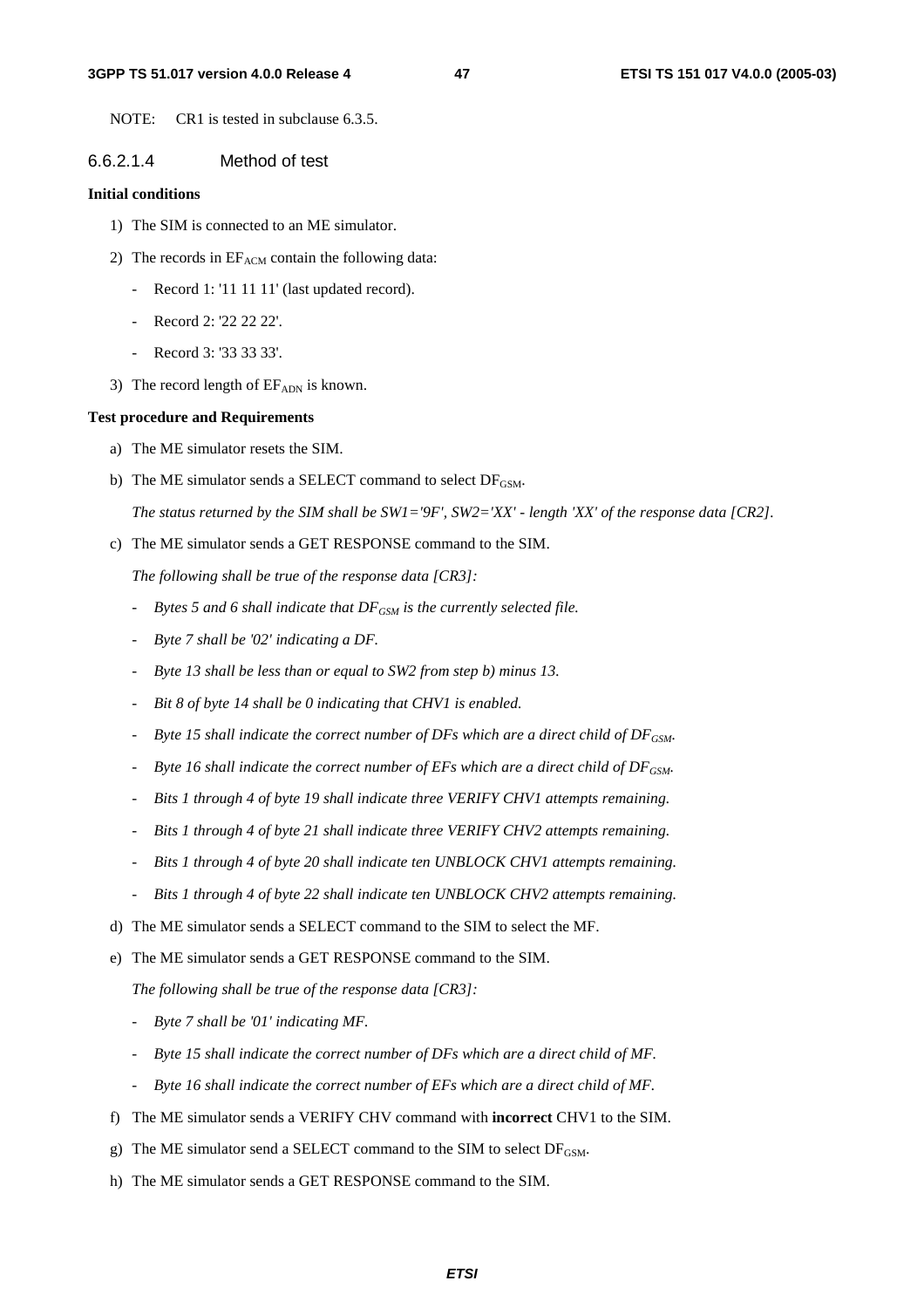NOTE: CR1 is tested in subclause 6.3.5.

#### 6.6.2.1.4 Method of test

**Initial conditions**

1) The SIM is connected to an ME simulator.

2) The records in $EF_{ACM}$ contain the following data:

   - Record 1: '11 11 11' (last updated record).
   - Record 2: '22 22 22'.
   - Record 3: '33 33 33'.

3) The record length of $EF_{ADN}$ is known.

**Test procedure and Requirements**

a) The ME simulator resets the SIM.

b) The ME simulator sends a SELECT command to select $DF_{GSM}$.

   *The status returned by the SIM shall be SW1='9F', SW2='XX' - length 'XX' of the response data [CR2].*

c) The ME simulator sends a GET RESPONSE command to the SIM.

   *The following shall be true of the response data [CR3]:*

   - *Bytes 5 and 6 shall indicate that $DF_{GSM}$ is the currently selected file.*
   - *Byte 7 shall be '02' indicating a DF.*
   - *Byte 13 shall be less than or equal to SW2 from step b) minus 13.*
   - *Bit 8 of byte 14 shall be 0 indicating that CHV1 is enabled.*
   - *Byte 15 shall indicate the correct number of DFs which are a direct child of $DF_{GSM}$.*
   - *Byte 16 shall indicate the correct number of EFs which are a direct child of $DF_{GSM}$.*
   - *Bits 1 through 4 of byte 19 shall indicate three VERIFY CHV1 attempts remaining.*
   - *Bits 1 through 4 of byte 21 shall indicate three VERIFY CHV2 attempts remaining.*
   - *Bits 1 through 4 of byte 20 shall indicate ten UNBLOCK CHV1 attempts remaining.*
   - *Bits 1 through 4 of byte 22 shall indicate ten UNBLOCK CHV2 attempts remaining.*

d) The ME simulator sends a SELECT command to the SIM to select the MF.

e) The ME simulator sends a GET RESPONSE command to the SIM.

   *The following shall be true of the response data [CR3]:*

   - *Byte 7 shall be '01' indicating MF.*
   - *Byte 15 shall indicate the correct number of DFs which are a direct child of MF.*
   - *Byte 16 shall indicate the correct number of EFs which are a direct child of MF.*

f) The ME simulator sends a VERIFY CHV command with **incorrect** CHV1 to the SIM.

g) The ME simulator send a SELECT command to the SIM to select $DF_{GSM}$.

h) The ME simulator sends a GET RESPONSE command to the SIM.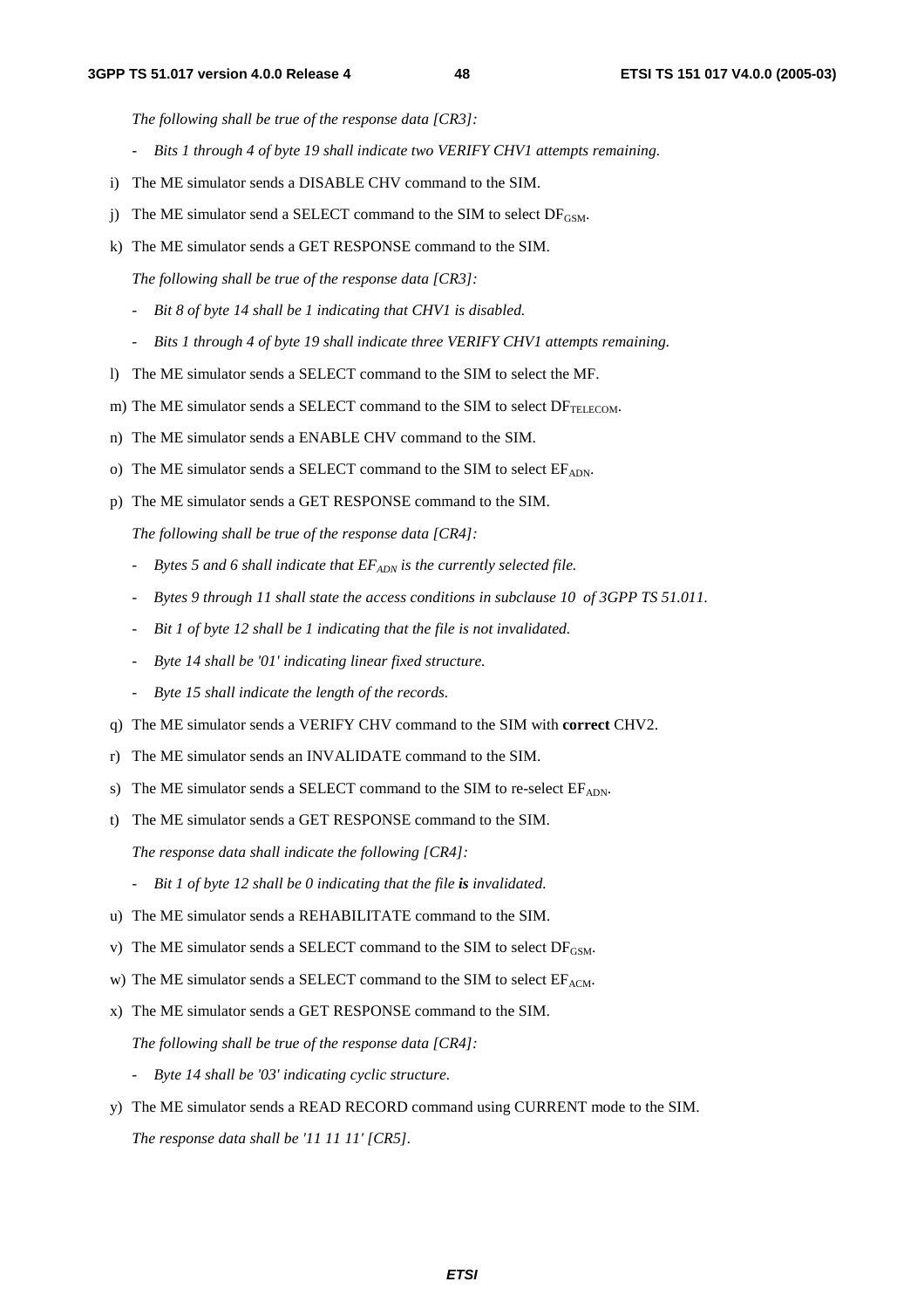*The following shall be true of the response data [CR3]:*

- *Bits 1 through 4 of byte 19 shall indicate two VERIFY CHV1 attempts remaining.*

i) The ME simulator sends a DISABLE CHV command to the SIM.

j) The ME simulator send a SELECT command to the SIM to select $DF_{GSM}$.

k) The ME simulator sends a GET RESPONSE command to the SIM.

*The following shall be true of the response data [CR3]:*

- *Bit 8 of byte 14 shall be 1 indicating that CHV1 is disabled.*
- *Bits 1 through 4 of byte 19 shall indicate three VERIFY CHV1 attempts remaining.*

l) The ME simulator sends a SELECT command to the SIM to select the MF.

m) The ME simulator sends a SELECT command to the SIM to select $DF_{TELECOM}$.

n) The ME simulator sends a ENABLE CHV command to the SIM.

o) The ME simulator sends a SELECT command to the SIM to select $EF_{ADN}$.

p) The ME simulator sends a GET RESPONSE command to the SIM.

*The following shall be true of the response data [CR4]:*

- *Bytes 5 and 6 shall indicate that $EF_{ADN}$ is the currently selected file.*
- *Bytes 9 through 11 shall state the access conditions in subclause 10 of 3GPP TS 51.011.*
- *Bit 1 of byte 12 shall be 1 indicating that the file is not invalidated.*
- *Byte 14 shall be '01' indicating linear fixed structure.*
- *Byte 15 shall indicate the length of the records.*

q) The ME simulator sends a VERIFY CHV command to the SIM with **correct** CHV2.

r) The ME simulator sends an INVALIDATE command to the SIM.

s) The ME simulator sends a SELECT command to the SIM to re-select $EF_{ADN}$.

t) The ME simulator sends a GET RESPONSE command to the SIM.

*The response data shall indicate the following [CR4]:*

- *Bit 1 of byte 12 shall be 0 indicating that the file **is** invalidated.*

u) The ME simulator sends a REHABILITATE command to the SIM.

v) The ME simulator sends a SELECT command to the SIM to select $DF_{GSM}$.

w) The ME simulator sends a SELECT command to the SIM to select $EF_{ACM}$.

x) The ME simulator sends a GET RESPONSE command to the SIM.

*The following shall be true of the response data [CR4]:*

- *Byte 14 shall be '03' indicating cyclic structure.*

y) The ME simulator sends a READ RECORD command using CURRENT mode to the SIM.

*The response data shall be '11 11 11' [CR5].*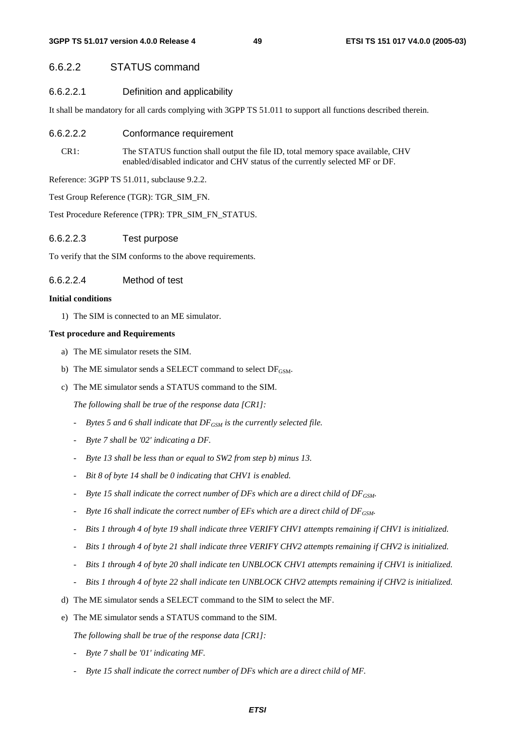### 6.6.2.2 STATUS command

#### 6.6.2.2.1 Definition and applicability

It shall be mandatory for all cards complying with 3GPP TS 51.011 to support all functions described therein.

#### 6.6.2.2.2 Conformance requirement

CR1: The STATUS function shall output the file ID, total memory space available, CHV enabled/disabled indicator and CHV status of the currently selected MF or DF.

Reference: 3GPP TS 51.011, subclause 9.2.2.

Test Group Reference (TGR): TGR_SIM_FN.

Test Procedure Reference (TPR): TPR_SIM_FN_STATUS.

#### 6.6.2.2.3 Test purpose

To verify that the SIM conforms to the above requirements.

#### 6.6.2.2.4 Method of test

**Initial conditions**

1) The SIM is connected to an ME simulator.

**Test procedure and Requirements**

a) The ME simulator resets the SIM.

b) The ME simulator sends a SELECT command to select $DF_{GSM}$.

c) The ME simulator sends a STATUS command to the SIM.

   *The following shall be true of the response data [CR1]:*

   - *Bytes 5 and 6 shall indicate that $DF_{GSM}$ is the currently selected file.*
   - *Byte 7 shall be '02' indicating a DF.*
   - *Byte 13 shall be less than or equal to SW2 from step b) minus 13.*
   - *Bit 8 of byte 14 shall be 0 indicating that CHV1 is enabled.*
   - *Byte 15 shall indicate the correct number of DFs which are a direct child of $DF_{GSM}$.*
   - *Byte 16 shall indicate the correct number of EFs which are a direct child of $DF_{GSM}$.*
   - *Bits 1 through 4 of byte 19 shall indicate three VERIFY CHV1 attempts remaining if CHV1 is initialized.*
   - *Bits 1 through 4 of byte 21 shall indicate three VERIFY CHV2 attempts remaining if CHV2 is initialized.*
   - *Bits 1 through 4 of byte 20 shall indicate ten UNBLOCK CHV1 attempts remaining if CHV1 is initialized.*
   - *Bits 1 through 4 of byte 22 shall indicate ten UNBLOCK CHV2 attempts remaining if CHV2 is initialized.*

d) The ME simulator sends a SELECT command to the SIM to select the MF.

e) The ME simulator sends a STATUS command to the SIM.

   *The following shall be true of the response data [CR1]:*

   - *Byte 7 shall be '01' indicating MF.*
   - *Byte 15 shall indicate the correct number of DFs which are a direct child of MF.*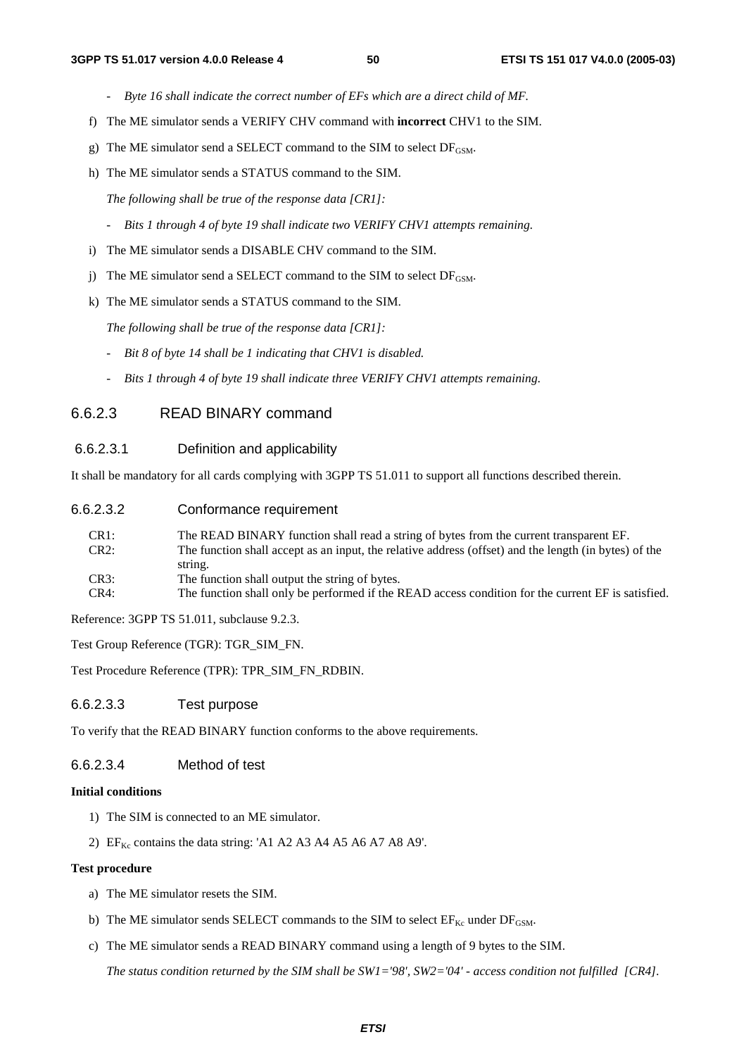- *Byte 16 shall indicate the correct number of EFs which are a direct child of MF.*

f) The ME simulator sends a VERIFY CHV command with **incorrect** CHV1 to the SIM.

g) The ME simulator send a SELECT command to the SIM to select $DF_{GSM}$.

h) The ME simulator sends a STATUS command to the SIM.

*The following shall be true of the response data [CR1]:*

- *Bits 1 through 4 of byte 19 shall indicate two VERIFY CHV1 attempts remaining.*

i) The ME simulator sends a DISABLE CHV command to the SIM.

j) The ME simulator send a SELECT command to the SIM to select $DF_{GSM}$.

k) The ME simulator sends a STATUS command to the SIM.

*The following shall be true of the response data [CR1]:*

- *Bit 8 of byte 14 shall be 1 indicating that CHV1 is disabled.*
- *Bits 1 through 4 of byte 19 shall indicate three VERIFY CHV1 attempts remaining.*

### 6.6.2.3 READ BINARY command

#### 6.6.2.3.1 Definition and applicability

It shall be mandatory for all cards complying with 3GPP TS 51.011 to support all functions described therein.

#### 6.6.2.3.2 Conformance requirement

CR1: The READ BINARY function shall read a string of bytes from the current transparent EF.

CR2: The function shall accept as an input, the relative address (offset) and the length (in bytes) of the string.

CR3: The function shall output the string of bytes.

CR4: The function shall only be performed if the READ access condition for the current EF is satisfied.

Reference: 3GPP TS 51.011, subclause 9.2.3.

Test Group Reference (TGR): TGR_SIM_FN.

Test Procedure Reference (TPR): TPR_SIM_FN_RDBIN.

#### 6.6.2.3.3 Test purpose

To verify that the READ BINARY function conforms to the above requirements.

#### 6.6.2.3.4 Method of test

**Initial conditions**

1) The SIM is connected to an ME simulator.

2) $EF_{Kc}$ contains the data string: 'A1 A2 A3 A4 A5 A6 A7 A8 A9'.

**Test procedure**

a) The ME simulator resets the SIM.

b) The ME simulator sends SELECT commands to the SIM to select $EF_{Kc}$ under $DF_{GSM}$.

c) The ME simulator sends a READ BINARY command using a length of 9 bytes to the SIM.

*The status condition returned by the SIM shall be SW1='98', SW2='04' - access condition not fulfilled [CR4].*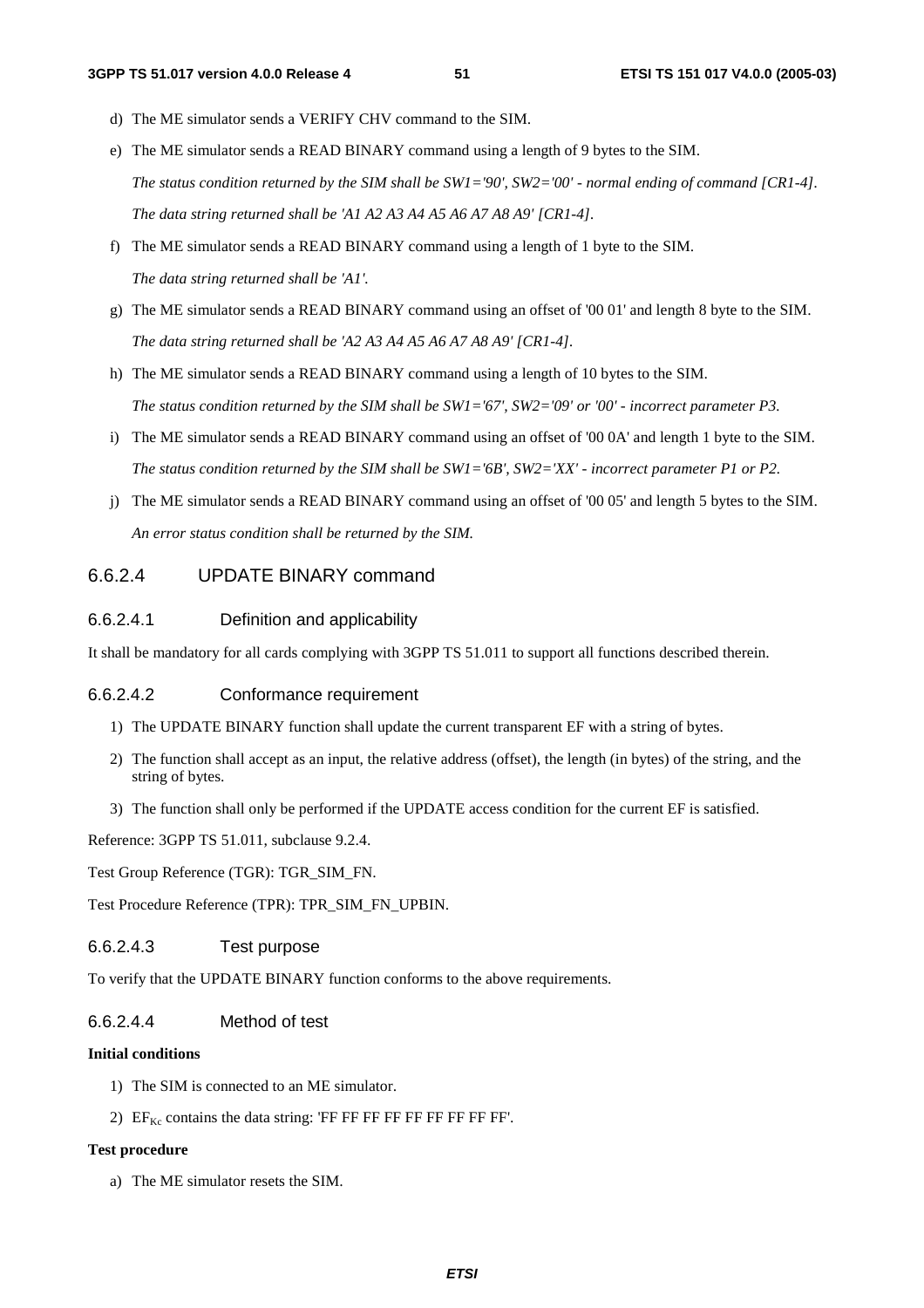d) The ME simulator sends a VERIFY CHV command to the SIM.

e) The ME simulator sends a READ BINARY command using a length of 9 bytes to the SIM.

   *The status condition returned by the SIM shall be SW1='90', SW2='00' - normal ending of command [CR1-4].*

   *The data string returned shall be 'A1 A2 A3 A4 A5 A6 A7 A8 A9' [CR1-4].*

f) The ME simulator sends a READ BINARY command using a length of 1 byte to the SIM.

   *The data string returned shall be 'A1'.*

g) The ME simulator sends a READ BINARY command using an offset of '00 01' and length 8 byte to the SIM.

   *The data string returned shall be 'A2 A3 A4 A5 A6 A7 A8 A9' [CR1-4].*

h) The ME simulator sends a READ BINARY command using a length of 10 bytes to the SIM.

   *The status condition returned by the SIM shall be SW1='67', SW2='09' or '00' - incorrect parameter P3.*

i) The ME simulator sends a READ BINARY command using an offset of '00 0A' and length 1 byte to the SIM.

   *The status condition returned by the SIM shall be SW1='6B', SW2='XX' - incorrect parameter P1 or P2.*

j) The ME simulator sends a READ BINARY command using an offset of '00 05' and length 5 bytes to the SIM.

   *An error status condition shall be returned by the SIM.*

### 6.6.2.4 UPDATE BINARY command

#### 6.6.2.4.1 Definition and applicability

It shall be mandatory for all cards complying with 3GPP TS 51.011 to support all functions described therein.

#### 6.6.2.4.2 Conformance requirement

1) The UPDATE BINARY function shall update the current transparent EF with a string of bytes.

2) The function shall accept as an input, the relative address (offset), the length (in bytes) of the string, and the string of bytes.

3) The function shall only be performed if the UPDATE access condition for the current EF is satisfied.

Reference: 3GPP TS 51.011, subclause 9.2.4.

Test Group Reference (TGR): TGR_SIM_FN.

Test Procedure Reference (TPR): TPR_SIM_FN_UPBIN.

#### 6.6.2.4.3 Test purpose

To verify that the UPDATE BINARY function conforms to the above requirements.

#### 6.6.2.4.4 Method of test

**Initial conditions**

1) The SIM is connected to an ME simulator.

2) $EF_{Kc}$ contains the data string: 'FF FF FF FF FF FF FF FF FF'.

**Test procedure**

a) The ME simulator resets the SIM.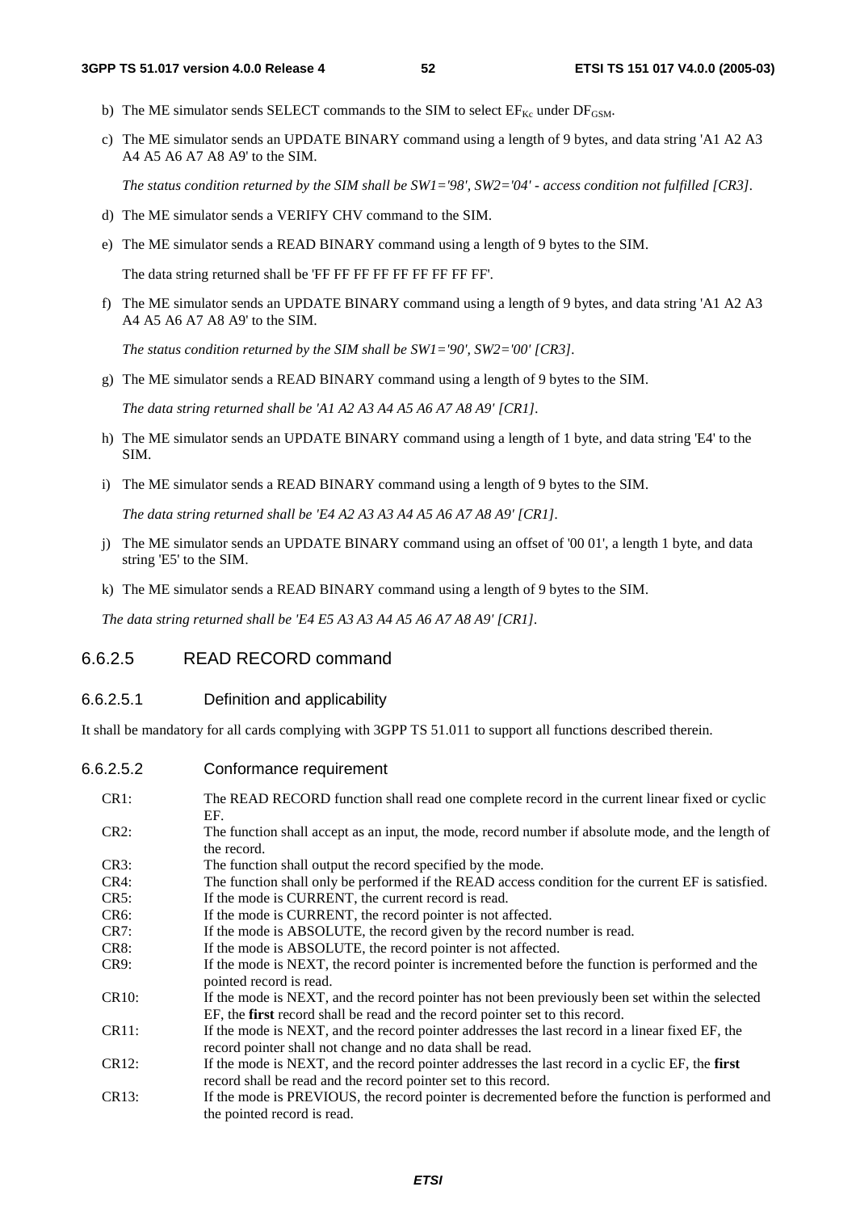b) The ME simulator sends SELECT commands to the SIM to select $EF_{Kc}$ under $DF_{GSM}$.

c) The ME simulator sends an UPDATE BINARY command using a length of 9 bytes, and data string 'A1 A2 A3 A4 A5 A6 A7 A8 A9' to the SIM.

*The status condition returned by the SIM shall be SW1='98', SW2='04' - access condition not fulfilled [CR3].*

d) The ME simulator sends a VERIFY CHV command to the SIM.

e) The ME simulator sends a READ BINARY command using a length of 9 bytes to the SIM.

The data string returned shall be 'FF FF FF FF FF FF FF FF FF'.

f) The ME simulator sends an UPDATE BINARY command using a length of 9 bytes, and data string 'A1 A2 A3 A4 A5 A6 A7 A8 A9' to the SIM.

*The status condition returned by the SIM shall be SW1='90', SW2='00' [CR3].*

g) The ME simulator sends a READ BINARY command using a length of 9 bytes to the SIM.

*The data string returned shall be 'A1 A2 A3 A4 A5 A6 A7 A8 A9' [CR1].*

h) The ME simulator sends an UPDATE BINARY command using a length of 1 byte, and data string 'E4' to the SIM.

i) The ME simulator sends a READ BINARY command using a length of 9 bytes to the SIM.

*The data string returned shall be 'E4 A2 A3 A3 A4 A5 A6 A7 A8 A9' [CR1].*

j) The ME simulator sends an UPDATE BINARY command using an offset of '00 01', a length 1 byte, and data string 'E5' to the SIM.

k) The ME simulator sends a READ BINARY command using a length of 9 bytes to the SIM.

*The data string returned shall be 'E4 E5 A3 A3 A4 A5 A6 A7 A8 A9' [CR1].*

### 6.6.2.5 READ RECORD command

#### 6.6.2.5.1 Definition and applicability

It shall be mandatory for all cards complying with 3GPP TS 51.011 to support all functions described therein.

#### 6.6.2.5.2 Conformance requirement

| | |
|---|---|
| CR1: | The READ RECORD function shall read one complete record in the current linear fixed or cyclic EF. |
| CR2: | The function shall accept as an input, the mode, record number if absolute mode, and the length of the record. |
| CR3: | The function shall output the record specified by the mode. |
| CR4: | The function shall only be performed if the READ access condition for the current EF is satisfied. |
| CR5: | If the mode is CURRENT, the current record is read. |
| CR6: | If the mode is CURRENT, the record pointer is not affected. |
| CR7: | If the mode is ABSOLUTE, the record given by the record number is read. |
| CR8: | If the mode is ABSOLUTE, the record pointer is not affected. |
| CR9: | If the mode is NEXT, the record pointer is incremented before the function is performed and the pointed record is read. |
| CR10: | If the mode is NEXT, and the record pointer has not been previously been set within the selected EF, the **first** record shall be read and the record pointer set to this record. |
| CR11: | If the mode is NEXT, and the record pointer addresses the last record in a linear fixed EF, the record pointer shall not change and no data shall be read. |
| CR12: | If the mode is NEXT, and the record pointer addresses the last record in a cyclic EF, the **first** record shall be read and the record pointer set to this record. |
| CR13: | If the mode is PREVIOUS, the record pointer is decremented before the function is performed and the pointed record is read. |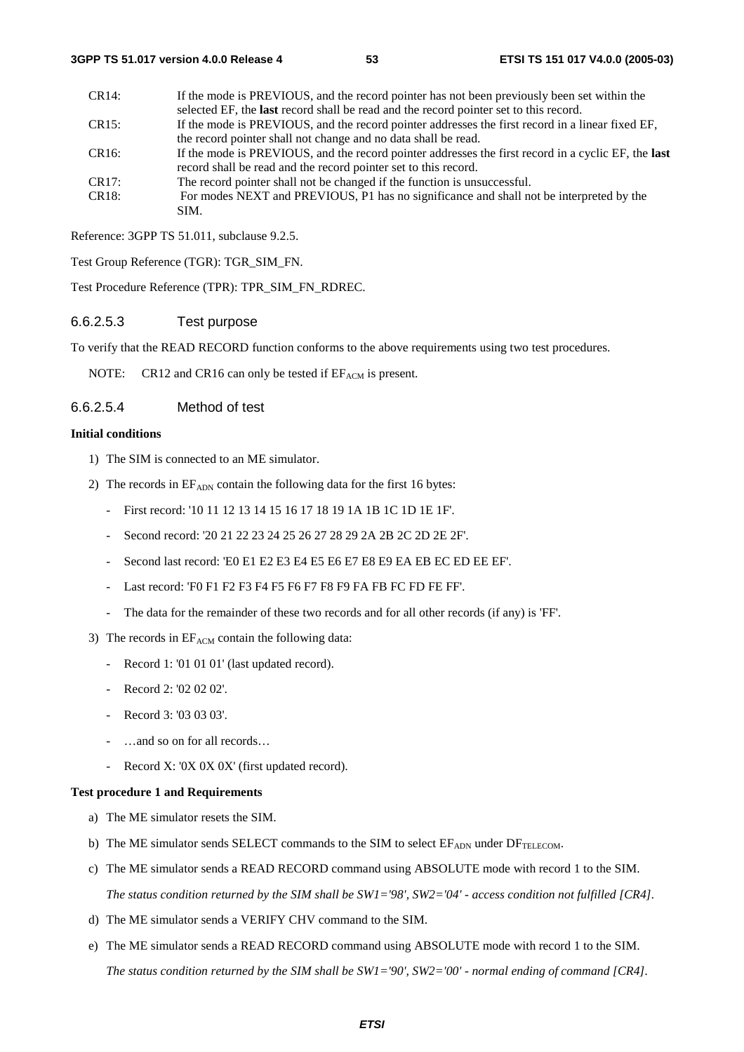CR14: If the mode is PREVIOUS, and the record pointer has not been previously been set within the selected EF, the **last** record shall be read and the record pointer set to this record.

CR15: If the mode is PREVIOUS, and the record pointer addresses the first record in a linear fixed EF, the record pointer shall not change and no data shall be read.

CR16: If the mode is PREVIOUS, and the record pointer addresses the first record in a cyclic EF, the **last** record shall be read and the record pointer set to this record.

CR17: The record pointer shall not be changed if the function is unsuccessful.

CR18: For modes NEXT and PREVIOUS, P1 has no significance and shall not be interpreted by the SIM.

Reference: 3GPP TS 51.011, subclause 9.2.5.

Test Group Reference (TGR): TGR_SIM_FN.

Test Procedure Reference (TPR): TPR_SIM_FN_RDREC.

#### 6.6.2.5.3 Test purpose

To verify that the READ RECORD function conforms to the above requirements using two test procedures.

NOTE: CR12 and CR16 can only be tested if $EF_{ACM}$ is present.

#### 6.6.2.5.4 Method of test

**Initial conditions**

1) The SIM is connected to an ME simulator.
2) The records in $EF_{ADN}$ contain the following data for the first 16 bytes:
   - First record: '10 11 12 13 14 15 16 17 18 19 1A 1B 1C 1D 1E 1F'.
   - Second record: '20 21 22 23 24 25 26 27 28 29 2A 2B 2C 2D 2E 2F'.
   - Second last record: 'E0 E1 E2 E3 E4 E5 E6 E7 E8 E9 EA EB EC ED EE EF'.
   - Last record: 'F0 F1 F2 F3 F4 F5 F6 F7 F8 F9 FA FB FC FD FE FF'.
   - The data for the remainder of these two records and for all other records (if any) is 'FF'.
3) The records in $EF_{ACM}$ contain the following data:
   - Record 1: '01 01 01' (last updated record).
   - Record 2: '02 02 02'.
   - Record 3: '03 03 03'.
   - …and so on for all records…
   - Record X: '0X 0X 0X' (first updated record).

**Test procedure 1 and Requirements**

a) The ME simulator resets the SIM.

b) The ME simulator sends SELECT commands to the SIM to select $EF_{ADN}$ under $DF_{TELECOM}$.

c) The ME simulator sends a READ RECORD command using ABSOLUTE mode with record 1 to the SIM.

   *The status condition returned by the SIM shall be SW1='98', SW2='04' - access condition not fulfilled [CR4].*

d) The ME simulator sends a VERIFY CHV command to the SIM.

e) The ME simulator sends a READ RECORD command using ABSOLUTE mode with record 1 to the SIM.

   *The status condition returned by the SIM shall be SW1='90', SW2='00' - normal ending of command [CR4].*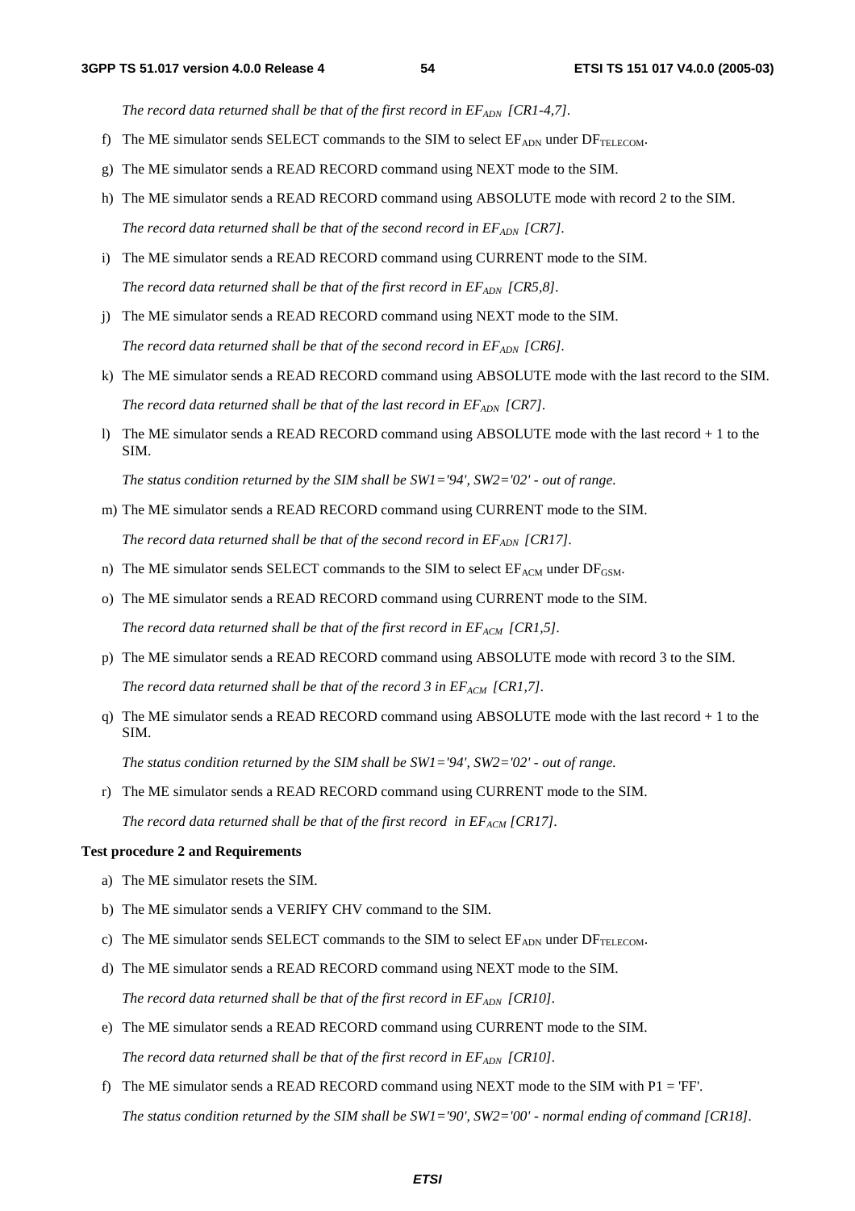*The record data returned shall be that of the first record in $EF_{ADN}$ [CR1-4,7].*

f) The ME simulator sends SELECT commands to the SIM to select $EF_{ADN}$ under $DF_{TELECOM}$.

g) The ME simulator sends a READ RECORD command using NEXT mode to the SIM.

h) The ME simulator sends a READ RECORD command using ABSOLUTE mode with record 2 to the SIM.

*The record data returned shall be that of the second record in $EF_{ADN}$ [CR7].*

i) The ME simulator sends a READ RECORD command using CURRENT mode to the SIM.

*The record data returned shall be that of the first record in $EF_{ADN}$ [CR5,8].*

j) The ME simulator sends a READ RECORD command using NEXT mode to the SIM.

*The record data returned shall be that of the second record in $EF_{ADN}$ [CR6].*

k) The ME simulator sends a READ RECORD command using ABSOLUTE mode with the last record to the SIM.

*The record data returned shall be that of the last record in $EF_{ADN}$ [CR7].*

l) The ME simulator sends a READ RECORD command using ABSOLUTE mode with the last record + 1 to the SIM.

*The status condition returned by the SIM shall be SW1='94', SW2='02' - out of range.*

m) The ME simulator sends a READ RECORD command using CURRENT mode to the SIM.

*The record data returned shall be that of the second record in $EF_{ADN}$ [CR17].*

n) The ME simulator sends SELECT commands to the SIM to select $EF_{ACM}$ under $DF_{GSM}$.

o) The ME simulator sends a READ RECORD command using CURRENT mode to the SIM.

*The record data returned shall be that of the first record in $EF_{ACM}$ [CR1,5].*

p) The ME simulator sends a READ RECORD command using ABSOLUTE mode with record 3 to the SIM.

*The record data returned shall be that of the record 3 in $EF_{ACM}$ [CR1,7].*

q) The ME simulator sends a READ RECORD command using ABSOLUTE mode with the last record + 1 to the SIM.

*The status condition returned by the SIM shall be SW1='94', SW2='02' - out of range.*

r) The ME simulator sends a READ RECORD command using CURRENT mode to the SIM.

*The record data returned shall be that of the first record in $EF_{ACM}$ [CR17].*

**Test procedure 2 and Requirements**

a) The ME simulator resets the SIM.

b) The ME simulator sends a VERIFY CHV command to the SIM.

c) The ME simulator sends SELECT commands to the SIM to select $EF_{ADN}$ under $DF_{TELECOM}$.

d) The ME simulator sends a READ RECORD command using NEXT mode to the SIM.

*The record data returned shall be that of the first record in $EF_{ADN}$ [CR10].*

e) The ME simulator sends a READ RECORD command using CURRENT mode to the SIM.

*The record data returned shall be that of the first record in $EF_{ADN}$ [CR10].*

f) The ME simulator sends a READ RECORD command using NEXT mode to the SIM with P1 = 'FF'.

*The status condition returned by the SIM shall be SW1='90', SW2='00' - normal ending of command [CR18].*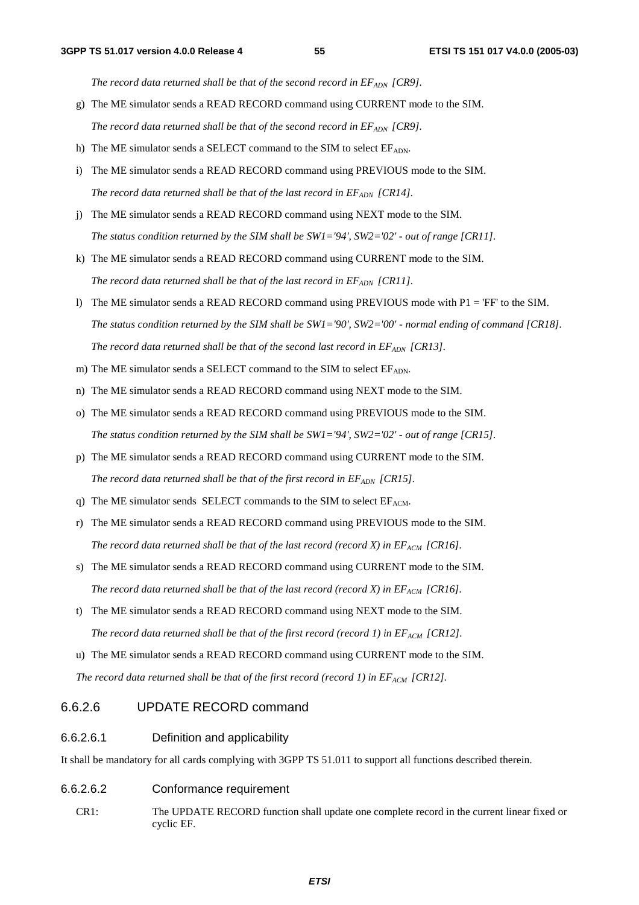*The record data returned shall be that of the second record in $EF_{ADN}$ [CR9].*

g) The ME simulator sends a READ RECORD command using CURRENT mode to the SIM.

*The record data returned shall be that of the second record in $EF_{ADN}$ [CR9].*

h) The ME simulator sends a SELECT command to the SIM to select $EF_{ADN}$.

i) The ME simulator sends a READ RECORD command using PREVIOUS mode to the SIM.

*The record data returned shall be that of the last record in $EF_{ADN}$ [CR14].*

j) The ME simulator sends a READ RECORD command using NEXT mode to the SIM.

*The status condition returned by the SIM shall be SW1='94', SW2='02' - out of range [CR11].*

k) The ME simulator sends a READ RECORD command using CURRENT mode to the SIM.

*The record data returned shall be that of the last record in $EF_{ADN}$ [CR11].*

l) The ME simulator sends a READ RECORD command using PREVIOUS mode with P1 = 'FF' to the SIM.

*The status condition returned by the SIM shall be SW1='90', SW2='00' - normal ending of command [CR18].*

*The record data returned shall be that of the second last record in $EF_{ADN}$ [CR13].*

m) The ME simulator sends a SELECT command to the SIM to select $EF_{ADN}$.

n) The ME simulator sends a READ RECORD command using NEXT mode to the SIM.

o) The ME simulator sends a READ RECORD command using PREVIOUS mode to the SIM.

*The status condition returned by the SIM shall be SW1='94', SW2='02' - out of range [CR15].*

p) The ME simulator sends a READ RECORD command using CURRENT mode to the SIM.

*The record data returned shall be that of the first record in $EF_{ADN}$ [CR15].*

q) The ME simulator sends SELECT commands to the SIM to select $EF_{ACM}$.

r) The ME simulator sends a READ RECORD command using PREVIOUS mode to the SIM.

*The record data returned shall be that of the last record (record X) in $EF_{ACM}$ [CR16].*

s) The ME simulator sends a READ RECORD command using CURRENT mode to the SIM.

*The record data returned shall be that of the last record (record X) in $EF_{ACM}$ [CR16].*

t) The ME simulator sends a READ RECORD command using NEXT mode to the SIM.

*The record data returned shall be that of the first record (record 1) in $EF_{ACM}$ [CR12].*

u) The ME simulator sends a READ RECORD command using CURRENT mode to the SIM.

*The record data returned shall be that of the first record (record 1) in $EF_{ACM}$ [CR12].*

### 6.6.2.6 UPDATE RECORD command

#### 6.6.2.6.1 Definition and applicability

It shall be mandatory for all cards complying with 3GPP TS 51.011 to support all functions described therein.

#### 6.6.2.6.2 Conformance requirement

CR1: The UPDATE RECORD function shall update one complete record in the current linear fixed or cyclic EF.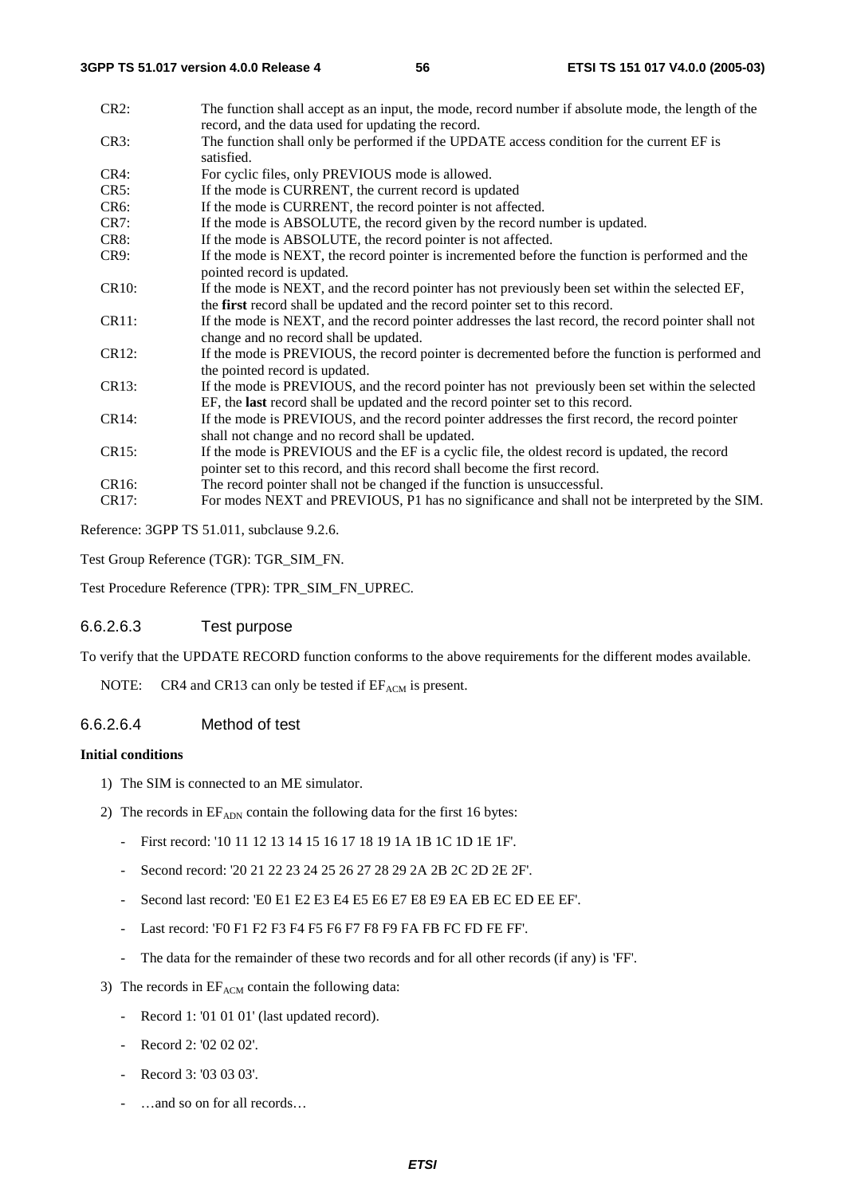CR2: The function shall accept as an input, the mode, record number if absolute mode, the length of the record, and the data used for updating the record.

CR3: The function shall only be performed if the UPDATE access condition for the current EF is satisfied.

CR4: For cyclic files, only PREVIOUS mode is allowed.

CR5: If the mode is CURRENT, the current record is updated

CR6: If the mode is CURRENT, the record pointer is not affected.

CR7: If the mode is ABSOLUTE, the record given by the record number is updated.

CR8: If the mode is ABSOLUTE, the record pointer is not affected.

CR9: If the mode is NEXT, the record pointer is incremented before the function is performed and the pointed record is updated.

CR10: If the mode is NEXT, and the record pointer has not previously been set within the selected EF, the **first** record shall be updated and the record pointer set to this record.

CR11: If the mode is NEXT, and the record pointer addresses the last record, the record pointer shall not change and no record shall be updated.

CR12: If the mode is PREVIOUS, the record pointer is decremented before the function is performed and the pointed record is updated.

CR13: If the mode is PREVIOUS, and the record pointer has not previously been set within the selected EF, the **last** record shall be updated and the record pointer set to this record.

CR14: If the mode is PREVIOUS, and the record pointer addresses the first record, the record pointer shall not change and no record shall be updated.

CR15: If the mode is PREVIOUS and the EF is a cyclic file, the oldest record is updated, the record pointer set to this record, and this record shall become the first record.

CR16: The record pointer shall not be changed if the function is unsuccessful.

CR17: For modes NEXT and PREVIOUS, P1 has no significance and shall not be interpreted by the SIM.

Reference: 3GPP TS 51.011, subclause 9.2.6.

Test Group Reference (TGR): TGR_SIM_FN.

Test Procedure Reference (TPR): TPR_SIM_FN_UPREC.

#### 6.6.2.6.3 Test purpose

To verify that the UPDATE RECORD function conforms to the above requirements for the different modes available.

NOTE: CR4 and CR13 can only be tested if $EF_{ACM}$ is present.

#### 6.6.2.6.4 Method of test

**Initial conditions**

1) The SIM is connected to an ME simulator.

2) The records in $EF_{ADN}$ contain the following data for the first 16 bytes:

   - First record: '10 11 12 13 14 15 16 17 18 19 1A 1B 1C 1D 1E 1F'.
   - Second record: '20 21 22 23 24 25 26 27 28 29 2A 2B 2C 2D 2E 2F'.
   - Second last record: 'E0 E1 E2 E3 E4 E5 E6 E7 E8 E9 EA EB EC ED EE EF'.
   - Last record: 'F0 F1 F2 F3 F4 F5 F6 F7 F8 F9 FA FB FC FD FE FF'.
   - The data for the remainder of these two records and for all other records (if any) is 'FF'.

3) The records in $EF_{ACM}$ contain the following data:

   - Record 1: '01 01 01' (last updated record).
   - Record 2: '02 02 02'.
   - Record 3: '03 03 03'.
   - …and so on for all records…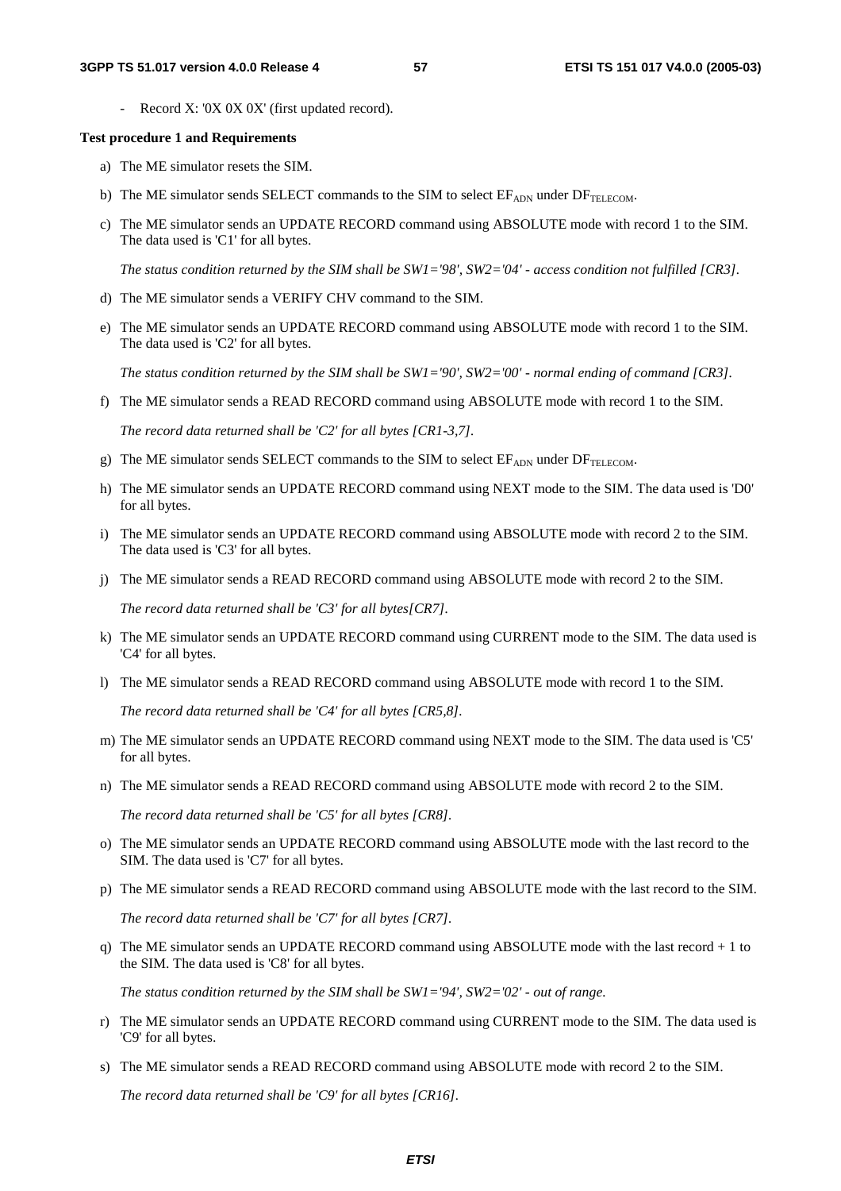- Record X: '0X 0X 0X' (first updated record).

**Test procedure 1 and Requirements**

a) The ME simulator resets the SIM.

b) The ME simulator sends SELECT commands to the SIM to select $EF_{ADN}$ under $DF_{TELECOM}$.

c) The ME simulator sends an UPDATE RECORD command using ABSOLUTE mode with record 1 to the SIM. The data used is 'C1' for all bytes.

   *The status condition returned by the SIM shall be SW1='98', SW2='04' - access condition not fulfilled [CR3].*

d) The ME simulator sends a VERIFY CHV command to the SIM.

e) The ME simulator sends an UPDATE RECORD command using ABSOLUTE mode with record 1 to the SIM. The data used is 'C2' for all bytes.

   *The status condition returned by the SIM shall be SW1='90', SW2='00' - normal ending of command [CR3].*

f) The ME simulator sends a READ RECORD command using ABSOLUTE mode with record 1 to the SIM.

   *The record data returned shall be 'C2' for all bytes [CR1-3,7].*

g) The ME simulator sends SELECT commands to the SIM to select $EF_{ADN}$ under $DF_{TELECOM}$.

h) The ME simulator sends an UPDATE RECORD command using NEXT mode to the SIM. The data used is 'D0' for all bytes.

i) The ME simulator sends an UPDATE RECORD command using ABSOLUTE mode with record 2 to the SIM. The data used is 'C3' for all bytes.

j) The ME simulator sends a READ RECORD command using ABSOLUTE mode with record 2 to the SIM.

   *The record data returned shall be 'C3' for all bytes[CR7].*

k) The ME simulator sends an UPDATE RECORD command using CURRENT mode to the SIM. The data used is 'C4' for all bytes.

l) The ME simulator sends a READ RECORD command using ABSOLUTE mode with record 1 to the SIM.

   *The record data returned shall be 'C4' for all bytes [CR5,8].*

m) The ME simulator sends an UPDATE RECORD command using NEXT mode to the SIM. The data used is 'C5' for all bytes.

n) The ME simulator sends a READ RECORD command using ABSOLUTE mode with record 2 to the SIM.

   *The record data returned shall be 'C5' for all bytes [CR8].*

o) The ME simulator sends an UPDATE RECORD command using ABSOLUTE mode with the last record to the SIM. The data used is 'C7' for all bytes.

p) The ME simulator sends a READ RECORD command using ABSOLUTE mode with the last record to the SIM.

   *The record data returned shall be 'C7' for all bytes [CR7].*

q) The ME simulator sends an UPDATE RECORD command using ABSOLUTE mode with the last record + 1 to the SIM. The data used is 'C8' for all bytes.

   *The status condition returned by the SIM shall be SW1='94', SW2='02' - out of range.*

r) The ME simulator sends an UPDATE RECORD command using CURRENT mode to the SIM. The data used is 'C9' for all bytes.

s) The ME simulator sends a READ RECORD command using ABSOLUTE mode with record 2 to the SIM.

   *The record data returned shall be 'C9' for all bytes [CR16].*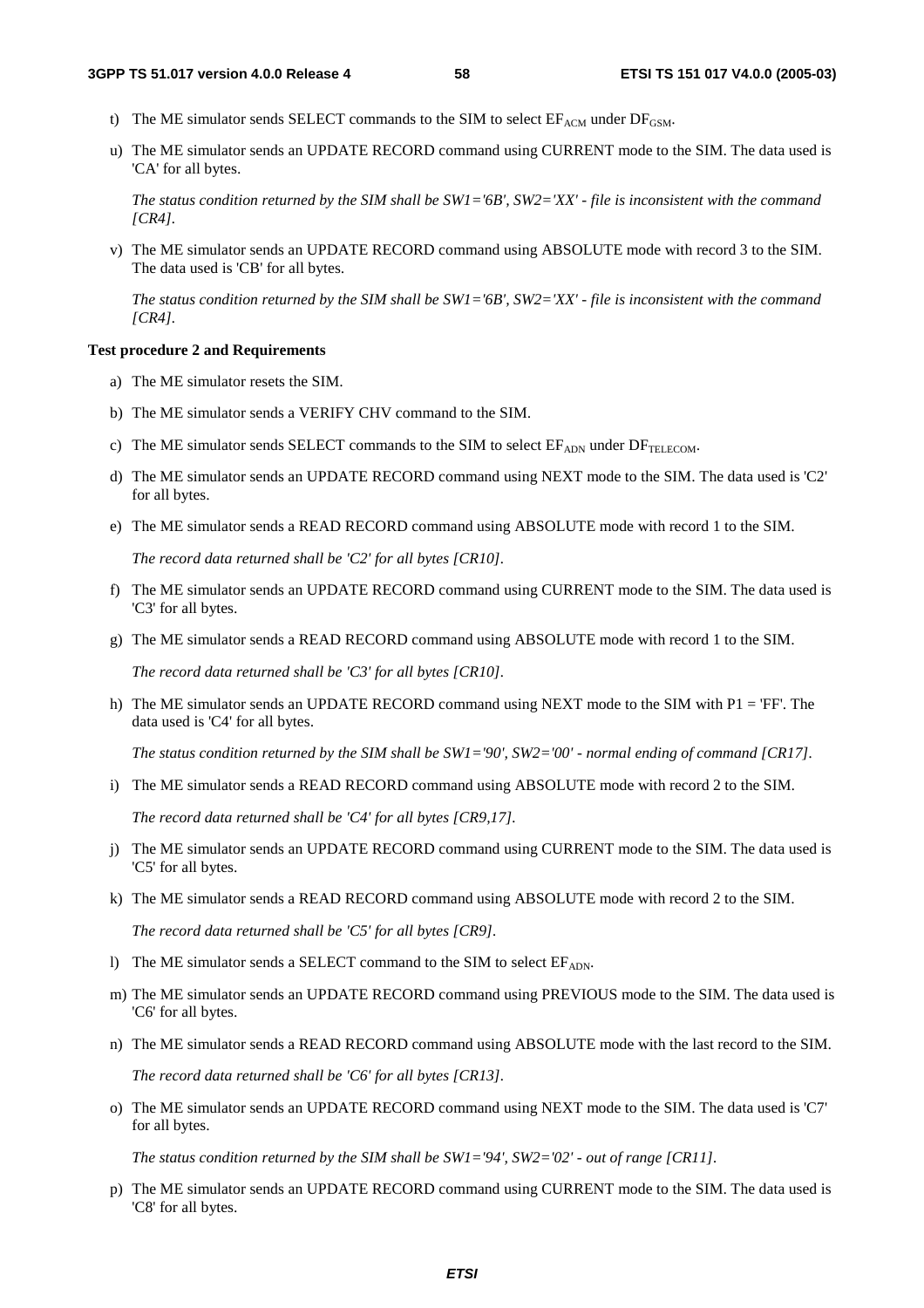t) The ME simulator sends SELECT commands to the SIM to select $EF_{ACM}$ under $DF_{GSM}$.

u) The ME simulator sends an UPDATE RECORD command using CURRENT mode to the SIM. The data used is 'CA' for all bytes.

*The status condition returned by the SIM shall be SW1='6B', SW2='XX' - file is inconsistent with the command [CR4].*

v) The ME simulator sends an UPDATE RECORD command using ABSOLUTE mode with record 3 to the SIM. The data used is 'CB' for all bytes.

*The status condition returned by the SIM shall be SW1='6B', SW2='XX' - file is inconsistent with the command [CR4].*

**Test procedure 2 and Requirements**

a) The ME simulator resets the SIM.

b) The ME simulator sends a VERIFY CHV command to the SIM.

c) The ME simulator sends SELECT commands to the SIM to select $EF_{ADN}$ under $DF_{TELECOM}$.

d) The ME simulator sends an UPDATE RECORD command using NEXT mode to the SIM. The data used is 'C2' for all bytes.

e) The ME simulator sends a READ RECORD command using ABSOLUTE mode with record 1 to the SIM.

*The record data returned shall be 'C2' for all bytes [CR10].*

f) The ME simulator sends an UPDATE RECORD command using CURRENT mode to the SIM. The data used is 'C3' for all bytes.

g) The ME simulator sends a READ RECORD command using ABSOLUTE mode with record 1 to the SIM.

*The record data returned shall be 'C3' for all bytes [CR10].*

h) The ME simulator sends an UPDATE RECORD command using NEXT mode to the SIM with P1 = 'FF'. The data used is 'C4' for all bytes.

*The status condition returned by the SIM shall be SW1='90', SW2='00' - normal ending of command [CR17].*

i) The ME simulator sends a READ RECORD command using ABSOLUTE mode with record 2 to the SIM.

*The record data returned shall be 'C4' for all bytes [CR9,17].*

j) The ME simulator sends an UPDATE RECORD command using CURRENT mode to the SIM. The data used is 'C5' for all bytes.

k) The ME simulator sends a READ RECORD command using ABSOLUTE mode with record 2 to the SIM.

*The record data returned shall be 'C5' for all bytes [CR9].*

l) The ME simulator sends a SELECT command to the SIM to select $EF_{ADN}$.

m) The ME simulator sends an UPDATE RECORD command using PREVIOUS mode to the SIM. The data used is 'C6' for all bytes.

n) The ME simulator sends a READ RECORD command using ABSOLUTE mode with the last record to the SIM.

*The record data returned shall be 'C6' for all bytes [CR13].*

o) The ME simulator sends an UPDATE RECORD command using NEXT mode to the SIM. The data used is 'C7' for all bytes.

*The status condition returned by the SIM shall be SW1='94', SW2='02' - out of range [CR11].*

p) The ME simulator sends an UPDATE RECORD command using CURRENT mode to the SIM. The data used is 'C8' for all bytes.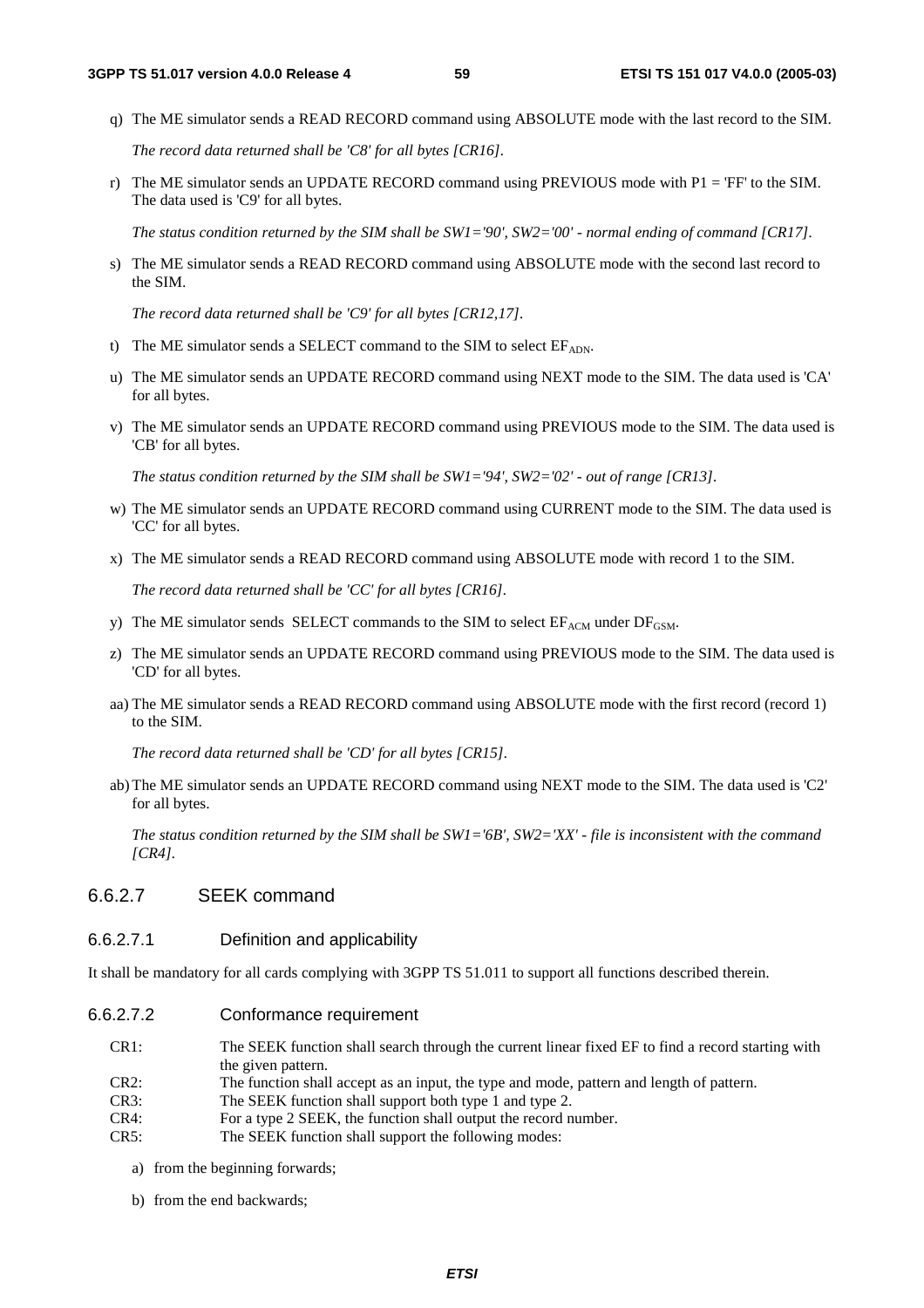q) The ME simulator sends a READ RECORD command using ABSOLUTE mode with the last record to the SIM.

   *The record data returned shall be 'C8' for all bytes [CR16].*

r) The ME simulator sends an UPDATE RECORD command using PREVIOUS mode with P1 = 'FF' to the SIM. The data used is 'C9' for all bytes.

   *The status condition returned by the SIM shall be SW1='90', SW2='00' - normal ending of command [CR17].*

s) The ME simulator sends a READ RECORD command using ABSOLUTE mode with the second last record to the SIM.

   *The record data returned shall be 'C9' for all bytes [CR12,17].*

t) The ME simulator sends a SELECT command to the SIM to select $EF_{ADN}$.

u) The ME simulator sends an UPDATE RECORD command using NEXT mode to the SIM. The data used is 'CA' for all bytes.

v) The ME simulator sends an UPDATE RECORD command using PREVIOUS mode to the SIM. The data used is 'CB' for all bytes.

   *The status condition returned by the SIM shall be SW1='94', SW2='02' - out of range [CR13].*

w) The ME simulator sends an UPDATE RECORD command using CURRENT mode to the SIM. The data used is 'CC' for all bytes.

x) The ME simulator sends a READ RECORD command using ABSOLUTE mode with record 1 to the SIM.

   *The record data returned shall be 'CC' for all bytes [CR16].*

y) The ME simulator sends SELECT commands to the SIM to select $EF_{ACM}$ under $DF_{GSM}$.

z) The ME simulator sends an UPDATE RECORD command using PREVIOUS mode to the SIM. The data used is 'CD' for all bytes.

aa) The ME simulator sends a READ RECORD command using ABSOLUTE mode with the first record (record 1) to the SIM.

   *The record data returned shall be 'CD' for all bytes [CR15].*

ab) The ME simulator sends an UPDATE RECORD command using NEXT mode to the SIM. The data used is 'C2' for all bytes.

   *The status condition returned by the SIM shall be SW1='6B', SW2='XX' - file is inconsistent with the command [CR4].*

### 6.6.2.7 SEEK command

#### 6.6.2.7.1 Definition and applicability

It shall be mandatory for all cards complying with 3GPP TS 51.011 to support all functions described therein.

#### 6.6.2.7.2 Conformance requirement

CR1: The SEEK function shall search through the current linear fixed EF to find a record starting with the given pattern.

CR2: The function shall accept as an input, the type and mode, pattern and length of pattern.

CR3: The SEEK function shall support both type 1 and type 2.

CR4: For a type 2 SEEK, the function shall output the record number.

CR5: The SEEK function shall support the following modes:

a) from the beginning forwards;

b) from the end backwards;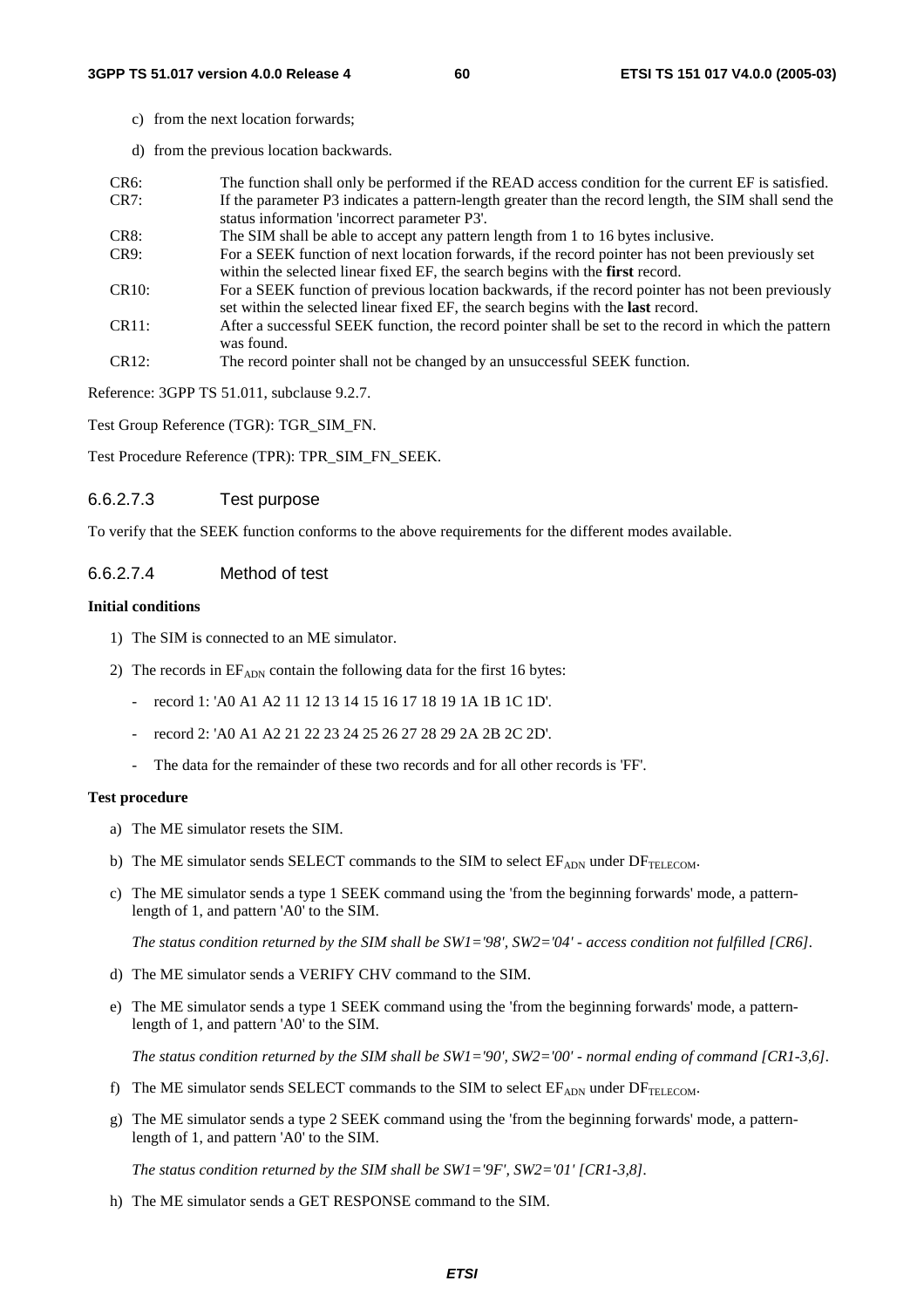c) from the next location forwards;

d) from the previous location backwards.

| | |
|---|---|
| CR6: | The function shall only be performed if the READ access condition for the current EF is satisfied. |
| CR7: | If the parameter P3 indicates a pattern-length greater than the record length, the SIM shall send the status information 'incorrect parameter P3'. |
| CR8: | The SIM shall be able to accept any pattern length from 1 to 16 bytes inclusive. |
| CR9: | For a SEEK function of next location forwards, if the record pointer has not been previously set within the selected linear fixed EF, the search begins with the **first** record. |
| CR10: | For a SEEK function of previous location backwards, if the record pointer has not been previously set within the selected linear fixed EF, the search begins with the **last** record. |
| CR11: | After a successful SEEK function, the record pointer shall be set to the record in which the pattern was found. |
| CR12: | The record pointer shall not be changed by an unsuccessful SEEK function. |

Reference: 3GPP TS 51.011, subclause 9.2.7.

Test Group Reference (TGR): TGR_SIM_FN.

Test Procedure Reference (TPR): TPR_SIM_FN_SEEK.

#### 6.6.2.7.3 Test purpose

To verify that the SEEK function conforms to the above requirements for the different modes available.

#### 6.6.2.7.4 Method of test

**Initial conditions**

1) The SIM is connected to an ME simulator.

2) The records in $EF_{ADN}$ contain the following data for the first 16 bytes:

   - record 1: 'A0 A1 A2 11 12 13 14 15 16 17 18 19 1A 1B 1C 1D'.
   - record 2: 'A0 A1 A2 21 22 23 24 25 26 27 28 29 2A 2B 2C 2D'.
   - The data for the remainder of these two records and for all other records is 'FF'.

**Test procedure**

a) The ME simulator resets the SIM.

b) The ME simulator sends SELECT commands to the SIM to select $EF_{ADN}$ under $DF_{TELECOM}$.

c) The ME simulator sends a type 1 SEEK command using the 'from the beginning forwards' mode, a pattern-length of 1, and pattern 'A0' to the SIM.

   *The status condition returned by the SIM shall be SW1='98', SW2='04' - access condition not fulfilled [CR6].*

d) The ME simulator sends a VERIFY CHV command to the SIM.

e) The ME simulator sends a type 1 SEEK command using the 'from the beginning forwards' mode, a pattern-length of 1, and pattern 'A0' to the SIM.

   *The status condition returned by the SIM shall be SW1='90', SW2='00' - normal ending of command [CR1-3,6].*

f) The ME simulator sends SELECT commands to the SIM to select $EF_{ADN}$ under $DF_{TELECOM}$.

g) The ME simulator sends a type 2 SEEK command using the 'from the beginning forwards' mode, a pattern-length of 1, and pattern 'A0' to the SIM.

   *The status condition returned by the SIM shall be SW1='9F', SW2='01' [CR1-3,8].*

h) The ME simulator sends a GET RESPONSE command to the SIM.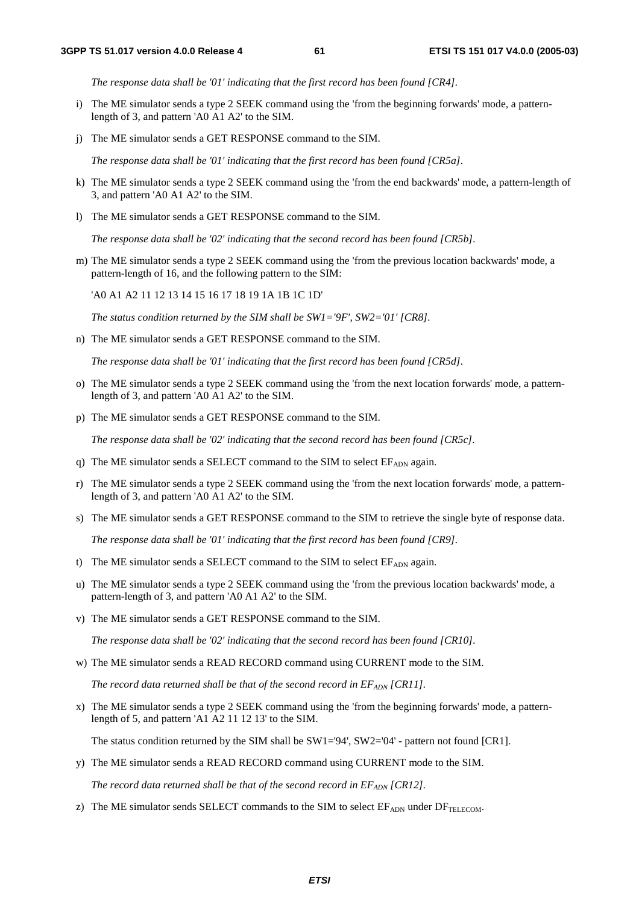*The response data shall be '01' indicating that the first record has been found [CR4].*

i) The ME simulator sends a type 2 SEEK command using the 'from the beginning forwards' mode, a pattern-length of 3, and pattern 'A0 A1 A2' to the SIM.

j) The ME simulator sends a GET RESPONSE command to the SIM.

   *The response data shall be '01' indicating that the first record has been found [CR5a].*

k) The ME simulator sends a type 2 SEEK command using the 'from the end backwards' mode, a pattern-length of 3, and pattern 'A0 A1 A2' to the SIM.

l) The ME simulator sends a GET RESPONSE command to the SIM.

   *The response data shall be '02' indicating that the second record has been found [CR5b].*

m) The ME simulator sends a type 2 SEEK command using the 'from the previous location backwards' mode, a pattern-length of 16, and the following pattern to the SIM:

   'A0 A1 A2 11 12 13 14 15 16 17 18 19 1A 1B 1C 1D'

   *The status condition returned by the SIM shall be SW1='9F', SW2='01' [CR8].*

n) The ME simulator sends a GET RESPONSE command to the SIM.

   *The response data shall be '01' indicating that the first record has been found [CR5d].*

o) The ME simulator sends a type 2 SEEK command using the 'from the next location forwards' mode, a pattern-length of 3, and pattern 'A0 A1 A2' to the SIM.

p) The ME simulator sends a GET RESPONSE command to the SIM.

   *The response data shall be '02' indicating that the second record has been found [CR5c].*

q) The ME simulator sends a SELECT command to the SIM to select $EF_{ADN}$ again.

r) The ME simulator sends a type 2 SEEK command using the 'from the next location forwards' mode, a pattern-length of 3, and pattern 'A0 A1 A2' to the SIM.

s) The ME simulator sends a GET RESPONSE command to the SIM to retrieve the single byte of response data.

   *The response data shall be '01' indicating that the first record has been found [CR9].*

t) The ME simulator sends a SELECT command to the SIM to select $EF_{ADN}$ again.

u) The ME simulator sends a type 2 SEEK command using the 'from the previous location backwards' mode, a pattern-length of 3, and pattern 'A0 A1 A2' to the SIM.

v) The ME simulator sends a GET RESPONSE command to the SIM.

   *The response data shall be '02' indicating that the second record has been found [CR10].*

w) The ME simulator sends a READ RECORD command using CURRENT mode to the SIM.

   *The record data returned shall be that of the second record in $EF_{ADN}$ [CR11].*

x) The ME simulator sends a type 2 SEEK command using the 'from the beginning forwards' mode, a pattern-length of 5, and pattern 'A1 A2 11 12 13' to the SIM.

   The status condition returned by the SIM shall be SW1='94', SW2='04' - pattern not found [CR1].

y) The ME simulator sends a READ RECORD command using CURRENT mode to the SIM.

   *The record data returned shall be that of the second record in $EF_{ADN}$ [CR12].*

z) The ME simulator sends SELECT commands to the SIM to select $EF_{ADN}$ under $DF_{TELECOM}$.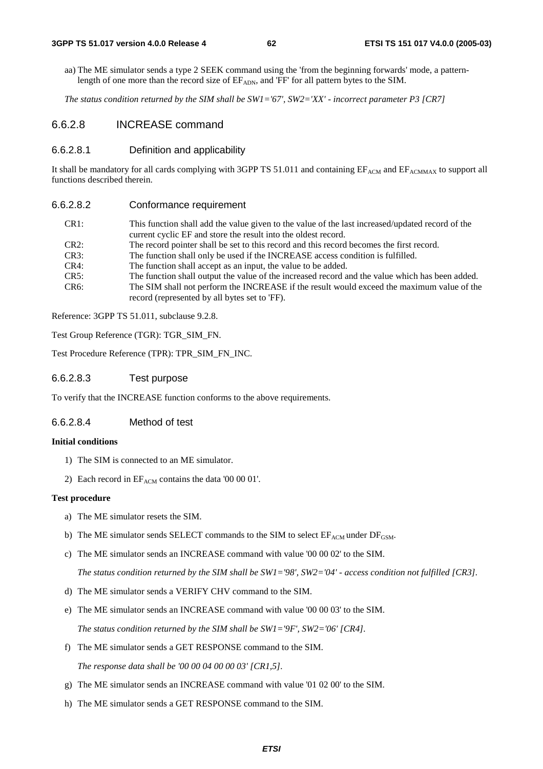aa) The ME simulator sends a type 2 SEEK command using the 'from the beginning forwards' mode, a pattern-length of one more than the record size of $EF_{ADN}$, and 'FF' for all pattern bytes to the SIM.

*The status condition returned by the SIM shall be SW1='67', SW2='XX' - incorrect parameter P3 [CR7]*

### 6.6.2.8 INCREASE command

#### 6.6.2.8.1 Definition and applicability

It shall be mandatory for all cards complying with 3GPP TS 51.011 and containing $EF_{ACM}$ and $EF_{ACMMAX}$ to support all functions described therein.

#### 6.6.2.8.2 Conformance requirement

- CR1: This function shall add the value given to the value of the last increased/updated record of the current cyclic EF and store the result into the oldest record.
- CR2: The record pointer shall be set to this record and this record becomes the first record.
- CR3: The function shall only be used if the INCREASE access condition is fulfilled.
- CR4: The function shall accept as an input, the value to be added.
- CR5: The function shall output the value of the increased record and the value which has been added.
- CR6: The SIM shall not perform the INCREASE if the result would exceed the maximum value of the record (represented by all bytes set to 'FF).

Reference: 3GPP TS 51.011, subclause 9.2.8.

Test Group Reference (TGR): TGR_SIM_FN.

Test Procedure Reference (TPR): TPR_SIM_FN_INC.

#### 6.6.2.8.3 Test purpose

To verify that the INCREASE function conforms to the above requirements.

#### 6.6.2.8.4 Method of test

**Initial conditions**

1) The SIM is connected to an ME simulator.
2) Each record in $EF_{ACM}$ contains the data '00 00 01'.

**Test procedure**

a) The ME simulator resets the SIM.

b) The ME simulator sends SELECT commands to the SIM to select $EF_{ACM}$ under $DF_{GSM}$.

c) The ME simulator sends an INCREASE command with value '00 00 02' to the SIM.

*The status condition returned by the SIM shall be SW1='98', SW2='04' - access condition not fulfilled [CR3].*

d) The ME simulator sends a VERIFY CHV command to the SIM.

e) The ME simulator sends an INCREASE command with value '00 00 03' to the SIM.

*The status condition returned by the SIM shall be SW1='9F', SW2='06' [CR4].*

f) The ME simulator sends a GET RESPONSE command to the SIM.

*The response data shall be '00 00 04 00 00 03' [CR1,5].*

g) The ME simulator sends an INCREASE command with value '01 02 00' to the SIM.

h) The ME simulator sends a GET RESPONSE command to the SIM.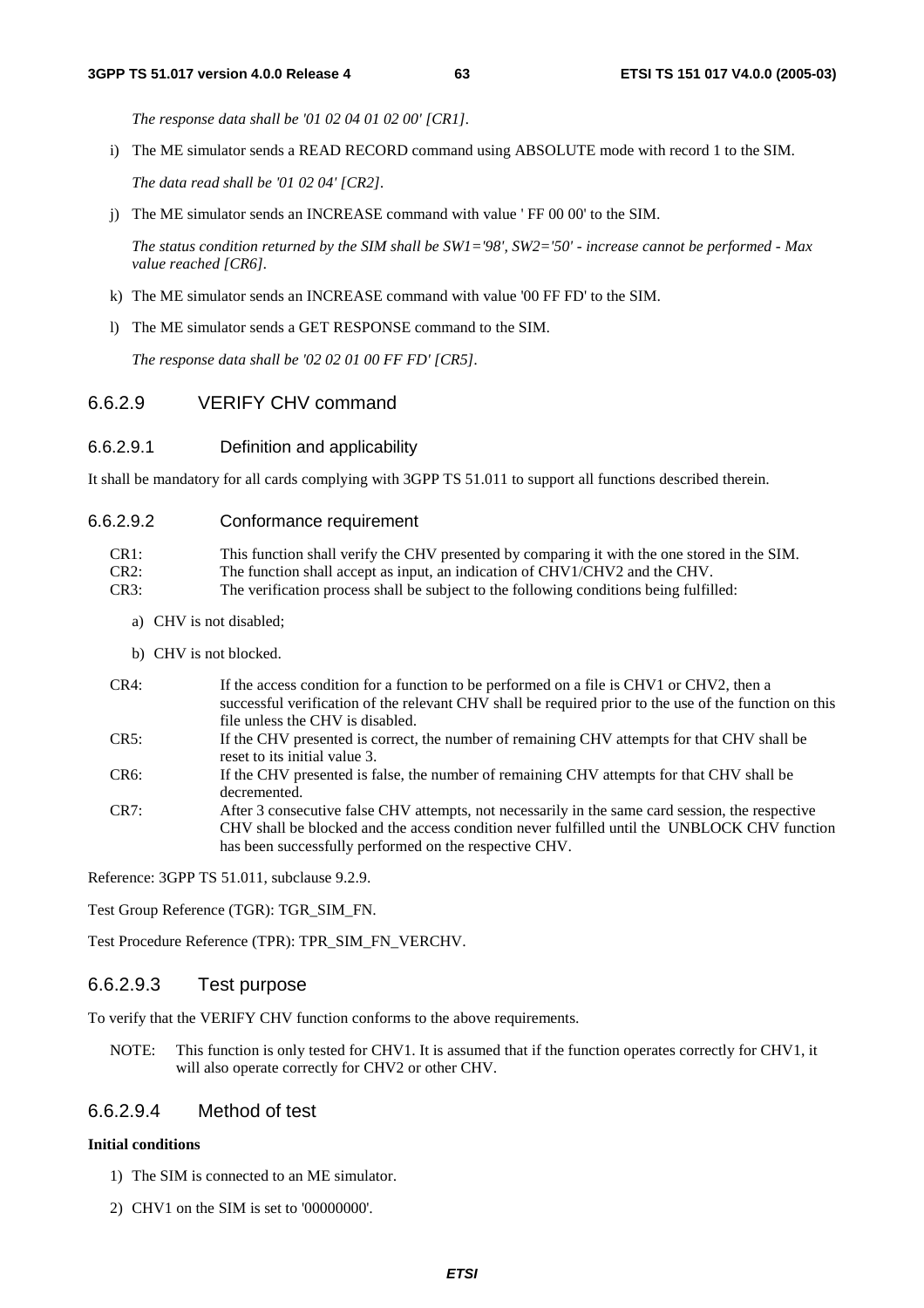*The response data shall be '01 02 04 01 02 00' [CR1].*

i) The ME simulator sends a READ RECORD command using ABSOLUTE mode with record 1 to the SIM.

   *The data read shall be '01 02 04' [CR2].*

j) The ME simulator sends an INCREASE command with value ' FF 00 00' to the SIM.

   *The status condition returned by the SIM shall be SW1='98', SW2='50' - increase cannot be performed - Max value reached [CR6].*

k) The ME simulator sends an INCREASE command with value '00 FF FD' to the SIM.

l) The ME simulator sends a GET RESPONSE command to the SIM.

   *The response data shall be '02 02 01 00 FF FD' [CR5].*

### 6.6.2.9 VERIFY CHV command

#### 6.6.2.9.1 Definition and applicability

It shall be mandatory for all cards complying with 3GPP TS 51.011 to support all functions described therein.

#### 6.6.2.9.2 Conformance requirement

CR1: This function shall verify the CHV presented by comparing it with the one stored in the SIM.

CR2: The function shall accept as input, an indication of CHV1/CHV2 and the CHV.

CR3: The verification process shall be subject to the following conditions being fulfilled:

a) CHV is not disabled;

b) CHV is not blocked.

CR4: If the access condition for a function to be performed on a file is CHV1 or CHV2, then a successful verification of the relevant CHV shall be required prior to the use of the function on this file unless the CHV is disabled.

CR5: If the CHV presented is correct, the number of remaining CHV attempts for that CHV shall be reset to its initial value 3.

CR6: If the CHV presented is false, the number of remaining CHV attempts for that CHV shall be decremented.

CR7: After 3 consecutive false CHV attempts, not necessarily in the same card session, the respective CHV shall be blocked and the access condition never fulfilled until the UNBLOCK CHV function has been successfully performed on the respective CHV.

Reference: 3GPP TS 51.011, subclause 9.2.9.

Test Group Reference (TGR): TGR_SIM_FN.

Test Procedure Reference (TPR): TPR_SIM_FN_VERCHV.

#### 6.6.2.9.3 Test purpose

To verify that the VERIFY CHV function conforms to the above requirements.

NOTE: This function is only tested for CHV1. It is assumed that if the function operates correctly for CHV1, it will also operate correctly for CHV2 or other CHV.

#### 6.6.2.9.4 Method of test

**Initial conditions**

1) The SIM is connected to an ME simulator.

2) CHV1 on the SIM is set to '00000000'.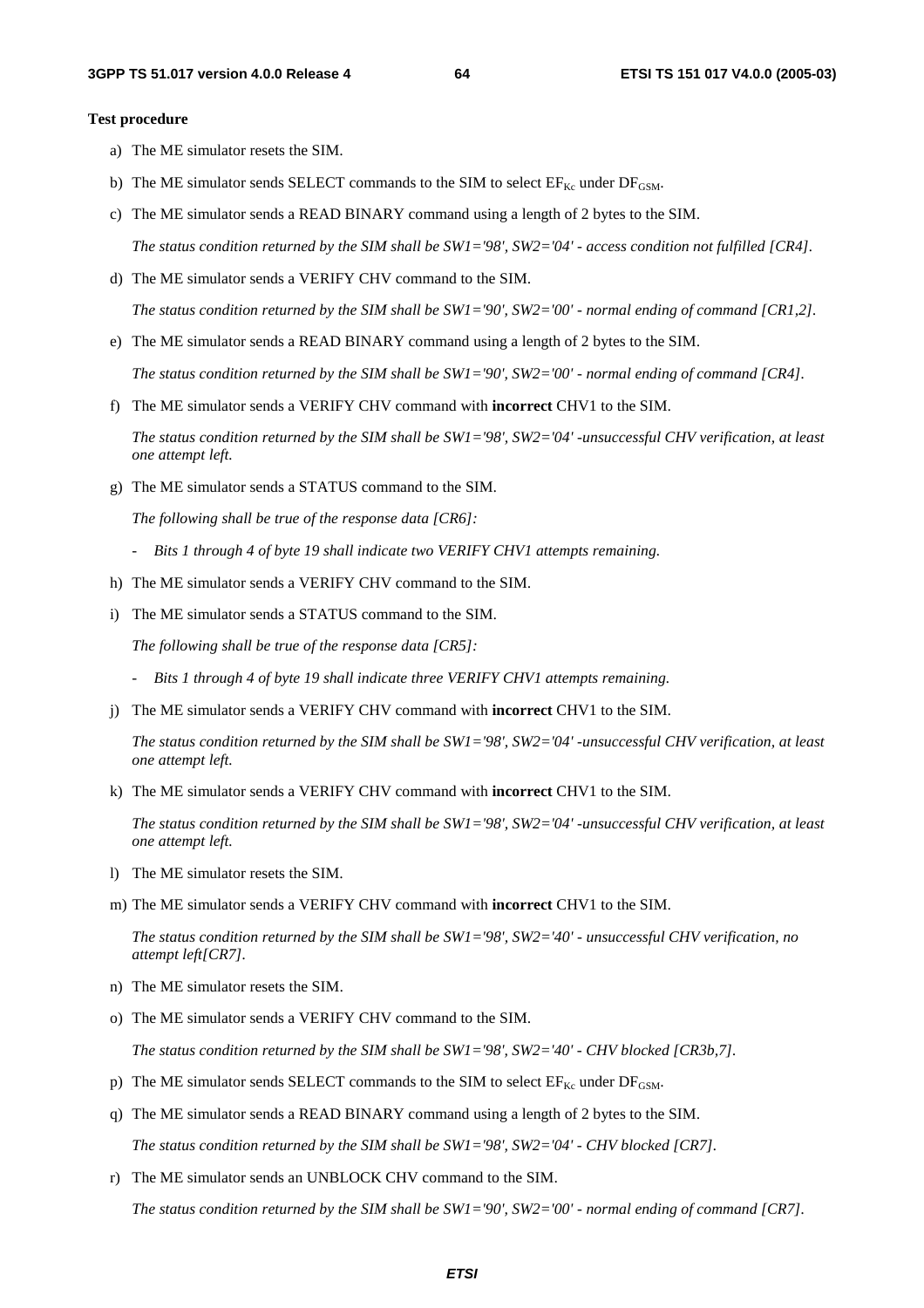**Test procedure**

a) The ME simulator resets the SIM.

b) The ME simulator sends SELECT commands to the SIM to select $EF_{Kc}$ under $DF_{GSM}$.

c) The ME simulator sends a READ BINARY command using a length of 2 bytes to the SIM.

   *The status condition returned by the SIM shall be SW1='98', SW2='04' - access condition not fulfilled [CR4].*

d) The ME simulator sends a VERIFY CHV command to the SIM.

   *The status condition returned by the SIM shall be SW1='90', SW2='00' - normal ending of command [CR1,2].*

e) The ME simulator sends a READ BINARY command using a length of 2 bytes to the SIM.

   *The status condition returned by the SIM shall be SW1='90', SW2='00' - normal ending of command [CR4].*

f) The ME simulator sends a VERIFY CHV command with **incorrect** CHV1 to the SIM.

   *The status condition returned by the SIM shall be SW1='98', SW2='04' -unsuccessful CHV verification, at least one attempt left.*

g) The ME simulator sends a STATUS command to the SIM.

   *The following shall be true of the response data [CR6]:*

   - *Bits 1 through 4 of byte 19 shall indicate two VERIFY CHV1 attempts remaining.*

h) The ME simulator sends a VERIFY CHV command to the SIM.

i) The ME simulator sends a STATUS command to the SIM.

   *The following shall be true of the response data [CR5]:*

   - *Bits 1 through 4 of byte 19 shall indicate three VERIFY CHV1 attempts remaining.*

j) The ME simulator sends a VERIFY CHV command with **incorrect** CHV1 to the SIM.

   *The status condition returned by the SIM shall be SW1='98', SW2='04' -unsuccessful CHV verification, at least one attempt left.*

k) The ME simulator sends a VERIFY CHV command with **incorrect** CHV1 to the SIM.

   *The status condition returned by the SIM shall be SW1='98', SW2='04' -unsuccessful CHV verification, at least one attempt left.*

l) The ME simulator resets the SIM.

m) The ME simulator sends a VERIFY CHV command with **incorrect** CHV1 to the SIM.

   *The status condition returned by the SIM shall be SW1='98', SW2='40' - unsuccessful CHV verification, no attempt left[CR7].*

n) The ME simulator resets the SIM.

o) The ME simulator sends a VERIFY CHV command to the SIM.

   *The status condition returned by the SIM shall be SW1='98', SW2='40' - CHV blocked [CR3b,7].*

p) The ME simulator sends SELECT commands to the SIM to select $EF_{Kc}$ under $DF_{GSM}$.

q) The ME simulator sends a READ BINARY command using a length of 2 bytes to the SIM.

   *The status condition returned by the SIM shall be SW1='98', SW2='04' - CHV blocked [CR7].*

r) The ME simulator sends an UNBLOCK CHV command to the SIM.

   *The status condition returned by the SIM shall be SW1='90', SW2='00' - normal ending of command [CR7].*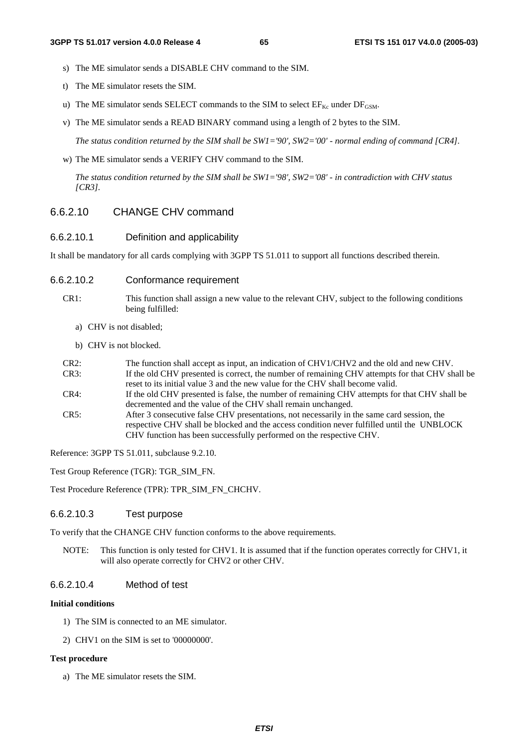s) The ME simulator sends a DISABLE CHV command to the SIM.

t) The ME simulator resets the SIM.

u) The ME simulator sends SELECT commands to the SIM to select $EF_{Kc}$ under $DF_{GSM}$.

v) The ME simulator sends a READ BINARY command using a length of 2 bytes to the SIM.

*The status condition returned by the SIM shall be SW1='90', SW2='00' - normal ending of command [CR4].*

w) The ME simulator sends a VERIFY CHV command to the SIM.

*The status condition returned by the SIM shall be SW1='98', SW2='08' - in contradiction with CHV status [CR3].*

### 6.6.2.10 CHANGE CHV command

#### 6.6.2.10.1 Definition and applicability

It shall be mandatory for all cards complying with 3GPP TS 51.011 to support all functions described therein.

#### 6.6.2.10.2 Conformance requirement

CR1: This function shall assign a new value to the relevant CHV, subject to the following conditions being fulfilled:

a) CHV is not disabled;

b) CHV is not blocked.

CR2: The function shall accept as input, an indication of CHV1/CHV2 and the old and new CHV.

CR3: If the old CHV presented is correct, the number of remaining CHV attempts for that CHV shall be reset to its initial value 3 and the new value for the CHV shall become valid.

CR4: If the old CHV presented is false, the number of remaining CHV attempts for that CHV shall be decremented and the value of the CHV shall remain unchanged.

CR5: After 3 consecutive false CHV presentations, not necessarily in the same card session, the respective CHV shall be blocked and the access condition never fulfilled until the UNBLOCK CHV function has been successfully performed on the respective CHV.

Reference: 3GPP TS 51.011, subclause 9.2.10.

Test Group Reference (TGR): TGR_SIM_FN.

Test Procedure Reference (TPR): TPR_SIM_FN_CHCHV.

#### 6.6.2.10.3 Test purpose

To verify that the CHANGE CHV function conforms to the above requirements.

NOTE: This function is only tested for CHV1. It is assumed that if the function operates correctly for CHV1, it will also operate correctly for CHV2 or other CHV.

#### 6.6.2.10.4 Method of test

**Initial conditions**

1) The SIM is connected to an ME simulator.

2) CHV1 on the SIM is set to '00000000'.

**Test procedure**

a) The ME simulator resets the SIM.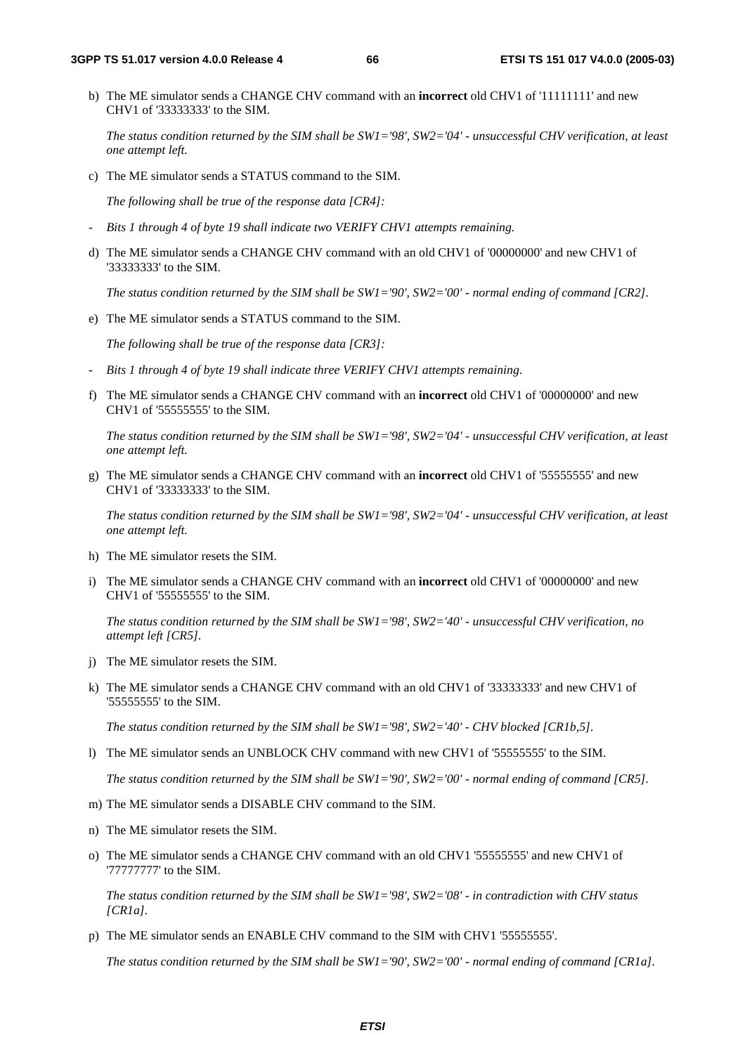b) The ME simulator sends a CHANGE CHV command with an **incorrect** old CHV1 of '11111111' and new CHV1 of '33333333' to the SIM.

   *The status condition returned by the SIM shall be SW1='98', SW2='04' - unsuccessful CHV verification, at least one attempt left.*

c) The ME simulator sends a STATUS command to the SIM.

   *The following shall be true of the response data [CR4]:*

- *Bits 1 through 4 of byte 19 shall indicate two VERIFY CHV1 attempts remaining.*

d) The ME simulator sends a CHANGE CHV command with an old CHV1 of '00000000' and new CHV1 of '33333333' to the SIM.

   *The status condition returned by the SIM shall be SW1='90', SW2='00' - normal ending of command [CR2].*

e) The ME simulator sends a STATUS command to the SIM.

   *The following shall be true of the response data [CR3]:*

- *Bits 1 through 4 of byte 19 shall indicate three VERIFY CHV1 attempts remaining.*

f) The ME simulator sends a CHANGE CHV command with an **incorrect** old CHV1 of '00000000' and new CHV1 of '55555555' to the SIM.

   *The status condition returned by the SIM shall be SW1='98', SW2='04' - unsuccessful CHV verification, at least one attempt left.*

g) The ME simulator sends a CHANGE CHV command with an **incorrect** old CHV1 of '55555555' and new CHV1 of '33333333' to the SIM.

   *The status condition returned by the SIM shall be SW1='98', SW2='04' - unsuccessful CHV verification, at least one attempt left.*

h) The ME simulator resets the SIM.

i) The ME simulator sends a CHANGE CHV command with an **incorrect** old CHV1 of '00000000' and new CHV1 of '55555555' to the SIM.

   *The status condition returned by the SIM shall be SW1='98', SW2='40' - unsuccessful CHV verification, no attempt left [CR5].*

j) The ME simulator resets the SIM.

k) The ME simulator sends a CHANGE CHV command with an old CHV1 of '33333333' and new CHV1 of '55555555' to the SIM.

   *The status condition returned by the SIM shall be SW1='98', SW2='40' - CHV blocked [CR1b,5].*

l) The ME simulator sends an UNBLOCK CHV command with new CHV1 of '55555555' to the SIM.

   *The status condition returned by the SIM shall be SW1='90', SW2='00' - normal ending of command [CR5].*

m) The ME simulator sends a DISABLE CHV command to the SIM.

n) The ME simulator resets the SIM.

o) The ME simulator sends a CHANGE CHV command with an old CHV1 '55555555' and new CHV1 of '77777777' to the SIM.

   *The status condition returned by the SIM shall be SW1='98', SW2='08' - in contradiction with CHV status [CR1a].*

p) The ME simulator sends an ENABLE CHV command to the SIM with CHV1 '55555555'.

   *The status condition returned by the SIM shall be SW1='90', SW2='00' - normal ending of command [CR1a].*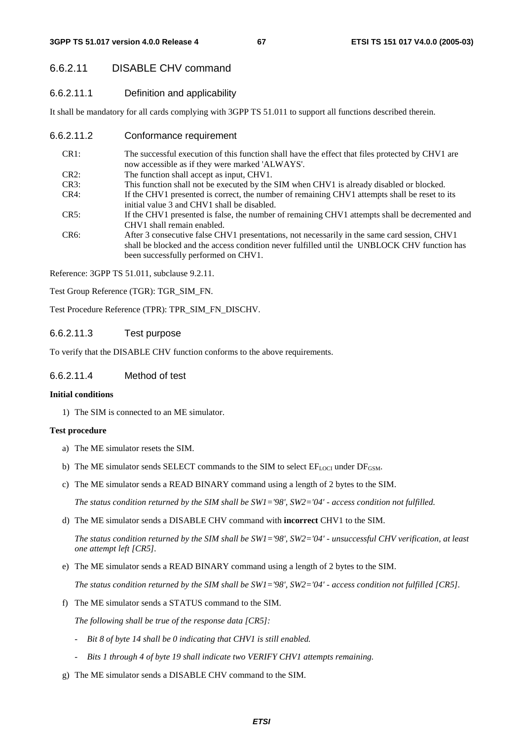### 6.6.2.11 DISABLE CHV command

#### 6.6.2.11.1 Definition and applicability

It shall be mandatory for all cards complying with 3GPP TS 51.011 to support all functions described therein.

#### 6.6.2.11.2 Conformance requirement

CR1: The successful execution of this function shall have the effect that files protected by CHV1 are now accessible as if they were marked 'ALWAYS'.

CR2: The function shall accept as input, CHV1.

CR3: This function shall not be executed by the SIM when CHV1 is already disabled or blocked.

CR4: If the CHV1 presented is correct, the number of remaining CHV1 attempts shall be reset to its initial value 3 and CHV1 shall be disabled.

CR5: If the CHV1 presented is false, the number of remaining CHV1 attempts shall be decremented and CHV1 shall remain enabled.

CR6: After 3 consecutive false CHV1 presentations, not necessarily in the same card session, CHV1 shall be blocked and the access condition never fulfilled until the UNBLOCK CHV function has been successfully performed on CHV1.

Reference: 3GPP TS 51.011, subclause 9.2.11.

Test Group Reference (TGR): TGR_SIM_FN.

Test Procedure Reference (TPR): TPR_SIM_FN_DISCHV.

#### 6.6.2.11.3 Test purpose

To verify that the DISABLE CHV function conforms to the above requirements.

#### 6.6.2.11.4 Method of test

**Initial conditions**

1) The SIM is connected to an ME simulator.

**Test procedure**

a) The ME simulator resets the SIM.

b) The ME simulator sends SELECT commands to the SIM to select $EF_{LOCI}$ under $DF_{GSM}$.

c) The ME simulator sends a READ BINARY command using a length of 2 bytes to the SIM.

   *The status condition returned by the SIM shall be SW1='98', SW2='04' - access condition not fulfilled.*

d) The ME simulator sends a DISABLE CHV command with **incorrect** CHV1 to the SIM.

   *The status condition returned by the SIM shall be SW1='98', SW2='04' - unsuccessful CHV verification, at least one attempt left [CR5].*

e) The ME simulator sends a READ BINARY command using a length of 2 bytes to the SIM.

   *The status condition returned by the SIM shall be SW1='98', SW2='04' - access condition not fulfilled [CR5].*

f) The ME simulator sends a STATUS command to the SIM.

   *The following shall be true of the response data [CR5]:*

   - *Bit 8 of byte 14 shall be 0 indicating that CHV1 is still enabled.*
   - *Bits 1 through 4 of byte 19 shall indicate two VERIFY CHV1 attempts remaining.*

g) The ME simulator sends a DISABLE CHV command to the SIM.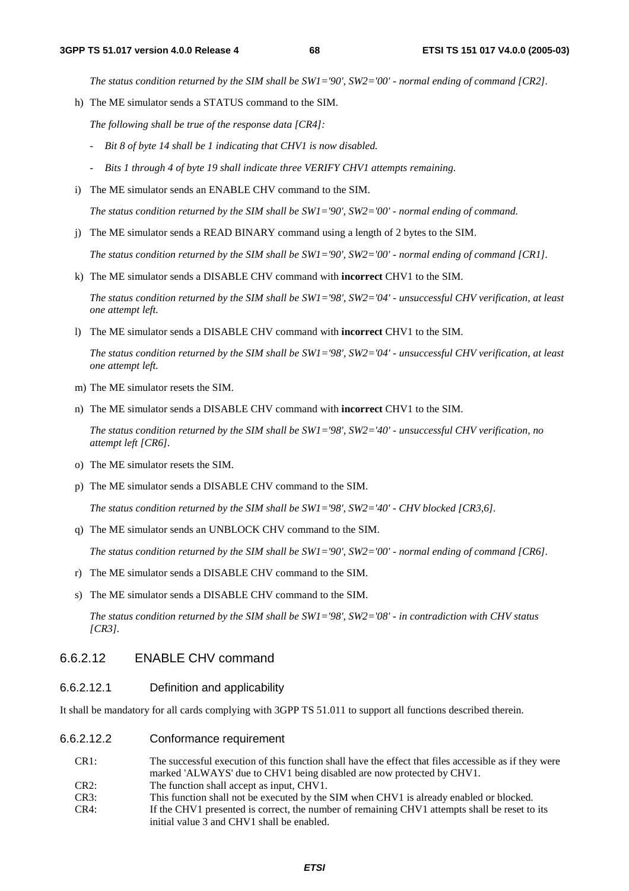*The status condition returned by the SIM shall be SW1='90', SW2='00' - normal ending of command [CR2].*

h) The ME simulator sends a STATUS command to the SIM.

*The following shall be true of the response data [CR4]:*

- *Bit 8 of byte 14 shall be 1 indicating that CHV1 is now disabled.*
- *Bits 1 through 4 of byte 19 shall indicate three VERIFY CHV1 attempts remaining.*

i) The ME simulator sends an ENABLE CHV command to the SIM.

*The status condition returned by the SIM shall be SW1='90', SW2='00' - normal ending of command.*

j) The ME simulator sends a READ BINARY command using a length of 2 bytes to the SIM.

*The status condition returned by the SIM shall be SW1='90', SW2='00' - normal ending of command [CR1].*

k) The ME simulator sends a DISABLE CHV command with **incorrect** CHV1 to the SIM.

*The status condition returned by the SIM shall be SW1='98', SW2='04' - unsuccessful CHV verification, at least one attempt left.*

l) The ME simulator sends a DISABLE CHV command with **incorrect** CHV1 to the SIM.

*The status condition returned by the SIM shall be SW1='98', SW2='04' - unsuccessful CHV verification, at least one attempt left.*

m) The ME simulator resets the SIM.

n) The ME simulator sends a DISABLE CHV command with **incorrect** CHV1 to the SIM.

*The status condition returned by the SIM shall be SW1='98', SW2='40' - unsuccessful CHV verification, no attempt left [CR6].*

o) The ME simulator resets the SIM.

p) The ME simulator sends a DISABLE CHV command to the SIM.

*The status condition returned by the SIM shall be SW1='98', SW2='40' - CHV blocked [CR3,6].*

q) The ME simulator sends an UNBLOCK CHV command to the SIM.

*The status condition returned by the SIM shall be SW1='90', SW2='00' - normal ending of command [CR6].*

r) The ME simulator sends a DISABLE CHV command to the SIM.

s) The ME simulator sends a DISABLE CHV command to the SIM.

*The status condition returned by the SIM shall be SW1='98', SW2='08' - in contradiction with CHV status [CR3].*

### 6.6.2.12 ENABLE CHV command

#### 6.6.2.12.1 Definition and applicability

It shall be mandatory for all cards complying with 3GPP TS 51.011 to support all functions described therein.

#### 6.6.2.12.2 Conformance requirement

CR1: The successful execution of this function shall have the effect that files accessible as if they were marked 'ALWAYS' due to CHV1 being disabled are now protected by CHV1.

CR2: The function shall accept as input, CHV1.

CR3: This function shall not be executed by the SIM when CHV1 is already enabled or blocked.

CR4: If the CHV1 presented is correct, the number of remaining CHV1 attempts shall be reset to its initial value 3 and CHV1 shall be enabled.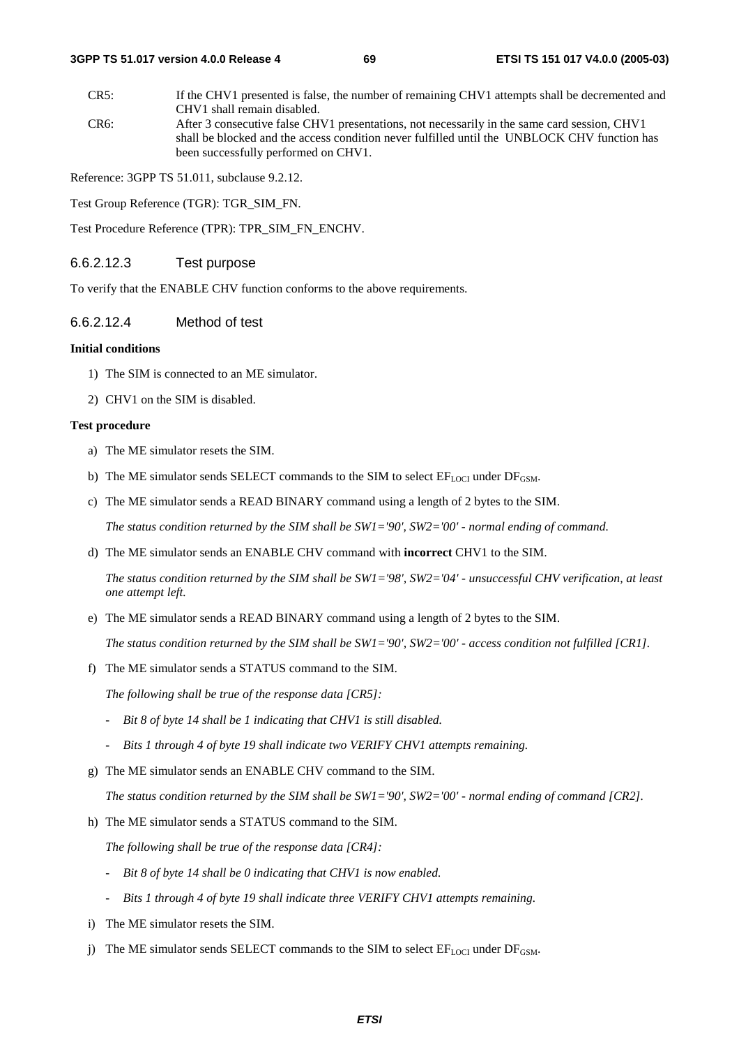CR5: If the CHV1 presented is false, the number of remaining CHV1 attempts shall be decremented and CHV1 shall remain disabled.

CR6: After 3 consecutive false CHV1 presentations, not necessarily in the same card session, CHV1 shall be blocked and the access condition never fulfilled until the UNBLOCK CHV function has been successfully performed on CHV1.

Reference: 3GPP TS 51.011, subclause 9.2.12.

Test Group Reference (TGR): TGR_SIM_FN.

Test Procedure Reference (TPR): TPR_SIM_FN_ENCHV.

#### 6.6.2.12.3 Test purpose

To verify that the ENABLE CHV function conforms to the above requirements.

#### 6.6.2.12.4 Method of test

**Initial conditions**

1) The SIM is connected to an ME simulator.
2) CHV1 on the SIM is disabled.

**Test procedure**

a) The ME simulator resets the SIM.

b) The ME simulator sends SELECT commands to the SIM to select $EF_{LOCI}$ under $DF_{GSM}$.

c) The ME simulator sends a READ BINARY command using a length of 2 bytes to the SIM.

   *The status condition returned by the SIM shall be SW1='90', SW2='00' - normal ending of command.*

d) The ME simulator sends an ENABLE CHV command with **incorrect** CHV1 to the SIM.

   *The status condition returned by the SIM shall be SW1='98', SW2='04' - unsuccessful CHV verification, at least one attempt left.*

e) The ME simulator sends a READ BINARY command using a length of 2 bytes to the SIM.

   *The status condition returned by the SIM shall be SW1='90', SW2='00' - access condition not fulfilled [CR1].*

f) The ME simulator sends a STATUS command to the SIM.

   *The following shall be true of the response data [CR5]:*

   - *Bit 8 of byte 14 shall be 1 indicating that CHV1 is still disabled.*
   - *Bits 1 through 4 of byte 19 shall indicate two VERIFY CHV1 attempts remaining.*

g) The ME simulator sends an ENABLE CHV command to the SIM.

   *The status condition returned by the SIM shall be SW1='90', SW2='00' - normal ending of command [CR2].*

h) The ME simulator sends a STATUS command to the SIM.

   *The following shall be true of the response data [CR4]:*

   - *Bit 8 of byte 14 shall be 0 indicating that CHV1 is now enabled.*
   - *Bits 1 through 4 of byte 19 shall indicate three VERIFY CHV1 attempts remaining.*

i) The ME simulator resets the SIM.

j) The ME simulator sends SELECT commands to the SIM to select $EF_{LOCI}$ under $DF_{GSM}$.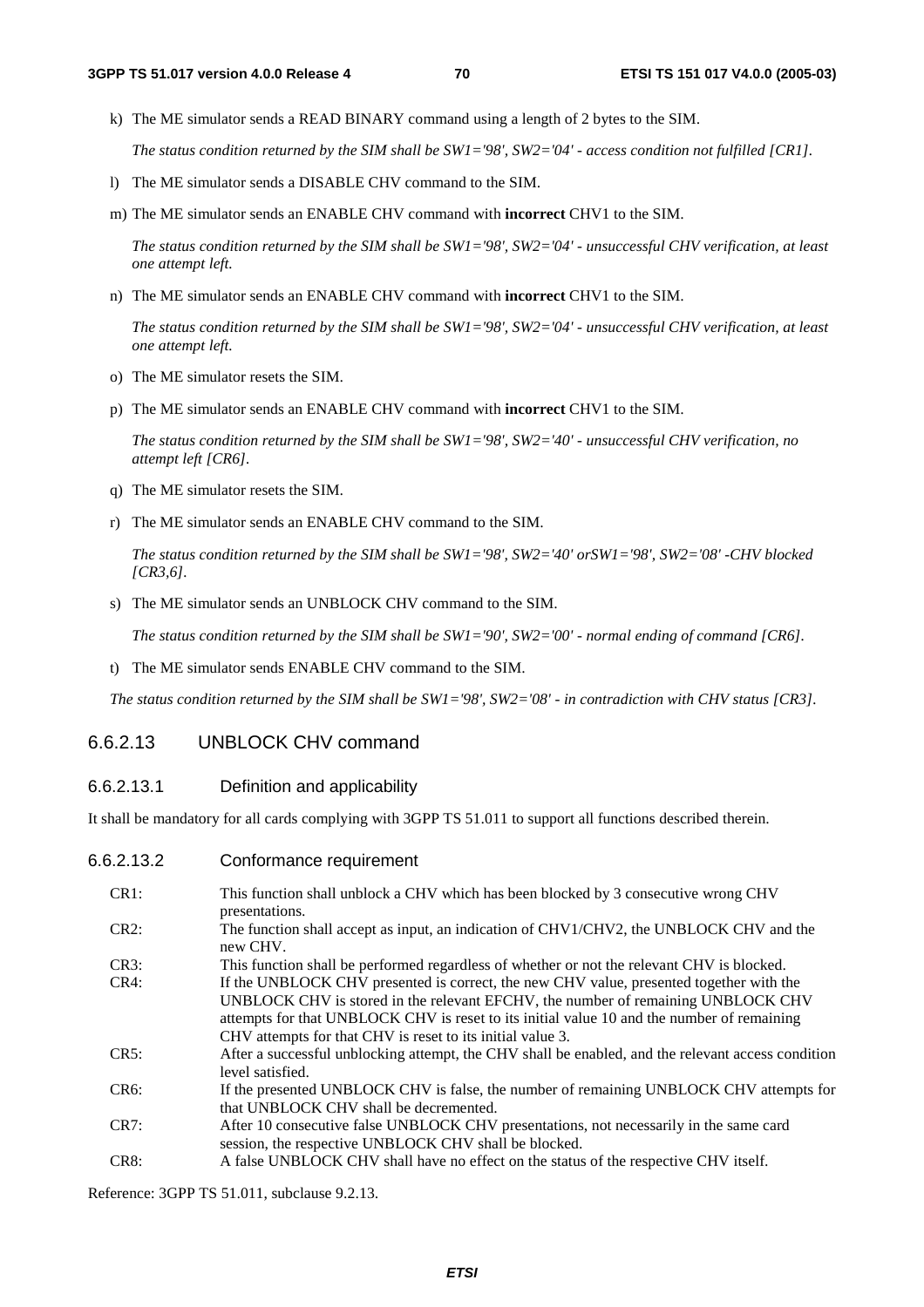k) The ME simulator sends a READ BINARY command using a length of 2 bytes to the SIM.

   *The status condition returned by the SIM shall be SW1='98', SW2='04' - access condition not fulfilled [CR1].*

l) The ME simulator sends a DISABLE CHV command to the SIM.

m) The ME simulator sends an ENABLE CHV command with **incorrect** CHV1 to the SIM.

   *The status condition returned by the SIM shall be SW1='98', SW2='04' - unsuccessful CHV verification, at least one attempt left.*

n) The ME simulator sends an ENABLE CHV command with **incorrect** CHV1 to the SIM.

   *The status condition returned by the SIM shall be SW1='98', SW2='04' - unsuccessful CHV verification, at least one attempt left.*

o) The ME simulator resets the SIM.

p) The ME simulator sends an ENABLE CHV command with **incorrect** CHV1 to the SIM.

   *The status condition returned by the SIM shall be SW1='98', SW2='40' - unsuccessful CHV verification, no attempt left [CR6].*

q) The ME simulator resets the SIM.

r) The ME simulator sends an ENABLE CHV command to the SIM.

   *The status condition returned by the SIM shall be SW1='98', SW2='40' orSW1='98', SW2='08' -CHV blocked [CR3,6].*

s) The ME simulator sends an UNBLOCK CHV command to the SIM.

   *The status condition returned by the SIM shall be SW1='90', SW2='00' - normal ending of command [CR6].*

t) The ME simulator sends ENABLE CHV command to the SIM.

*The status condition returned by the SIM shall be SW1='98', SW2='08' - in contradiction with CHV status [CR3].*

### 6.6.2.13 UNBLOCK CHV command

#### 6.6.2.13.1 Definition and applicability

It shall be mandatory for all cards complying with 3GPP TS 51.011 to support all functions described therein.

#### 6.6.2.13.2 Conformance requirement

| | |
|---|---|
| CR1: | This function shall unblock a CHV which has been blocked by 3 consecutive wrong CHV presentations. |
| CR2: | The function shall accept as input, an indication of CHV1/CHV2, the UNBLOCK CHV and the new CHV. |
| CR3: | This function shall be performed regardless of whether or not the relevant CHV is blocked. |
| CR4: | If the UNBLOCK CHV presented is correct, the new CHV value, presented together with the UNBLOCK CHV is stored in the relevant EFCHV, the number of remaining UNBLOCK CHV attempts for that UNBLOCK CHV is reset to its initial value 10 and the number of remaining CHV attempts for that CHV is reset to its initial value 3. |
| CR5: | After a successful unblocking attempt, the CHV shall be enabled, and the relevant access condition level satisfied. |
| CR6: | If the presented UNBLOCK CHV is false, the number of remaining UNBLOCK CHV attempts for that UNBLOCK CHV shall be decremented. |
| CR7: | After 10 consecutive false UNBLOCK CHV presentations, not necessarily in the same card session, the respective UNBLOCK CHV shall be blocked. |
| CR8: | A false UNBLOCK CHV shall have no effect on the status of the respective CHV itself. |

Reference: 3GPP TS 51.011, subclause 9.2.13.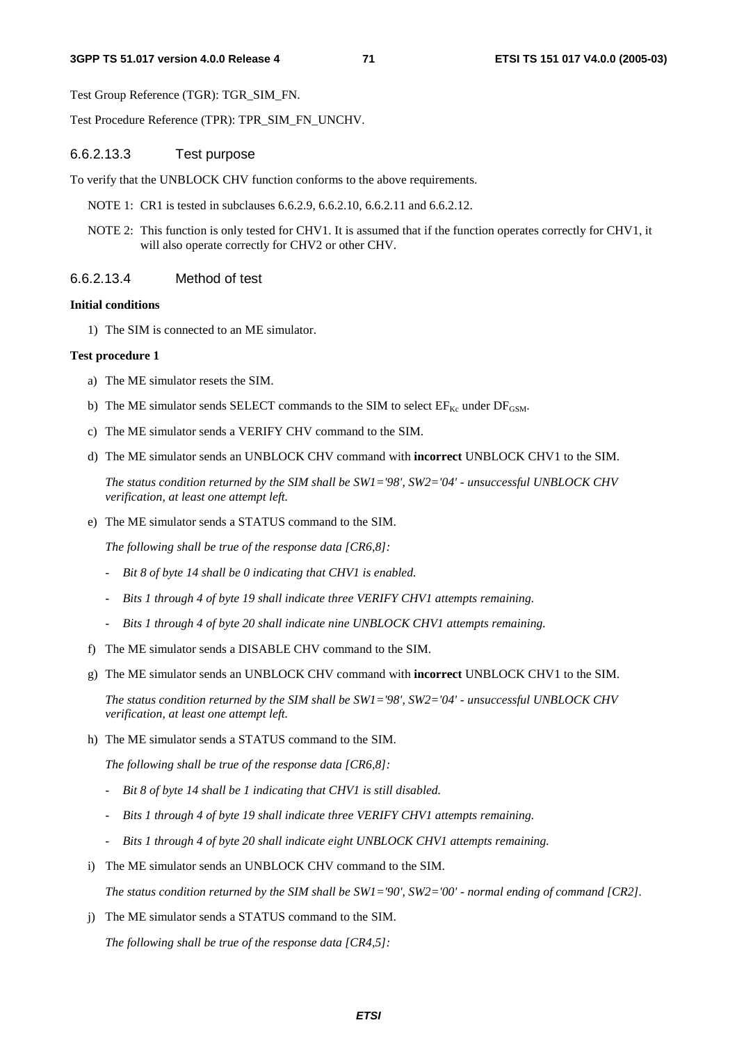Test Group Reference (TGR): TGR_SIM_FN.

Test Procedure Reference (TPR): TPR_SIM_FN_UNCHV.

#### 6.6.2.13.3 Test purpose

To verify that the UNBLOCK CHV function conforms to the above requirements.

NOTE 1: CR1 is tested in subclauses 6.6.2.9, 6.6.2.10, 6.6.2.11 and 6.6.2.12.

NOTE 2: This function is only tested for CHV1. It is assumed that if the function operates correctly for CHV1, it will also operate correctly for CHV2 or other CHV.

#### 6.6.2.13.4 Method of test

**Initial conditions**

1) The SIM is connected to an ME simulator.

**Test procedure 1**

a) The ME simulator resets the SIM.

b) The ME simulator sends SELECT commands to the SIM to select $EF_{Kc}$ under $DF_{GSM}$.

c) The ME simulator sends a VERIFY CHV command to the SIM.

d) The ME simulator sends an UNBLOCK CHV command with **incorrect** UNBLOCK CHV1 to the SIM.

   *The status condition returned by the SIM shall be SW1='98', SW2='04' - unsuccessful UNBLOCK CHV verification, at least one attempt left.*

e) The ME simulator sends a STATUS command to the SIM.

   *The following shall be true of the response data [CR6,8]:*

   - *Bit 8 of byte 14 shall be 0 indicating that CHV1 is enabled.*
   - *Bits 1 through 4 of byte 19 shall indicate three VERIFY CHV1 attempts remaining.*
   - *Bits 1 through 4 of byte 20 shall indicate nine UNBLOCK CHV1 attempts remaining.*

f) The ME simulator sends a DISABLE CHV command to the SIM.

g) The ME simulator sends an UNBLOCK CHV command with **incorrect** UNBLOCK CHV1 to the SIM.

   *The status condition returned by the SIM shall be SW1='98', SW2='04' - unsuccessful UNBLOCK CHV verification, at least one attempt left.*

h) The ME simulator sends a STATUS command to the SIM.

   *The following shall be true of the response data [CR6,8]:*

   - *Bit 8 of byte 14 shall be 1 indicating that CHV1 is still disabled.*
   - *Bits 1 through 4 of byte 19 shall indicate three VERIFY CHV1 attempts remaining.*
   - *Bits 1 through 4 of byte 20 shall indicate eight UNBLOCK CHV1 attempts remaining.*

i) The ME simulator sends an UNBLOCK CHV command to the SIM.

   *The status condition returned by the SIM shall be SW1='90', SW2='00' - normal ending of command [CR2].*

j) The ME simulator sends a STATUS command to the SIM.

   *The following shall be true of the response data [CR4,5]:*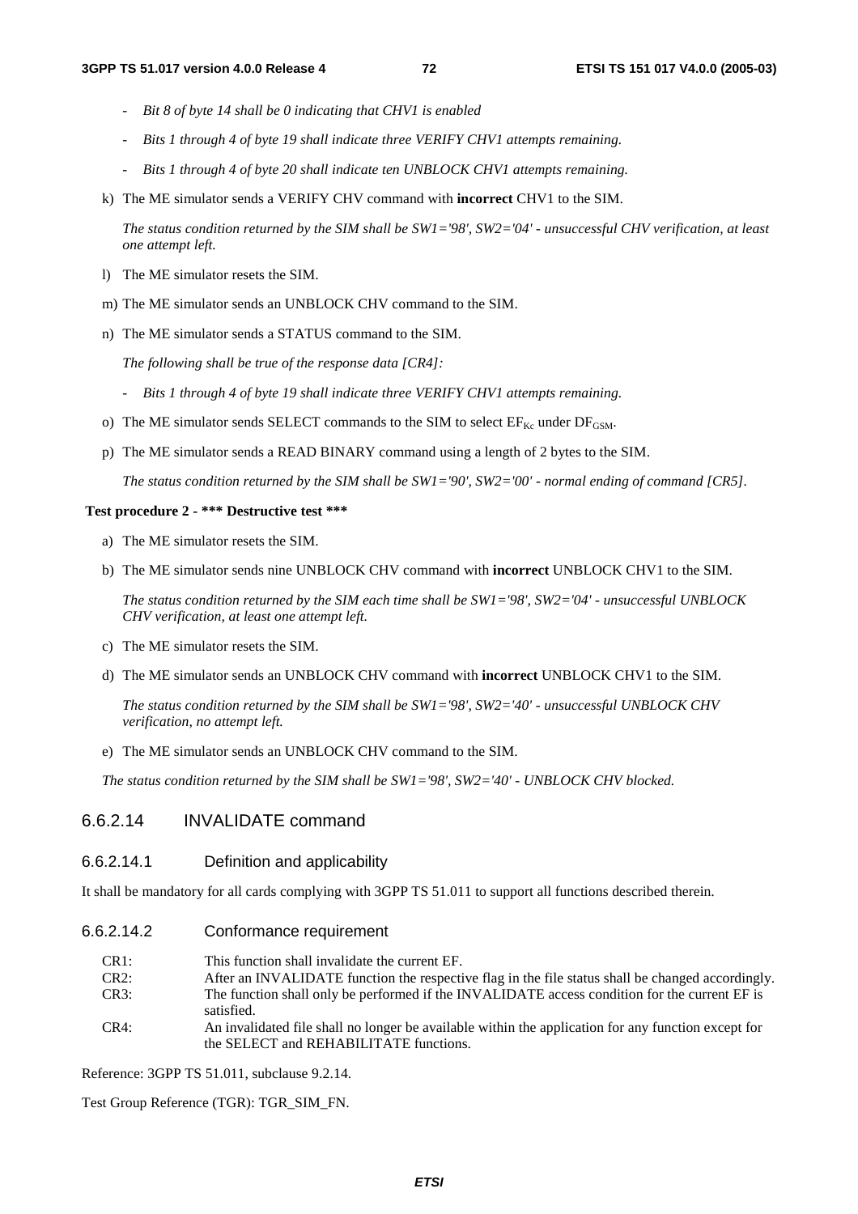- *Bit 8 of byte 14 shall be 0 indicating that CHV1 is enabled*

- *Bits 1 through 4 of byte 19 shall indicate three VERIFY CHV1 attempts remaining.*

- *Bits 1 through 4 of byte 20 shall indicate ten UNBLOCK CHV1 attempts remaining.*

k) The ME simulator sends a VERIFY CHV command with **incorrect** CHV1 to the SIM.

   *The status condition returned by the SIM shall be SW1='98', SW2='04' - unsuccessful CHV verification, at least one attempt left.*

l) The ME simulator resets the SIM.

m) The ME simulator sends an UNBLOCK CHV command to the SIM.

n) The ME simulator sends a STATUS command to the SIM.

   *The following shall be true of the response data [CR4]:*

   - *Bits 1 through 4 of byte 19 shall indicate three VERIFY CHV1 attempts remaining.*

o) The ME simulator sends SELECT commands to the SIM to select $EF_{Kc}$ under $DF_{GSM}$.

p) The ME simulator sends a READ BINARY command using a length of 2 bytes to the SIM.

   *The status condition returned by the SIM shall be SW1='90', SW2='00' - normal ending of command [CR5].*

**Test procedure 2 - \*\*\* Destructive test \*\*\***

a) The ME simulator resets the SIM.

b) The ME simulator sends nine UNBLOCK CHV command with **incorrect** UNBLOCK CHV1 to the SIM.

   *The status condition returned by the SIM each time shall be SW1='98', SW2='04' - unsuccessful UNBLOCK CHV verification, at least one attempt left.*

c) The ME simulator resets the SIM.

d) The ME simulator sends an UNBLOCK CHV command with **incorrect** UNBLOCK CHV1 to the SIM.

   *The status condition returned by the SIM shall be SW1='98', SW2='40' - unsuccessful UNBLOCK CHV verification, no attempt left.*

e) The ME simulator sends an UNBLOCK CHV command to the SIM.

*The status condition returned by the SIM shall be SW1='98', SW2='40' - UNBLOCK CHV blocked.*

### 6.6.2.14 INVALIDATE command

#### 6.6.2.14.1 Definition and applicability

It shall be mandatory for all cards complying with 3GPP TS 51.011 to support all functions described therein.

#### 6.6.2.14.2 Conformance requirement

CR1: This function shall invalidate the current EF.

CR2: After an INVALIDATE function the respective flag in the file status shall be changed accordingly.

CR3: The function shall only be performed if the INVALIDATE access condition for the current EF is satisfied.

CR4: An invalidated file shall no longer be available within the application for any function except for the SELECT and REHABILITATE functions.

Reference: 3GPP TS 51.011, subclause 9.2.14.

Test Group Reference (TGR): TGR_SIM_FN.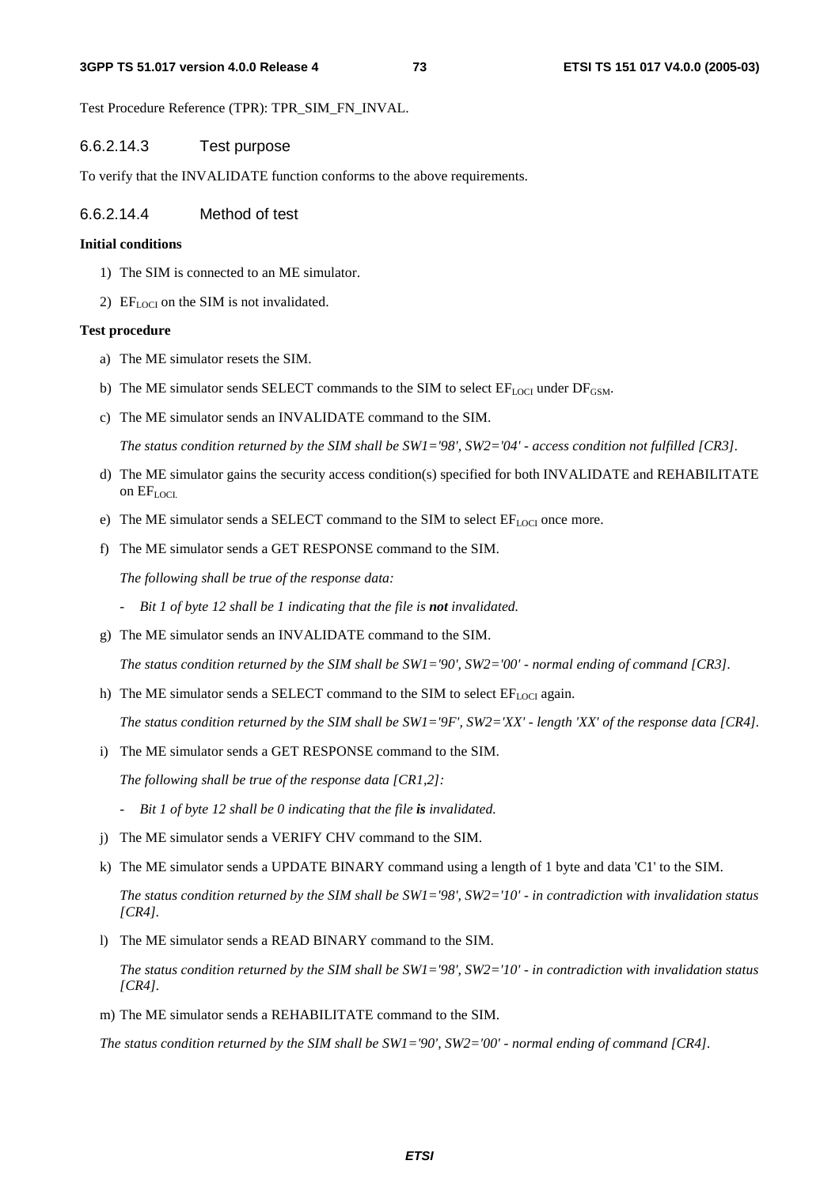Test Procedure Reference (TPR): TPR_SIM_FN_INVAL.

#### 6.6.2.14.3 Test purpose

To verify that the INVALIDATE function conforms to the above requirements.

#### 6.6.2.14.4 Method of test

**Initial conditions**

1) The SIM is connected to an ME simulator.

2) $EF_{LOCI}$ on the SIM is not invalidated.

**Test procedure**

a) The ME simulator resets the SIM.

b) The ME simulator sends SELECT commands to the SIM to select $EF_{LOCI}$ under $DF_{GSM}$.

c) The ME simulator sends an INVALIDATE command to the SIM.

   *The status condition returned by the SIM shall be SW1='98', SW2='04' - access condition not fulfilled [CR3].*

d) The ME simulator gains the security access condition(s) specified for both INVALIDATE and REHABILITATE on $EF_{LOCI}$.

e) The ME simulator sends a SELECT command to the SIM to select $EF_{LOCI}$ once more.

f) The ME simulator sends a GET RESPONSE command to the SIM.

   *The following shall be true of the response data:*

   - *Bit 1 of byte 12 shall be 1 indicating that the file is **not** invalidated.*

g) The ME simulator sends an INVALIDATE command to the SIM.

   *The status condition returned by the SIM shall be SW1='90', SW2='00' - normal ending of command [CR3].*

h) The ME simulator sends a SELECT command to the SIM to select $EF_{LOCI}$ again.

   *The status condition returned by the SIM shall be SW1='9F', SW2='XX' - length 'XX' of the response data [CR4].*

i) The ME simulator sends a GET RESPONSE command to the SIM.

   *The following shall be true of the response data [CR1,2]:*

   - *Bit 1 of byte 12 shall be 0 indicating that the file **is** invalidated.*

j) The ME simulator sends a VERIFY CHV command to the SIM.

k) The ME simulator sends a UPDATE BINARY command using a length of 1 byte and data 'C1' to the SIM.

   *The status condition returned by the SIM shall be SW1='98', SW2='10' - in contradiction with invalidation status [CR4].*

l) The ME simulator sends a READ BINARY command to the SIM.

   *The status condition returned by the SIM shall be SW1='98', SW2='10' - in contradiction with invalidation status [CR4].*

m) The ME simulator sends a REHABILITATE command to the SIM.

*The status condition returned by the SIM shall be SW1='90', SW2='00' - normal ending of command [CR4].*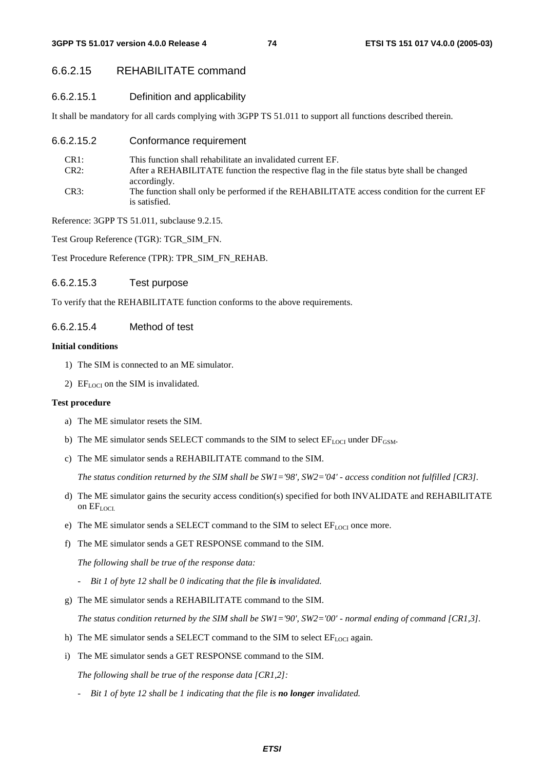### 6.6.2.15 REHABILITATE command

#### 6.6.2.15.1 Definition and applicability

It shall be mandatory for all cards complying with 3GPP TS 51.011 to support all functions described therein.

#### 6.6.2.15.2 Conformance requirement

CR1: This function shall rehabilitate an invalidated current EF.

CR2: After a REHABILITATE function the respective flag in the file status byte shall be changed accordingly.

CR3: The function shall only be performed if the REHABILITATE access condition for the current EF is satisfied.

Reference: 3GPP TS 51.011, subclause 9.2.15.

Test Group Reference (TGR): TGR_SIM_FN.

Test Procedure Reference (TPR): TPR_SIM_FN_REHAB.

#### 6.6.2.15.3 Test purpose

To verify that the REHABILITATE function conforms to the above requirements.

#### 6.6.2.15.4 Method of test

**Initial conditions**

1) The SIM is connected to an ME simulator.

2) $EF_{LOCI}$ on the SIM is invalidated.

**Test procedure**

a) The ME simulator resets the SIM.

b) The ME simulator sends SELECT commands to the SIM to select $EF_{LOCI}$ under $DF_{GSM}$.

c) The ME simulator sends a REHABILITATE command to the SIM.

*The status condition returned by the SIM shall be SW1='98', SW2='04' - access condition not fulfilled [CR3].*

d) The ME simulator gains the security access condition(s) specified for both INVALIDATE and REHABILITATE on $EF_{LOCI.}$

e) The ME simulator sends a SELECT command to the SIM to select $EF_{LOCI}$ once more.

f) The ME simulator sends a GET RESPONSE command to the SIM.

*The following shall be true of the response data:*

- *Bit 1 of byte 12 shall be 0 indicating that the file **is** invalidated.*

g) The ME simulator sends a REHABILITATE command to the SIM.

*The status condition returned by the SIM shall be SW1='90', SW2='00' - normal ending of command [CR1,3].*

h) The ME simulator sends a SELECT command to the SIM to select $EF_{LOCI}$ again.

i) The ME simulator sends a GET RESPONSE command to the SIM.

*The following shall be true of the response data [CR1,2]:*

- *Bit 1 of byte 12 shall be 1 indicating that the file is **no longer** invalidated.*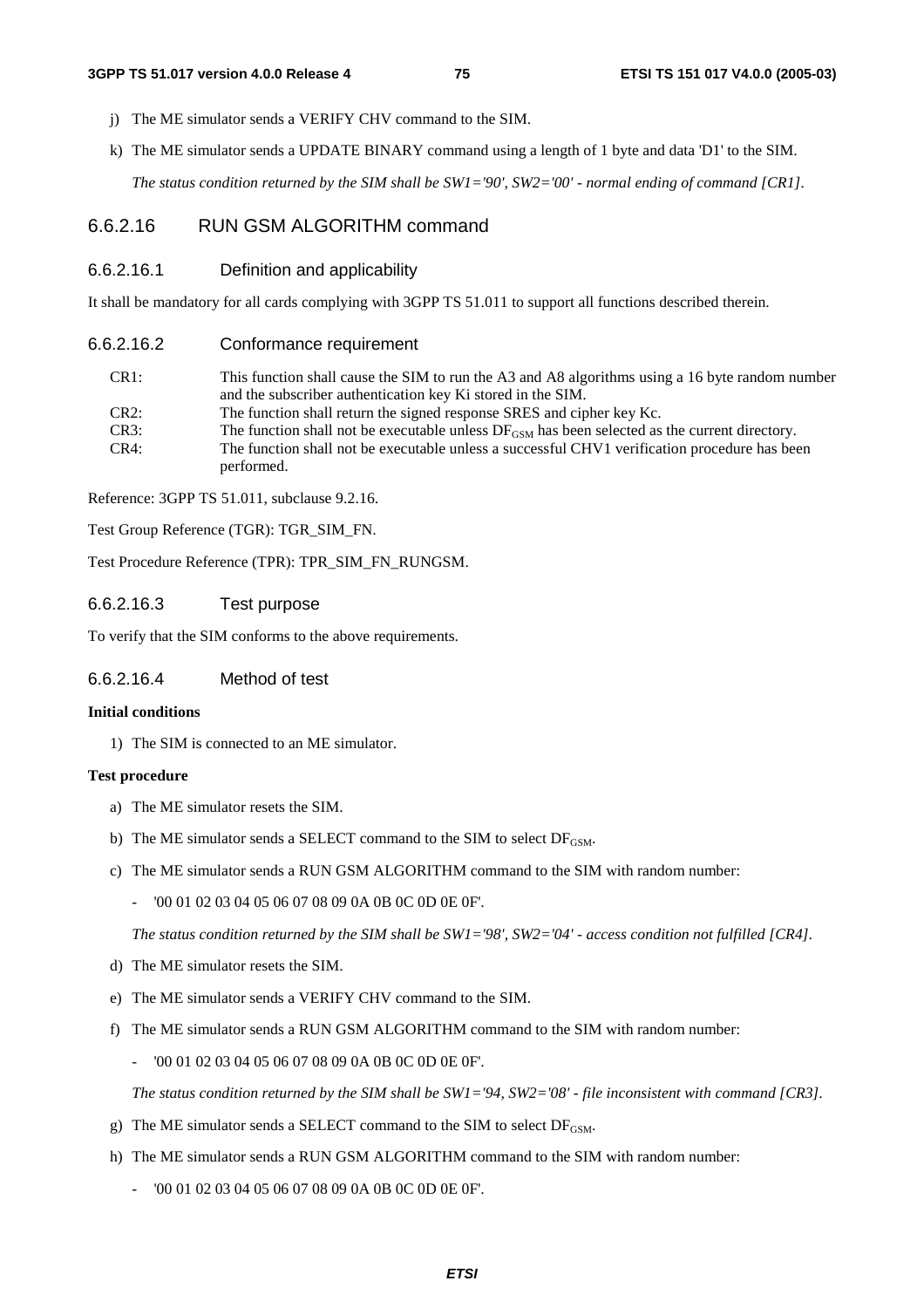j) The ME simulator sends a VERIFY CHV command to the SIM.

k) The ME simulator sends a UPDATE BINARY command using a length of 1 byte and data 'D1' to the SIM.

*The status condition returned by the SIM shall be SW1='90', SW2='00' - normal ending of command [CR1].*

### 6.6.2.16 RUN GSM ALGORITHM command

#### 6.6.2.16.1 Definition and applicability

It shall be mandatory for all cards complying with 3GPP TS 51.011 to support all functions described therein.

#### 6.6.2.16.2 Conformance requirement

| | |
|---|---|
| CR1: | This function shall cause the SIM to run the A3 and A8 algorithms using a 16 byte random number and the subscriber authentication key Ki stored in the SIM. |
| CR2: | The function shall return the signed response SRES and cipher key Kc. |
| CR3: | The function shall not be executable unless $DF_{GSM}$ has been selected as the current directory. |
| CR4: | The function shall not be executable unless a successful CHV1 verification procedure has been performed. |

Reference: 3GPP TS 51.011, subclause 9.2.16.

Test Group Reference (TGR): TGR_SIM_FN.

Test Procedure Reference (TPR): TPR_SIM_FN_RUNGSM.

#### 6.6.2.16.3 Test purpose

To verify that the SIM conforms to the above requirements.

#### 6.6.2.16.4 Method of test

**Initial conditions**

1) The SIM is connected to an ME simulator.

**Test procedure**

a) The ME simulator resets the SIM.

b) The ME simulator sends a SELECT command to the SIM to select $DF_{GSM}$.

c) The ME simulator sends a RUN GSM ALGORITHM command to the SIM with random number:

- '00 01 02 03 04 05 06 07 08 09 0A 0B 0C 0D 0E 0F'.

*The status condition returned by the SIM shall be SW1='98', SW2='04' - access condition not fulfilled [CR4].*

d) The ME simulator resets the SIM.

e) The ME simulator sends a VERIFY CHV command to the SIM.

f) The ME simulator sends a RUN GSM ALGORITHM command to the SIM with random number:

- '00 01 02 03 04 05 06 07 08 09 0A 0B 0C 0D 0E 0F'.

*The status condition returned by the SIM shall be SW1='94, SW2='08' - file inconsistent with command [CR3].*

g) The ME simulator sends a SELECT command to the SIM to select $DF_{GSM}$.

h) The ME simulator sends a RUN GSM ALGORITHM command to the SIM with random number:

- '00 01 02 03 04 05 06 07 08 09 0A 0B 0C 0D 0E 0F'.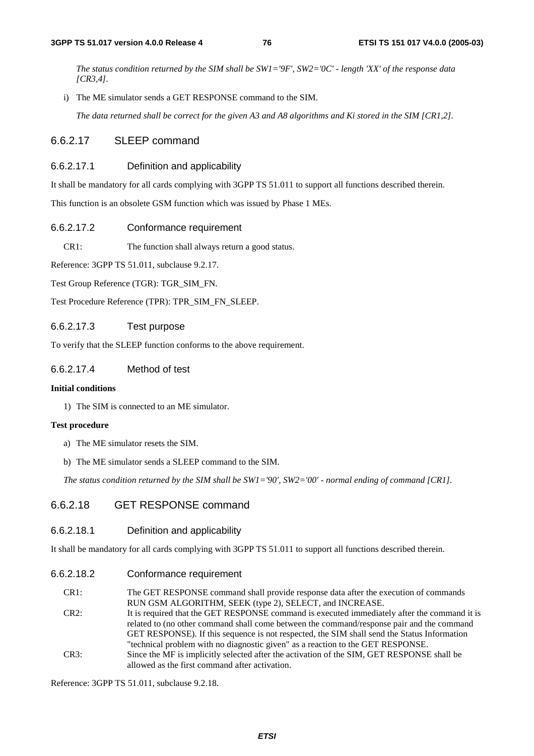*The status condition returned by the SIM shall be SW1='9F', SW2='0C' - length 'XX' of the response data [CR3,4].*

i) The ME simulator sends a GET RESPONSE command to the SIM.

*The data returned shall be correct for the given A3 and A8 algorithms and Ki stored in the SIM [CR1,2].*

### 6.6.2.17 SLEEP command

#### 6.6.2.17.1 Definition and applicability

It shall be mandatory for all cards complying with 3GPP TS 51.011 to support all functions described therein.

This function is an obsolete GSM function which was issued by Phase 1 MEs.

#### 6.6.2.17.2 Conformance requirement

CR1: The function shall always return a good status.

Reference: 3GPP TS 51.011, subclause 9.2.17.

Test Group Reference (TGR): TGR_SIM_FN.

Test Procedure Reference (TPR): TPR_SIM_FN_SLEEP.

#### 6.6.2.17.3 Test purpose

To verify that the SLEEP function conforms to the above requirement.

#### 6.6.2.17.4 Method of test

**Initial conditions**

1) The SIM is connected to an ME simulator.

**Test procedure**

a) The ME simulator resets the SIM.

b) The ME simulator sends a SLEEP command to the SIM.

*The status condition returned by the SIM shall be SW1='90', SW2='00' - normal ending of command [CR1].*

### 6.6.2.18 GET RESPONSE command

#### 6.6.2.18.1 Definition and applicability

It shall be mandatory for all cards complying with 3GPP TS 51.011 to support all functions described therein.

#### 6.6.2.18.2 Conformance requirement

CR1: The GET RESPONSE command shall provide response data after the execution of commands RUN GSM ALGORITHM, SEEK (type 2), SELECT, and INCREASE.

CR2: It is required that the GET RESPONSE command is executed immediately after the command it is related to (no other command shall come between the command/response pair and the command GET RESPONSE). If this sequence is not respected, the SIM shall send the Status Information "technical problem with no diagnostic given" as a reaction to the GET RESPONSE.

CR3: Since the MF is implicitly selected after the activation of the SIM, GET RESPONSE shall be allowed as the first command after activation.

Reference: 3GPP TS 51.011, subclause 9.2.18.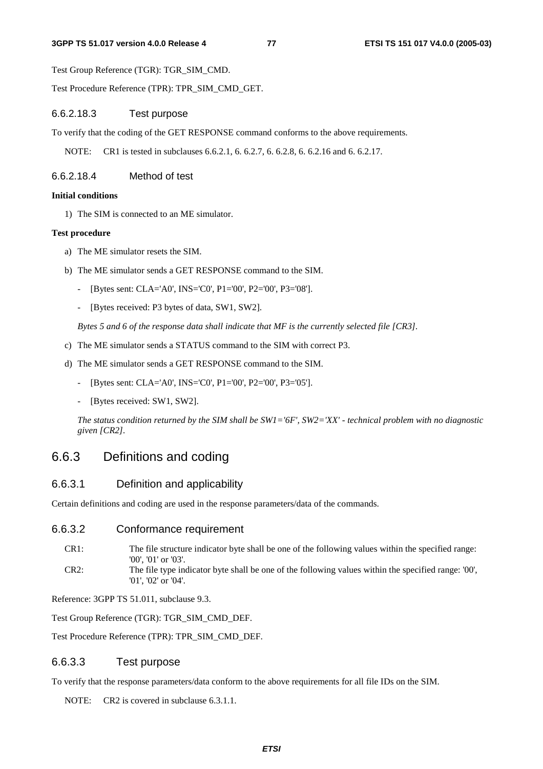Test Group Reference (TGR): TGR_SIM_CMD.

Test Procedure Reference (TPR): TPR_SIM_CMD_GET.

#### 6.6.2.18.3 Test purpose

To verify that the coding of the GET RESPONSE command conforms to the above requirements.

NOTE: CR1 is tested in subclauses 6.6.2.1, 6. 6.2.7, 6. 6.2.8, 6. 6.2.16 and 6. 6.2.17.

#### 6.6.2.18.4 Method of test

**Initial conditions**

1) The SIM is connected to an ME simulator.

**Test procedure**

a) The ME simulator resets the SIM.

b) The ME simulator sends a GET RESPONSE command to the SIM.

- [Bytes sent: CLA='A0', INS='C0', P1='00', P2='00', P3='08'].
- [Bytes received: P3 bytes of data, SW1, SW2].

*Bytes 5 and 6 of the response data shall indicate that MF is the currently selected file [CR3].*

c) The ME simulator sends a STATUS command to the SIM with correct P3.

d) The ME simulator sends a GET RESPONSE command to the SIM.

- [Bytes sent: CLA='A0', INS='C0', P1='00', P2='00', P3='05'].
- [Bytes received: SW1, SW2].

*The status condition returned by the SIM shall be SW1='6F', SW2='XX' - technical problem with no diagnostic given [CR2].*

## 6.6.3 Definitions and coding

### 6.6.3.1 Definition and applicability

Certain definitions and coding are used in the response parameters/data of the commands.

### 6.6.3.2 Conformance requirement

CR1: The file structure indicator byte shall be one of the following values within the specified range: '00', '01' or '03'.

CR2: The file type indicator byte shall be one of the following values within the specified range: '00', '01', '02' or '04'.

Reference: 3GPP TS 51.011, subclause 9.3.

Test Group Reference (TGR): TGR_SIM_CMD_DEF.

Test Procedure Reference (TPR): TPR_SIM_CMD_DEF.

### 6.6.3.3 Test purpose

To verify that the response parameters/data conform to the above requirements for all file IDs on the SIM.

NOTE: CR2 is covered in subclause 6.3.1.1.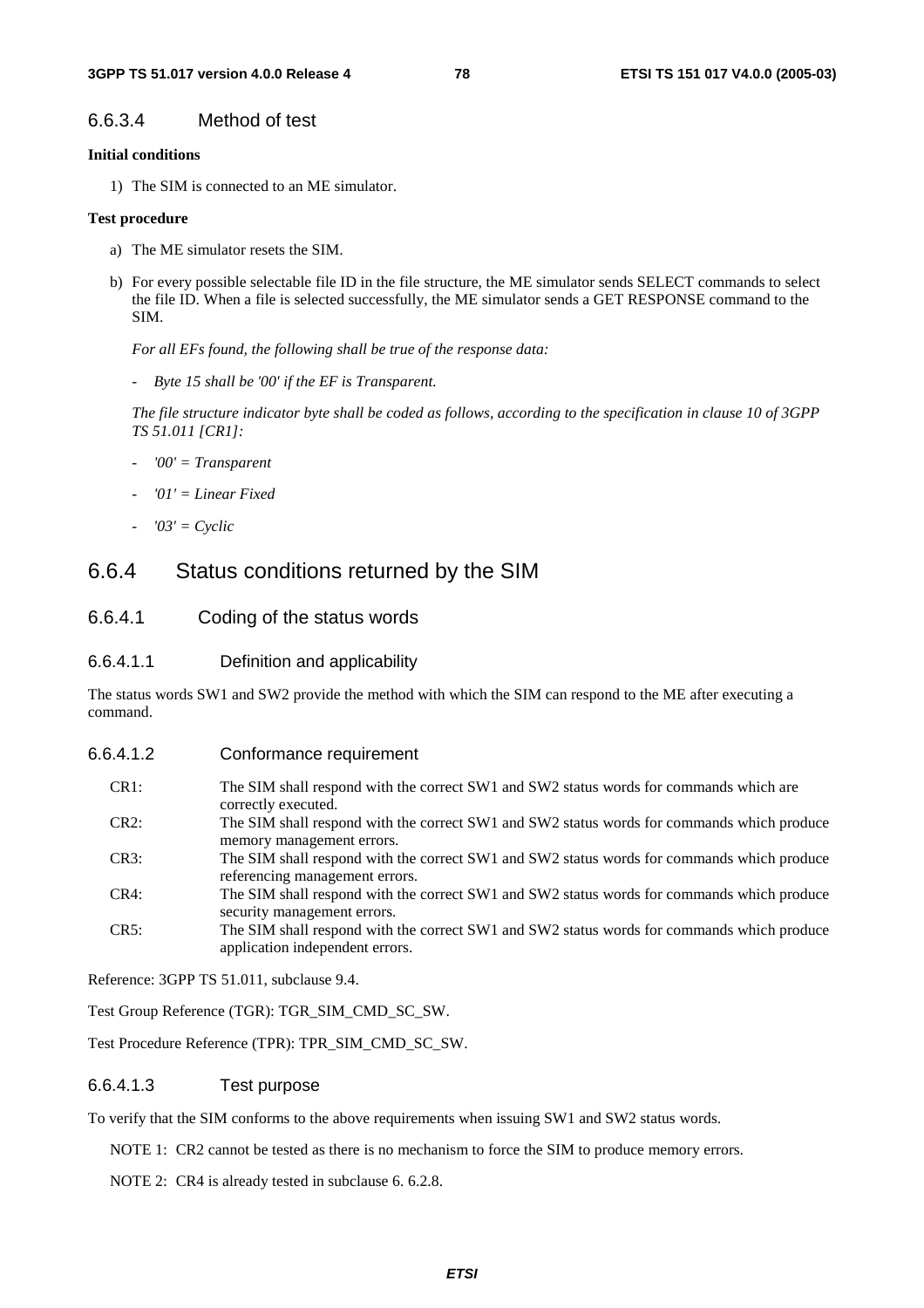#### 6.6.3.4 Method of test

**Initial conditions**

1) The SIM is connected to an ME simulator.

**Test procedure**

a) The ME simulator resets the SIM.

b) For every possible selectable file ID in the file structure, the ME simulator sends SELECT commands to select the file ID. When a file is selected successfully, the ME simulator sends a GET RESPONSE command to the SIM.

   *For all EFs found, the following shall be true of the response data:*

   - *Byte 15 shall be '00' if the EF is Transparent.*

   *The file structure indicator byte shall be coded as follows, according to the specification in clause 10 of 3GPP TS 51.011 [CR1]:*

   - *'00' = Transparent*
   - *'01' = Linear Fixed*
   - *'03' = Cyclic*

### 6.6.4 Status conditions returned by the SIM

#### 6.6.4.1 Coding of the status words

##### 6.6.4.1.1 Definition and applicability

The status words SW1 and SW2 provide the method with which the SIM can respond to the ME after executing a command.

##### 6.6.4.1.2 Conformance requirement

CR1: The SIM shall respond with the correct SW1 and SW2 status words for commands which are correctly executed.

CR2: The SIM shall respond with the correct SW1 and SW2 status words for commands which produce memory management errors.

CR3: The SIM shall respond with the correct SW1 and SW2 status words for commands which produce referencing management errors.

CR4: The SIM shall respond with the correct SW1 and SW2 status words for commands which produce security management errors.

CR5: The SIM shall respond with the correct SW1 and SW2 status words for commands which produce application independent errors.

Reference: 3GPP TS 51.011, subclause 9.4.

Test Group Reference (TGR): TGR_SIM_CMD_SC_SW.

Test Procedure Reference (TPR): TPR_SIM_CMD_SC_SW.

##### 6.6.4.1.3 Test purpose

To verify that the SIM conforms to the above requirements when issuing SW1 and SW2 status words.

NOTE 1: CR2 cannot be tested as there is no mechanism to force the SIM to produce memory errors.

NOTE 2: CR4 is already tested in subclause 6. 6.2.8.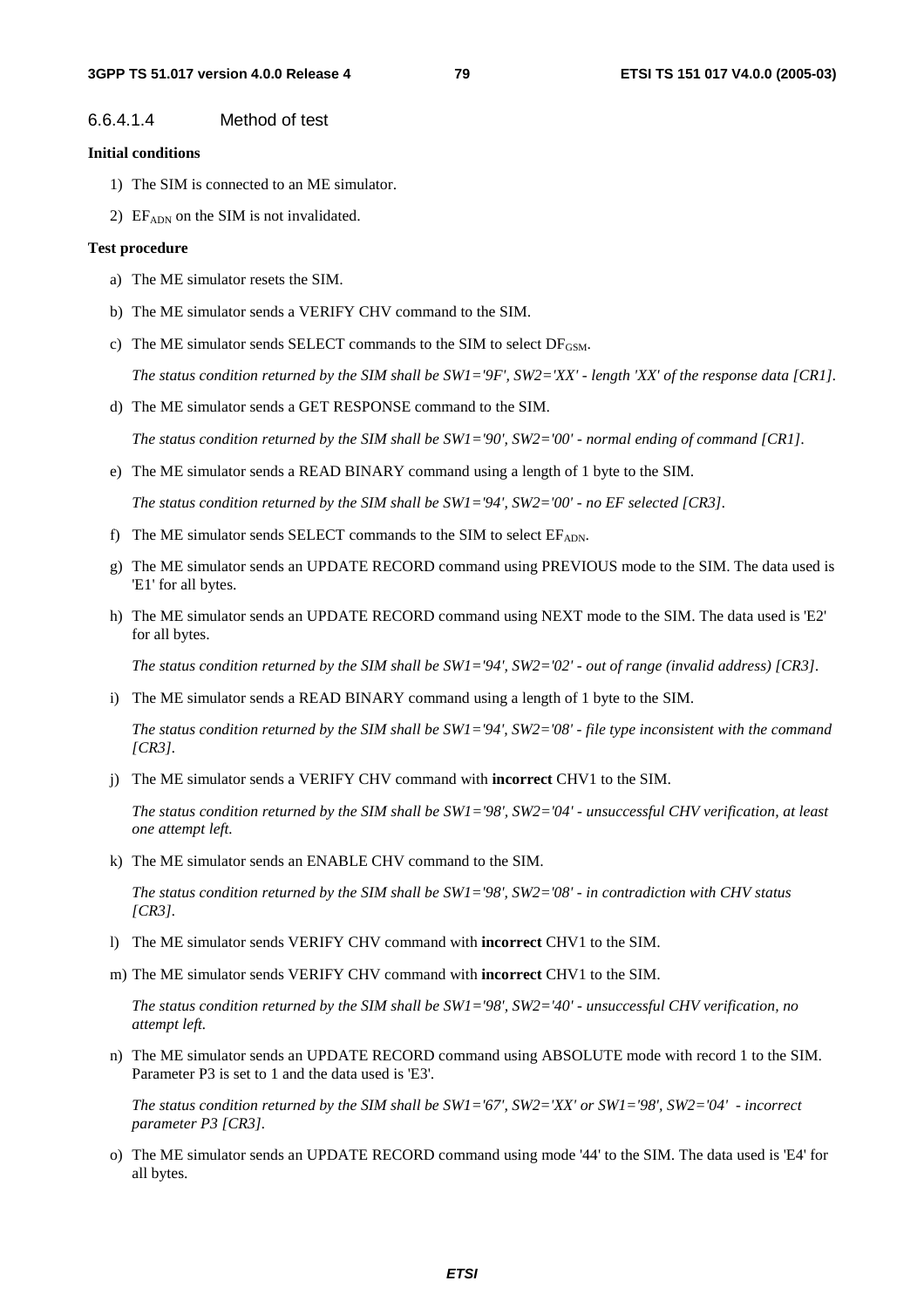#### 6.6.4.1.4 Method of test

**Initial conditions**

1) The SIM is connected to an ME simulator.
2) $EF_{ADN}$ on the SIM is not invalidated.

**Test procedure**

a) The ME simulator resets the SIM.

b) The ME simulator sends a VERIFY CHV command to the SIM.

c) The ME simulator sends SELECT commands to the SIM to select $DF_{GSM}$.

   *The status condition returned by the SIM shall be SW1='9F', SW2='XX' - length 'XX' of the response data [CR1].*

d) The ME simulator sends a GET RESPONSE command to the SIM.

   *The status condition returned by the SIM shall be SW1='90', SW2='00' - normal ending of command [CR1].*

e) The ME simulator sends a READ BINARY command using a length of 1 byte to the SIM.

   *The status condition returned by the SIM shall be SW1='94', SW2='00' - no EF selected [CR3].*

f) The ME simulator sends SELECT commands to the SIM to select $EF_{ADN}$.

g) The ME simulator sends an UPDATE RECORD command using PREVIOUS mode to the SIM. The data used is 'E1' for all bytes.

h) The ME simulator sends an UPDATE RECORD command using NEXT mode to the SIM. The data used is 'E2' for all bytes.

   *The status condition returned by the SIM shall be SW1='94', SW2='02' - out of range (invalid address) [CR3].*

i) The ME simulator sends a READ BINARY command using a length of 1 byte to the SIM.

   *The status condition returned by the SIM shall be SW1='94', SW2='08' - file type inconsistent with the command [CR3].*

j) The ME simulator sends a VERIFY CHV command with **incorrect** CHV1 to the SIM.

   *The status condition returned by the SIM shall be SW1='98', SW2='04' - unsuccessful CHV verification, at least one attempt left.*

k) The ME simulator sends an ENABLE CHV command to the SIM.

   *The status condition returned by the SIM shall be SW1='98', SW2='08' - in contradiction with CHV status [CR3].*

l) The ME simulator sends VERIFY CHV command with **incorrect** CHV1 to the SIM.

m) The ME simulator sends VERIFY CHV command with **incorrect** CHV1 to the SIM.

   *The status condition returned by the SIM shall be SW1='98', SW2='40' - unsuccessful CHV verification, no attempt left.*

n) The ME simulator sends an UPDATE RECORD command using ABSOLUTE mode with record 1 to the SIM. Parameter P3 is set to 1 and the data used is 'E3'.

   *The status condition returned by the SIM shall be SW1='67', SW2='XX' or SW1='98', SW2='04' - incorrect parameter P3 [CR3].*

o) The ME simulator sends an UPDATE RECORD command using mode '44' to the SIM. The data used is 'E4' for all bytes.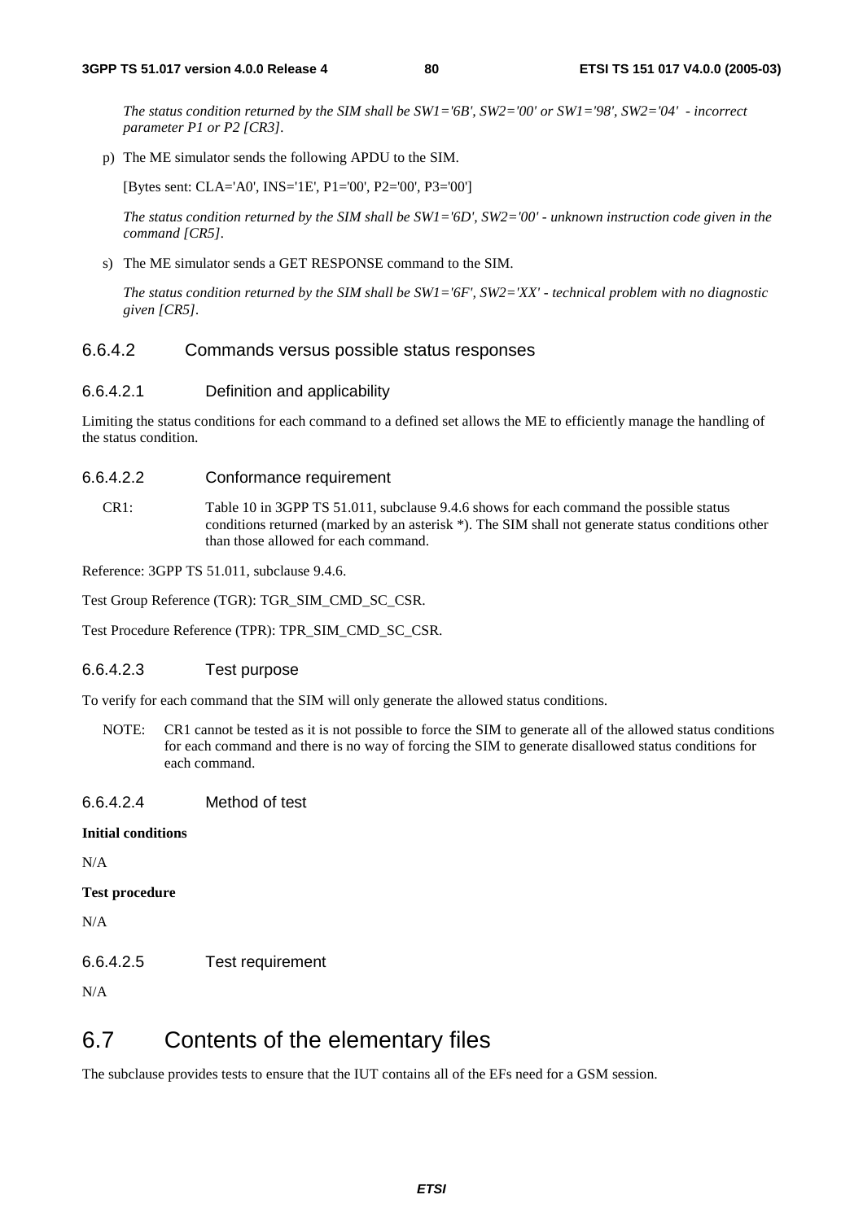*The status condition returned by the SIM shall be SW1='6B', SW2='00' or SW1='98', SW2='04' - incorrect parameter P1 or P2 [CR3].*

p) The ME simulator sends the following APDU to the SIM.

[Bytes sent: CLA='A0', INS='1E', P1='00', P2='00', P3='00']

*The status condition returned by the SIM shall be SW1='6D', SW2='00' - unknown instruction code given in the command [CR5].*

s) The ME simulator sends a GET RESPONSE command to the SIM.

*The status condition returned by the SIM shall be SW1='6F', SW2='XX' - technical problem with no diagnostic given [CR5].*

### 6.6.4.2 Commands versus possible status responses

#### 6.6.4.2.1 Definition and applicability

Limiting the status conditions for each command to a defined set allows the ME to efficiently manage the handling of the status condition.

#### 6.6.4.2.2 Conformance requirement

CR1: Table 10 in 3GPP TS 51.011, subclause 9.4.6 shows for each command the possible status conditions returned (marked by an asterisk *). The SIM shall not generate status conditions other than those allowed for each command.

Reference: 3GPP TS 51.011, subclause 9.4.6.

Test Group Reference (TGR): TGR_SIM_CMD_SC_CSR.

Test Procedure Reference (TPR): TPR_SIM_CMD_SC_CSR.

#### 6.6.4.2.3 Test purpose

To verify for each command that the SIM will only generate the allowed status conditions.

NOTE: CR1 cannot be tested as it is not possible to force the SIM to generate all of the allowed status conditions for each command and there is no way of forcing the SIM to generate disallowed status conditions for each command.

#### 6.6.4.2.4 Method of test

**Initial conditions**

N/A

**Test procedure**

N/A

#### 6.6.4.2.5 Test requirement

N/A

## 6.7 Contents of the elementary files

The subclause provides tests to ensure that the IUT contains all of the EFs need for a GSM session.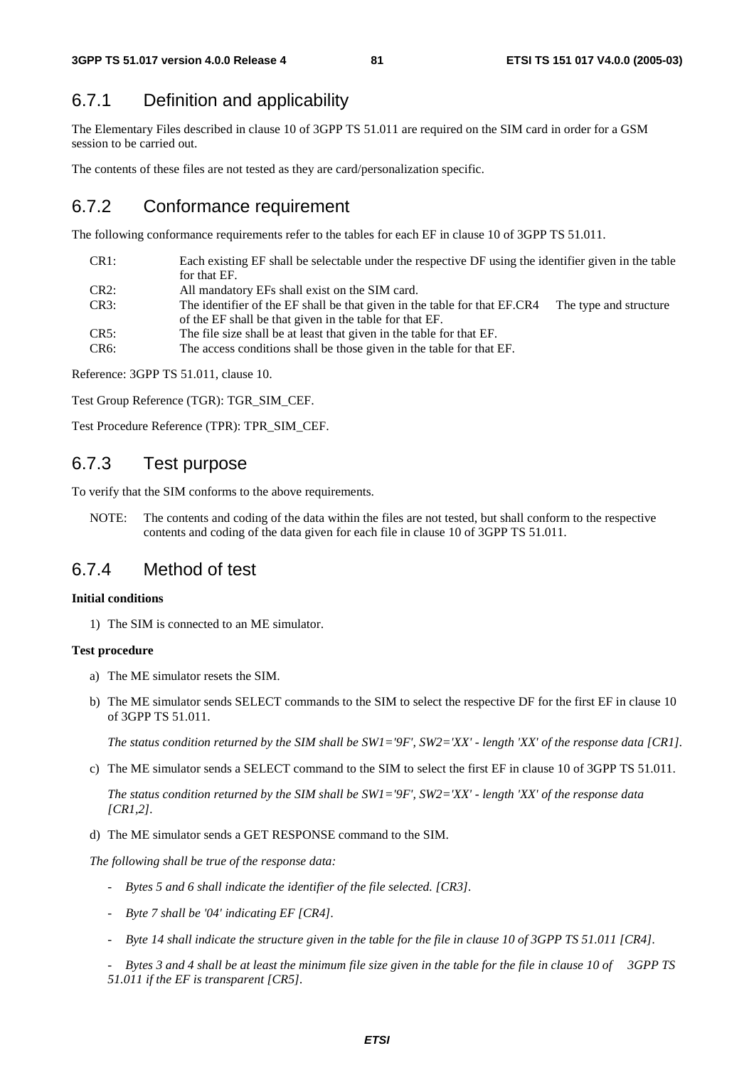## 6.7.1 Definition and applicability

The Elementary Files described in clause 10 of 3GPP TS 51.011 are required on the SIM card in order for a GSM session to be carried out.

The contents of these files are not tested as they are card/personalization specific.

## 6.7.2 Conformance requirement

The following conformance requirements refer to the tables for each EF in clause 10 of 3GPP TS 51.011.

CR1: Each existing EF shall be selectable under the respective DF using the identifier given in the table for that EF.
CR2: All mandatory EFs shall exist on the SIM card.
CR3: The identifier of the EF shall be that given in the table for that EF.CR4 The type and structure of the EF shall be that given in the table for that EF.
CR5: The file size shall be at least that given in the table for that EF.
CR6: The access conditions shall be those given in the table for that EF.

Reference: 3GPP TS 51.011, clause 10.

Test Group Reference (TGR): TGR_SIM_CEF.

Test Procedure Reference (TPR): TPR_SIM_CEF.

## 6.7.3 Test purpose

To verify that the SIM conforms to the above requirements.

NOTE: The contents and coding of the data within the files are not tested, but shall conform to the respective contents and coding of the data given for each file in clause 10 of 3GPP TS 51.011.

## 6.7.4 Method of test

**Initial conditions**

1) The SIM is connected to an ME simulator.

**Test procedure**

a) The ME simulator resets the SIM.

b) The ME simulator sends SELECT commands to the SIM to select the respective DF for the first EF in clause 10 of 3GPP TS 51.011.

   *The status condition returned by the SIM shall be SW1='9F', SW2='XX' - length 'XX' of the response data [CR1].*

c) The ME simulator sends a SELECT command to the SIM to select the first EF in clause 10 of 3GPP TS 51.011.

   *The status condition returned by the SIM shall be SW1='9F', SW2='XX' - length 'XX' of the response data [CR1,2].*

d) The ME simulator sends a GET RESPONSE command to the SIM.

*The following shall be true of the response data:*

- *Bytes 5 and 6 shall indicate the identifier of the file selected. [CR3].*
- *Byte 7 shall be '04' indicating EF [CR4].*
- *Byte 14 shall indicate the structure given in the table for the file in clause 10 of 3GPP TS 51.011 [CR4].*
- *Bytes 3 and 4 shall be at least the minimum file size given in the table for the file in clause 10 of 3GPP TS 51.011 if the EF is transparent [CR5].*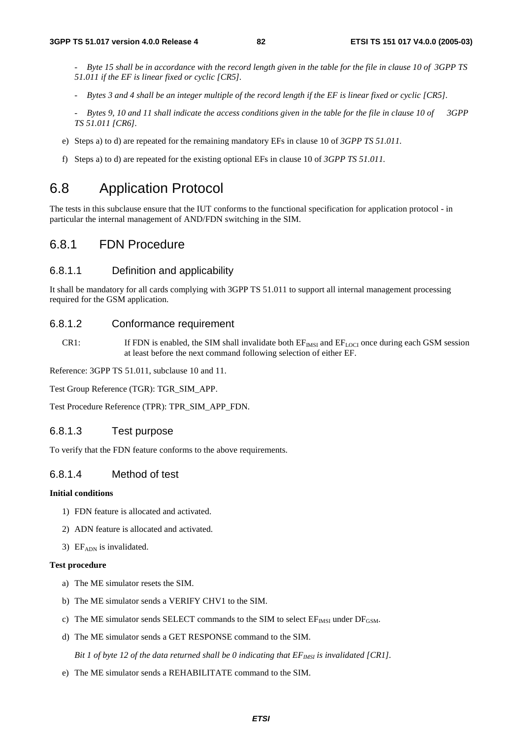- *Byte 15 shall be in accordance with the record length given in the table for the file in clause 10 of 3GPP TS 51.011 if the EF is linear fixed or cyclic [CR5].*

- *Bytes 3 and 4 shall be an integer multiple of the record length if the EF is linear fixed or cyclic [CR5].*

- *Bytes 9, 10 and 11 shall indicate the access conditions given in the table for the file in clause 10 of 3GPP TS 51.011 [CR6].*

e) Steps a) to d) are repeated for the remaining mandatory EFs in clause 10 of *3GPP TS 51.011.*

f) Steps a) to d) are repeated for the existing optional EFs in clause 10 of *3GPP TS 51.011.*

# 6.8 Application Protocol

The tests in this subclause ensure that the IUT conforms to the functional specification for application protocol - in particular the internal management of AND/FDN switching in the SIM.

## 6.8.1 FDN Procedure

### 6.8.1.1 Definition and applicability

It shall be mandatory for all cards complying with 3GPP TS 51.011 to support all internal management processing required for the GSM application.

### 6.8.1.2 Conformance requirement

CR1: If FDN is enabled, the SIM shall invalidate both $EF_{IMSI}$ and $EF_{LOCI}$ once during each GSM session at least before the next command following selection of either EF.

Reference: 3GPP TS 51.011, subclause 10 and 11.

Test Group Reference (TGR): TGR_SIM_APP.

Test Procedure Reference (TPR): TPR_SIM_APP_FDN.

### 6.8.1.3 Test purpose

To verify that the FDN feature conforms to the above requirements.

### 6.8.1.4 Method of test

**Initial conditions**

1) FDN feature is allocated and activated.
2) ADN feature is allocated and activated.
3) $EF_{ADN}$ is invalidated.

**Test procedure**

a) The ME simulator resets the SIM.

b) The ME simulator sends a VERIFY CHV1 to the SIM.

c) The ME simulator sends SELECT commands to the SIM to select $EF_{IMSI}$ under $DF_{GSM}$.

d) The ME simulator sends a GET RESPONSE command to the SIM.

*Bit 1 of byte 12 of the data returned shall be 0 indicating that $EF_{IMSI}$ is invalidated [CR1].*

e) The ME simulator sends a REHABILITATE command to the SIM.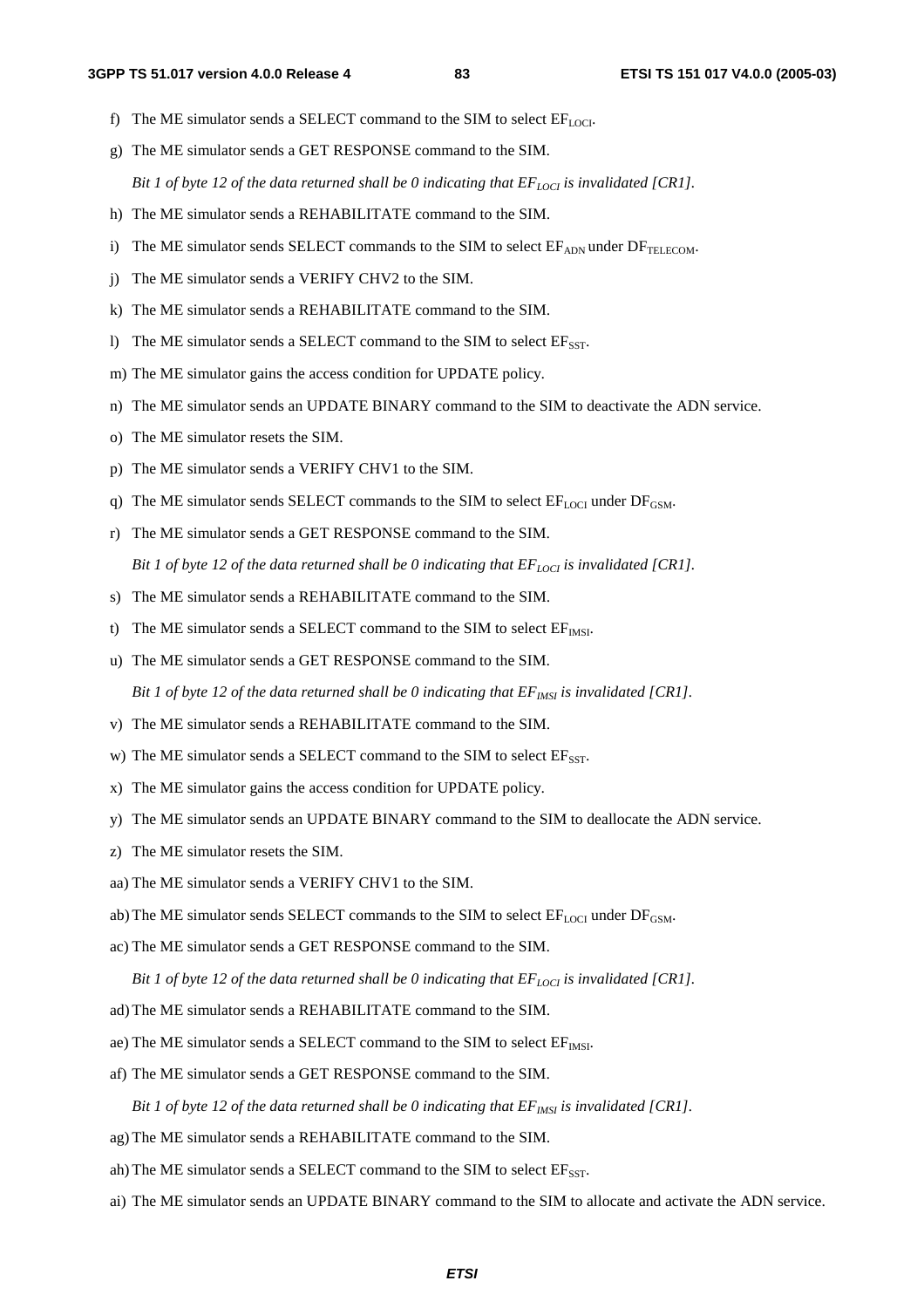f) The ME simulator sends a SELECT command to the SIM to select $EF_{LOCI}$.

g) The ME simulator sends a GET RESPONSE command to the SIM.

*Bit 1 of byte 12 of the data returned shall be 0 indicating that $EF_{LOCI}$ is invalidated [CR1].*

h) The ME simulator sends a REHABILITATE command to the SIM.

i) The ME simulator sends SELECT commands to the SIM to select $EF_{ADN}$ under $DF_{TELECOM}$.

j) The ME simulator sends a VERIFY CHV2 to the SIM.

k) The ME simulator sends a REHABILITATE command to the SIM.

l) The ME simulator sends a SELECT command to the SIM to select $EF_{SST}$.

m) The ME simulator gains the access condition for UPDATE policy.

n) The ME simulator sends an UPDATE BINARY command to the SIM to deactivate the ADN service.

o) The ME simulator resets the SIM.

p) The ME simulator sends a VERIFY CHV1 to the SIM.

q) The ME simulator sends SELECT commands to the SIM to select $EF_{LOCI}$ under $DF_{GSM}$.

r) The ME simulator sends a GET RESPONSE command to the SIM.

*Bit 1 of byte 12 of the data returned shall be 0 indicating that $EF_{LOCI}$ is invalidated [CR1].*

s) The ME simulator sends a REHABILITATE command to the SIM.

t) The ME simulator sends a SELECT command to the SIM to select $EF_{IMSI}$.

u) The ME simulator sends a GET RESPONSE command to the SIM.

*Bit 1 of byte 12 of the data returned shall be 0 indicating that $EF_{IMSI}$ is invalidated [CR1].*

v) The ME simulator sends a REHABILITATE command to the SIM.

w) The ME simulator sends a SELECT command to the SIM to select $EF_{SST}$.

x) The ME simulator gains the access condition for UPDATE policy.

y) The ME simulator sends an UPDATE BINARY command to the SIM to deallocate the ADN service.

z) The ME simulator resets the SIM.

aa) The ME simulator sends a VERIFY CHV1 to the SIM.

ab) The ME simulator sends SELECT commands to the SIM to select $EF_{LOCI}$ under $DF_{GSM}$.

ac) The ME simulator sends a GET RESPONSE command to the SIM.

*Bit 1 of byte 12 of the data returned shall be 0 indicating that $EF_{LOCI}$ is invalidated [CR1].*

ad) The ME simulator sends a REHABILITATE command to the SIM.

ae) The ME simulator sends a SELECT command to the SIM to select $EF_{IMSI}$.

af) The ME simulator sends a GET RESPONSE command to the SIM.

*Bit 1 of byte 12 of the data returned shall be 0 indicating that $EF_{IMSI}$ is invalidated [CR1].*

ag) The ME simulator sends a REHABILITATE command to the SIM.

ah) The ME simulator sends a SELECT command to the SIM to select $EF_{SST}$.

ai) The ME simulator sends an UPDATE BINARY command to the SIM to allocate and activate the ADN service.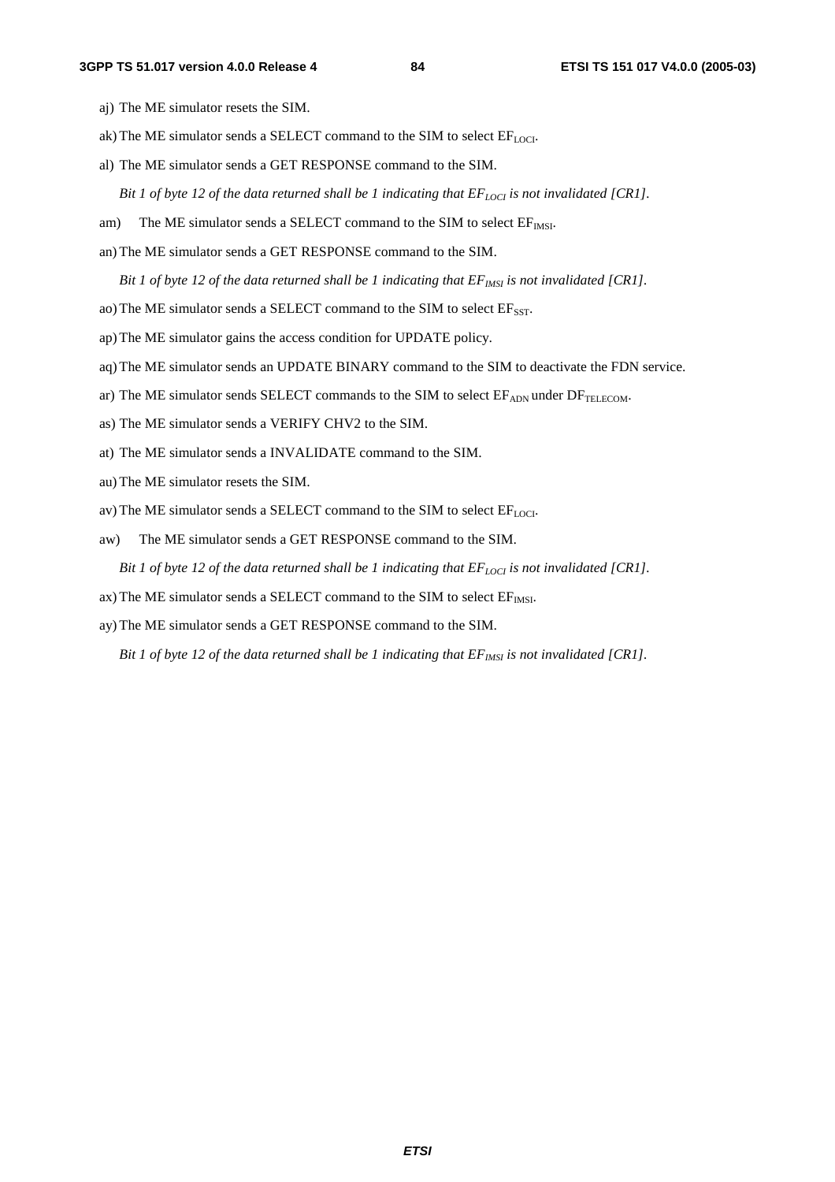aj) The ME simulator resets the SIM.

ak) The ME simulator sends a SELECT command to the SIM to select $EF_{LOCI}$.

al) The ME simulator sends a GET RESPONSE command to the SIM.

*Bit 1 of byte 12 of the data returned shall be 1 indicating that $EF_{LOCI}$ is not invalidated [CR1].*

am) The ME simulator sends a SELECT command to the SIM to select $EF_{IMSI}$.

an) The ME simulator sends a GET RESPONSE command to the SIM.

*Bit 1 of byte 12 of the data returned shall be 1 indicating that $EF_{IMSI}$ is not invalidated [CR1].*

ao) The ME simulator sends a SELECT command to the SIM to select $EF_{SST}$.

ap) The ME simulator gains the access condition for UPDATE policy.

aq) The ME simulator sends an UPDATE BINARY command to the SIM to deactivate the FDN service.

ar) The ME simulator sends SELECT commands to the SIM to select $EF_{ADN}$ under $DF_{TELECOM}$.

as) The ME simulator sends a VERIFY CHV2 to the SIM.

at) The ME simulator sends a INVALIDATE command to the SIM.

au) The ME simulator resets the SIM.

av) The ME simulator sends a SELECT command to the SIM to select $EF_{LOCI}$.

aw) The ME simulator sends a GET RESPONSE command to the SIM.

*Bit 1 of byte 12 of the data returned shall be 1 indicating that $EF_{LOCI}$ is not invalidated [CR1].*

ax) The ME simulator sends a SELECT command to the SIM to select $EF_{IMSI}$.

ay) The ME simulator sends a GET RESPONSE command to the SIM.

*Bit 1 of byte 12 of the data returned shall be 1 indicating that $EF_{IMSI}$ is not invalidated [CR1].*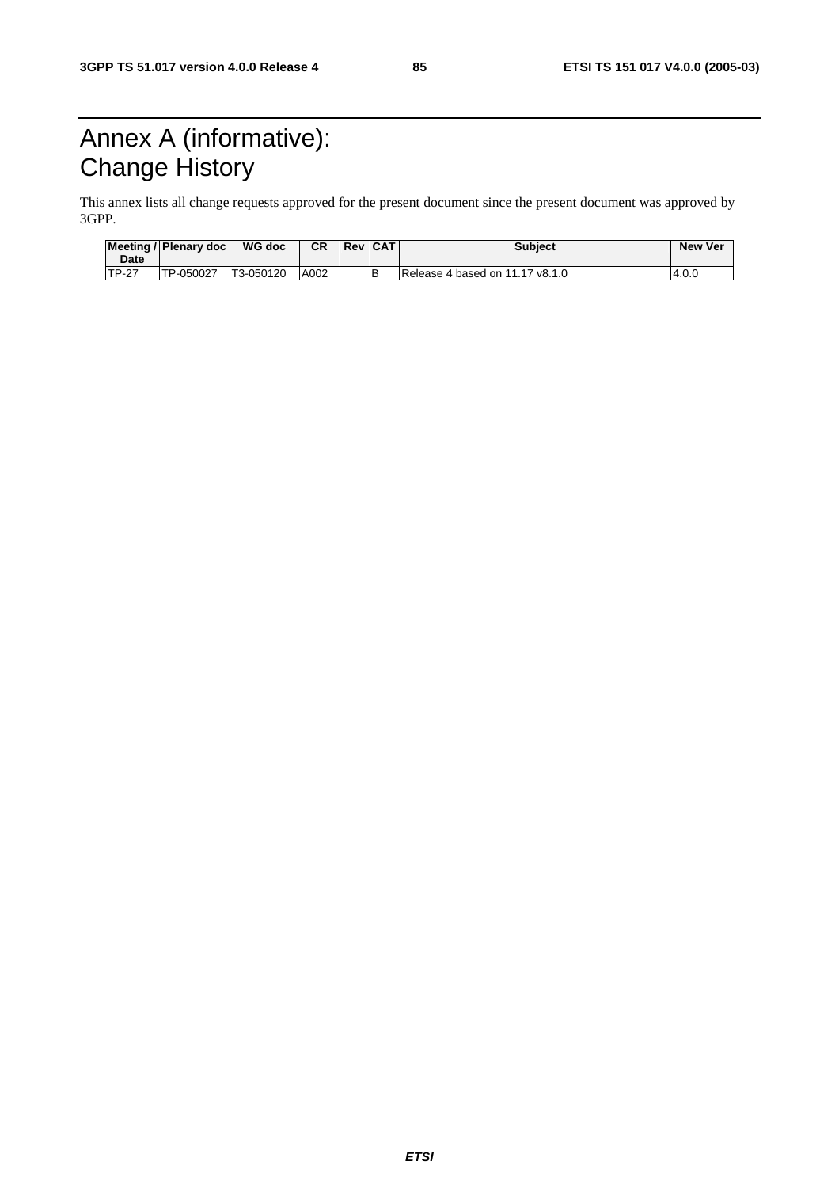# Annex A (informative): Change History

This annex lists all change requests approved for the present document since the present document was approved by 3GPP.

| Meeting / Date | Plenary doc | WG doc | CR | Rev | CAT | Subject | New Ver |
|---|---|---|---|---|---|---|---|
| TP-27 | TP-050027 | T3-050120 | A002 | | B | Release 4 based on 11.17 v8.1.0 | 4.0.0 |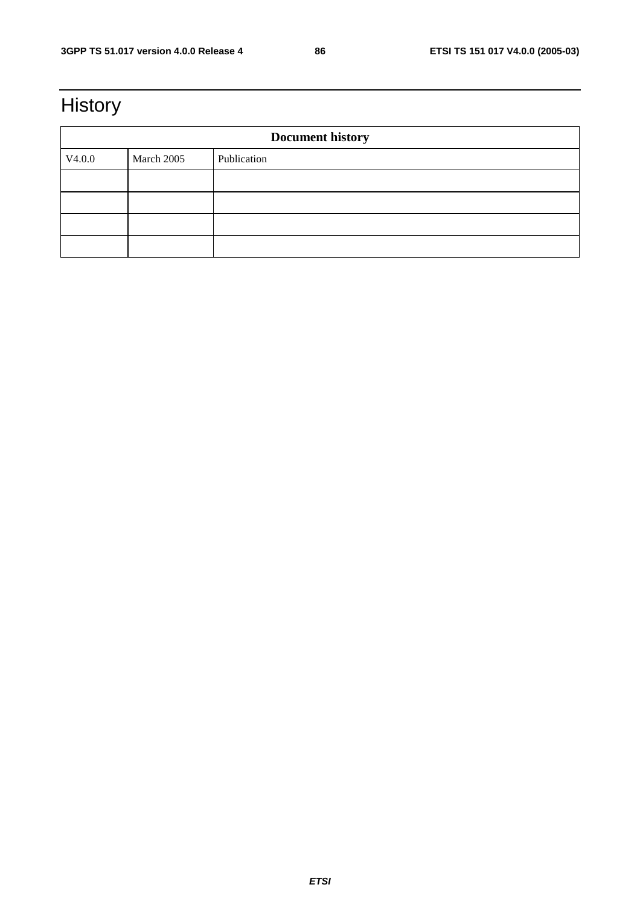# History

| Document history | | |
|---|---|---|
| V4.0.0 | March 2005 | Publication |
| | | |
| | | |
| | | |
| | | |